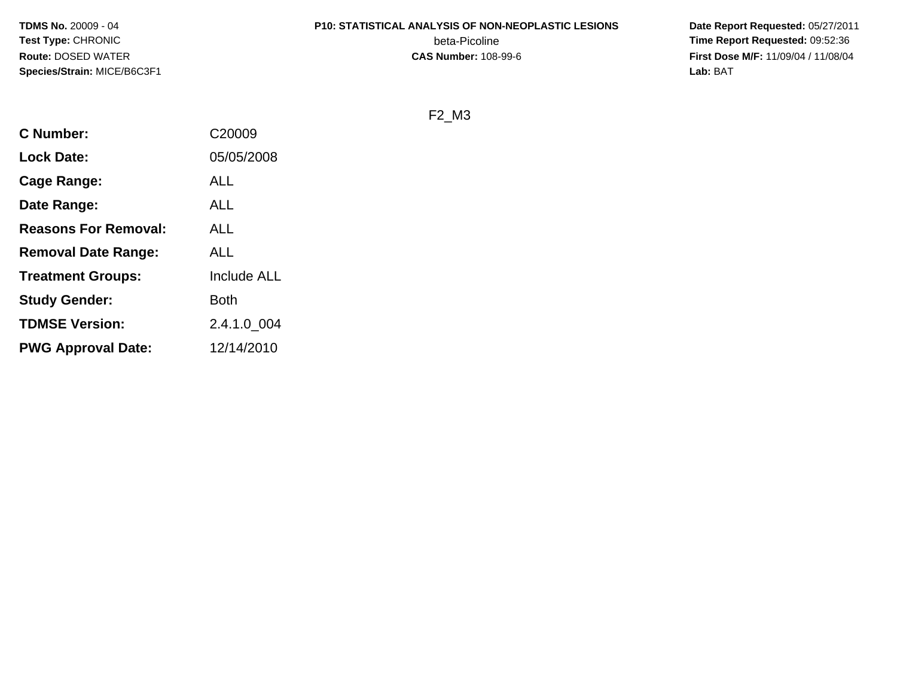**TDMS No.** 20009 - 04
**Test Type:** CHRONIC
**Route:** DOSED WATER
**Species/Strain:** MICE/B6C3F1

**P10: STATISTICAL ANALYSIS OF NON-NEOPLASTIC LESIONS**
beta-Picoline
**CAS Number:** 108-99-6

**Date Report Requested:** 05/27/2011
**Time Report Requested:** 09:52:36
**First Dose M/F:** 11/09/04 / 11/08/04
**Lab:** BAT

F2_M3

| | |
|---|---|
| **C Number:** | C20009 |
| **Lock Date:** | 05/05/2008 |
| **Cage Range:** | ALL |
| **Date Range:** | ALL |
| **Reasons For Removal:** | ALL |
| **Removal Date Range:** | ALL |
| **Treatment Groups:** | Include ALL |
| **Study Gender:** | Both |
| **TDMSE Version:** | 2.4.1.0_004 |
| **PWG Approval Date:** | 12/14/2010 |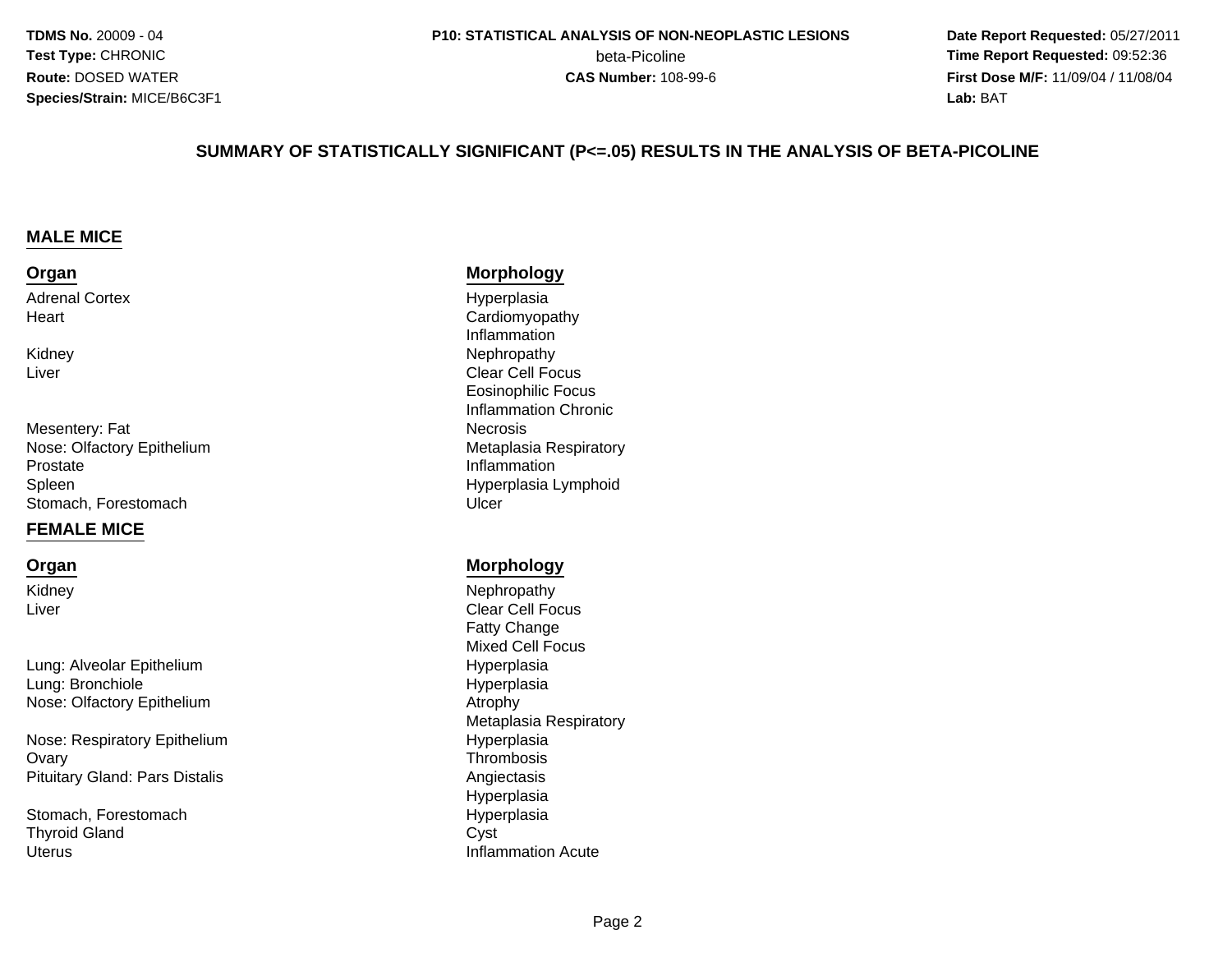**TDMS No.** 20009 - 04
**Test Type:** CHRONIC
**Route:** DOSED WATER
**Species/Strain:** MICE/B6C3F1

**P10: STATISTICAL ANALYSIS OF NON-NEOPLASTIC LESIONS**
beta-Picoline
**CAS Number:** 108-99-6

**Date Report Requested:** 05/27/2011
**Time Report Requested:** 09:52:36
**First Dose M/F:** 11/09/04 / 11/08/04
**Lab:** BAT

## SUMMARY OF STATISTICALLY SIGNIFICANT (P<=.05) RESULTS IN THE ANALYSIS OF BETA-PICOLINE

### MALE MICE

| Organ | Morphology |
|---|---|
| Adrenal Cortex | Hyperplasia |
| Heart | Cardiomyopathy |
| | Inflammation |
| Kidney | Nephropathy |
| Liver | Clear Cell Focus |
| | Eosinophilic Focus |
| | Inflammation Chronic |
| Mesentery: Fat | Necrosis |
| Nose: Olfactory Epithelium | Metaplasia Respiratory |
| Prostate | Inflammation |
| Spleen | Hyperplasia Lymphoid |
| Stomach, Forestomach | Ulcer |

### FEMALE MICE

| Organ | Morphology |
|---|---|
| Kidney | Nephropathy |
| Liver | Clear Cell Focus |
| | Fatty Change |
| | Mixed Cell Focus |
| Lung: Alveolar Epithelium | Hyperplasia |
| Lung: Bronchiole | Hyperplasia |
| Nose: Olfactory Epithelium | Atrophy |
| | Metaplasia Respiratory |
| Nose: Respiratory Epithelium | Hyperplasia |
| Ovary | Thrombosis |
| Pituitary Gland: Pars Distalis | Angiectasis |
| | Hyperplasia |
| Stomach, Forestomach | Hyperplasia |
| Thyroid Gland | Cyst |
| Uterus | Inflammation Acute |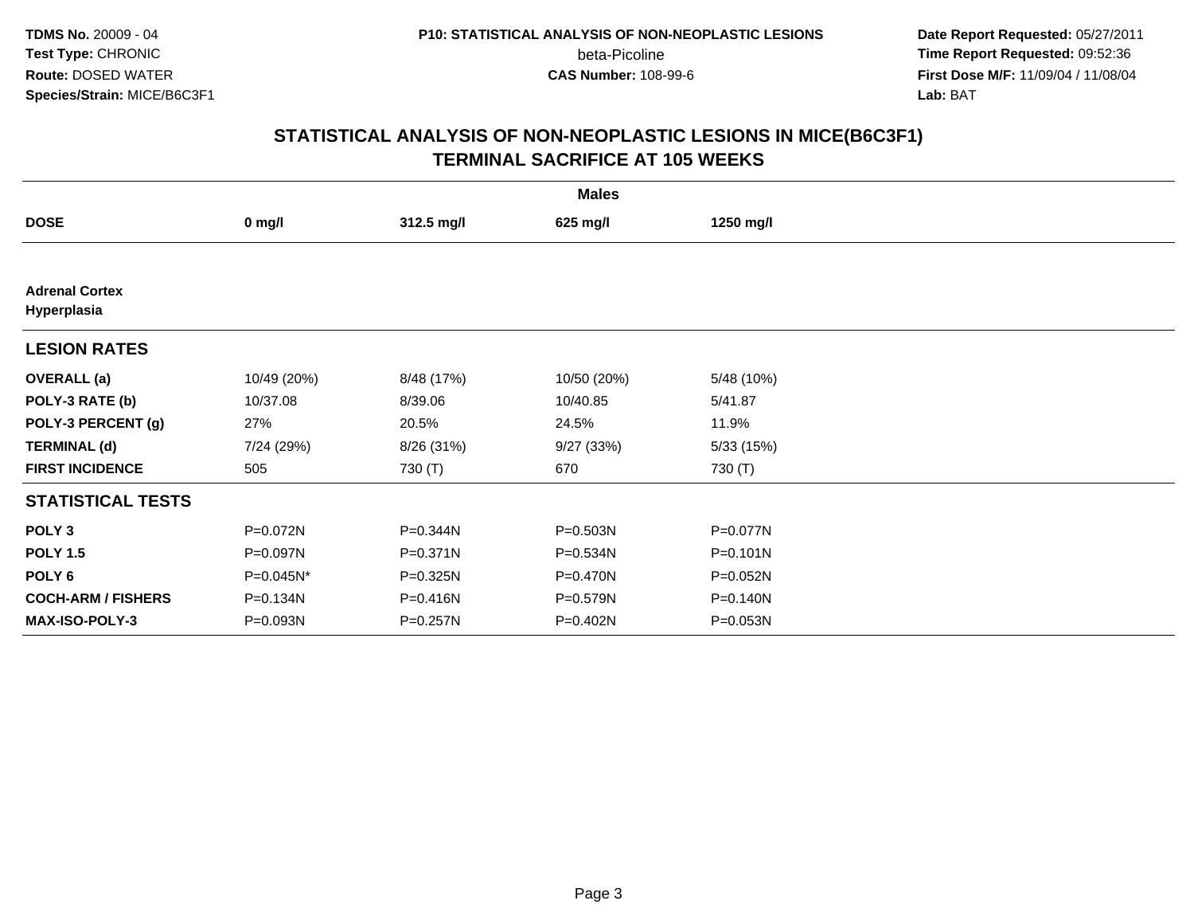**TDMS No.** 20009 - 04
**Test Type:** CHRONIC
**Route:** DOSED WATER
**Species/Strain:** MICE/B6C3F1

**P10: STATISTICAL ANALYSIS OF NON-NEOPLASTIC LESIONS**
beta-Picoline
**CAS Number:** 108-99-6

**Date Report Requested:** 05/27/2011
**Time Report Requested:** 09:52:36
**First Dose M/F:** 11/09/04 / 11/08/04
**Lab:** BAT

## STATISTICAL ANALYSIS OF NON-NEOPLASTIC LESIONS IN MICE(B6C3F1)
## TERMINAL SACRIFICE AT 105 WEEKS

| | Males | | | |
|---|---|---|---|---|
| **DOSE** | **0 mg/l** | **312.5 mg/l** | **625 mg/l** | **1250 mg/l** |
| **Adrenal Cortex** | | | | |
| **Hyperplasia** | | | | |
| **LESION RATES** | | | | |
| **OVERALL (a)** | 10/49 (20%) | 8/48 (17%) | 10/50 (20%) | 5/48 (10%) |
| **POLY-3 RATE (b)** | 10/37.08 | 8/39.06 | 10/40.85 | 5/41.87 |
| **POLY-3 PERCENT (g)** | 27% | 20.5% | 24.5% | 11.9% |
| **TERMINAL (d)** | 7/24 (29%) | 8/26 (31%) | 9/27 (33%) | 5/33 (15%) |
| **FIRST INCIDENCE** | 505 | 730 (T) | 670 | 730 (T) |
| **STATISTICAL TESTS** | | | | |
| **POLY 3** | P=0.072N | P=0.344N | P=0.503N | P=0.077N |
| **POLY 1.5** | P=0.097N | P=0.371N | P=0.534N | P=0.101N |
| **POLY 6** | P=0.045N* | P=0.325N | P=0.470N | P=0.052N |
| **COCH-ARM / FISHERS** | P=0.134N | P=0.416N | P=0.579N | P=0.140N |
| **MAX-ISO-POLY-3** | P=0.093N | P=0.257N | P=0.402N | P=0.053N |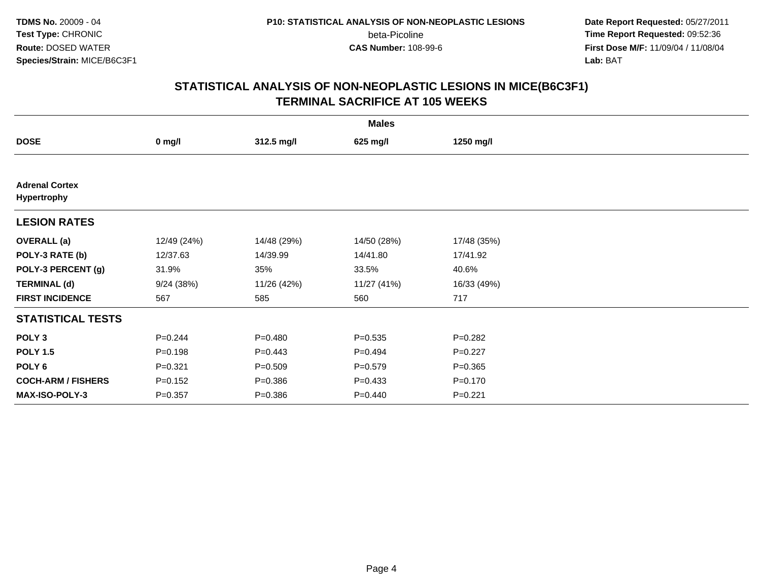TDMS No. 20009 - 04
Test Type: CHRONIC
Route: DOSED WATER
Species/Strain: MICE/B6C3F1

P10: STATISTICAL ANALYSIS OF NON-NEOPLASTIC LESIONS
beta-Picoline
CAS Number: 108-99-6

Date Report Requested: 05/27/2011
Time Report Requested: 09:52:36
First Dose M/F: 11/09/04 / 11/08/04
Lab: BAT

## STATISTICAL ANALYSIS OF NON-NEOPLASTIC LESIONS IN MICE(B6C3F1)
## TERMINAL SACRIFICE AT 105 WEEKS

| | Males | | | |
|---|---|---|---|---|
| **DOSE** | **0 mg/l** | **312.5 mg/l** | **625 mg/l** | **1250 mg/l** |
| **Adrenal Cortex** | | | | |
| **Hypertrophy** | | | | |
| **LESION RATES** | | | | |
| **OVERALL (a)** | 12/49 (24%) | 14/48 (29%) | 14/50 (28%) | 17/48 (35%) |
| **POLY-3 RATE (b)** | 12/37.63 | 14/39.99 | 14/41.80 | 17/41.92 |
| **POLY-3 PERCENT (g)** | 31.9% | 35% | 33.5% | 40.6% |
| **TERMINAL (d)** | 9/24 (38%) | 11/26 (42%) | 11/27 (41%) | 16/33 (49%) |
| **FIRST INCIDENCE** | 567 | 585 | 560 | 717 |
| **STATISTICAL TESTS** | | | | |
| **POLY 3** | P=0.244 | P=0.480 | P=0.535 | P=0.282 |
| **POLY 1.5** | P=0.198 | P=0.443 | P=0.494 | P=0.227 |
| **POLY 6** | P=0.321 | P=0.509 | P=0.579 | P=0.365 |
| **COCH-ARM / FISHERS** | P=0.152 | P=0.386 | P=0.433 | P=0.170 |
| **MAX-ISO-POLY-3** | P=0.357 | P=0.386 | P=0.440 | P=0.221 |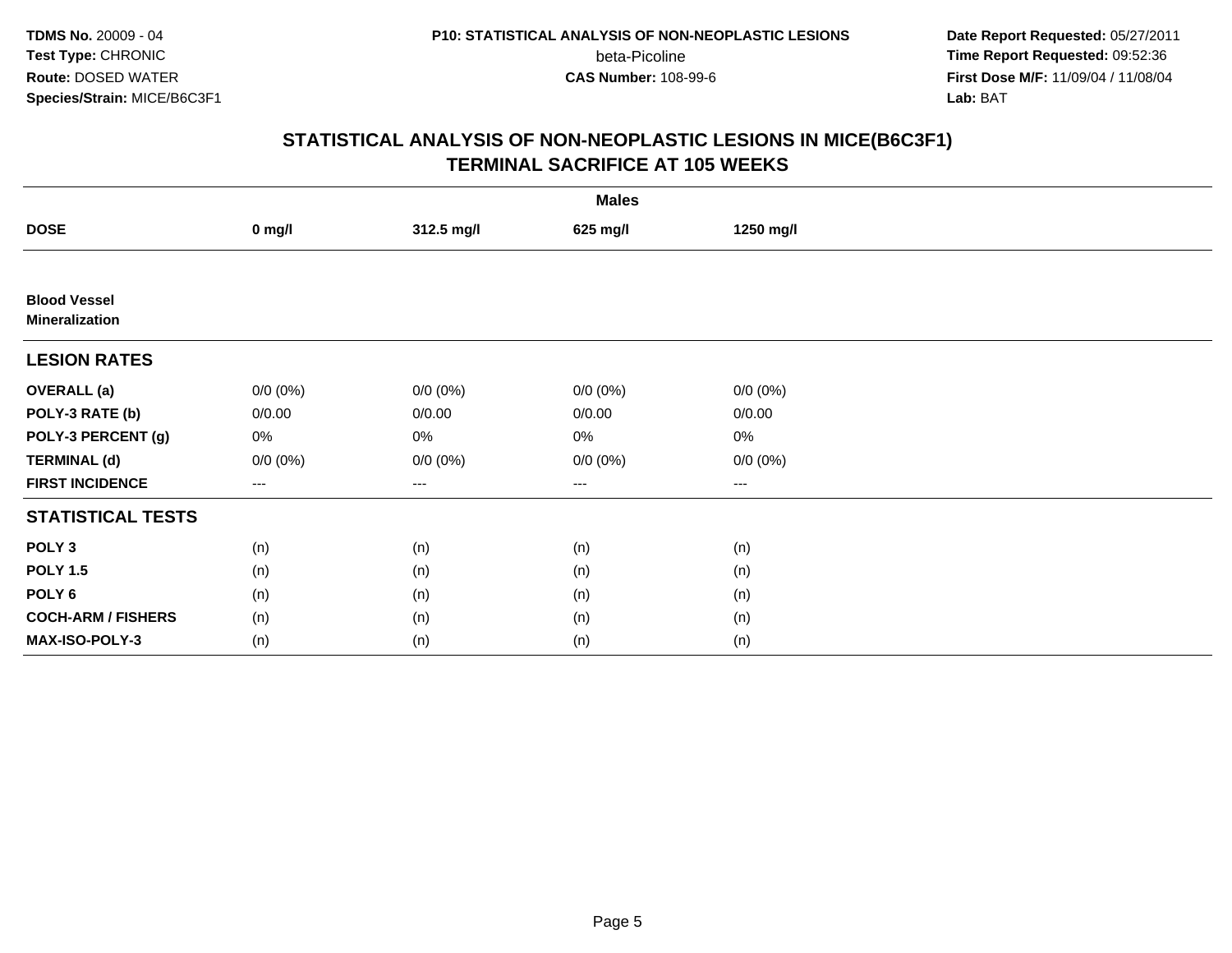**TDMS No.** 20009 - 04
**Test Type:** CHRONIC
**Route:** DOSED WATER
**Species/Strain:** MICE/B6C3F1

**P10: STATISTICAL ANALYSIS OF NON-NEOPLASTIC LESIONS**
beta-Picoline
**CAS Number:** 108-99-6

**Date Report Requested:** 05/27/2011
**Time Report Requested:** 09:52:36
**First Dose M/F:** 11/09/04 / 11/08/04
**Lab:** BAT

## STATISTICAL ANALYSIS OF NON-NEOPLASTIC LESIONS IN MICE(B6C3F1) TERMINAL SACRIFICE AT 105 WEEKS

| | Males | | | |
|---|---|---|---|---|
| **DOSE** | **0 mg/l** | **312.5 mg/l** | **625 mg/l** | **1250 mg/l** |
| **Blood Vessel** **Mineralization** | | | | |
| **LESION RATES** | | | | |
| **OVERALL (a)** | 0/0 (0%) | 0/0 (0%) | 0/0 (0%) | 0/0 (0%) |
| **POLY-3 RATE (b)** | 0/0.00 | 0/0.00 | 0/0.00 | 0/0.00 |
| **POLY-3 PERCENT (g)** | 0% | 0% | 0% | 0% |
| **TERMINAL (d)** | 0/0 (0%) | 0/0 (0%) | 0/0 (0%) | 0/0 (0%) |
| **FIRST INCIDENCE** | --- | --- | --- | --- |
| **STATISTICAL TESTS** | | | | |
| **POLY 3** | (n) | (n) | (n) | (n) |
| **POLY 1.5** | (n) | (n) | (n) | (n) |
| **POLY 6** | (n) | (n) | (n) | (n) |
| **COCH-ARM / FISHERS** | (n) | (n) | (n) | (n) |
| **MAX-ISO-POLY-3** | (n) | (n) | (n) | (n) |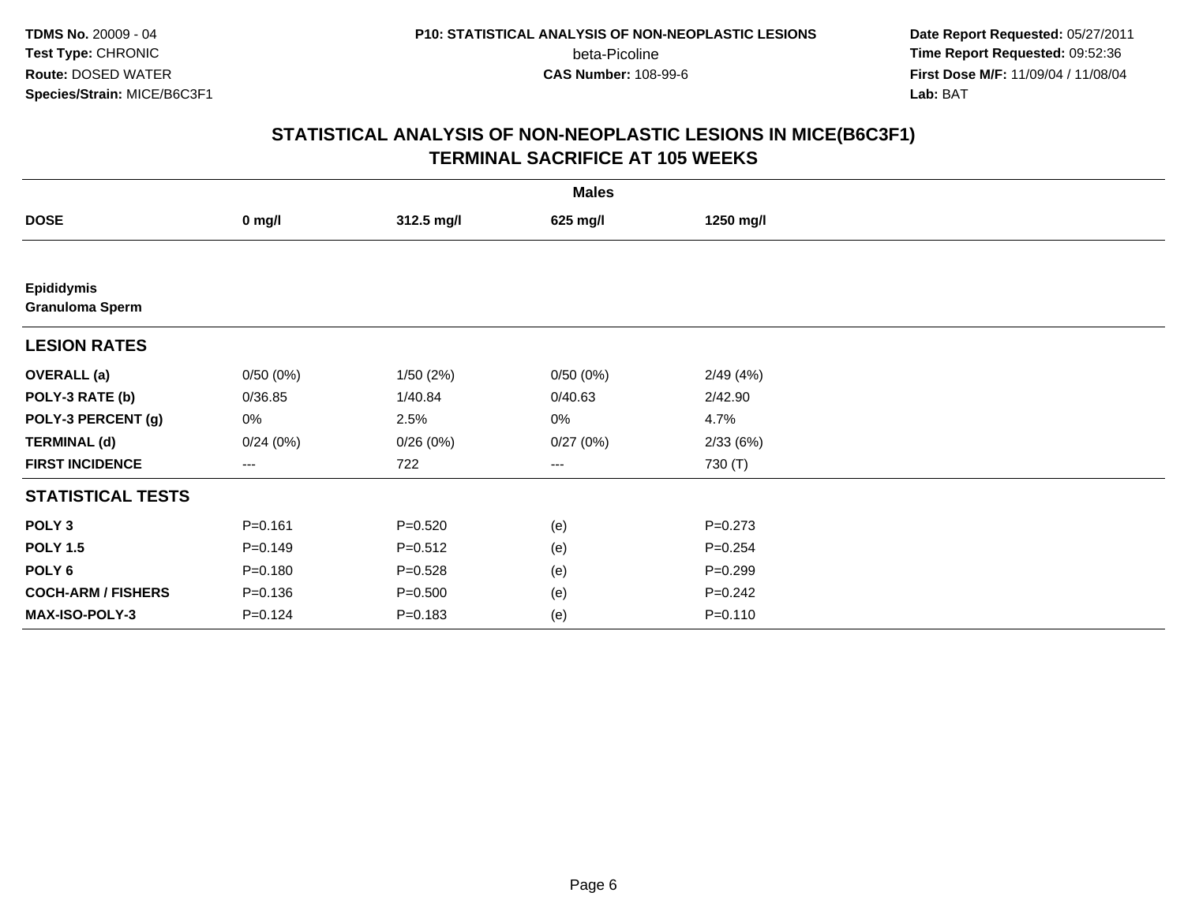## STATISTICAL ANALYSIS OF NON-NEOPLASTIC LESIONS IN MICE(B6C3F1)
## TERMINAL SACRIFICE AT 105 WEEKS

| | Males | | | |
|---|---|---|---|---|
| **DOSE** | **0 mg/l** | **312.5 mg/l** | **625 mg/l** | **1250 mg/l** |
| **Epididymis** | | | | |
| **Granuloma Sperm** | | | | |
| **LESION RATES** | | | | |
| **OVERALL (a)** | 0/50 (0%) | 1/50 (2%) | 0/50 (0%) | 2/49 (4%) |
| **POLY-3 RATE (b)** | 0/36.85 | 1/40.84 | 0/40.63 | 2/42.90 |
| **POLY-3 PERCENT (g)** | 0% | 2.5% | 0% | 4.7% |
| **TERMINAL (d)** | 0/24 (0%) | 0/26 (0%) | 0/27 (0%) | 2/33 (6%) |
| **FIRST INCIDENCE** | --- | 722 | --- | 730 (T) |
| **STATISTICAL TESTS** | | | | |
| **POLY 3** | P=0.161 | P=0.520 | (e) | P=0.273 |
| **POLY 1.5** | P=0.149 | P=0.512 | (e) | P=0.254 |
| **POLY 6** | P=0.180 | P=0.528 | (e) | P=0.299 |
| **COCH-ARM / FISHERS** | P=0.136 | P=0.500 | (e) | P=0.242 |
| **MAX-ISO-POLY-3** | P=0.124 | P=0.183 | (e) | P=0.110 |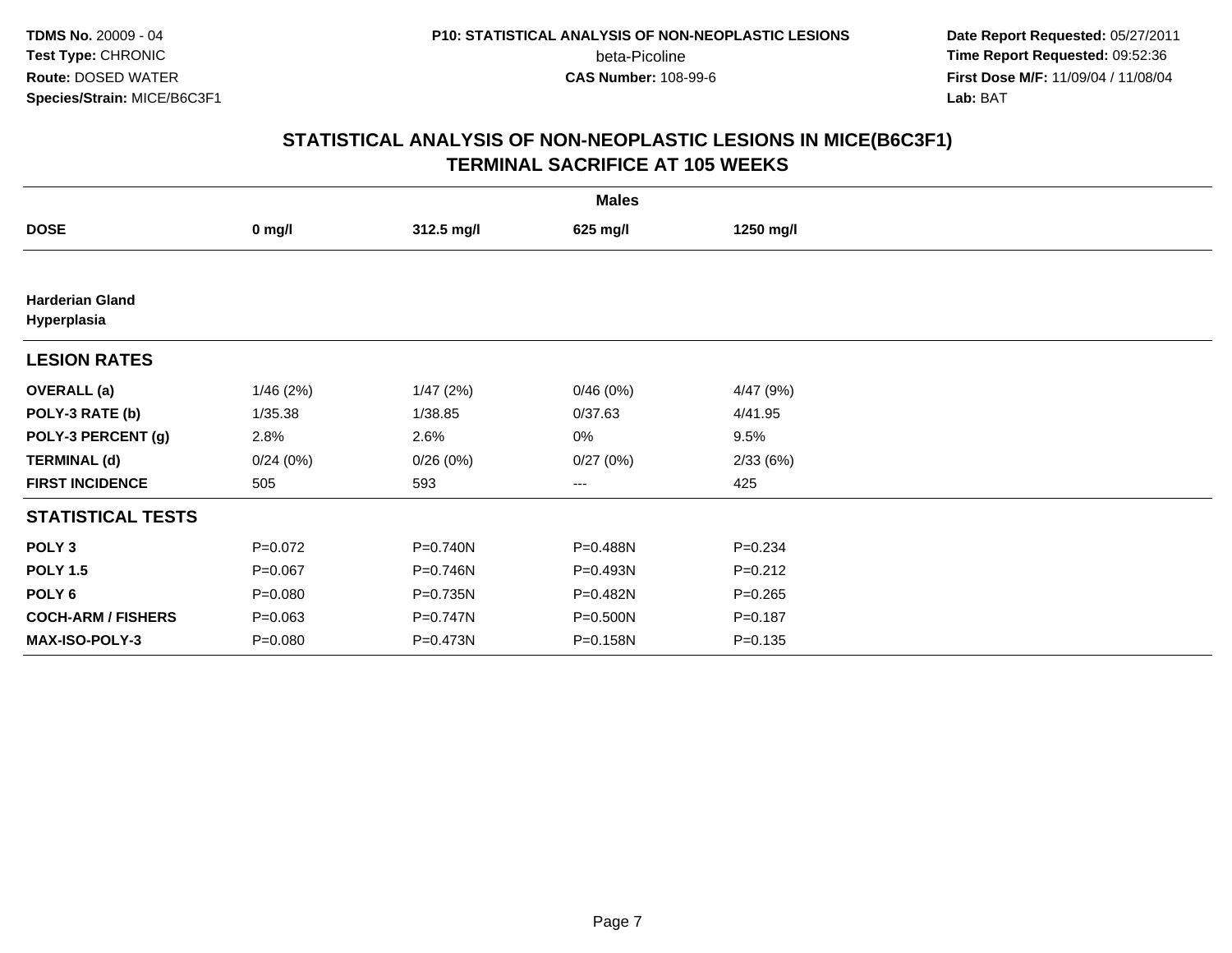# STATISTICAL ANALYSIS OF NON-NEOPLASTIC LESIONS IN MICE(B6C3F1)
## TERMINAL SACRIFICE AT 105 WEEKS

| | Males | | | |
|---|---|---|---|---|
| **DOSE** | **0 mg/l** | **312.5 mg/l** | **625 mg/l** | **1250 mg/l** |
| **Harderian Gland Hyperplasia** | | | | |
| **LESION RATES** | | | | |
| **OVERALL (a)** | 1/46 (2%) | 1/47 (2%) | 0/46 (0%) | 4/47 (9%) |
| **POLY-3 RATE (b)** | 1/35.38 | 1/38.85 | 0/37.63 | 4/41.95 |
| **POLY-3 PERCENT (g)** | 2.8% | 2.6% | 0% | 9.5% |
| **TERMINAL (d)** | 0/24 (0%) | 0/26 (0%) | 0/27 (0%) | 2/33 (6%) |
| **FIRST INCIDENCE** | 505 | 593 | --- | 425 |
| **STATISTICAL TESTS** | | | | |
| **POLY 3** | P=0.072 | P=0.740N | P=0.488N | P=0.234 |
| **POLY 1.5** | P=0.067 | P=0.746N | P=0.493N | P=0.212 |
| **POLY 6** | P=0.080 | P=0.735N | P=0.482N | P=0.265 |
| **COCH-ARM / FISHERS** | P=0.063 | P=0.747N | P=0.500N | P=0.187 |
| **MAX-ISO-POLY-3** | P=0.080 | P=0.473N | P=0.158N | P=0.135 |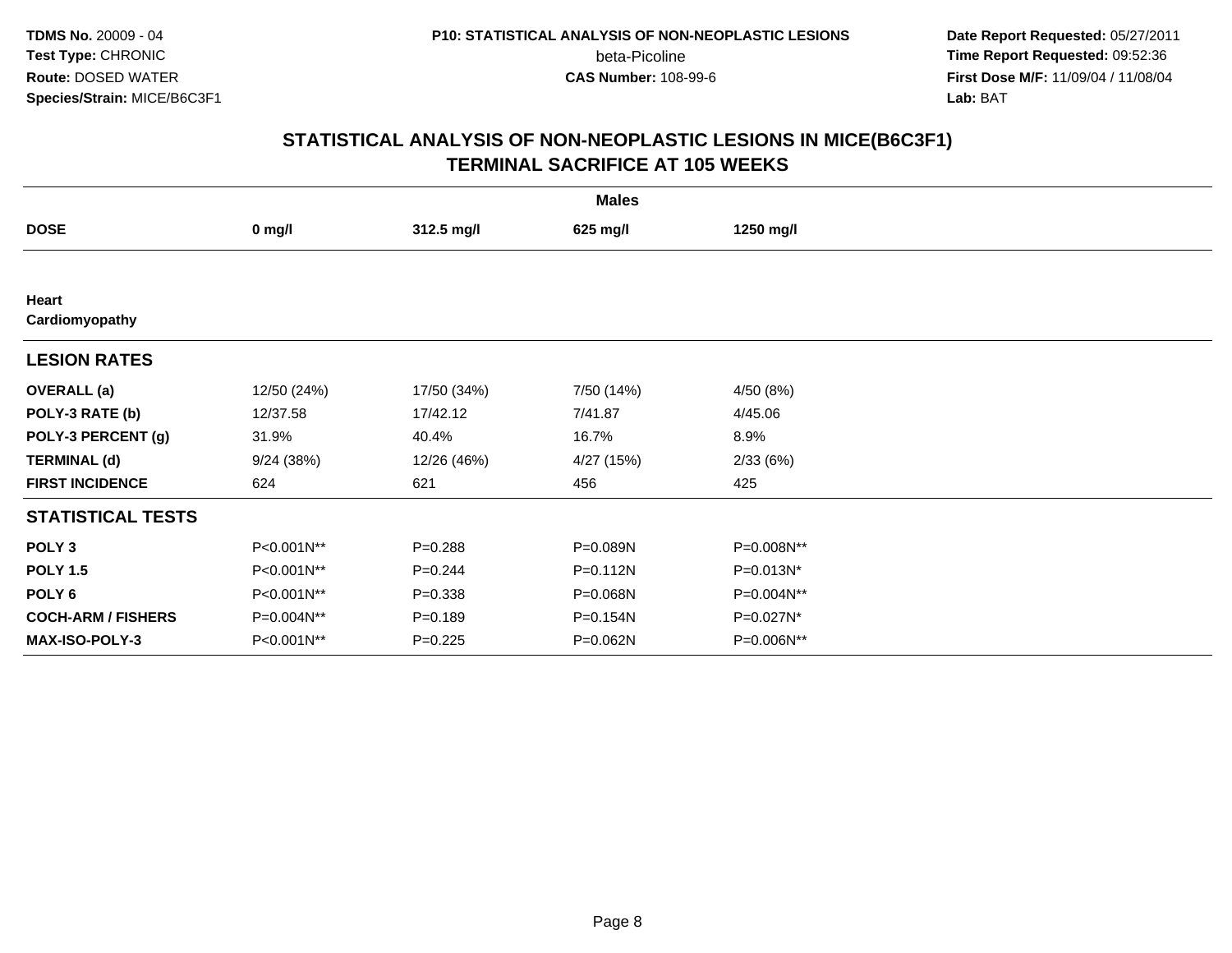**TDMS No.** 20009 - 04
**Test Type:** CHRONIC
**Route:** DOSED WATER
**Species/Strain:** MICE/B6C3F1

**P10: STATISTICAL ANALYSIS OF NON-NEOPLASTIC LESIONS**
beta-Picoline
**CAS Number:** 108-99-6

**Date Report Requested:** 05/27/2011
**Time Report Requested:** 09:52:36
**First Dose M/F:** 11/09/04 / 11/08/04
**Lab:** BAT

# STATISTICAL ANALYSIS OF NON-NEOPLASTIC LESIONS IN MICE(B6C3F1)
## TERMINAL SACRIFICE AT 105 WEEKS

| | Males | | | |
|---|---|---|---|---|
| **DOSE** | **0 mg/l** | **312.5 mg/l** | **625 mg/l** | **1250 mg/l** |
| **Heart** | | | | |
| **Cardiomyopathy** | | | | |
| **LESION RATES** | | | | |
| **OVERALL (a)** | 12/50 (24%) | 17/50 (34%) | 7/50 (14%) | 4/50 (8%) |
| **POLY-3 RATE (b)** | 12/37.58 | 17/42.12 | 7/41.87 | 4/45.06 |
| **POLY-3 PERCENT (g)** | 31.9% | 40.4% | 16.7% | 8.9% |
| **TERMINAL (d)** | 9/24 (38%) | 12/26 (46%) | 4/27 (15%) | 2/33 (6%) |
| **FIRST INCIDENCE** | 624 | 621 | 456 | 425 |
| **STATISTICAL TESTS** | | | | |
| **POLY 3** | P<0.001N** | P=0.288 | P=0.089N | P=0.008N** |
| **POLY 1.5** | P<0.001N** | P=0.244 | P=0.112N | P=0.013N* |
| **POLY 6** | P<0.001N** | P=0.338 | P=0.068N | P=0.004N** |
| **COCH-ARM / FISHERS** | P=0.004N** | P=0.189 | P=0.154N | P=0.027N* |
| **MAX-ISO-POLY-3** | P<0.001N** | P=0.225 | P=0.062N | P=0.006N** |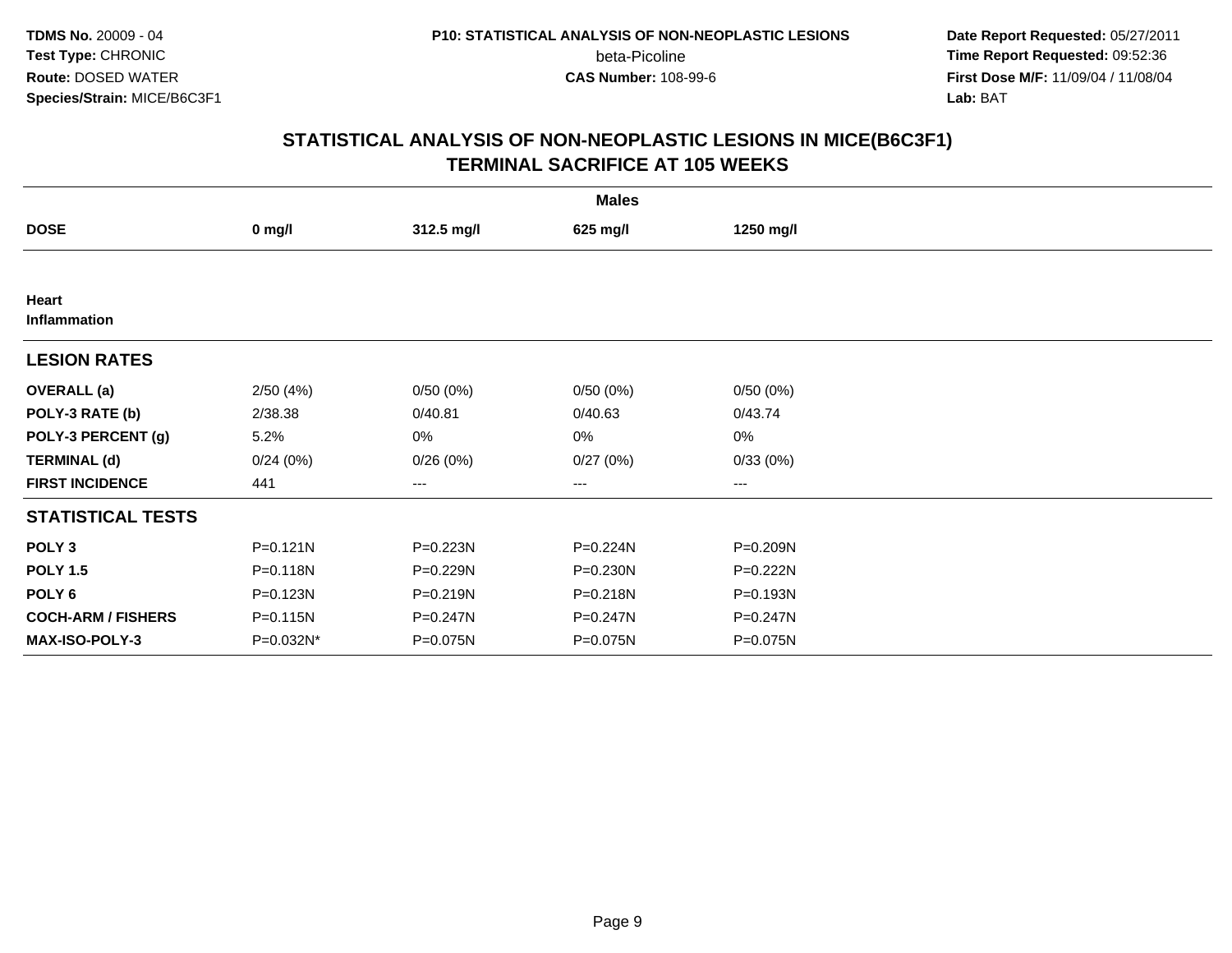TDMS No. 20009 - 04
Test Type: CHRONIC
Route: DOSED WATER
Species/Strain: MICE/B6C3F1

P10: STATISTICAL ANALYSIS OF NON-NEOPLASTIC LESIONS
beta-Picoline
CAS Number: 108-99-6

Date Report Requested: 05/27/2011
Time Report Requested: 09:52:36
First Dose M/F: 11/09/04 / 11/08/04
Lab: BAT

## STATISTICAL ANALYSIS OF NON-NEOPLASTIC LESIONS IN MICE(B6C3F1)
## TERMINAL SACRIFICE AT 105 WEEKS

| | Males | | | |
|---|---|---|---|---|
| **DOSE** | **0 mg/l** | **312.5 mg/l** | **625 mg/l** | **1250 mg/l** |
| **Heart** | | | | |
| **Inflammation** | | | | |
| **LESION RATES** | | | | |
| **OVERALL (a)** | 2/50 (4%) | 0/50 (0%) | 0/50 (0%) | 0/50 (0%) |
| **POLY-3 RATE (b)** | 2/38.38 | 0/40.81 | 0/40.63 | 0/43.74 |
| **POLY-3 PERCENT (g)** | 5.2% | 0% | 0% | 0% |
| **TERMINAL (d)** | 0/24 (0%) | 0/26 (0%) | 0/27 (0%) | 0/33 (0%) |
| **FIRST INCIDENCE** | 441 | --- | --- | --- |
| **STATISTICAL TESTS** | | | | |
| **POLY 3** | P=0.121N | P=0.223N | P=0.224N | P=0.209N |
| **POLY 1.5** | P=0.118N | P=0.229N | P=0.230N | P=0.222N |
| **POLY 6** | P=0.123N | P=0.219N | P=0.218N | P=0.193N |
| **COCH-ARM / FISHERS** | P=0.115N | P=0.247N | P=0.247N | P=0.247N |
| **MAX-ISO-POLY-3** | P=0.032N* | P=0.075N | P=0.075N | P=0.075N |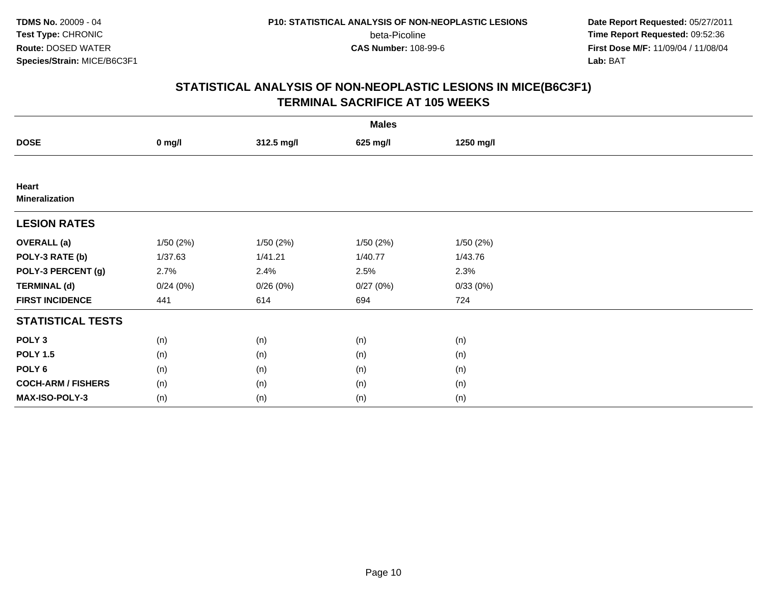**TDMS No.** 20009 - 04
**Test Type:** CHRONIC
**Route:** DOSED WATER
**Species/Strain:** MICE/B6C3F1

**P10: STATISTICAL ANALYSIS OF NON-NEOPLASTIC LESIONS**
beta-Picoline
**CAS Number:** 108-99-6

**Date Report Requested:** 05/27/2011
**Time Report Requested:** 09:52:36
**First Dose M/F:** 11/09/04 / 11/08/04
**Lab:** BAT

## STATISTICAL ANALYSIS OF NON-NEOPLASTIC LESIONS IN MICE(B6C3F1) TERMINAL SACRIFICE AT 105 WEEKS

| | Males | | | |
|---|---|---|---|---|
| **DOSE** | **0 mg/l** | **312.5 mg/l** | **625 mg/l** | **1250 mg/l** |
| **Heart** | | | | |
| **Mineralization** | | | | |
| **LESION RATES** | | | | |
| **OVERALL (a)** | 1/50 (2%) | 1/50 (2%) | 1/50 (2%) | 1/50 (2%) |
| **POLY-3 RATE (b)** | 1/37.63 | 1/41.21 | 1/40.77 | 1/43.76 |
| **POLY-3 PERCENT (g)** | 2.7% | 2.4% | 2.5% | 2.3% |
| **TERMINAL (d)** | 0/24 (0%) | 0/26 (0%) | 0/27 (0%) | 0/33 (0%) |
| **FIRST INCIDENCE** | 441 | 614 | 694 | 724 |
| **STATISTICAL TESTS** | | | | |
| **POLY 3** | (n) | (n) | (n) | (n) |
| **POLY 1.5** | (n) | (n) | (n) | (n) |
| **POLY 6** | (n) | (n) | (n) | (n) |
| **COCH-ARM / FISHERS** | (n) | (n) | (n) | (n) |
| **MAX-ISO-POLY-3** | (n) | (n) | (n) | (n) |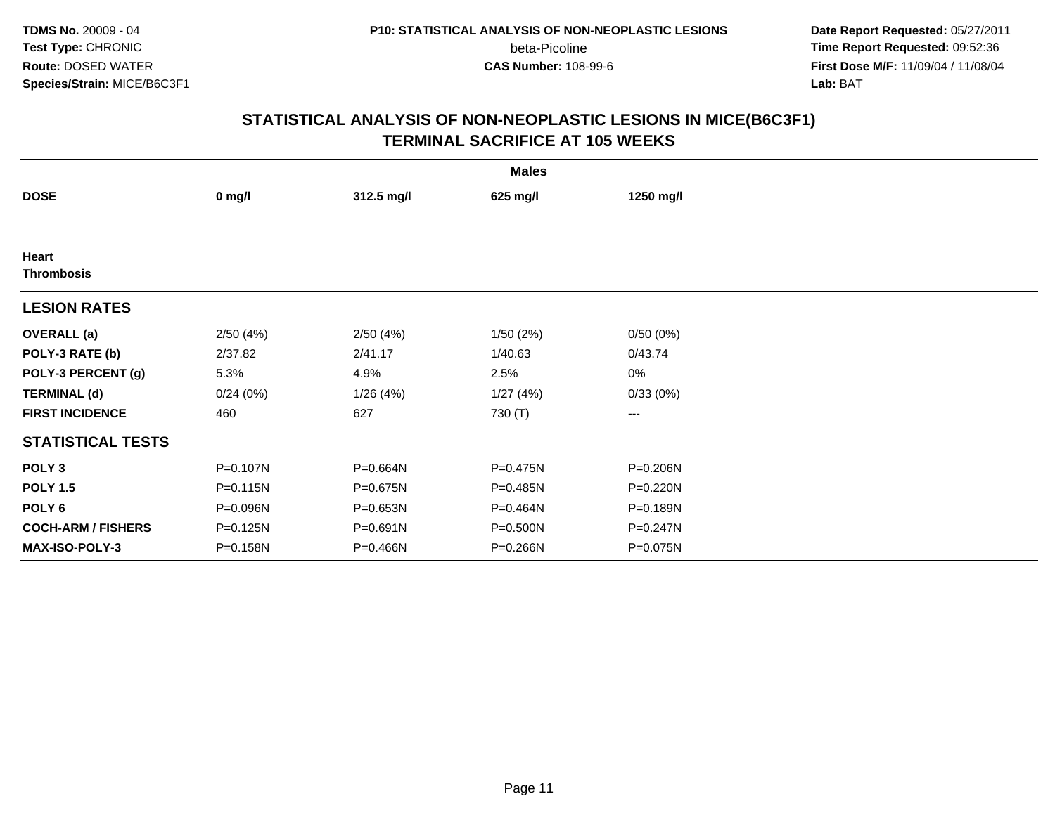**TDMS No.** 20009 - 04
**Test Type:** CHRONIC
**Route:** DOSED WATER
**Species/Strain:** MICE/B6C3F1

**P10: STATISTICAL ANALYSIS OF NON-NEOPLASTIC LESIONS**
beta-Picoline
**CAS Number:** 108-99-6

**Date Report Requested:** 05/27/2011
**Time Report Requested:** 09:52:36
**First Dose M/F:** 11/09/04 / 11/08/04
**Lab:** BAT

## STATISTICAL ANALYSIS OF NON-NEOPLASTIC LESIONS IN MICE(B6C3F1) TERMINAL SACRIFICE AT 105 WEEKS

| | Males | | | |
|---|---|---|---|---|
| **DOSE** | **0 mg/l** | **312.5 mg/l** | **625 mg/l** | **1250 mg/l** |
| **Heart** | | | | |
| **Thrombosis** | | | | |
| **LESION RATES** | | | | |
| **OVERALL (a)** | 2/50 (4%) | 2/50 (4%) | 1/50 (2%) | 0/50 (0%) |
| **POLY-3 RATE (b)** | 2/37.82 | 2/41.17 | 1/40.63 | 0/43.74 |
| **POLY-3 PERCENT (g)** | 5.3% | 4.9% | 2.5% | 0% |
| **TERMINAL (d)** | 0/24 (0%) | 1/26 (4%) | 1/27 (4%) | 0/33 (0%) |
| **FIRST INCIDENCE** | 460 | 627 | 730 (T) | --- |
| **STATISTICAL TESTS** | | | | |
| **POLY 3** | P=0.107N | P=0.664N | P=0.475N | P=0.206N |
| **POLY 1.5** | P=0.115N | P=0.675N | P=0.485N | P=0.220N |
| **POLY 6** | P=0.096N | P=0.653N | P=0.464N | P=0.189N |
| **COCH-ARM / FISHERS** | P=0.125N | P=0.691N | P=0.500N | P=0.247N |
| **MAX-ISO-POLY-3** | P=0.158N | P=0.466N | P=0.266N | P=0.075N |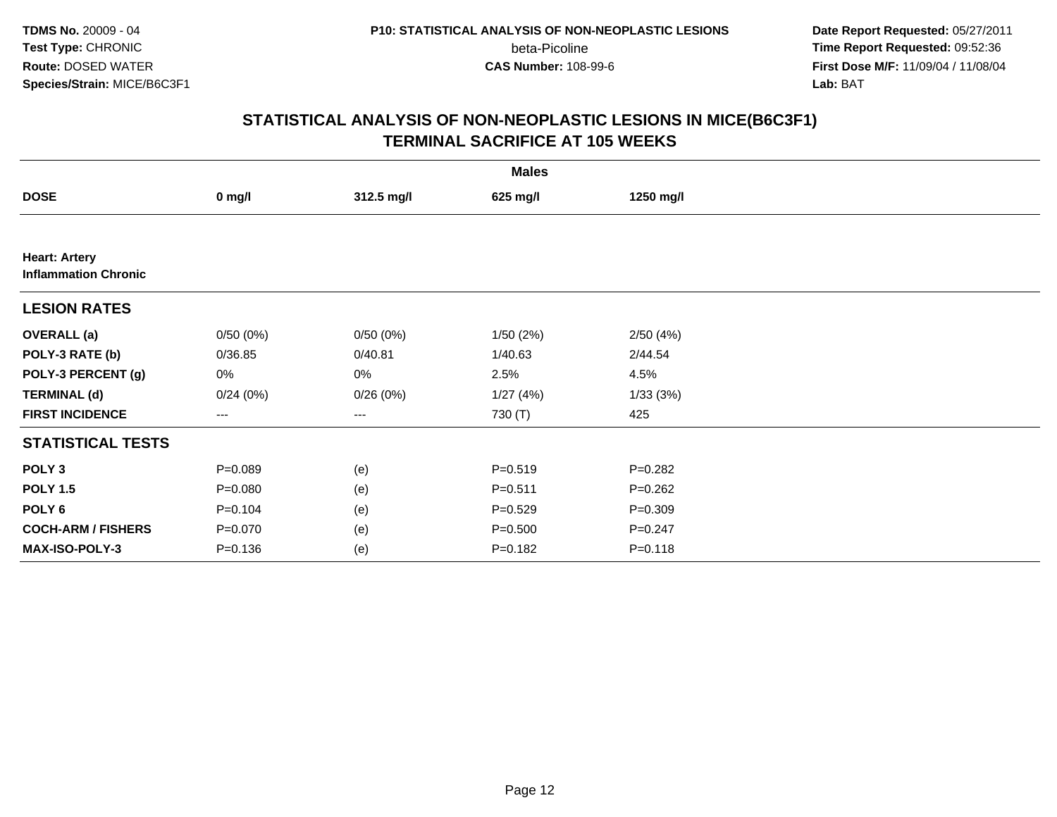**TDMS No.** 20009 - 04
**Test Type:** CHRONIC
**Route:** DOSED WATER
**Species/Strain:** MICE/B6C3F1

**P10: STATISTICAL ANALYSIS OF NON-NEOPLASTIC LESIONS**
beta-Picoline
**CAS Number:** 108-99-6

**Date Report Requested:** 05/27/2011
**Time Report Requested:** 09:52:36
**First Dose M/F:** 11/09/04 / 11/08/04
**Lab:** BAT

## STATISTICAL ANALYSIS OF NON-NEOPLASTIC LESIONS IN MICE(B6C3F1)
## TERMINAL SACRIFICE AT 105 WEEKS

| | Males | | | |
|---|---|---|---|---|
| **DOSE** | **0 mg/l** | **312.5 mg/l** | **625 mg/l** | **1250 mg/l** |
| **Heart: Artery** | | | | |
| **Inflammation Chronic** | | | | |
| **LESION RATES** | | | | |
| **OVERALL (a)** | 0/50 (0%) | 0/50 (0%) | 1/50 (2%) | 2/50 (4%) |
| **POLY-3 RATE (b)** | 0/36.85 | 0/40.81 | 1/40.63 | 2/44.54 |
| **POLY-3 PERCENT (g)** | 0% | 0% | 2.5% | 4.5% |
| **TERMINAL (d)** | 0/24 (0%) | 0/26 (0%) | 1/27 (4%) | 1/33 (3%) |
| **FIRST INCIDENCE** | --- | --- | 730 (T) | 425 |
| **STATISTICAL TESTS** | | | | |
| **POLY 3** | P=0.089 | (e) | P=0.519 | P=0.282 |
| **POLY 1.5** | P=0.080 | (e) | P=0.511 | P=0.262 |
| **POLY 6** | P=0.104 | (e) | P=0.529 | P=0.309 |
| **COCH-ARM / FISHERS** | P=0.070 | (e) | P=0.500 | P=0.247 |
| **MAX-ISO-POLY-3** | P=0.136 | (e) | P=0.182 | P=0.118 |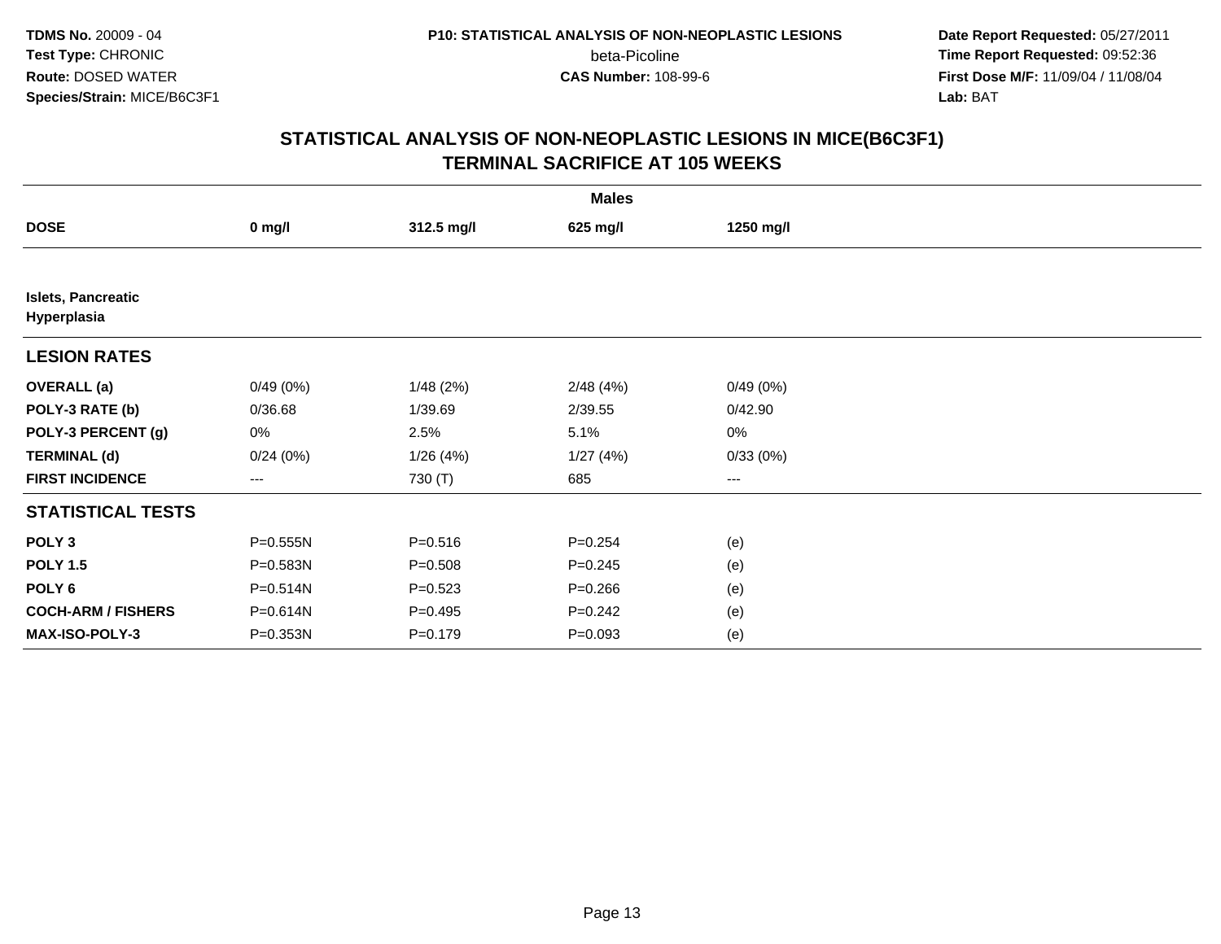**TDMS No.** 20009 - 04
**Test Type:** CHRONIC
**Route:** DOSED WATER
**Species/Strain:** MICE/B6C3F1

**P10: STATISTICAL ANALYSIS OF NON-NEOPLASTIC LESIONS**
beta-Picoline
**CAS Number:** 108-99-6

**Date Report Requested:** 05/27/2011
**Time Report Requested:** 09:52:36
**First Dose M/F:** 11/09/04 / 11/08/04
**Lab:** BAT

## STATISTICAL ANALYSIS OF NON-NEOPLASTIC LESIONS IN MICE(B6C3F1) TERMINAL SACRIFICE AT 105 WEEKS

| | Males | | | |
|---|---|---|---|---|
| **DOSE** | **0 mg/l** | **312.5 mg/l** | **625 mg/l** | **1250 mg/l** |
| **Islets, Pancreatic Hyperplasia** | | | | |
| **LESION RATES** | | | | |
| **OVERALL (a)** | 0/49 (0%) | 1/48 (2%) | 2/48 (4%) | 0/49 (0%) |
| **POLY-3 RATE (b)** | 0/36.68 | 1/39.69 | 2/39.55 | 0/42.90 |
| **POLY-3 PERCENT (g)** | 0% | 2.5% | 5.1% | 0% |
| **TERMINAL (d)** | 0/24 (0%) | 1/26 (4%) | 1/27 (4%) | 0/33 (0%) |
| **FIRST INCIDENCE** | --- | 730 (T) | 685 | --- |
| **STATISTICAL TESTS** | | | | |
| **POLY 3** | P=0.555N | P=0.516 | P=0.254 | (e) |
| **POLY 1.5** | P=0.583N | P=0.508 | P=0.245 | (e) |
| **POLY 6** | P=0.514N | P=0.523 | P=0.266 | (e) |
| **COCH-ARM / FISHERS** | P=0.614N | P=0.495 | P=0.242 | (e) |
| **MAX-ISO-POLY-3** | P=0.353N | P=0.179 | P=0.093 | (e) |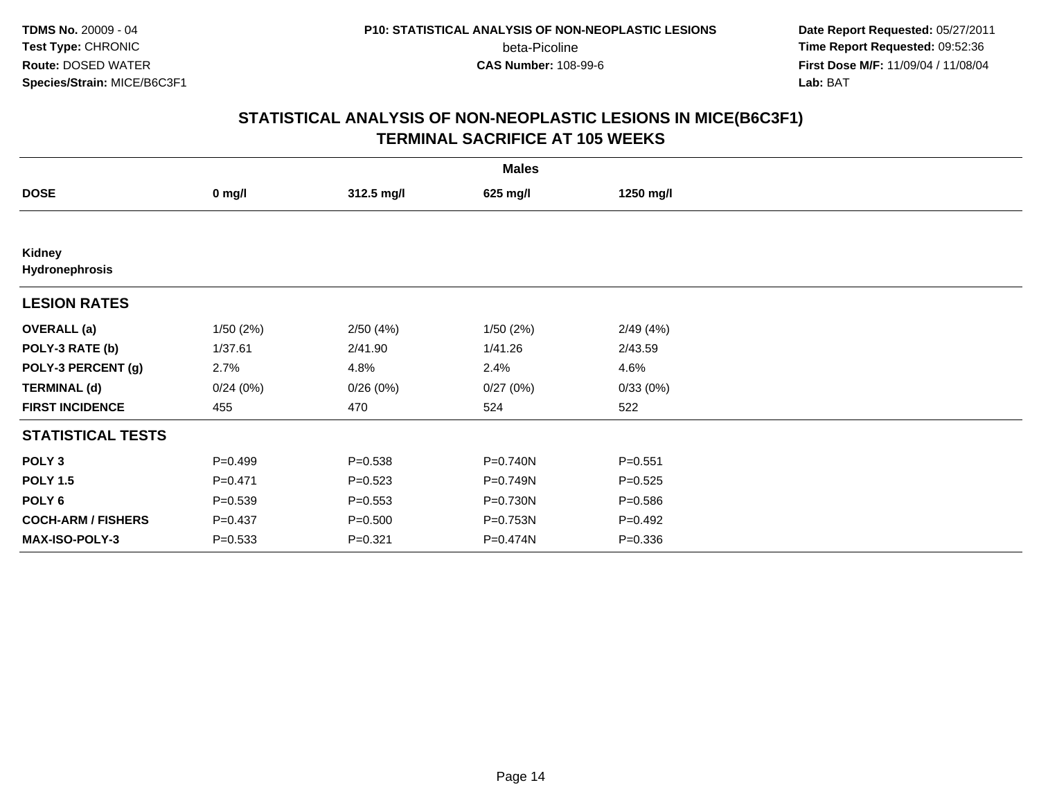**TDMS No.** 20009 - 04
**Test Type:** CHRONIC
**Route:** DOSED WATER
**Species/Strain:** MICE/B6C3F1

**P10: STATISTICAL ANALYSIS OF NON-NEOPLASTIC LESIONS**
beta-Picoline
**CAS Number:** 108-99-6

**Date Report Requested:** 05/27/2011
**Time Report Requested:** 09:52:36
**First Dose M/F:** 11/09/04 / 11/08/04
**Lab:** BAT

## STATISTICAL ANALYSIS OF NON-NEOPLASTIC LESIONS IN MICE(B6C3F1)
## TERMINAL SACRIFICE AT 105 WEEKS

| | Males | | | |
|---|---|---|---|---|
| **DOSE** | **0 mg/l** | **312.5 mg/l** | **625 mg/l** | **1250 mg/l** |
| **Kidney** | | | | |
| **Hydronephrosis** | | | | |
| **LESION RATES** | | | | |
| **OVERALL (a)** | 1/50 (2%) | 2/50 (4%) | 1/50 (2%) | 2/49 (4%) |
| **POLY-3 RATE (b)** | 1/37.61 | 2/41.90 | 1/41.26 | 2/43.59 |
| **POLY-3 PERCENT (g)** | 2.7% | 4.8% | 2.4% | 4.6% |
| **TERMINAL (d)** | 0/24 (0%) | 0/26 (0%) | 0/27 (0%) | 0/33 (0%) |
| **FIRST INCIDENCE** | 455 | 470 | 524 | 522 |
| **STATISTICAL TESTS** | | | | |
| **POLY 3** | P=0.499 | P=0.538 | P=0.740N | P=0.551 |
| **POLY 1.5** | P=0.471 | P=0.523 | P=0.749N | P=0.525 |
| **POLY 6** | P=0.539 | P=0.553 | P=0.730N | P=0.586 |
| **COCH-ARM / FISHERS** | P=0.437 | P=0.500 | P=0.753N | P=0.492 |
| **MAX-ISO-POLY-3** | P=0.533 | P=0.321 | P=0.474N | P=0.336 |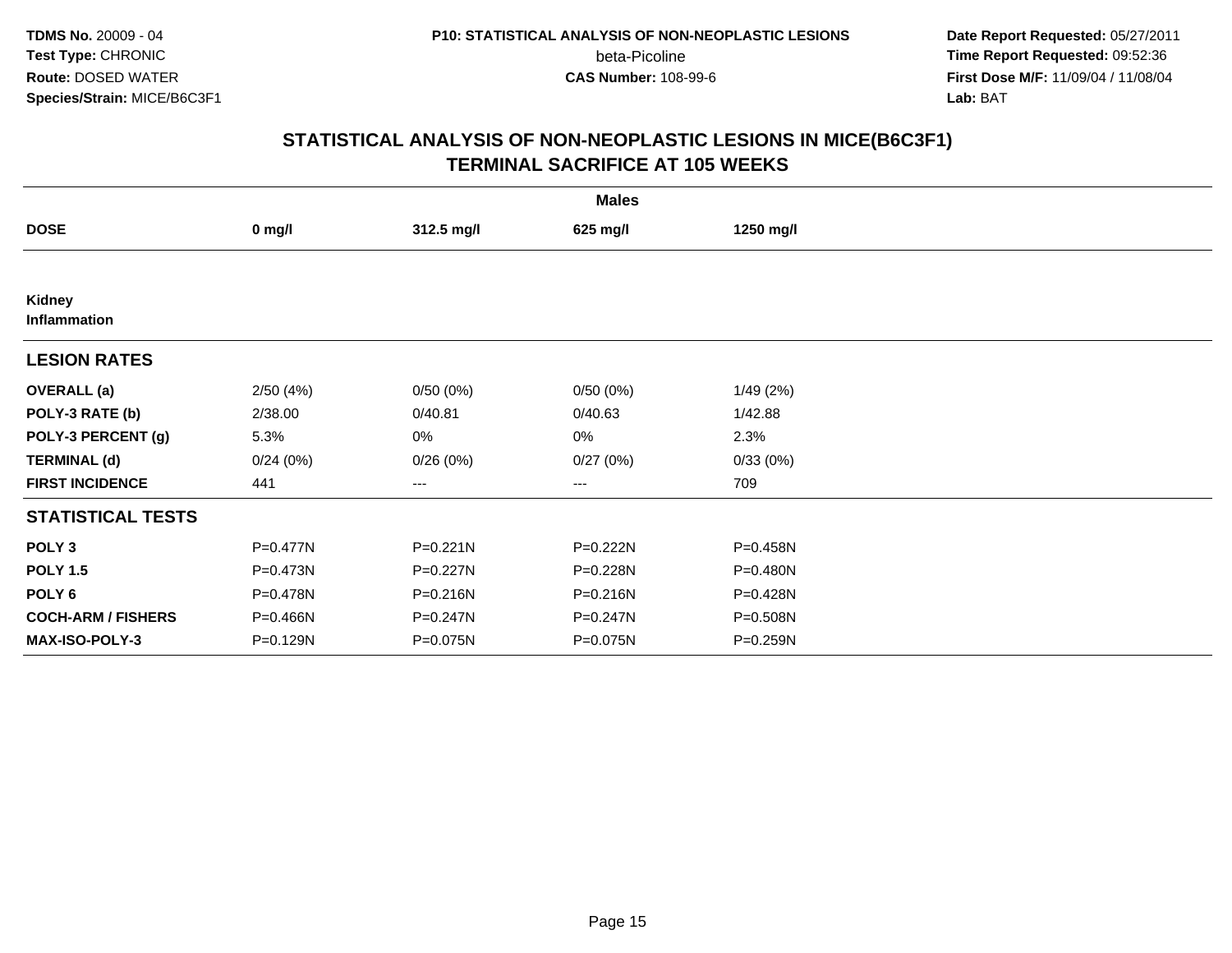**TDMS No.** 20009 - 04
**Test Type:** CHRONIC
**Route:** DOSED WATER
**Species/Strain:** MICE/B6C3F1

**P10: STATISTICAL ANALYSIS OF NON-NEOPLASTIC LESIONS**
beta-Picoline
**CAS Number:** 108-99-6

**Date Report Requested:** 05/27/2011
**Time Report Requested:** 09:52:36
**First Dose M/F:** 11/09/04 / 11/08/04
**Lab:** BAT

## STATISTICAL ANALYSIS OF NON-NEOPLASTIC LESIONS IN MICE(B6C3F1) TERMINAL SACRIFICE AT 105 WEEKS

| | Males | | | |
|---|---|---|---|---|
| **DOSE** | **0 mg/l** | **312.5 mg/l** | **625 mg/l** | **1250 mg/l** |
| **Kidney** | | | | |
| **Inflammation** | | | | |
| **LESION RATES** | | | | |
| **OVERALL (a)** | 2/50 (4%) | 0/50 (0%) | 0/50 (0%) | 1/49 (2%) |
| **POLY-3 RATE (b)** | 2/38.00 | 0/40.81 | 0/40.63 | 1/42.88 |
| **POLY-3 PERCENT (g)** | 5.3% | 0% | 0% | 2.3% |
| **TERMINAL (d)** | 0/24 (0%) | 0/26 (0%) | 0/27 (0%) | 0/33 (0%) |
| **FIRST INCIDENCE** | 441 | --- | --- | 709 |
| **STATISTICAL TESTS** | | | | |
| **POLY 3** | P=0.477N | P=0.221N | P=0.222N | P=0.458N |
| **POLY 1.5** | P=0.473N | P=0.227N | P=0.228N | P=0.480N |
| **POLY 6** | P=0.478N | P=0.216N | P=0.216N | P=0.428N |
| **COCH-ARM / FISHERS** | P=0.466N | P=0.247N | P=0.247N | P=0.508N |
| **MAX-ISO-POLY-3** | P=0.129N | P=0.075N | P=0.075N | P=0.259N |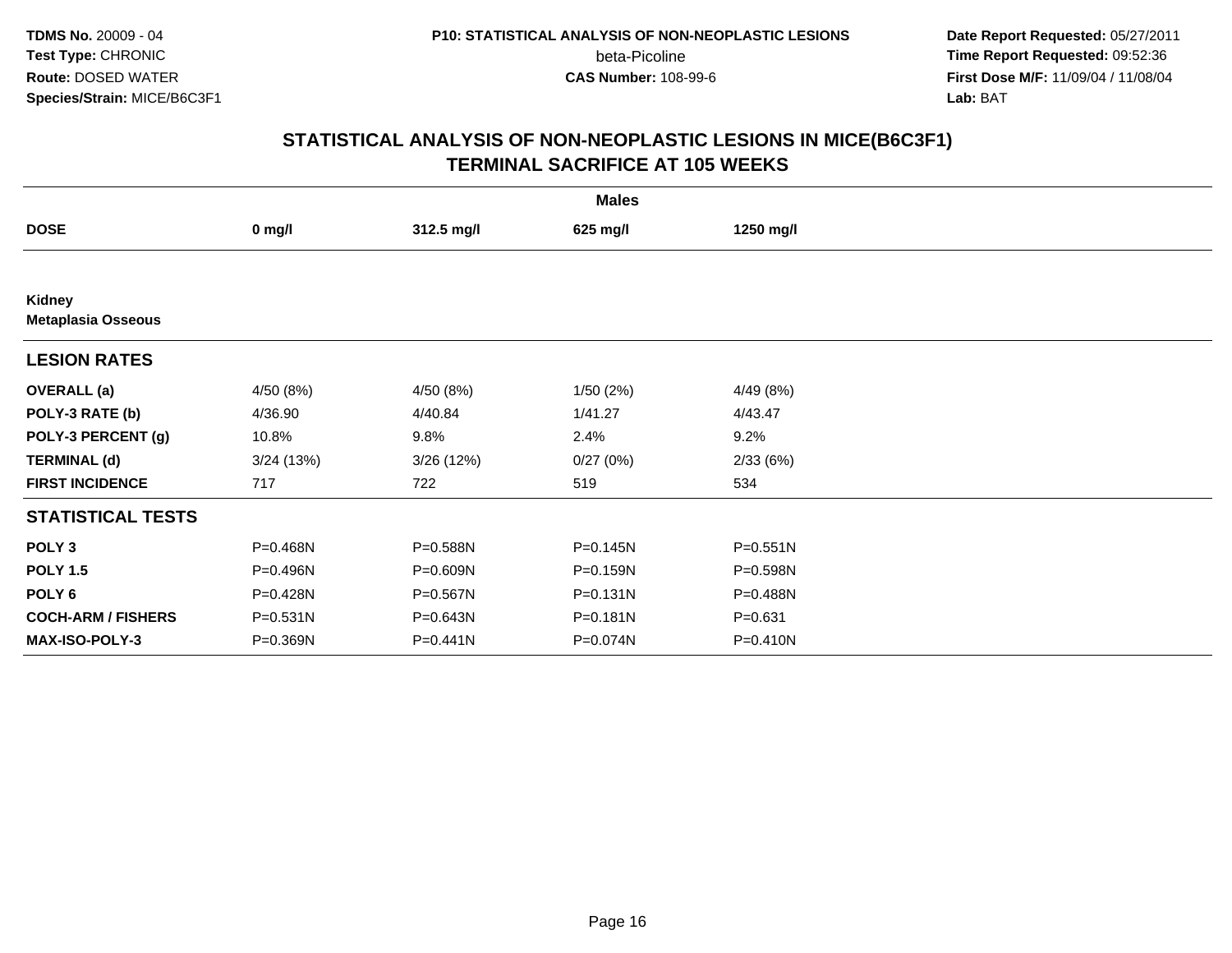TDMS No. 20009 - 04
Test Type: CHRONIC
Route: DOSED WATER
Species/Strain: MICE/B6C3F1

P10: STATISTICAL ANALYSIS OF NON-NEOPLASTIC LESIONS
beta-Picoline
CAS Number: 108-99-6

Date Report Requested: 05/27/2011
Time Report Requested: 09:52:36
First Dose M/F: 11/09/04 / 11/08/04
Lab: BAT

## STATISTICAL ANALYSIS OF NON-NEOPLASTIC LESIONS IN MICE(B6C3F1)
## TERMINAL SACRIFICE AT 105 WEEKS

| | Males | | | |
|---|---|---|---|---|
| **DOSE** | **0 mg/l** | **312.5 mg/l** | **625 mg/l** | **1250 mg/l** |
| **Kidney** | | | | |
| **Metaplasia Osseous** | | | | |
| **LESION RATES** | | | | |
| **OVERALL (a)** | 4/50 (8%) | 4/50 (8%) | 1/50 (2%) | 4/49 (8%) |
| **POLY-3 RATE (b)** | 4/36.90 | 4/40.84 | 1/41.27 | 4/43.47 |
| **POLY-3 PERCENT (g)** | 10.8% | 9.8% | 2.4% | 9.2% |
| **TERMINAL (d)** | 3/24 (13%) | 3/26 (12%) | 0/27 (0%) | 2/33 (6%) |
| **FIRST INCIDENCE** | 717 | 722 | 519 | 534 |
| **STATISTICAL TESTS** | | | | |
| **POLY 3** | P=0.468N | P=0.588N | P=0.145N | P=0.551N |
| **POLY 1.5** | P=0.496N | P=0.609N | P=0.159N | P=0.598N |
| **POLY 6** | P=0.428N | P=0.567N | P=0.131N | P=0.488N |
| **COCH-ARM / FISHERS** | P=0.531N | P=0.643N | P=0.181N | P=0.631 |
| **MAX-ISO-POLY-3** | P=0.369N | P=0.441N | P=0.074N | P=0.410N |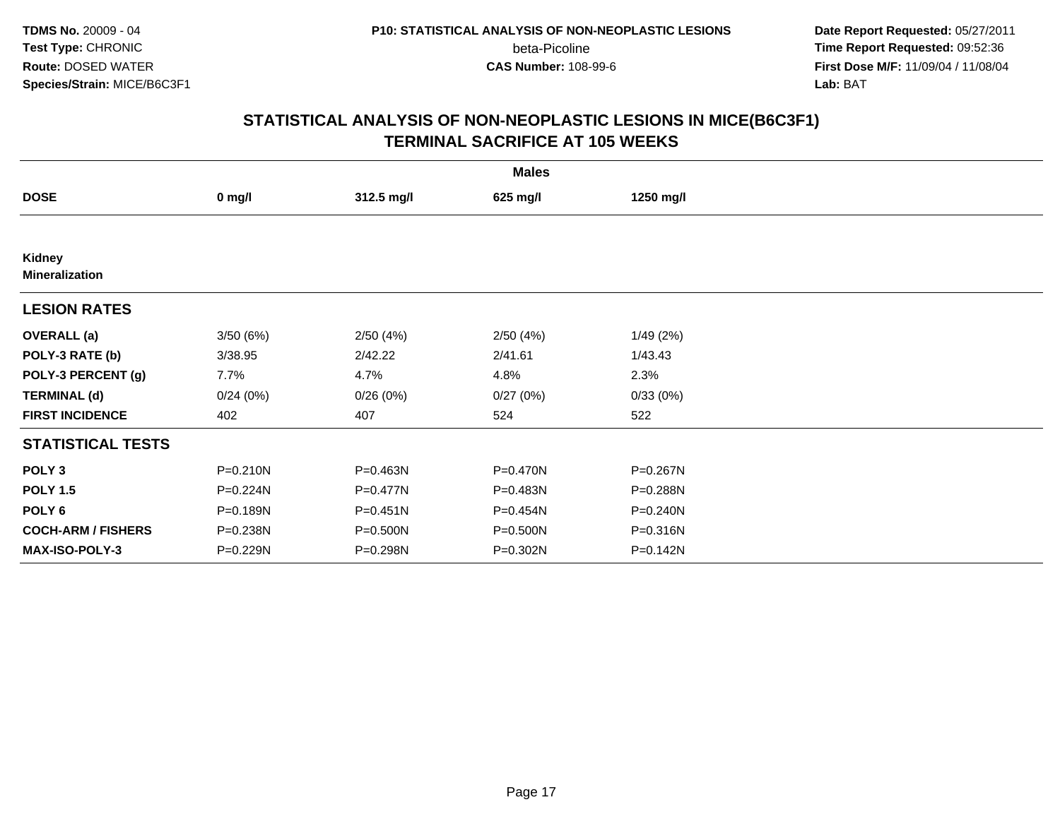**TDMS No.** 20009 - 04
**Test Type:** CHRONIC
**Route:** DOSED WATER
**Species/Strain:** MICE/B6C3F1

**P10: STATISTICAL ANALYSIS OF NON-NEOPLASTIC LESIONS**
beta-Picoline
**CAS Number:** 108-99-6

**Date Report Requested:** 05/27/2011
**Time Report Requested:** 09:52:36
**First Dose M/F:** 11/09/04 / 11/08/04
**Lab:** BAT

## STATISTICAL ANALYSIS OF NON-NEOPLASTIC LESIONS IN MICE(B6C3F1) TERMINAL SACRIFICE AT 105 WEEKS

| | Males | | | |
|---|---|---|---|---|
| **DOSE** | **0 mg/l** | **312.5 mg/l** | **625 mg/l** | **1250 mg/l** |
| **Kidney Mineralization** | | | | |
| **LESION RATES** | | | | |
| **OVERALL (a)** | 3/50 (6%) | 2/50 (4%) | 2/50 (4%) | 1/49 (2%) |
| **POLY-3 RATE (b)** | 3/38.95 | 2/42.22 | 2/41.61 | 1/43.43 |
| **POLY-3 PERCENT (g)** | 7.7% | 4.7% | 4.8% | 2.3% |
| **TERMINAL (d)** | 0/24 (0%) | 0/26 (0%) | 0/27 (0%) | 0/33 (0%) |
| **FIRST INCIDENCE** | 402 | 407 | 524 | 522 |
| **STATISTICAL TESTS** | | | | |
| **POLY 3** | P=0.210N | P=0.463N | P=0.470N | P=0.267N |
| **POLY 1.5** | P=0.224N | P=0.477N | P=0.483N | P=0.288N |
| **POLY 6** | P=0.189N | P=0.451N | P=0.454N | P=0.240N |
| **COCH-ARM / FISHERS** | P=0.238N | P=0.500N | P=0.500N | P=0.316N |
| **MAX-ISO-POLY-3** | P=0.229N | P=0.298N | P=0.302N | P=0.142N |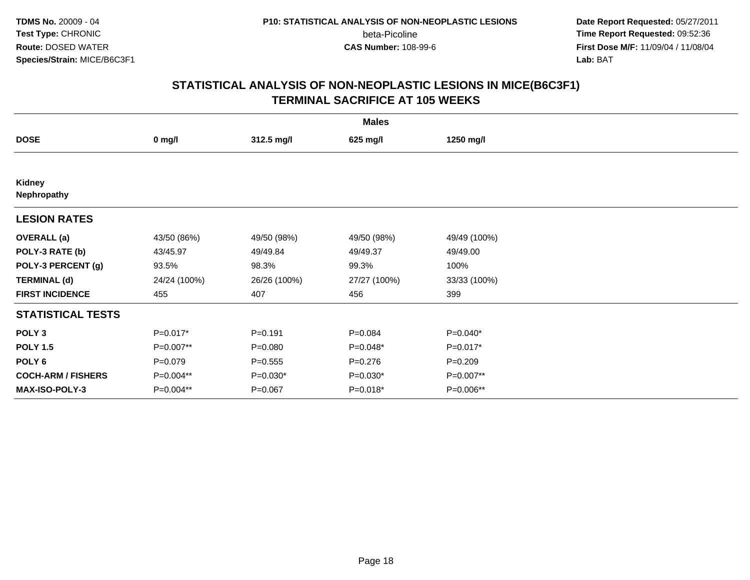**TDMS No.** 20009 - 04
**Test Type:** CHRONIC
**Route:** DOSED WATER
**Species/Strain:** MICE/B6C3F1

**P10: STATISTICAL ANALYSIS OF NON-NEOPLASTIC LESIONS**
beta-Picoline
**CAS Number:** 108-99-6

**Date Report Requested:** 05/27/2011
**Time Report Requested:** 09:52:36
**First Dose M/F:** 11/09/04 / 11/08/04
**Lab:** BAT

## STATISTICAL ANALYSIS OF NON-NEOPLASTIC LESIONS IN MICE(B6C3F1)
## TERMINAL SACRIFICE AT 105 WEEKS

| | Males | | | |
|---|---|---|---|---|
| **DOSE** | **0 mg/l** | **312.5 mg/l** | **625 mg/l** | **1250 mg/l** |
| **Kidney** | | | | |
| **Nephropathy** | | | | |
| **LESION RATES** | | | | |
| **OVERALL (a)** | 43/50 (86%) | 49/50 (98%) | 49/50 (98%) | 49/49 (100%) |
| **POLY-3 RATE (b)** | 43/45.97 | 49/49.84 | 49/49.37 | 49/49.00 |
| **POLY-3 PERCENT (g)** | 93.5% | 98.3% | 99.3% | 100% |
| **TERMINAL (d)** | 24/24 (100%) | 26/26 (100%) | 27/27 (100%) | 33/33 (100%) |
| **FIRST INCIDENCE** | 455 | 407 | 456 | 399 |
| **STATISTICAL TESTS** | | | | |
| **POLY 3** | P=0.017* | P=0.191 | P=0.084 | P=0.040* |
| **POLY 1.5** | P=0.007** | P=0.080 | P=0.048* | P=0.017* |
| **POLY 6** | P=0.079 | P=0.555 | P=0.276 | P=0.209 |
| **COCH-ARM / FISHERS** | P=0.004** | P=0.030* | P=0.030* | P=0.007** |
| **MAX-ISO-POLY-3** | P=0.004** | P=0.067 | P=0.018* | P=0.006** |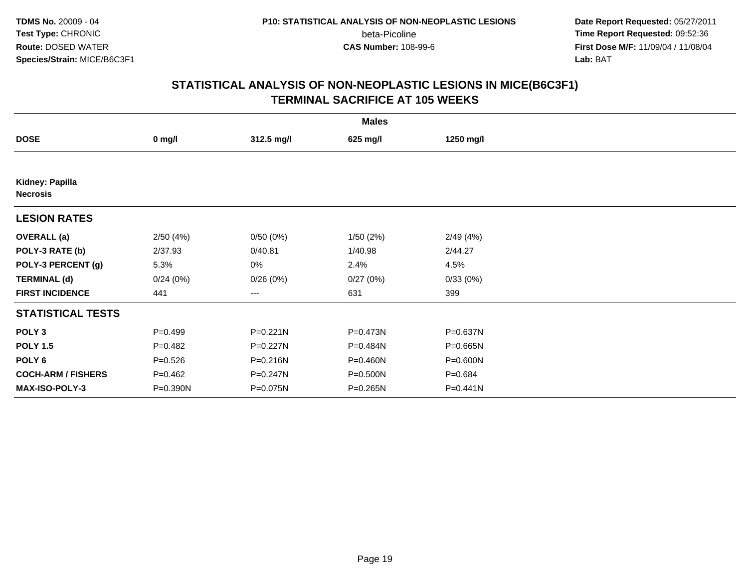# STATISTICAL ANALYSIS OF NON-NEOPLASTIC LESIONS IN MICE(B6C3F1)
## TERMINAL SACRIFICE AT 105 WEEKS

| | Males | | | |
|---|---|---|---|---|
| **DOSE** | **0 mg/l** | **312.5 mg/l** | **625 mg/l** | **1250 mg/l** |
| **Kidney: Papilla** | | | | |
| **Necrosis** | | | | |
| **LESION RATES** | | | | |
| **OVERALL (a)** | 2/50 (4%) | 0/50 (0%) | 1/50 (2%) | 2/49 (4%) |
| **POLY-3 RATE (b)** | 2/37.93 | 0/40.81 | 1/40.98 | 2/44.27 |
| **POLY-3 PERCENT (g)** | 5.3% | 0% | 2.4% | 4.5% |
| **TERMINAL (d)** | 0/24 (0%) | 0/26 (0%) | 0/27 (0%) | 0/33 (0%) |
| **FIRST INCIDENCE** | 441 | --- | 631 | 399 |
| **STATISTICAL TESTS** | | | | |
| **POLY 3** | P=0.499 | P=0.221N | P=0.473N | P=0.637N |
| **POLY 1.5** | P=0.482 | P=0.227N | P=0.484N | P=0.665N |
| **POLY 6** | P=0.526 | P=0.216N | P=0.460N | P=0.600N |
| **COCH-ARM / FISHERS** | P=0.462 | P=0.247N | P=0.500N | P=0.684 |
| **MAX-ISO-POLY-3** | P=0.390N | P=0.075N | P=0.265N | P=0.441N |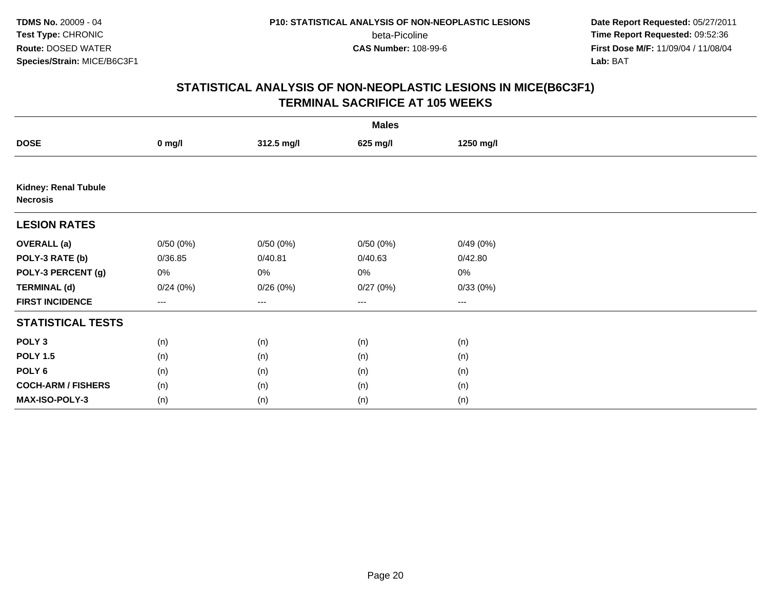# STATISTICAL ANALYSIS OF NON-NEOPLASTIC LESIONS IN MICE(B6C3F1)
## TERMINAL SACRIFICE AT 105 WEEKS

| | Males | | | |
|---|---|---|---|---|
| **DOSE** | **0 mg/l** | **312.5 mg/l** | **625 mg/l** | **1250 mg/l** |
| **Kidney: Renal Tubule Necrosis** | | | | |
| **LESION RATES** | | | | |
| **OVERALL (a)** | 0/50 (0%) | 0/50 (0%) | 0/50 (0%) | 0/49 (0%) |
| **POLY-3 RATE (b)** | 0/36.85 | 0/40.81 | 0/40.63 | 0/42.80 |
| **POLY-3 PERCENT (g)** | 0% | 0% | 0% | 0% |
| **TERMINAL (d)** | 0/24 (0%) | 0/26 (0%) | 0/27 (0%) | 0/33 (0%) |
| **FIRST INCIDENCE** | --- | --- | --- | --- |
| **STATISTICAL TESTS** | | | | |
| **POLY 3** | (n) | (n) | (n) | (n) |
| **POLY 1.5** | (n) | (n) | (n) | (n) |
| **POLY 6** | (n) | (n) | (n) | (n) |
| **COCH-ARM / FISHERS** | (n) | (n) | (n) | (n) |
| **MAX-ISO-POLY-3** | (n) | (n) | (n) | (n) |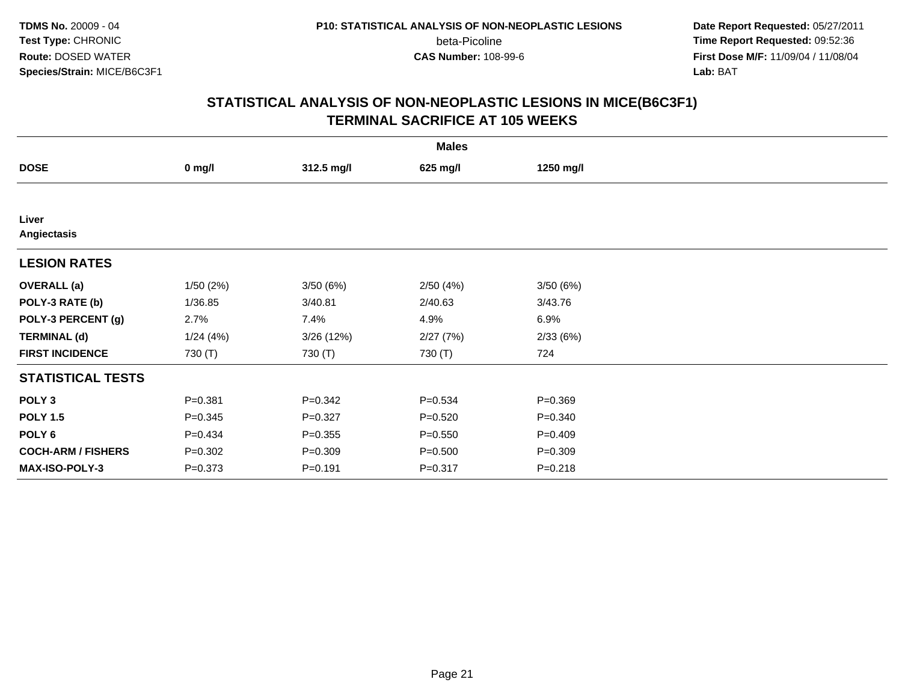TDMS No. 20009 - 04
Test Type: CHRONIC
Route: DOSED WATER
Species/Strain: MICE/B6C3F1

P10: STATISTICAL ANALYSIS OF NON-NEOPLASTIC LESIONS
beta-Picoline
CAS Number: 108-99-6

Date Report Requested: 05/27/2011
Time Report Requested: 09:52:36
First Dose M/F: 11/09/04 / 11/08/04
Lab: BAT

## STATISTICAL ANALYSIS OF NON-NEOPLASTIC LESIONS IN MICE(B6C3F1)
## TERMINAL SACRIFICE AT 105 WEEKS

| | Males | | | |
|---|---|---|---|---|
| **DOSE** | **0 mg/l** | **312.5 mg/l** | **625 mg/l** | **1250 mg/l** |
| **Liver** | | | | |
| **Angiectasis** | | | | |
| **LESION RATES** | | | | |
| **OVERALL (a)** | 1/50 (2%) | 3/50 (6%) | 2/50 (4%) | 3/50 (6%) |
| **POLY-3 RATE (b)** | 1/36.85 | 3/40.81 | 2/40.63 | 3/43.76 |
| **POLY-3 PERCENT (g)** | 2.7% | 7.4% | 4.9% | 6.9% |
| **TERMINAL (d)** | 1/24 (4%) | 3/26 (12%) | 2/27 (7%) | 2/33 (6%) |
| **FIRST INCIDENCE** | 730 (T) | 730 (T) | 730 (T) | 724 |
| **STATISTICAL TESTS** | | | | |
| **POLY 3** | P=0.381 | P=0.342 | P=0.534 | P=0.369 |
| **POLY 1.5** | P=0.345 | P=0.327 | P=0.520 | P=0.340 |
| **POLY 6** | P=0.434 | P=0.355 | P=0.550 | P=0.409 |
| **COCH-ARM / FISHERS** | P=0.302 | P=0.309 | P=0.500 | P=0.309 |
| **MAX-ISO-POLY-3** | P=0.373 | P=0.191 | P=0.317 | P=0.218 |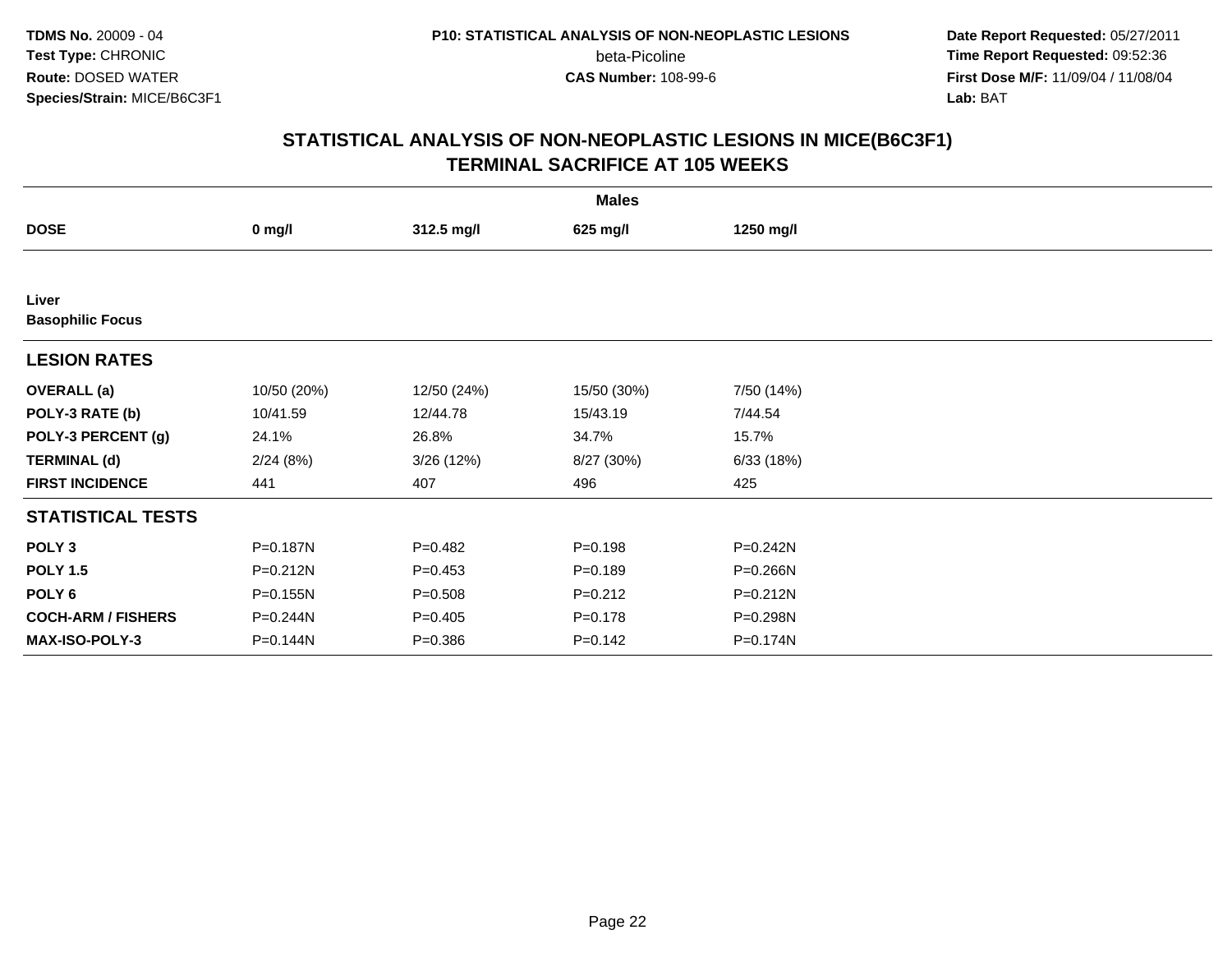**TDMS No.** 20009 - 04
**Test Type:** CHRONIC
**Route:** DOSED WATER
**Species/Strain:** MICE/B6C3F1

**P10: STATISTICAL ANALYSIS OF NON-NEOPLASTIC LESIONS**
beta-Picoline
**CAS Number:** 108-99-6

**Date Report Requested:** 05/27/2011
**Time Report Requested:** 09:52:36
**First Dose M/F:** 11/09/04 / 11/08/04
**Lab:** BAT

## STATISTICAL ANALYSIS OF NON-NEOPLASTIC LESIONS IN MICE(B6C3F1) TERMINAL SACRIFICE AT 105 WEEKS

| | Males | | | |
|---|---|---|---|---|
| **DOSE** | **0 mg/l** | **312.5 mg/l** | **625 mg/l** | **1250 mg/l** |
| **Liver** | | | | |
| **Basophilic Focus** | | | | |
| **LESION RATES** | | | | |
| **OVERALL (a)** | 10/50 (20%) | 12/50 (24%) | 15/50 (30%) | 7/50 (14%) |
| **POLY-3 RATE (b)** | 10/41.59 | 12/44.78 | 15/43.19 | 7/44.54 |
| **POLY-3 PERCENT (g)** | 24.1% | 26.8% | 34.7% | 15.7% |
| **TERMINAL (d)** | 2/24 (8%) | 3/26 (12%) | 8/27 (30%) | 6/33 (18%) |
| **FIRST INCIDENCE** | 441 | 407 | 496 | 425 |
| **STATISTICAL TESTS** | | | | |
| **POLY 3** | P=0.187N | P=0.482 | P=0.198 | P=0.242N |
| **POLY 1.5** | P=0.212N | P=0.453 | P=0.189 | P=0.266N |
| **POLY 6** | P=0.155N | P=0.508 | P=0.212 | P=0.212N |
| **COCH-ARM / FISHERS** | P=0.244N | P=0.405 | P=0.178 | P=0.298N |
| **MAX-ISO-POLY-3** | P=0.144N | P=0.386 | P=0.142 | P=0.174N |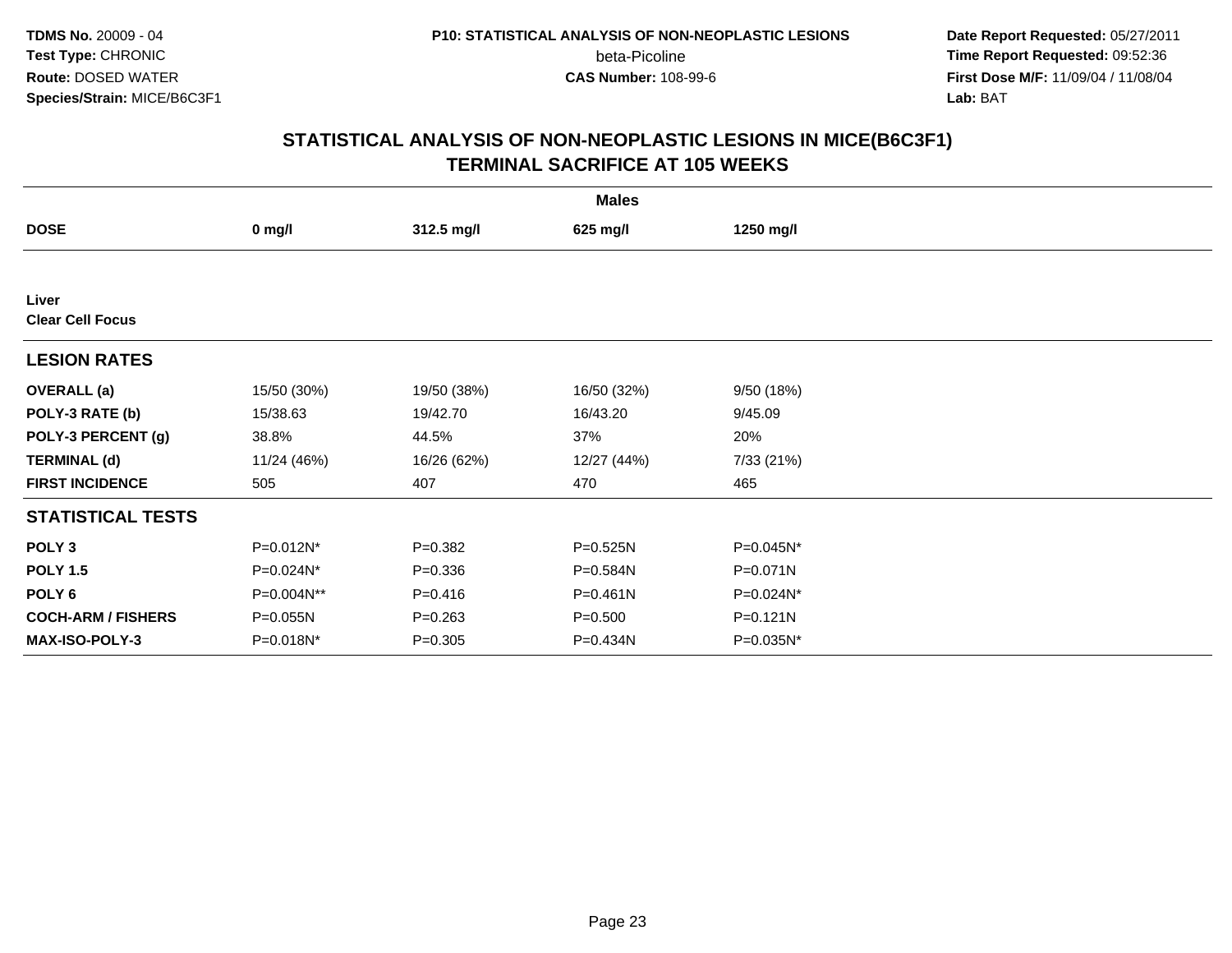**TDMS No.** 20009 - 04
**Test Type:** CHRONIC
**Route:** DOSED WATER
**Species/Strain:** MICE/B6C3F1

**P10: STATISTICAL ANALYSIS OF NON-NEOPLASTIC LESIONS**
beta-Picoline
**CAS Number:** 108-99-6

**Date Report Requested:** 05/27/2011
**Time Report Requested:** 09:52:36
**First Dose M/F:** 11/09/04 / 11/08/04
**Lab:** BAT

## STATISTICAL ANALYSIS OF NON-NEOPLASTIC LESIONS IN MICE(B6C3F1)
## TERMINAL SACRIFICE AT 105 WEEKS

| | Males | | | |
|---|---|---|---|---|
| **DOSE** | **0 mg/l** | **312.5 mg/l** | **625 mg/l** | **1250 mg/l** |
| **Liver** | | | | |
| **Clear Cell Focus** | | | | |
| **LESION RATES** | | | | |
| **OVERALL (a)** | 15/50 (30%) | 19/50 (38%) | 16/50 (32%) | 9/50 (18%) |
| **POLY-3 RATE (b)** | 15/38.63 | 19/42.70 | 16/43.20 | 9/45.09 |
| **POLY-3 PERCENT (g)** | 38.8% | 44.5% | 37% | 20% |
| **TERMINAL (d)** | 11/24 (46%) | 16/26 (62%) | 12/27 (44%) | 7/33 (21%) |
| **FIRST INCIDENCE** | 505 | 407 | 470 | 465 |
| **STATISTICAL TESTS** | | | | |
| **POLY 3** | P=0.012N* | P=0.382 | P=0.525N | P=0.045N* |
| **POLY 1.5** | P=0.024N* | P=0.336 | P=0.584N | P=0.071N |
| **POLY 6** | P=0.004N** | P=0.416 | P=0.461N | P=0.024N* |
| **COCH-ARM / FISHERS** | P=0.055N | P=0.263 | P=0.500 | P=0.121N |
| **MAX-ISO-POLY-3** | P=0.018N* | P=0.305 | P=0.434N | P=0.035N* |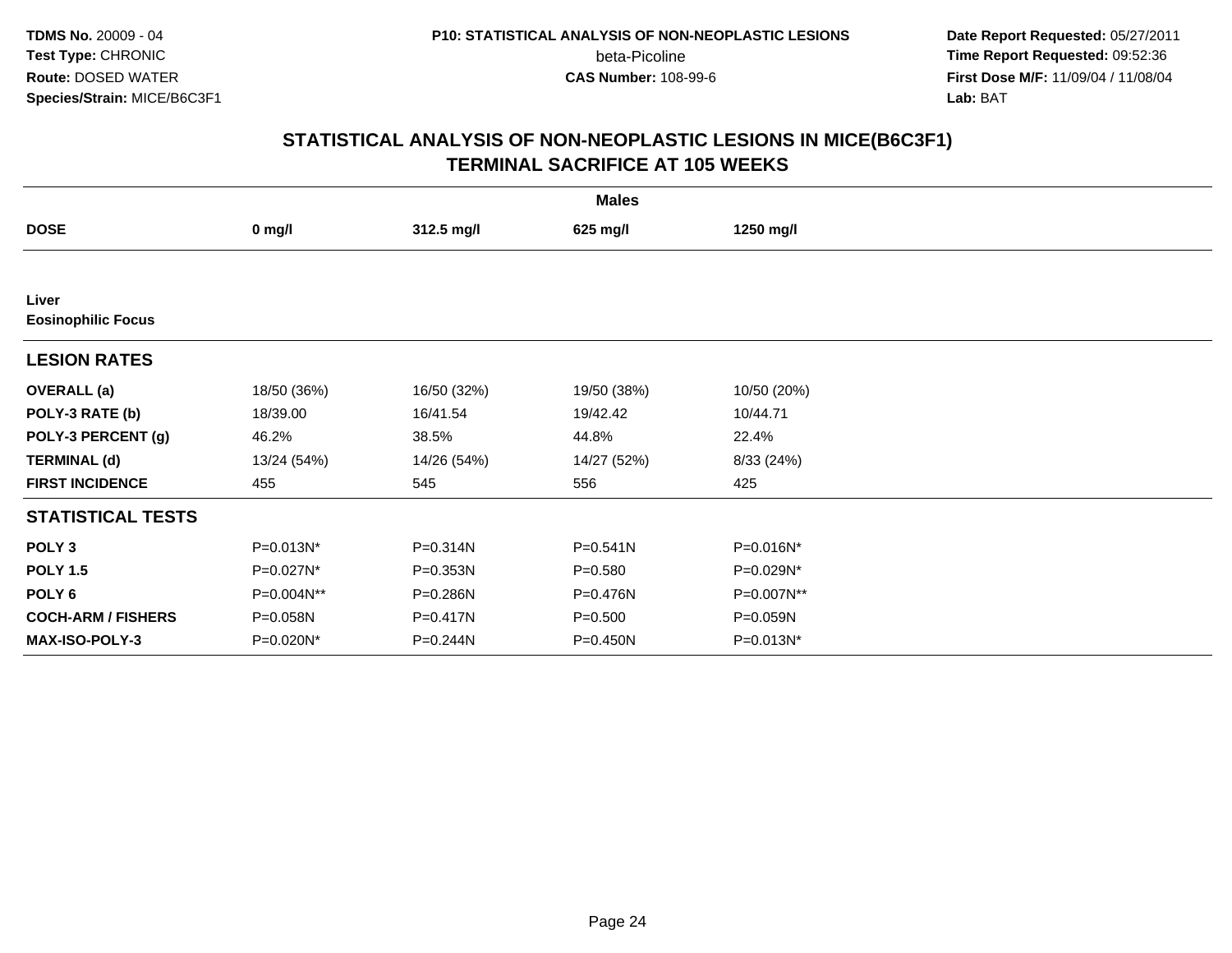TDMS No. 20009 - 04
Test Type: CHRONIC
Route: DOSED WATER
Species/Strain: MICE/B6C3F1

P10: STATISTICAL ANALYSIS OF NON-NEOPLASTIC LESIONS
beta-Picoline
CAS Number: 108-99-6

Date Report Requested: 05/27/2011
Time Report Requested: 09:52:36
First Dose M/F: 11/09/04 / 11/08/04
Lab: BAT

## STATISTICAL ANALYSIS OF NON-NEOPLASTIC LESIONS IN MICE(B6C3F1)
## TERMINAL SACRIFICE AT 105 WEEKS

| Males | | | | |
|---|---|---|---|---|
| **DOSE** | **0 mg/l** | **312.5 mg/l** | **625 mg/l** | **1250 mg/l** |
| **Liver** | | | | |
| **Eosinophilic Focus** | | | | |
| **LESION RATES** | | | | |
| **OVERALL (a)** | 18/50 (36%) | 16/50 (32%) | 19/50 (38%) | 10/50 (20%) |
| **POLY-3 RATE (b)** | 18/39.00 | 16/41.54 | 19/42.42 | 10/44.71 |
| **POLY-3 PERCENT (g)** | 46.2% | 38.5% | 44.8% | 22.4% |
| **TERMINAL (d)** | 13/24 (54%) | 14/26 (54%) | 14/27 (52%) | 8/33 (24%) |
| **FIRST INCIDENCE** | 455 | 545 | 556 | 425 |
| **STATISTICAL TESTS** | | | | |
| **POLY 3** | P=0.013N* | P=0.314N | P=0.541N | P=0.016N* |
| **POLY 1.5** | P=0.027N* | P=0.353N | P=0.580 | P=0.029N* |
| **POLY 6** | P=0.004N** | P=0.286N | P=0.476N | P=0.007N** |
| **COCH-ARM / FISHERS** | P=0.058N | P=0.417N | P=0.500 | P=0.059N |
| **MAX-ISO-POLY-3** | P=0.020N* | P=0.244N | P=0.450N | P=0.013N* |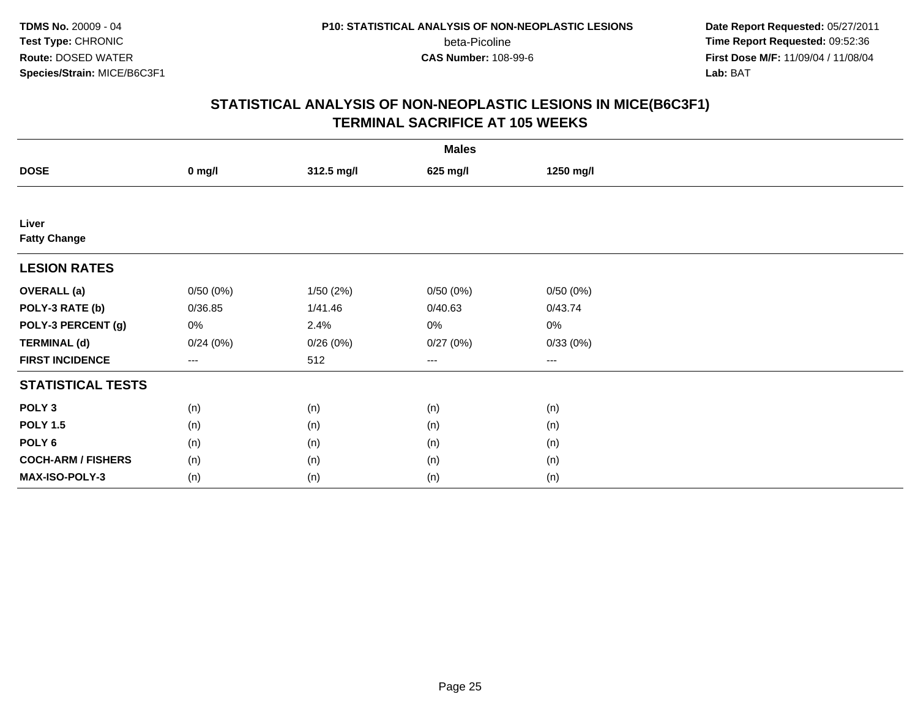**TDMS No.** 20009 - 04
**Test Type:** CHRONIC
**Route:** DOSED WATER
**Species/Strain:** MICE/B6C3F1

**P10: STATISTICAL ANALYSIS OF NON-NEOPLASTIC LESIONS**
beta-Picoline
**CAS Number:** 108-99-6

**Date Report Requested:** 05/27/2011
**Time Report Requested:** 09:52:36
**First Dose M/F:** 11/09/04 / 11/08/04
**Lab:** BAT

## STATISTICAL ANALYSIS OF NON-NEOPLASTIC LESIONS IN MICE(B6C3F1) TERMINAL SACRIFICE AT 105 WEEKS

| | Males | | | |
|---|---|---|---|---|
| **DOSE** | **0 mg/l** | **312.5 mg/l** | **625 mg/l** | **1250 mg/l** |
| **Liver** | | | | |
| **Fatty Change** | | | | |
| **LESION RATES** | | | | |
| **OVERALL (a)** | 0/50 (0%) | 1/50 (2%) | 0/50 (0%) | 0/50 (0%) |
| **POLY-3 RATE (b)** | 0/36.85 | 1/41.46 | 0/40.63 | 0/43.74 |
| **POLY-3 PERCENT (g)** | 0% | 2.4% | 0% | 0% |
| **TERMINAL (d)** | 0/24 (0%) | 0/26 (0%) | 0/27 (0%) | 0/33 (0%) |
| **FIRST INCIDENCE** | --- | 512 | --- | --- |
| **STATISTICAL TESTS** | | | | |
| **POLY 3** | (n) | (n) | (n) | (n) |
| **POLY 1.5** | (n) | (n) | (n) | (n) |
| **POLY 6** | (n) | (n) | (n) | (n) |
| **COCH-ARM / FISHERS** | (n) | (n) | (n) | (n) |
| **MAX-ISO-POLY-3** | (n) | (n) | (n) | (n) |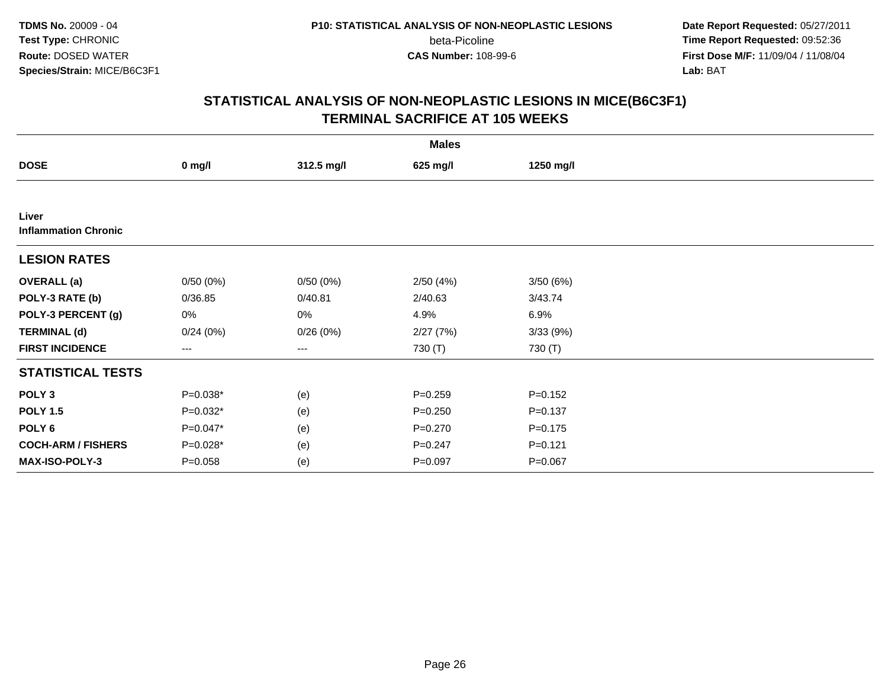**TDMS No.** 20009 - 04
**Test Type:** CHRONIC
**Route:** DOSED WATER
**Species/Strain:** MICE/B6C3F1

**P10: STATISTICAL ANALYSIS OF NON-NEOPLASTIC LESIONS**
beta-Picoline
**CAS Number:** 108-99-6

**Date Report Requested:** 05/27/2011
**Time Report Requested:** 09:52:36
**First Dose M/F:** 11/09/04 / 11/08/04
**Lab:** BAT

## STATISTICAL ANALYSIS OF NON-NEOPLASTIC LESIONS IN MICE(B6C3F1)
## TERMINAL SACRIFICE AT 105 WEEKS

| | Males | | | |
|---|---|---|---|---|
| **DOSE** | **0 mg/l** | **312.5 mg/l** | **625 mg/l** | **1250 mg/l** |
| **Liver** | | | | |
| **Inflammation Chronic** | | | | |
| **LESION RATES** | | | | |
| **OVERALL (a)** | 0/50 (0%) | 0/50 (0%) | 2/50 (4%) | 3/50 (6%) |
| **POLY-3 RATE (b)** | 0/36.85 | 0/40.81 | 2/40.63 | 3/43.74 |
| **POLY-3 PERCENT (g)** | 0% | 0% | 4.9% | 6.9% |
| **TERMINAL (d)** | 0/24 (0%) | 0/26 (0%) | 2/27 (7%) | 3/33 (9%) |
| **FIRST INCIDENCE** | --- | --- | 730 (T) | 730 (T) |
| **STATISTICAL TESTS** | | | | |
| **POLY 3** | P=0.038* | (e) | P=0.259 | P=0.152 |
| **POLY 1.5** | P=0.032* | (e) | P=0.250 | P=0.137 |
| **POLY 6** | P=0.047* | (e) | P=0.270 | P=0.175 |
| **COCH-ARM / FISHERS** | P=0.028* | (e) | P=0.247 | P=0.121 |
| **MAX-ISO-POLY-3** | P=0.058 | (e) | P=0.097 | P=0.067 |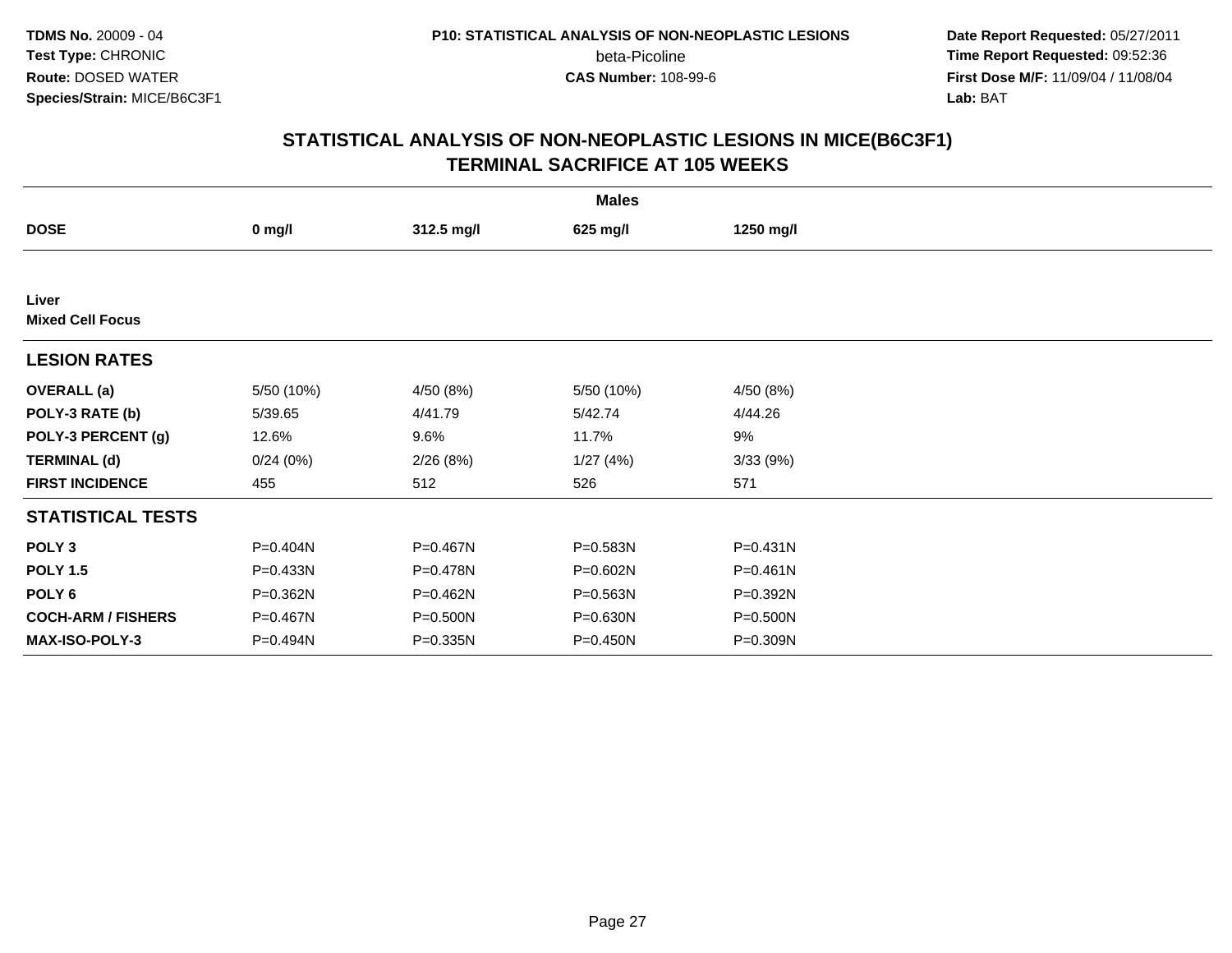**TDMS No.** 20009 - 04
**Test Type:** CHRONIC
**Route:** DOSED WATER
**Species/Strain:** MICE/B6C3F1

**P10: STATISTICAL ANALYSIS OF NON-NEOPLASTIC LESIONS**
beta-Picoline
**CAS Number:** 108-99-6

**Date Report Requested:** 05/27/2011
**Time Report Requested:** 09:52:36
**First Dose M/F:** 11/09/04 / 11/08/04
**Lab:** BAT

## STATISTICAL ANALYSIS OF NON-NEOPLASTIC LESIONS IN MICE(B6C3F1) TERMINAL SACRIFICE AT 105 WEEKS

| | Males | | | |
|---|---|---|---|---|
| **DOSE** | **0 mg/l** | **312.5 mg/l** | **625 mg/l** | **1250 mg/l** |
| **Liver** | | | | |
| **Mixed Cell Focus** | | | | |
| **LESION RATES** | | | | |
| **OVERALL (a)** | 5/50 (10%) | 4/50 (8%) | 5/50 (10%) | 4/50 (8%) |
| **POLY-3 RATE (b)** | 5/39.65 | 4/41.79 | 5/42.74 | 4/44.26 |
| **POLY-3 PERCENT (g)** | 12.6% | 9.6% | 11.7% | 9% |
| **TERMINAL (d)** | 0/24 (0%) | 2/26 (8%) | 1/27 (4%) | 3/33 (9%) |
| **FIRST INCIDENCE** | 455 | 512 | 526 | 571 |
| **STATISTICAL TESTS** | | | | |
| **POLY 3** | P=0.404N | P=0.467N | P=0.583N | P=0.431N |
| **POLY 1.5** | P=0.433N | P=0.478N | P=0.602N | P=0.461N |
| **POLY 6** | P=0.362N | P=0.462N | P=0.563N | P=0.392N |
| **COCH-ARM / FISHERS** | P=0.467N | P=0.500N | P=0.630N | P=0.500N |
| **MAX-ISO-POLY-3** | P=0.494N | P=0.335N | P=0.450N | P=0.309N |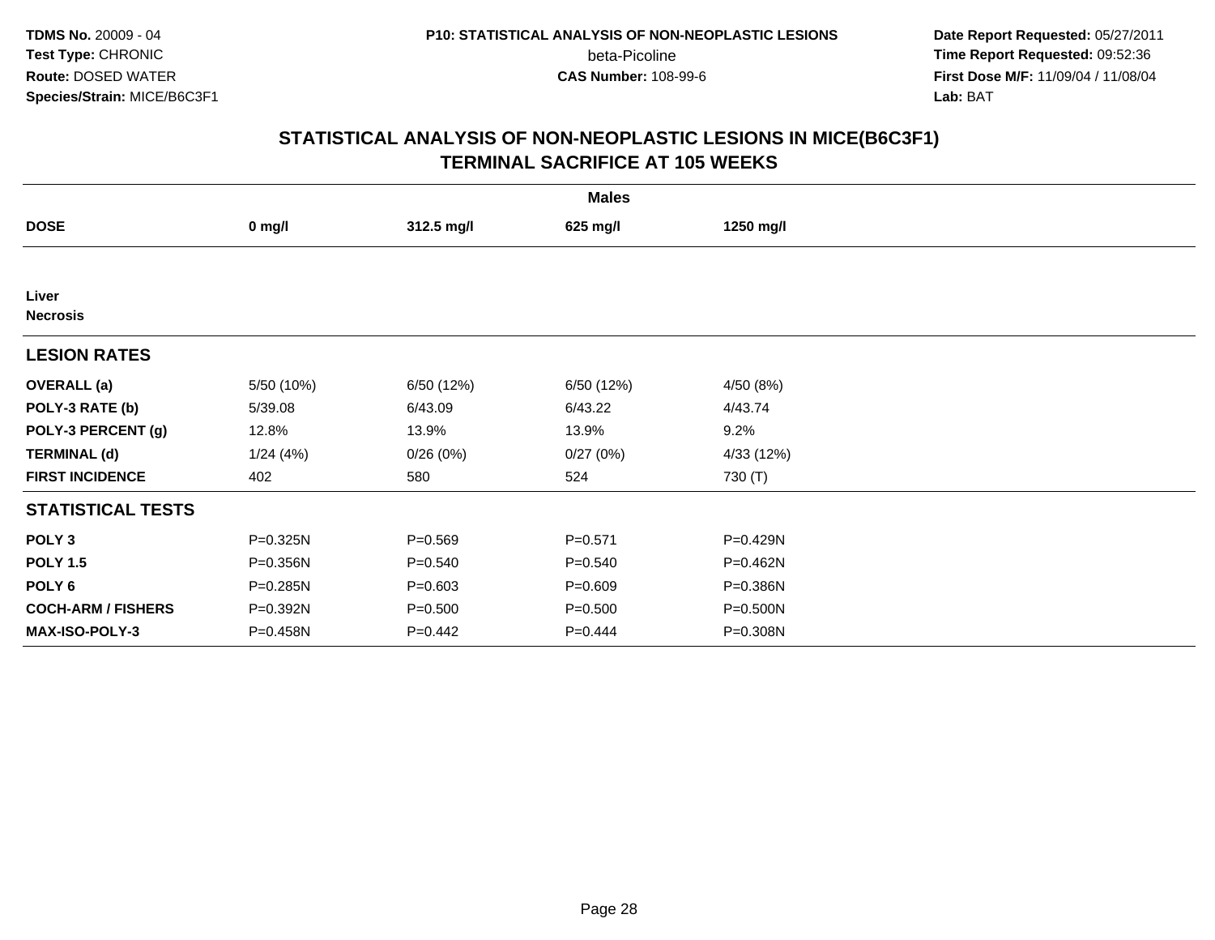**TDMS No.** 20009 - 04
**Test Type:** CHRONIC
**Route:** DOSED WATER
**Species/Strain:** MICE/B6C3F1

**P10: STATISTICAL ANALYSIS OF NON-NEOPLASTIC LESIONS**
beta-Picoline
**CAS Number:** 108-99-6

**Date Report Requested:** 05/27/2011
**Time Report Requested:** 09:52:36
**First Dose M/F:** 11/09/04 / 11/08/04
**Lab:** BAT

## STATISTICAL ANALYSIS OF NON-NEOPLASTIC LESIONS IN MICE(B6C3F1) TERMINAL SACRIFICE AT 105 WEEKS

| | Males | | | |
|---|---|---|---|---|
| **DOSE** | **0 mg/l** | **312.5 mg/l** | **625 mg/l** | **1250 mg/l** |
| **Liver** | | | | |
| **Necrosis** | | | | |
| **LESION RATES** | | | | |
| **OVERALL (a)** | 5/50 (10%) | 6/50 (12%) | 6/50 (12%) | 4/50 (8%) |
| **POLY-3 RATE (b)** | 5/39.08 | 6/43.09 | 6/43.22 | 4/43.74 |
| **POLY-3 PERCENT (g)** | 12.8% | 13.9% | 13.9% | 9.2% |
| **TERMINAL (d)** | 1/24 (4%) | 0/26 (0%) | 0/27 (0%) | 4/33 (12%) |
| **FIRST INCIDENCE** | 402 | 580 | 524 | 730 (T) |
| **STATISTICAL TESTS** | | | | |
| **POLY 3** | P=0.325N | P=0.569 | P=0.571 | P=0.429N |
| **POLY 1.5** | P=0.356N | P=0.540 | P=0.540 | P=0.462N |
| **POLY 6** | P=0.285N | P=0.603 | P=0.609 | P=0.386N |
| **COCH-ARM / FISHERS** | P=0.392N | P=0.500 | P=0.500 | P=0.500N |
| **MAX-ISO-POLY-3** | P=0.458N | P=0.442 | P=0.444 | P=0.308N |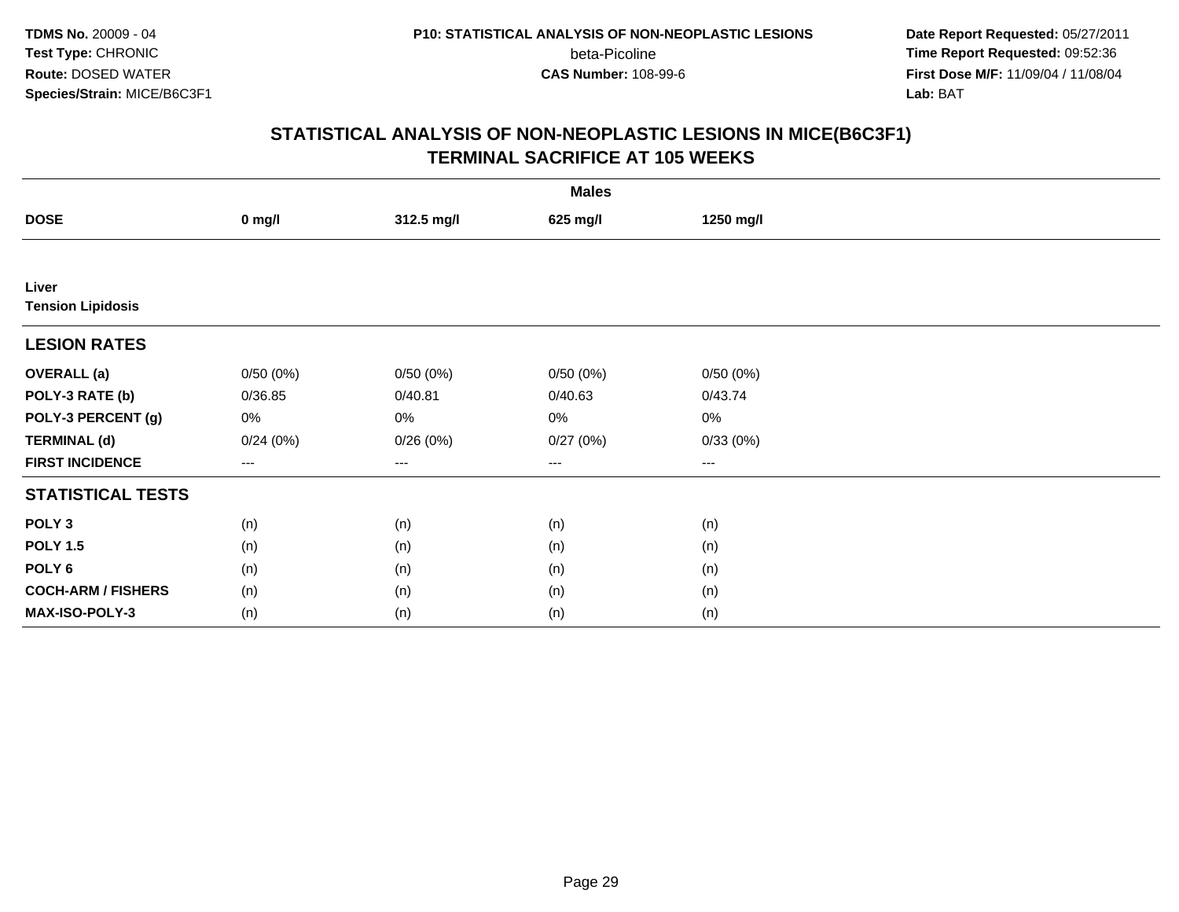**TDMS No.** 20009 - 04
**Test Type:** CHRONIC
**Route:** DOSED WATER
**Species/Strain:** MICE/B6C3F1

**P10: STATISTICAL ANALYSIS OF NON-NEOPLASTIC LESIONS**
beta-Picoline
**CAS Number:** 108-99-6

**Date Report Requested:** 05/27/2011
**Time Report Requested:** 09:52:36
**First Dose M/F:** 11/09/04 / 11/08/04
**Lab:** BAT

## STATISTICAL ANALYSIS OF NON-NEOPLASTIC LESIONS IN MICE(B6C3F1) TERMINAL SACRIFICE AT 105 WEEKS

| | Males | | | |
|---|---|---|---|---|
| **DOSE** | **0 mg/l** | **312.5 mg/l** | **625 mg/l** | **1250 mg/l** |
| **Liver** | | | | |
| **Tension Lipidosis** | | | | |
| **LESION RATES** | | | | |
| **OVERALL (a)** | 0/50 (0%) | 0/50 (0%) | 0/50 (0%) | 0/50 (0%) |
| **POLY-3 RATE (b)** | 0/36.85 | 0/40.81 | 0/40.63 | 0/43.74 |
| **POLY-3 PERCENT (g)** | 0% | 0% | 0% | 0% |
| **TERMINAL (d)** | 0/24 (0%) | 0/26 (0%) | 0/27 (0%) | 0/33 (0%) |
| **FIRST INCIDENCE** | --- | --- | --- | --- |
| **STATISTICAL TESTS** | | | | |
| **POLY 3** | (n) | (n) | (n) | (n) |
| **POLY 1.5** | (n) | (n) | (n) | (n) |
| **POLY 6** | (n) | (n) | (n) | (n) |
| **COCH-ARM / FISHERS** | (n) | (n) | (n) | (n) |
| **MAX-ISO-POLY-3** | (n) | (n) | (n) | (n) |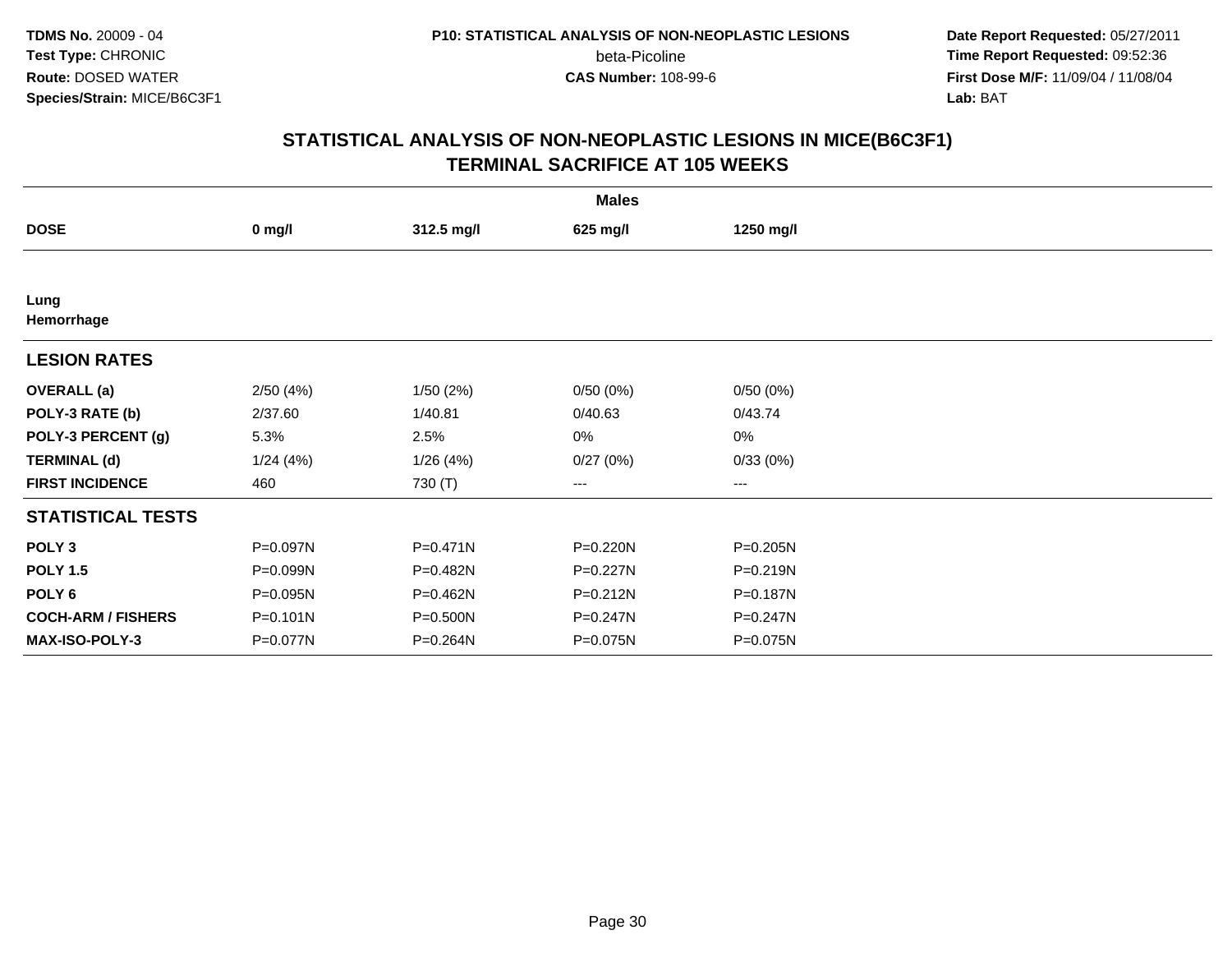**TDMS No.** 20009 - 04
**Test Type:** CHRONIC
**Route:** DOSED WATER
**Species/Strain:** MICE/B6C3F1

**P10: STATISTICAL ANALYSIS OF NON-NEOPLASTIC LESIONS**
beta-Picoline
**CAS Number:** 108-99-6

**Date Report Requested:** 05/27/2011
**Time Report Requested:** 09:52:36
**First Dose M/F:** 11/09/04 / 11/08/04
**Lab:** BAT

## STATISTICAL ANALYSIS OF NON-NEOPLASTIC LESIONS IN MICE(B6C3F1) TERMINAL SACRIFICE AT 105 WEEKS

| Males | | | | |
|---|---|---|---|---|
| **DOSE** | **0 mg/l** | **312.5 mg/l** | **625 mg/l** | **1250 mg/l** |
| **Lung** | | | | |
| **Hemorrhage** | | | | |
| **LESION RATES** | | | | |
| **OVERALL (a)** | 2/50 (4%) | 1/50 (2%) | 0/50 (0%) | 0/50 (0%) |
| **POLY-3 RATE (b)** | 2/37.60 | 1/40.81 | 0/40.63 | 0/43.74 |
| **POLY-3 PERCENT (g)** | 5.3% | 2.5% | 0% | 0% |
| **TERMINAL (d)** | 1/24 (4%) | 1/26 (4%) | 0/27 (0%) | 0/33 (0%) |
| **FIRST INCIDENCE** | 460 | 730 (T) | --- | --- |
| **STATISTICAL TESTS** | | | | |
| **POLY 3** | P=0.097N | P=0.471N | P=0.220N | P=0.205N |
| **POLY 1.5** | P=0.099N | P=0.482N | P=0.227N | P=0.219N |
| **POLY 6** | P=0.095N | P=0.462N | P=0.212N | P=0.187N |
| **COCH-ARM / FISHERS** | P=0.101N | P=0.500N | P=0.247N | P=0.247N |
| **MAX-ISO-POLY-3** | P=0.077N | P=0.264N | P=0.075N | P=0.075N |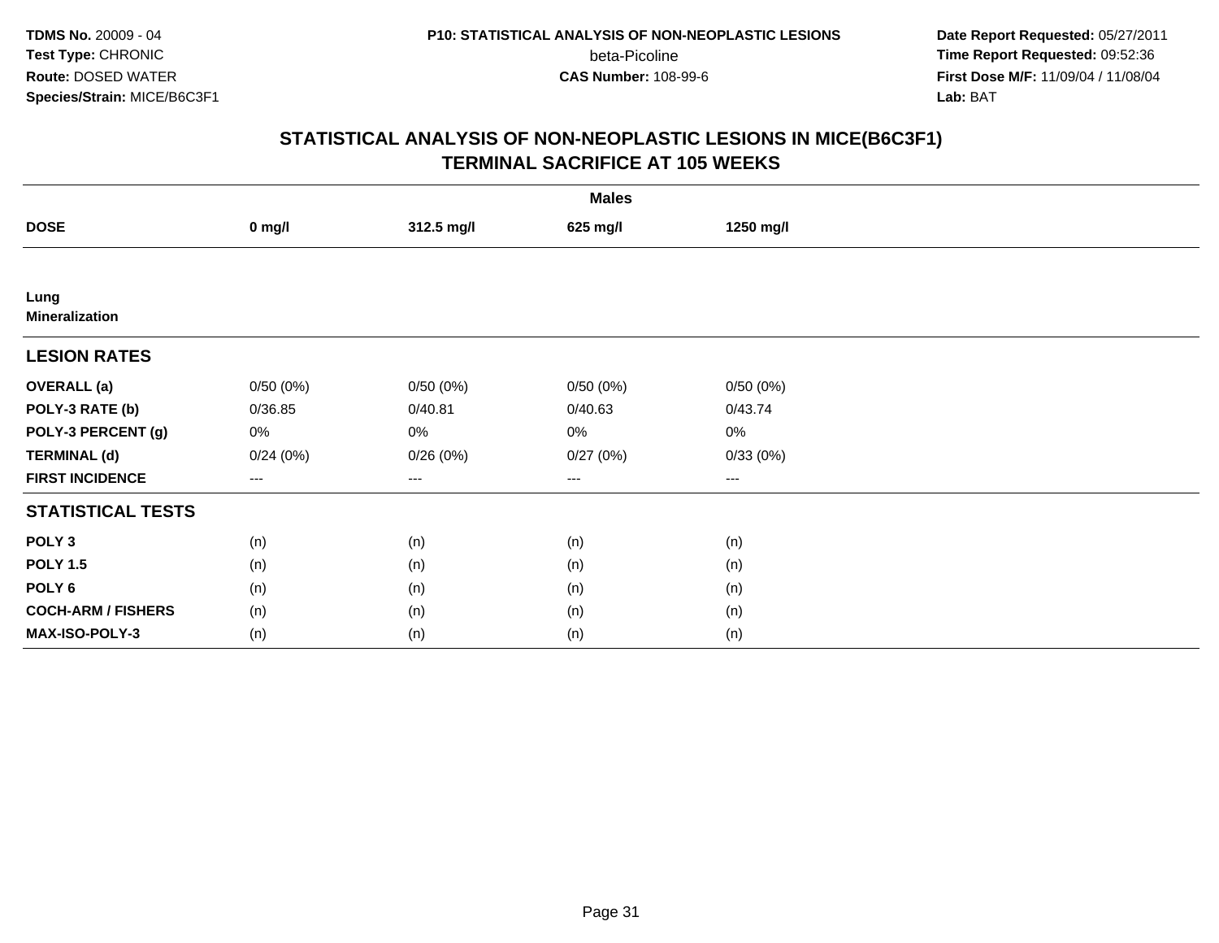# STATISTICAL ANALYSIS OF NON-NEOPLASTIC LESIONS IN MICE(B6C3F1)
## TERMINAL SACRIFICE AT 105 WEEKS

| | Males | | | |
|---|---|---|---|---|
| **DOSE** | **0 mg/l** | **312.5 mg/l** | **625 mg/l** | **1250 mg/l** |
| **Lung** | | | | |
| **Mineralization** | | | | |
| **LESION RATES** | | | | |
| **OVERALL (a)** | 0/50 (0%) | 0/50 (0%) | 0/50 (0%) | 0/50 (0%) |
| **POLY-3 RATE (b)** | 0/36.85 | 0/40.81 | 0/40.63 | 0/43.74 |
| **POLY-3 PERCENT (g)** | 0% | 0% | 0% | 0% |
| **TERMINAL (d)** | 0/24 (0%) | 0/26 (0%) | 0/27 (0%) | 0/33 (0%) |
| **FIRST INCIDENCE** | --- | --- | --- | --- |
| **STATISTICAL TESTS** | | | | |
| **POLY 3** | (n) | (n) | (n) | (n) |
| **POLY 1.5** | (n) | (n) | (n) | (n) |
| **POLY 6** | (n) | (n) | (n) | (n) |
| **COCH-ARM / FISHERS** | (n) | (n) | (n) | (n) |
| **MAX-ISO-POLY-3** | (n) | (n) | (n) | (n) |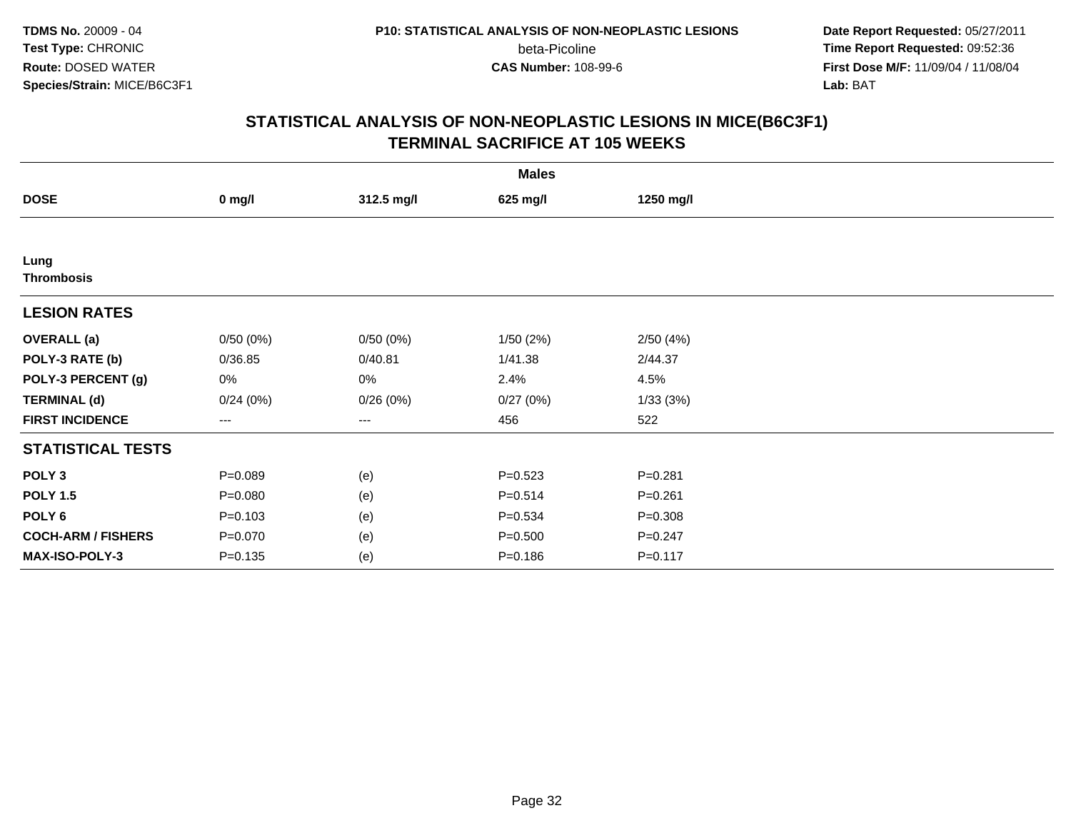**TDMS No.** 20009 - 04
**Test Type:** CHRONIC
**Route:** DOSED WATER
**Species/Strain:** MICE/B6C3F1

**P10: STATISTICAL ANALYSIS OF NON-NEOPLASTIC LESIONS**
beta-Picoline
**CAS Number:** 108-99-6

**Date Report Requested:** 05/27/2011
**Time Report Requested:** 09:52:36
**First Dose M/F:** 11/09/04 / 11/08/04
**Lab:** BAT

## STATISTICAL ANALYSIS OF NON-NEOPLASTIC LESIONS IN MICE(B6C3F1)
## TERMINAL SACRIFICE AT 105 WEEKS

| | Males | | | |
|---|---|---|---|---|
| **DOSE** | **0 mg/l** | **312.5 mg/l** | **625 mg/l** | **1250 mg/l** |
| **Lung** | | | | |
| **Thrombosis** | | | | |
| **LESION RATES** | | | | |
| **OVERALL (a)** | 0/50 (0%) | 0/50 (0%) | 1/50 (2%) | 2/50 (4%) |
| **POLY-3 RATE (b)** | 0/36.85 | 0/40.81 | 1/41.38 | 2/44.37 |
| **POLY-3 PERCENT (g)** | 0% | 0% | 2.4% | 4.5% |
| **TERMINAL (d)** | 0/24 (0%) | 0/26 (0%) | 0/27 (0%) | 1/33 (3%) |
| **FIRST INCIDENCE** | --- | --- | 456 | 522 |
| **STATISTICAL TESTS** | | | | |
| **POLY 3** | P=0.089 | (e) | P=0.523 | P=0.281 |
| **POLY 1.5** | P=0.080 | (e) | P=0.514 | P=0.261 |
| **POLY 6** | P=0.103 | (e) | P=0.534 | P=0.308 |
| **COCH-ARM / FISHERS** | P=0.070 | (e) | P=0.500 | P=0.247 |
| **MAX-ISO-POLY-3** | P=0.135 | (e) | P=0.186 | P=0.117 |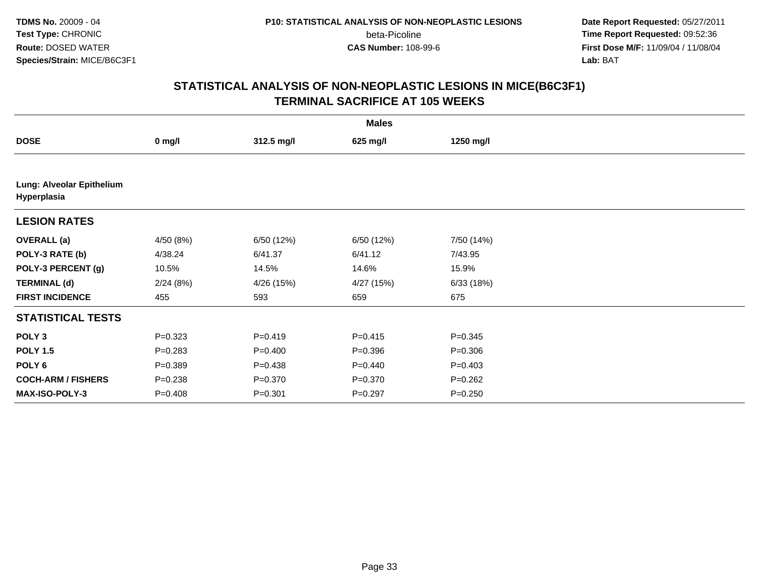**TDMS No.** 20009 - 04
**Test Type:** CHRONIC
**Route:** DOSED WATER
**Species/Strain:** MICE/B6C3F1

**P10: STATISTICAL ANALYSIS OF NON-NEOPLASTIC LESIONS**
beta-Picoline
**CAS Number:** 108-99-6

**Date Report Requested:** 05/27/2011
**Time Report Requested:** 09:52:36
**First Dose M/F:** 11/09/04 / 11/08/04
**Lab:** BAT

## STATISTICAL ANALYSIS OF NON-NEOPLASTIC LESIONS IN MICE(B6C3F1)
## TERMINAL SACRIFICE AT 105 WEEKS

| | Males | | | |
|---|---|---|---|---|
| **DOSE** | **0 mg/l** | **312.5 mg/l** | **625 mg/l** | **1250 mg/l** |
| **Lung: Alveolar Epithelium Hyperplasia** | | | | |
| **LESION RATES** | | | | |
| **OVERALL (a)** | 4/50 (8%) | 6/50 (12%) | 6/50 (12%) | 7/50 (14%) |
| **POLY-3 RATE (b)** | 4/38.24 | 6/41.37 | 6/41.12 | 7/43.95 |
| **POLY-3 PERCENT (g)** | 10.5% | 14.5% | 14.6% | 15.9% |
| **TERMINAL (d)** | 2/24 (8%) | 4/26 (15%) | 4/27 (15%) | 6/33 (18%) |
| **FIRST INCIDENCE** | 455 | 593 | 659 | 675 |
| **STATISTICAL TESTS** | | | | |
| **POLY 3** | P=0.323 | P=0.419 | P=0.415 | P=0.345 |
| **POLY 1.5** | P=0.283 | P=0.400 | P=0.396 | P=0.306 |
| **POLY 6** | P=0.389 | P=0.438 | P=0.440 | P=0.403 |
| **COCH-ARM / FISHERS** | P=0.238 | P=0.370 | P=0.370 | P=0.262 |
| **MAX-ISO-POLY-3** | P=0.408 | P=0.301 | P=0.297 | P=0.250 |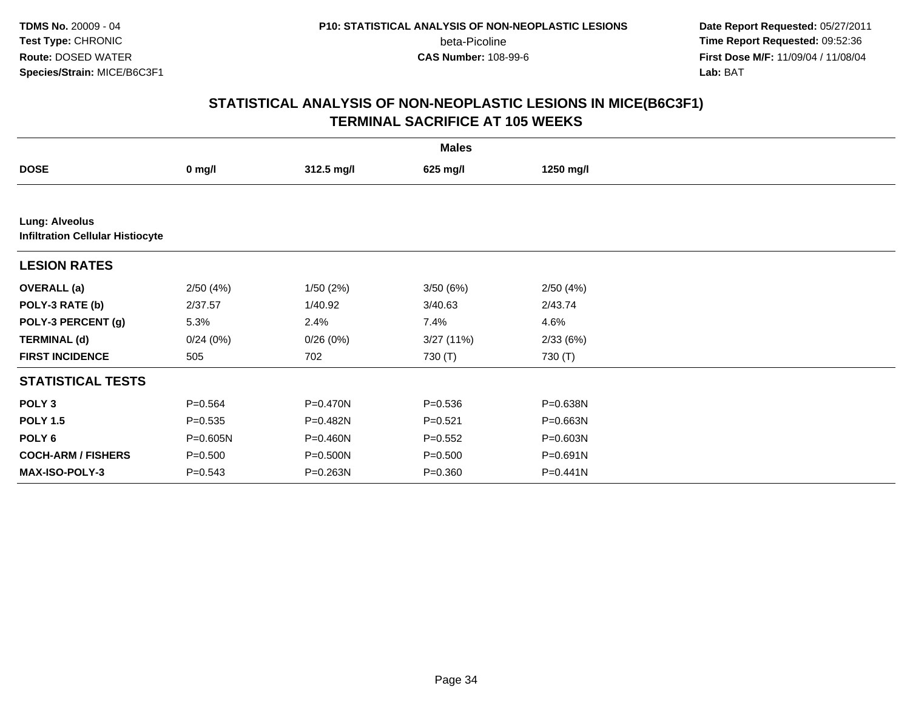**TDMS No.** 20009 - 04
**Test Type:** CHRONIC
**Route:** DOSED WATER
**Species/Strain:** MICE/B6C3F1

**P10: STATISTICAL ANALYSIS OF NON-NEOPLASTIC LESIONS**
beta-Picoline
**CAS Number:** 108-99-6

**Date Report Requested:** 05/27/2011
**Time Report Requested:** 09:52:36
**First Dose M/F:** 11/09/04 / 11/08/04
**Lab:** BAT

## STATISTICAL ANALYSIS OF NON-NEOPLASTIC LESIONS IN MICE(B6C3F1) TERMINAL SACRIFICE AT 105 WEEKS

| | Males | | | |
|---|---|---|---|---|
| **DOSE** | **0 mg/l** | **312.5 mg/l** | **625 mg/l** | **1250 mg/l** |
| **Lung: Alveolus** | | | | |
| **Infiltration Cellular Histiocyte** | | | | |
| **LESION RATES** | | | | |
| **OVERALL (a)** | 2/50 (4%) | 1/50 (2%) | 3/50 (6%) | 2/50 (4%) |
| **POLY-3 RATE (b)** | 2/37.57 | 1/40.92 | 3/40.63 | 2/43.74 |
| **POLY-3 PERCENT (g)** | 5.3% | 2.4% | 7.4% | 4.6% |
| **TERMINAL (d)** | 0/24 (0%) | 0/26 (0%) | 3/27 (11%) | 2/33 (6%) |
| **FIRST INCIDENCE** | 505 | 702 | 730 (T) | 730 (T) |
| **STATISTICAL TESTS** | | | | |
| **POLY 3** | P=0.564 | P=0.470N | P=0.536 | P=0.638N |
| **POLY 1.5** | P=0.535 | P=0.482N | P=0.521 | P=0.663N |
| **POLY 6** | P=0.605N | P=0.460N | P=0.552 | P=0.603N |
| **COCH-ARM / FISHERS** | P=0.500 | P=0.500N | P=0.500 | P=0.691N |
| **MAX-ISO-POLY-3** | P=0.543 | P=0.263N | P=0.360 | P=0.441N |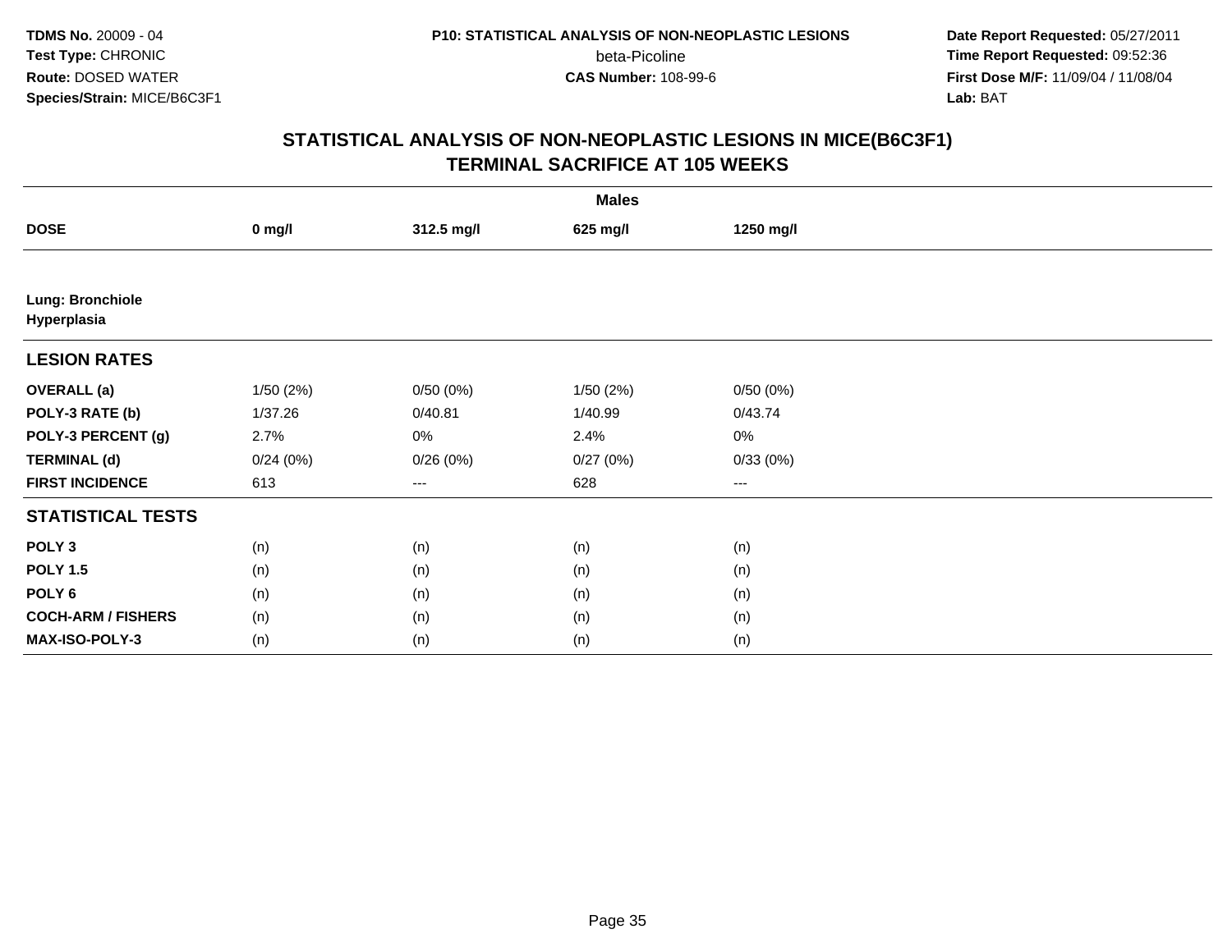**TDMS No.** 20009 - 04
**Test Type:** CHRONIC
**Route:** DOSED WATER
**Species/Strain:** MICE/B6C3F1

**P10: STATISTICAL ANALYSIS OF NON-NEOPLASTIC LESIONS**
beta-Picoline
**CAS Number:** 108-99-6

**Date Report Requested:** 05/27/2011
**Time Report Requested:** 09:52:36
**First Dose M/F:** 11/09/04 / 11/08/04
**Lab:** BAT

# STATISTICAL ANALYSIS OF NON-NEOPLASTIC LESIONS IN MICE(B6C3F1) TERMINAL SACRIFICE AT 105 WEEKS

| | Males | | | |
|---|---|---|---|---|
| **DOSE** | **0 mg/l** | **312.5 mg/l** | **625 mg/l** | **1250 mg/l** |
| **Lung: Bronchiole Hyperplasia** | | | | |
| **LESION RATES** | | | | |
| **OVERALL (a)** | 1/50 (2%) | 0/50 (0%) | 1/50 (2%) | 0/50 (0%) |
| **POLY-3 RATE (b)** | 1/37.26 | 0/40.81 | 1/40.99 | 0/43.74 |
| **POLY-3 PERCENT (g)** | 2.7% | 0% | 2.4% | 0% |
| **TERMINAL (d)** | 0/24 (0%) | 0/26 (0%) | 0/27 (0%) | 0/33 (0%) |
| **FIRST INCIDENCE** | 613 | --- | 628 | --- |
| **STATISTICAL TESTS** | | | | |
| **POLY 3** | (n) | (n) | (n) | (n) |
| **POLY 1.5** | (n) | (n) | (n) | (n) |
| **POLY 6** | (n) | (n) | (n) | (n) |
| **COCH-ARM / FISHERS** | (n) | (n) | (n) | (n) |
| **MAX-ISO-POLY-3** | (n) | (n) | (n) | (n) |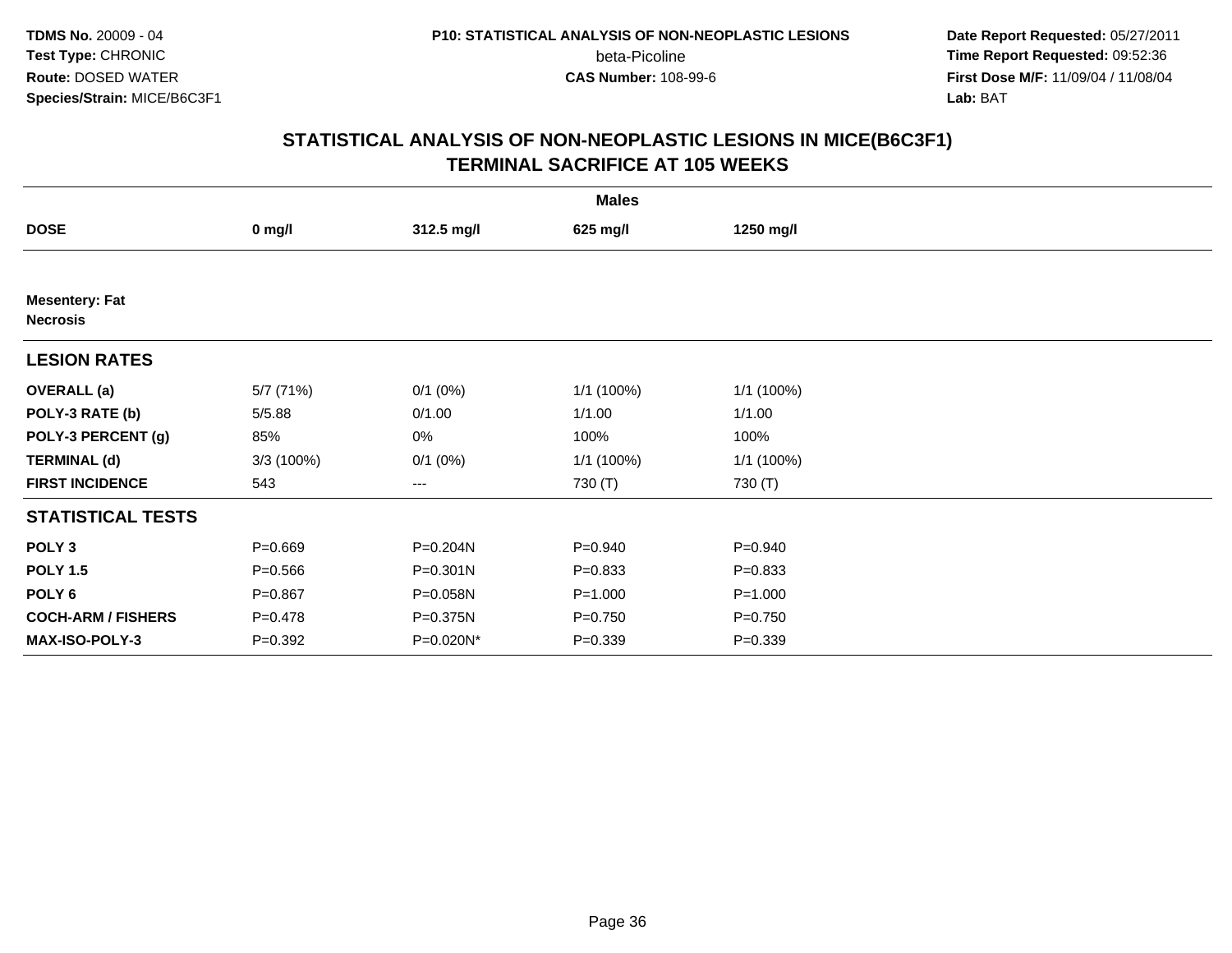**TDMS No.** 20009 - 04
**Test Type:** CHRONIC
**Route:** DOSED WATER
**Species/Strain:** MICE/B6C3F1

**P10: STATISTICAL ANALYSIS OF NON-NEOPLASTIC LESIONS**
beta-Picoline
**CAS Number:** 108-99-6

**Date Report Requested:** 05/27/2011
**Time Report Requested:** 09:52:36
**First Dose M/F:** 11/09/04 / 11/08/04
**Lab:** BAT

## STATISTICAL ANALYSIS OF NON-NEOPLASTIC LESIONS IN MICE(B6C3F1) TERMINAL SACRIFICE AT 105 WEEKS

| | Males | | | |
|---|---|---|---|---|
| **DOSE** | **0 mg/l** | **312.5 mg/l** | **625 mg/l** | **1250 mg/l** |
| **Mesentery: Fat** | | | | |
| **Necrosis** | | | | |
| **LESION RATES** | | | | |
| **OVERALL (a)** | 5/7 (71%) | 0/1 (0%) | 1/1 (100%) | 1/1 (100%) |
| **POLY-3 RATE (b)** | 5/5.88 | 0/1.00 | 1/1.00 | 1/1.00 |
| **POLY-3 PERCENT (g)** | 85% | 0% | 100% | 100% |
| **TERMINAL (d)** | 3/3 (100%) | 0/1 (0%) | 1/1 (100%) | 1/1 (100%) |
| **FIRST INCIDENCE** | 543 | --- | 730 (T) | 730 (T) |
| **STATISTICAL TESTS** | | | | |
| **POLY 3** | P=0.669 | P=0.204N | P=0.940 | P=0.940 |
| **POLY 1.5** | P=0.566 | P=0.301N | P=0.833 | P=0.833 |
| **POLY 6** | P=0.867 | P=0.058N | P=1.000 | P=1.000 |
| **COCH-ARM / FISHERS** | P=0.478 | P=0.375N | P=0.750 | P=0.750 |
| **MAX-ISO-POLY-3** | P=0.392 | P=0.020N* | P=0.339 | P=0.339 |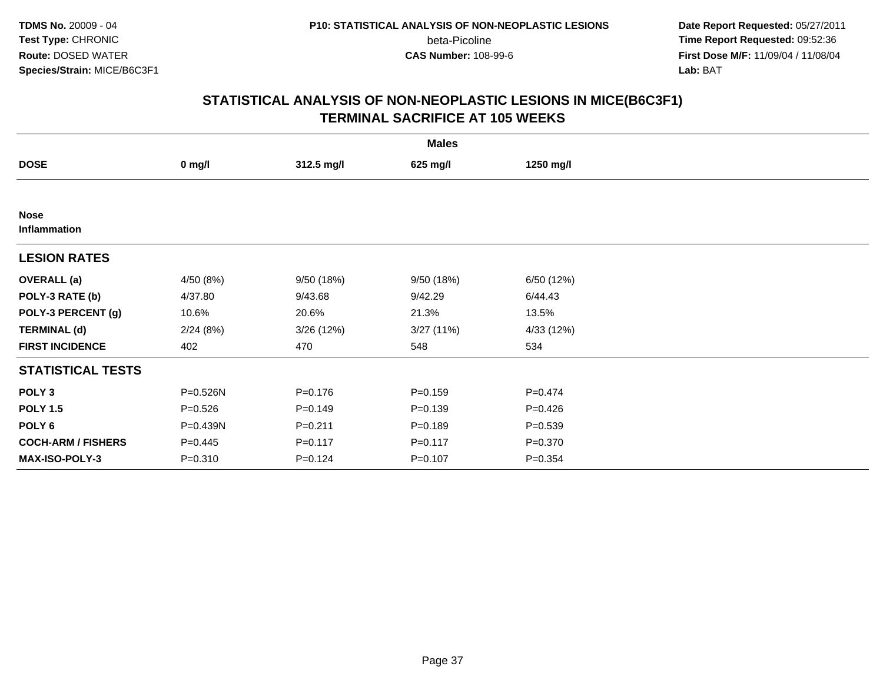**TDMS No.** 20009 - 04
**Test Type:** CHRONIC
**Route:** DOSED WATER
**Species/Strain:** MICE/B6C3F1

**P10: STATISTICAL ANALYSIS OF NON-NEOPLASTIC LESIONS**
beta-Picoline
**CAS Number:** 108-99-6

**Date Report Requested:** 05/27/2011
**Time Report Requested:** 09:52:36
**First Dose M/F:** 11/09/04 / 11/08/04
**Lab:** BAT

## STATISTICAL ANALYSIS OF NON-NEOPLASTIC LESIONS IN MICE(B6C3F1)
## TERMINAL SACRIFICE AT 105 WEEKS

| | Males | | | |
|---|---|---|---|---|
| **DOSE** | **0 mg/l** | **312.5 mg/l** | **625 mg/l** | **1250 mg/l** |
| **Nose** | | | | |
| **Inflammation** | | | | |
| **LESION RATES** | | | | |
| **OVERALL (a)** | 4/50 (8%) | 9/50 (18%) | 9/50 (18%) | 6/50 (12%) |
| **POLY-3 RATE (b)** | 4/37.80 | 9/43.68 | 9/42.29 | 6/44.43 |
| **POLY-3 PERCENT (g)** | 10.6% | 20.6% | 21.3% | 13.5% |
| **TERMINAL (d)** | 2/24 (8%) | 3/26 (12%) | 3/27 (11%) | 4/33 (12%) |
| **FIRST INCIDENCE** | 402 | 470 | 548 | 534 |
| **STATISTICAL TESTS** | | | | |
| **POLY 3** | P=0.526N | P=0.176 | P=0.159 | P=0.474 |
| **POLY 1.5** | P=0.526 | P=0.149 | P=0.139 | P=0.426 |
| **POLY 6** | P=0.439N | P=0.211 | P=0.189 | P=0.539 |
| **COCH-ARM / FISHERS** | P=0.445 | P=0.117 | P=0.117 | P=0.370 |
| **MAX-ISO-POLY-3** | P=0.310 | P=0.124 | P=0.107 | P=0.354 |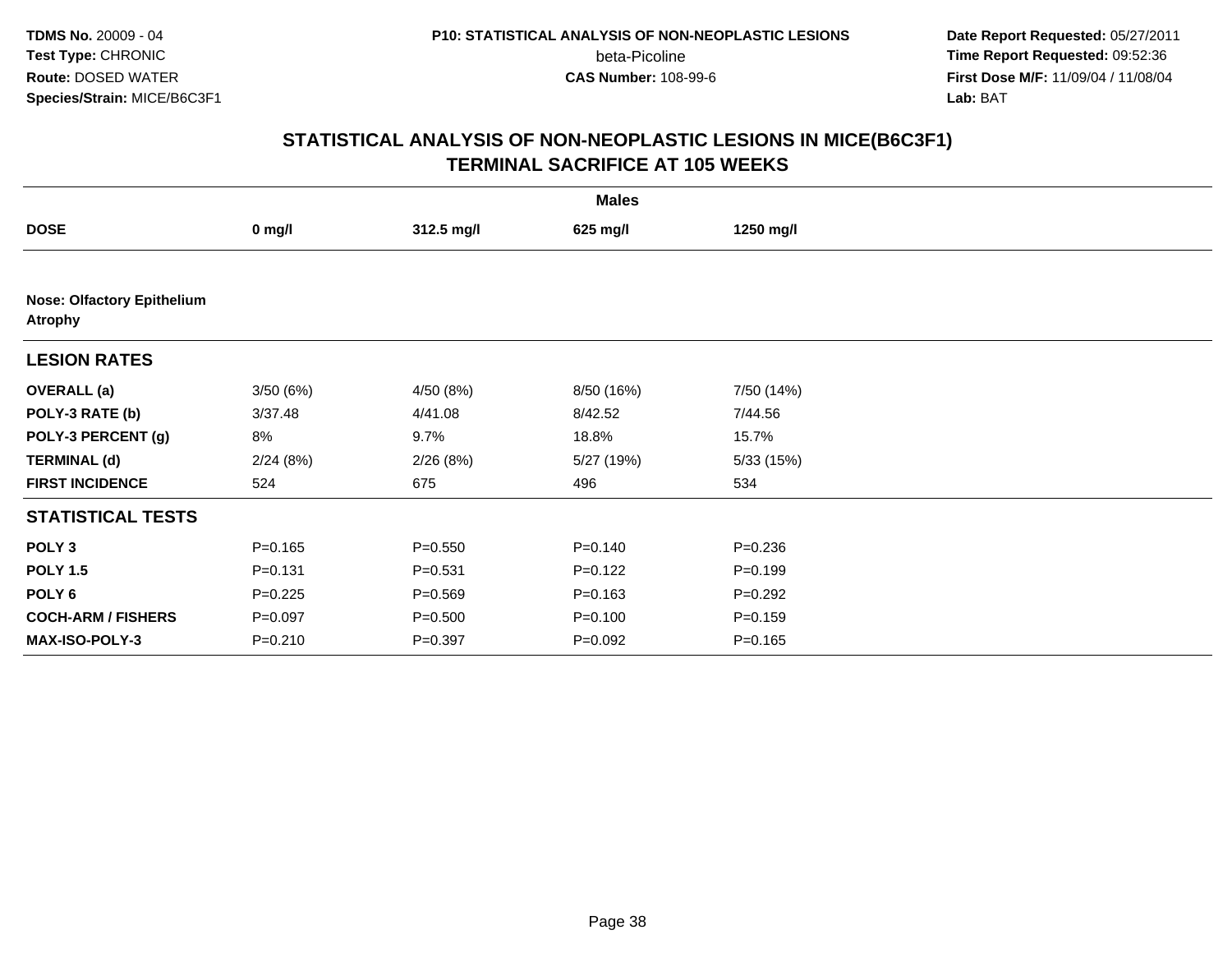**TDMS No.** 20009 - 04
**Test Type:** CHRONIC
**Route:** DOSED WATER
**Species/Strain:** MICE/B6C3F1

**P10: STATISTICAL ANALYSIS OF NON-NEOPLASTIC LESIONS**
beta-Picoline
**CAS Number:** 108-99-6

**Date Report Requested:** 05/27/2011
**Time Report Requested:** 09:52:36
**First Dose M/F:** 11/09/04 / 11/08/04
**Lab:** BAT

## STATISTICAL ANALYSIS OF NON-NEOPLASTIC LESIONS IN MICE(B6C3F1)
## TERMINAL SACRIFICE AT 105 WEEKS

| | Males | | | |
|---|---|---|---|---|
| **DOSE** | **0 mg/l** | **312.5 mg/l** | **625 mg/l** | **1250 mg/l** |
| **Nose: Olfactory Epithelium Atrophy** | | | | |
| **LESION RATES** | | | | |
| **OVERALL (a)** | 3/50 (6%) | 4/50 (8%) | 8/50 (16%) | 7/50 (14%) |
| **POLY-3 RATE (b)** | 3/37.48 | 4/41.08 | 8/42.52 | 7/44.56 |
| **POLY-3 PERCENT (g)** | 8% | 9.7% | 18.8% | 15.7% |
| **TERMINAL (d)** | 2/24 (8%) | 2/26 (8%) | 5/27 (19%) | 5/33 (15%) |
| **FIRST INCIDENCE** | 524 | 675 | 496 | 534 |
| **STATISTICAL TESTS** | | | | |
| **POLY 3** | P=0.165 | P=0.550 | P=0.140 | P=0.236 |
| **POLY 1.5** | P=0.131 | P=0.531 | P=0.122 | P=0.199 |
| **POLY 6** | P=0.225 | P=0.569 | P=0.163 | P=0.292 |
| **COCH-ARM / FISHERS** | P=0.097 | P=0.500 | P=0.100 | P=0.159 |
| **MAX-ISO-POLY-3** | P=0.210 | P=0.397 | P=0.092 | P=0.165 |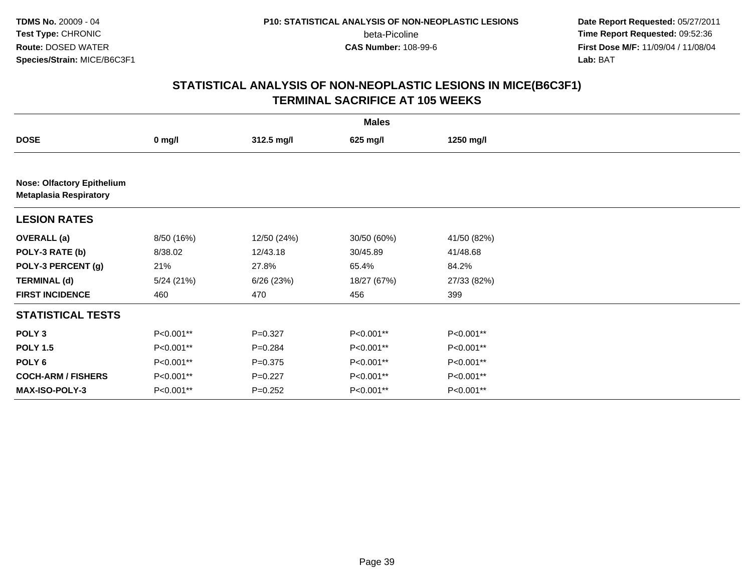**TDMS No.** 20009 - 04
**Test Type:** CHRONIC
**Route:** DOSED WATER
**Species/Strain:** MICE/B6C3F1

**P10: STATISTICAL ANALYSIS OF NON-NEOPLASTIC LESIONS**
beta-Picoline
**CAS Number:** 108-99-6

**Date Report Requested:** 05/27/2011
**Time Report Requested:** 09:52:36
**First Dose M/F:** 11/09/04 / 11/08/04
**Lab:** BAT

## STATISTICAL ANALYSIS OF NON-NEOPLASTIC LESIONS IN MICE(B6C3F1)
## TERMINAL SACRIFICE AT 105 WEEKS

| | Males | | | |
|---|---|---|---|---|
| **DOSE** | **0 mg/l** | **312.5 mg/l** | **625 mg/l** | **1250 mg/l** |
| **Nose: Olfactory Epithelium** | | | | |
| **Metaplasia Respiratory** | | | | |
| **LESION RATES** | | | | |
| **OVERALL (a)** | 8/50 (16%) | 12/50 (24%) | 30/50 (60%) | 41/50 (82%) |
| **POLY-3 RATE (b)** | 8/38.02 | 12/43.18 | 30/45.89 | 41/48.68 |
| **POLY-3 PERCENT (g)** | 21% | 27.8% | 65.4% | 84.2% |
| **TERMINAL (d)** | 5/24 (21%) | 6/26 (23%) | 18/27 (67%) | 27/33 (82%) |
| **FIRST INCIDENCE** | 460 | 470 | 456 | 399 |
| **STATISTICAL TESTS** | | | | |
| **POLY 3** | P<0.001** | P=0.327 | P<0.001** | P<0.001** |
| **POLY 1.5** | P<0.001** | P=0.284 | P<0.001** | P<0.001** |
| **POLY 6** | P<0.001** | P=0.375 | P<0.001** | P<0.001** |
| **COCH-ARM / FISHERS** | P<0.001** | P=0.227 | P<0.001** | P<0.001** |
| **MAX-ISO-POLY-3** | P<0.001** | P=0.252 | P<0.001** | P<0.001** |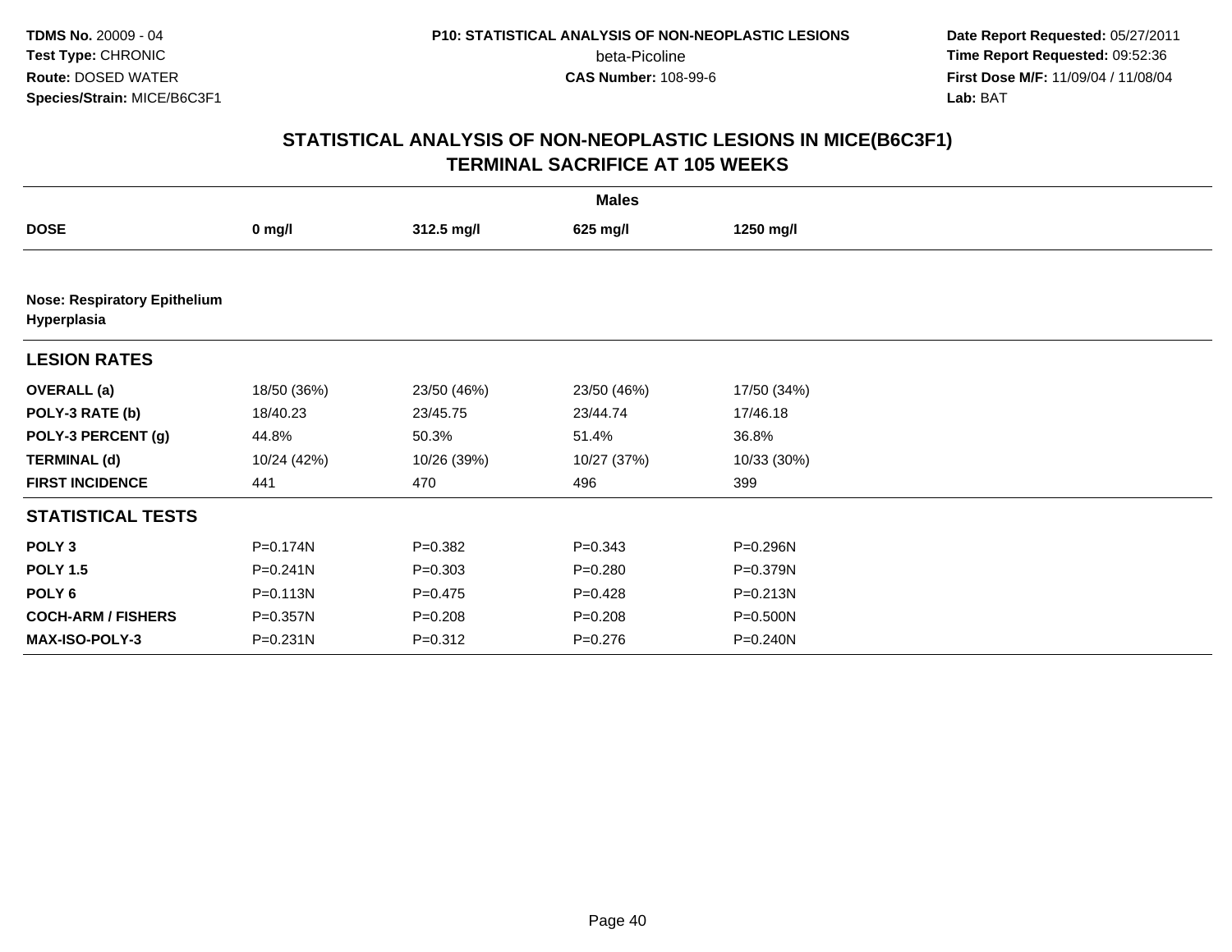**TDMS No.** 20009 - 04
**Test Type:** CHRONIC
**Route:** DOSED WATER
**Species/Strain:** MICE/B6C3F1

**P10: STATISTICAL ANALYSIS OF NON-NEOPLASTIC LESIONS**
beta-Picoline
**CAS Number:** 108-99-6

**Date Report Requested:** 05/27/2011
**Time Report Requested:** 09:52:36
**First Dose M/F:** 11/09/04 / 11/08/04
**Lab:** BAT

## STATISTICAL ANALYSIS OF NON-NEOPLASTIC LESIONS IN MICE(B6C3F1) TERMINAL SACRIFICE AT 105 WEEKS

| | Males | | | |
|---|---|---|---|---|
| **DOSE** | **0 mg/l** | **312.5 mg/l** | **625 mg/l** | **1250 mg/l** |
| **Nose: Respiratory Epithelium Hyperplasia** | | | | |
| **LESION RATES** | | | | |
| **OVERALL (a)** | 18/50 (36%) | 23/50 (46%) | 23/50 (46%) | 17/50 (34%) |
| **POLY-3 RATE (b)** | 18/40.23 | 23/45.75 | 23/44.74 | 17/46.18 |
| **POLY-3 PERCENT (g)** | 44.8% | 50.3% | 51.4% | 36.8% |
| **TERMINAL (d)** | 10/24 (42%) | 10/26 (39%) | 10/27 (37%) | 10/33 (30%) |
| **FIRST INCIDENCE** | 441 | 470 | 496 | 399 |
| **STATISTICAL TESTS** | | | | |
| **POLY 3** | P=0.174N | P=0.382 | P=0.343 | P=0.296N |
| **POLY 1.5** | P=0.241N | P=0.303 | P=0.280 | P=0.379N |
| **POLY 6** | P=0.113N | P=0.475 | P=0.428 | P=0.213N |
| **COCH-ARM / FISHERS** | P=0.357N | P=0.208 | P=0.208 | P=0.500N |
| **MAX-ISO-POLY-3** | P=0.231N | P=0.312 | P=0.276 | P=0.240N |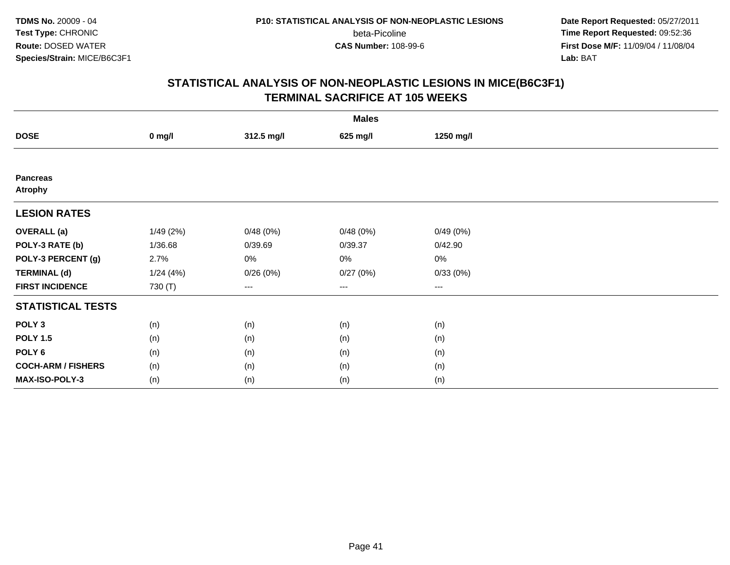**TDMS No.** 20009 - 04
**Test Type:** CHRONIC
**Route:** DOSED WATER
**Species/Strain:** MICE/B6C3F1

**P10: STATISTICAL ANALYSIS OF NON-NEOPLASTIC LESIONS**
beta-Picoline
**CAS Number:** 108-99-6

**Date Report Requested:** 05/27/2011
**Time Report Requested:** 09:52:36
**First Dose M/F:** 11/09/04 / 11/08/04
**Lab:** BAT

## STATISTICAL ANALYSIS OF NON-NEOPLASTIC LESIONS IN MICE(B6C3F1) TERMINAL SACRIFICE AT 105 WEEKS

| | Males | | | |
|---|---|---|---|---|
| **DOSE** | **0 mg/l** | **312.5 mg/l** | **625 mg/l** | **1250 mg/l** |
| **Pancreas** | | | | |
| **Atrophy** | | | | |
| **LESION RATES** | | | | |
| **OVERALL (a)** | 1/49 (2%) | 0/48 (0%) | 0/48 (0%) | 0/49 (0%) |
| **POLY-3 RATE (b)** | 1/36.68 | 0/39.69 | 0/39.37 | 0/42.90 |
| **POLY-3 PERCENT (g)** | 2.7% | 0% | 0% | 0% |
| **TERMINAL (d)** | 1/24 (4%) | 0/26 (0%) | 0/27 (0%) | 0/33 (0%) |
| **FIRST INCIDENCE** | 730 (T) | --- | --- | --- |
| **STATISTICAL TESTS** | | | | |
| **POLY 3** | (n) | (n) | (n) | (n) |
| **POLY 1.5** | (n) | (n) | (n) | (n) |
| **POLY 6** | (n) | (n) | (n) | (n) |
| **COCH-ARM / FISHERS** | (n) | (n) | (n) | (n) |
| **MAX-ISO-POLY-3** | (n) | (n) | (n) | (n) |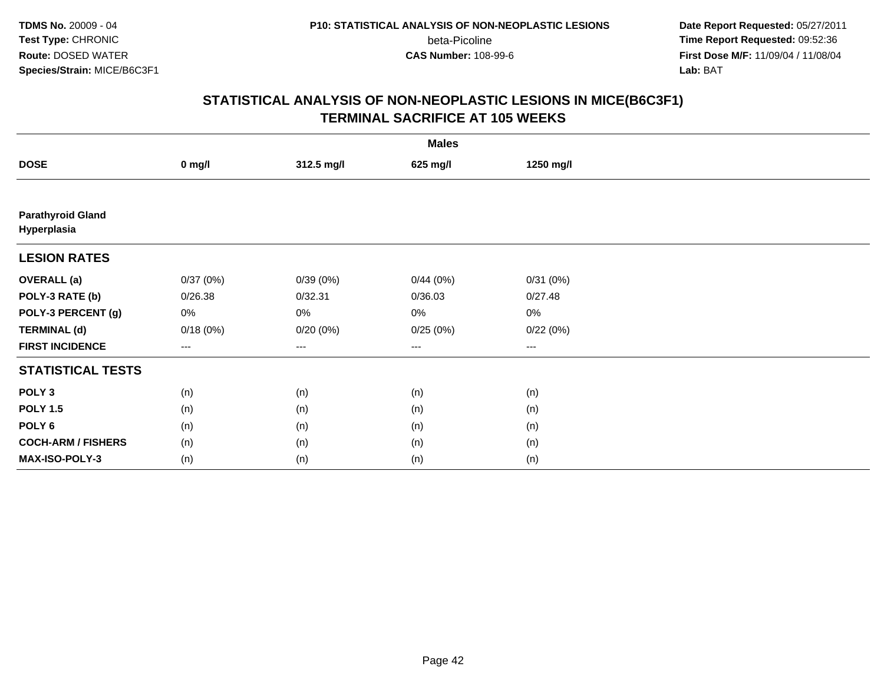**TDMS No.** 20009 - 04
**Test Type:** CHRONIC
**Route:** DOSED WATER
**Species/Strain:** MICE/B6C3F1

**P10: STATISTICAL ANALYSIS OF NON-NEOPLASTIC LESIONS**
beta-Picoline
**CAS Number:** 108-99-6

**Date Report Requested:** 05/27/2011
**Time Report Requested:** 09:52:36
**First Dose M/F:** 11/09/04 / 11/08/04
**Lab:** BAT

## STATISTICAL ANALYSIS OF NON-NEOPLASTIC LESIONS IN MICE(B6C3F1) TERMINAL SACRIFICE AT 105 WEEKS

| | Males | | | |
|---|---|---|---|---|
| **DOSE** | **0 mg/l** | **312.5 mg/l** | **625 mg/l** | **1250 mg/l** |
| **Parathyroid Gland Hyperplasia** | | | | |
| **LESION RATES** | | | | |
| **OVERALL (a)** | 0/37 (0%) | 0/39 (0%) | 0/44 (0%) | 0/31 (0%) |
| **POLY-3 RATE (b)** | 0/26.38 | 0/32.31 | 0/36.03 | 0/27.48 |
| **POLY-3 PERCENT (g)** | 0% | 0% | 0% | 0% |
| **TERMINAL (d)** | 0/18 (0%) | 0/20 (0%) | 0/25 (0%) | 0/22 (0%) |
| **FIRST INCIDENCE** | --- | --- | --- | --- |
| **STATISTICAL TESTS** | | | | |
| **POLY 3** | (n) | (n) | (n) | (n) |
| **POLY 1.5** | (n) | (n) | (n) | (n) |
| **POLY 6** | (n) | (n) | (n) | (n) |
| **COCH-ARM / FISHERS** | (n) | (n) | (n) | (n) |
| **MAX-ISO-POLY-3** | (n) | (n) | (n) | (n) |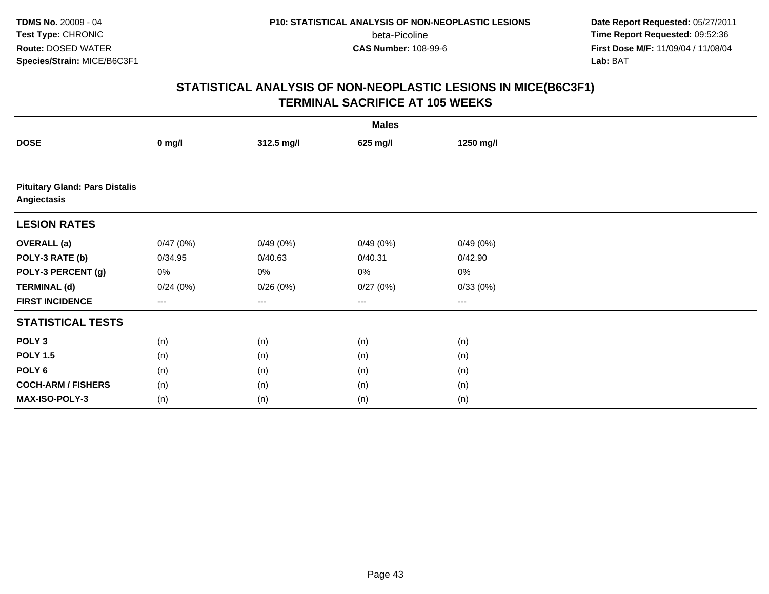**TDMS No.** 20009 - 04
**Test Type:** CHRONIC
**Route:** DOSED WATER
**Species/Strain:** MICE/B6C3F1

**P10: STATISTICAL ANALYSIS OF NON-NEOPLASTIC LESIONS**
beta-Picoline
**CAS Number:** 108-99-6

**Date Report Requested:** 05/27/2011
**Time Report Requested:** 09:52:36
**First Dose M/F:** 11/09/04 / 11/08/04
**Lab:** BAT

## STATISTICAL ANALYSIS OF NON-NEOPLASTIC LESIONS IN MICE(B6C3F1) TERMINAL SACRIFICE AT 105 WEEKS

| | Males | | | |
|---|---|---|---|---|
| **DOSE** | **0 mg/l** | **312.5 mg/l** | **625 mg/l** | **1250 mg/l** |
| **Pituitary Gland: Pars Distalis Angiectasis** | | | | |
| **LESION RATES** | | | | |
| **OVERALL (a)** | 0/47 (0%) | 0/49 (0%) | 0/49 (0%) | 0/49 (0%) |
| **POLY-3 RATE (b)** | 0/34.95 | 0/40.63 | 0/40.31 | 0/42.90 |
| **POLY-3 PERCENT (g)** | 0% | 0% | 0% | 0% |
| **TERMINAL (d)** | 0/24 (0%) | 0/26 (0%) | 0/27 (0%) | 0/33 (0%) |
| **FIRST INCIDENCE** | --- | --- | --- | --- |
| **STATISTICAL TESTS** | | | | |
| **POLY 3** | (n) | (n) | (n) | (n) |
| **POLY 1.5** | (n) | (n) | (n) | (n) |
| **POLY 6** | (n) | (n) | (n) | (n) |
| **COCH-ARM / FISHERS** | (n) | (n) | (n) | (n) |
| **MAX-ISO-POLY-3** | (n) | (n) | (n) | (n) |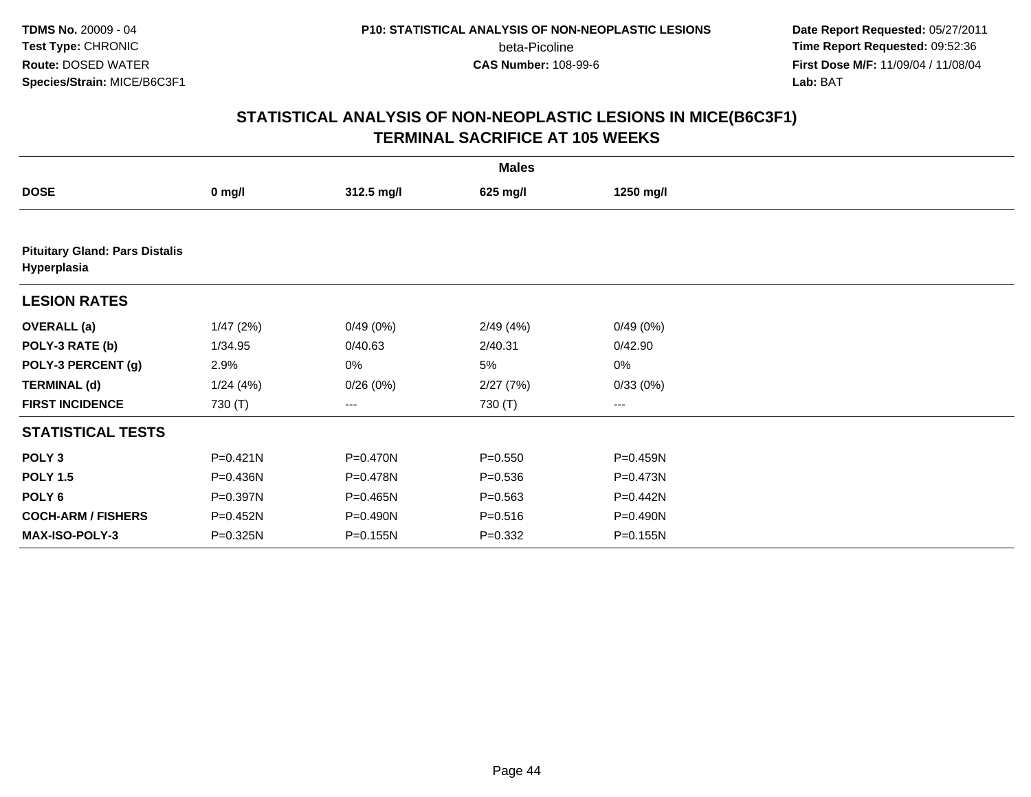**TDMS No.** 20009 - 04
**Test Type:** CHRONIC
**Route:** DOSED WATER
**Species/Strain:** MICE/B6C3F1

**P10: STATISTICAL ANALYSIS OF NON-NEOPLASTIC LESIONS**
beta-Picoline
**CAS Number:** 108-99-6

**Date Report Requested:** 05/27/2011
**Time Report Requested:** 09:52:36
**First Dose M/F:** 11/09/04 / 11/08/04
**Lab:** BAT

## STATISTICAL ANALYSIS OF NON-NEOPLASTIC LESIONS IN MICE(B6C3F1) TERMINAL SACRIFICE AT 105 WEEKS

| | Males | | | |
|---|---|---|---|---|
| **DOSE** | **0 mg/l** | **312.5 mg/l** | **625 mg/l** | **1250 mg/l** |
| **Pituitary Gland: Pars Distalis Hyperplasia** | | | | |
| **LESION RATES** | | | | |
| **OVERALL (a)** | 1/47 (2%) | 0/49 (0%) | 2/49 (4%) | 0/49 (0%) |
| **POLY-3 RATE (b)** | 1/34.95 | 0/40.63 | 2/40.31 | 0/42.90 |
| **POLY-3 PERCENT (g)** | 2.9% | 0% | 5% | 0% |
| **TERMINAL (d)** | 1/24 (4%) | 0/26 (0%) | 2/27 (7%) | 0/33 (0%) |
| **FIRST INCIDENCE** | 730 (T) | --- | 730 (T) | --- |
| **STATISTICAL TESTS** | | | | |
| **POLY 3** | P=0.421N | P=0.470N | P=0.550 | P=0.459N |
| **POLY 1.5** | P=0.436N | P=0.478N | P=0.536 | P=0.473N |
| **POLY 6** | P=0.397N | P=0.465N | P=0.563 | P=0.442N |
| **COCH-ARM / FISHERS** | P=0.452N | P=0.490N | P=0.516 | P=0.490N |
| **MAX-ISO-POLY-3** | P=0.325N | P=0.155N | P=0.332 | P=0.155N |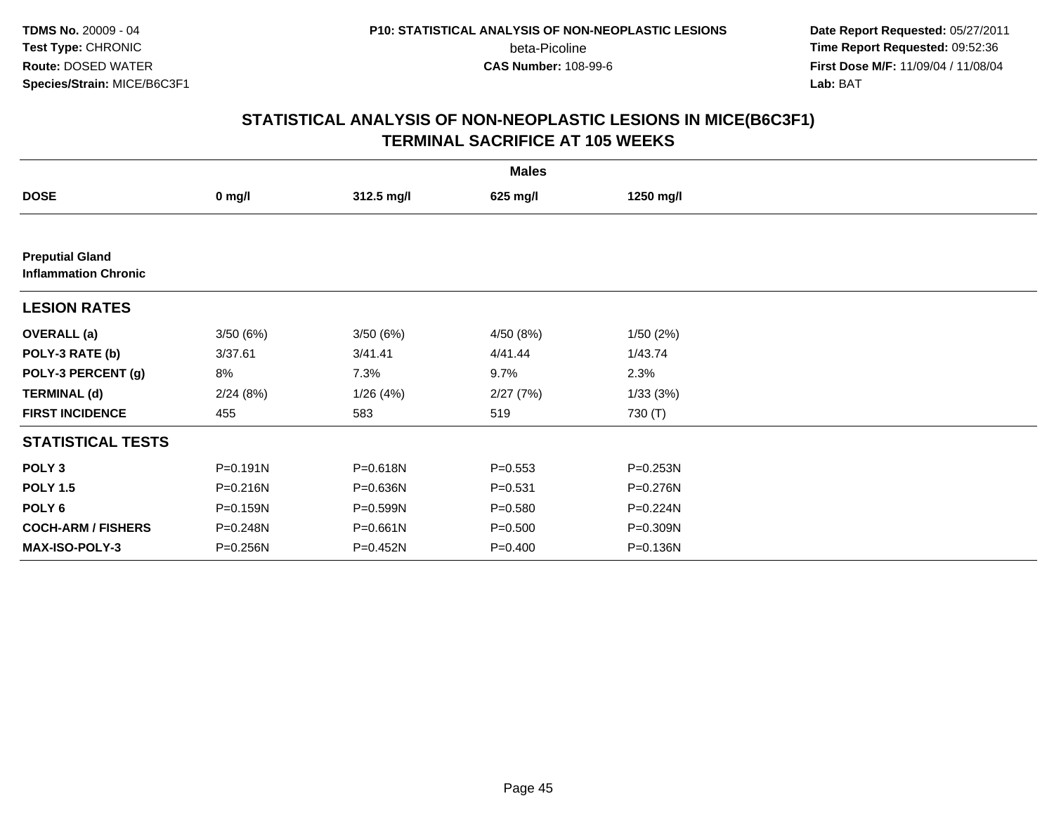## STATISTICAL ANALYSIS OF NON-NEOPLASTIC LESIONS IN MICE(B6C3F1)
## TERMINAL SACRIFICE AT 105 WEEKS

| | Males | | | |
|---|---|---|---|---|
| **DOSE** | **0 mg/l** | **312.5 mg/l** | **625 mg/l** | **1250 mg/l** |
| **Preputial Gland** | | | | |
| **Inflammation Chronic** | | | | |
| **LESION RATES** | | | | |
| **OVERALL (a)** | 3/50 (6%) | 3/50 (6%) | 4/50 (8%) | 1/50 (2%) |
| **POLY-3 RATE (b)** | 3/37.61 | 3/41.41 | 4/41.44 | 1/43.74 |
| **POLY-3 PERCENT (g)** | 8% | 7.3% | 9.7% | 2.3% |
| **TERMINAL (d)** | 2/24 (8%) | 1/26 (4%) | 2/27 (7%) | 1/33 (3%) |
| **FIRST INCIDENCE** | 455 | 583 | 519 | 730 (T) |
| **STATISTICAL TESTS** | | | | |
| **POLY 3** | P=0.191N | P=0.618N | P=0.553 | P=0.253N |
| **POLY 1.5** | P=0.216N | P=0.636N | P=0.531 | P=0.276N |
| **POLY 6** | P=0.159N | P=0.599N | P=0.580 | P=0.224N |
| **COCH-ARM / FISHERS** | P=0.248N | P=0.661N | P=0.500 | P=0.309N |
| **MAX-ISO-POLY-3** | P=0.256N | P=0.452N | P=0.400 | P=0.136N |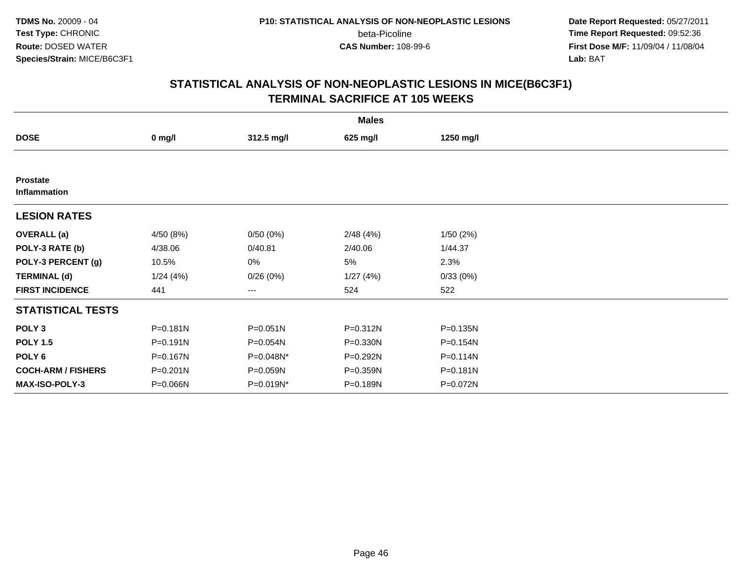**TDMS No.** 20009 - 04
**Test Type:** CHRONIC
**Route:** DOSED WATER
**Species/Strain:** MICE/B6C3F1

**P10: STATISTICAL ANALYSIS OF NON-NEOPLASTIC LESIONS**
beta-Picoline
**CAS Number:** 108-99-6

**Date Report Requested:** 05/27/2011
**Time Report Requested:** 09:52:36
**First Dose M/F:** 11/09/04 / 11/08/04
**Lab:** BAT

## STATISTICAL ANALYSIS OF NON-NEOPLASTIC LESIONS IN MICE(B6C3F1) TERMINAL SACRIFICE AT 105 WEEKS

| Males | | | | |
|---|---|---|---|---|
| **DOSE** | **0 mg/l** | **312.5 mg/l** | **625 mg/l** | **1250 mg/l** |
| **Prostate** | | | | |
| **Inflammation** | | | | |
| **LESION RATES** | | | | |
| **OVERALL (a)** | 4/50 (8%) | 0/50 (0%) | 2/48 (4%) | 1/50 (2%) |
| **POLY-3 RATE (b)** | 4/38.06 | 0/40.81 | 2/40.06 | 1/44.37 |
| **POLY-3 PERCENT (g)** | 10.5% | 0% | 5% | 2.3% |
| **TERMINAL (d)** | 1/24 (4%) | 0/26 (0%) | 1/27 (4%) | 0/33 (0%) |
| **FIRST INCIDENCE** | 441 | --- | 524 | 522 |
| **STATISTICAL TESTS** | | | | |
| **POLY 3** | P=0.181N | P=0.051N | P=0.312N | P=0.135N |
| **POLY 1.5** | P=0.191N | P=0.054N | P=0.330N | P=0.154N |
| **POLY 6** | P=0.167N | P=0.048N* | P=0.292N | P=0.114N |
| **COCH-ARM / FISHERS** | P=0.201N | P=0.059N | P=0.359N | P=0.181N |
| **MAX-ISO-POLY-3** | P=0.066N | P=0.019N* | P=0.189N | P=0.072N |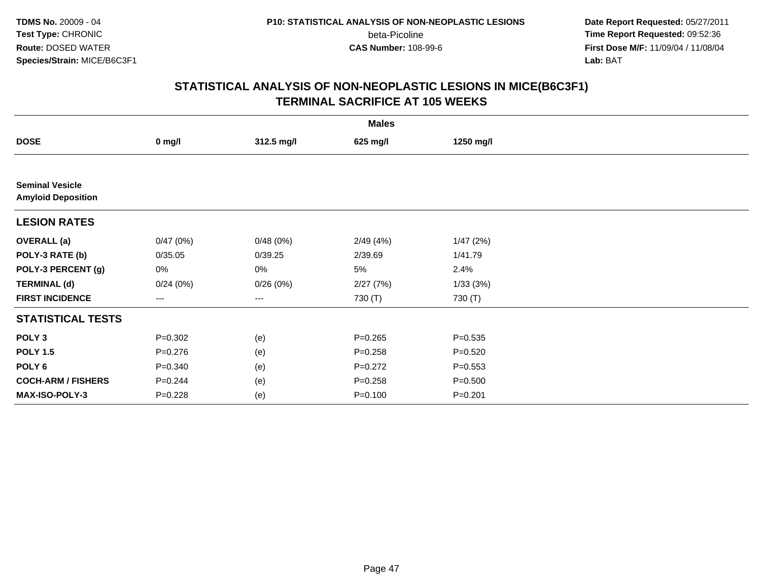**TDMS No.** 20009 - 04
**Test Type:** CHRONIC
**Route:** DOSED WATER
**Species/Strain:** MICE/B6C3F1

**P10: STATISTICAL ANALYSIS OF NON-NEOPLASTIC LESIONS**
beta-Picoline
**CAS Number:** 108-99-6

**Date Report Requested:** 05/27/2011
**Time Report Requested:** 09:52:36
**First Dose M/F:** 11/09/04 / 11/08/04
**Lab:** BAT

## STATISTICAL ANALYSIS OF NON-NEOPLASTIC LESIONS IN MICE(B6C3F1) TERMINAL SACRIFICE AT 105 WEEKS

| | Males | | | |
|---|---|---|---|---|
| **DOSE** | **0 mg/l** | **312.5 mg/l** | **625 mg/l** | **1250 mg/l** |
| **Seminal Vesicle** | | | | |
| **Amyloid Deposition** | | | | |
| **LESION RATES** | | | | |
| **OVERALL (a)** | 0/47 (0%) | 0/48 (0%) | 2/49 (4%) | 1/47 (2%) |
| **POLY-3 RATE (b)** | 0/35.05 | 0/39.25 | 2/39.69 | 1/41.79 |
| **POLY-3 PERCENT (g)** | 0% | 0% | 5% | 2.4% |
| **TERMINAL (d)** | 0/24 (0%) | 0/26 (0%) | 2/27 (7%) | 1/33 (3%) |
| **FIRST INCIDENCE** | --- | --- | 730 (T) | 730 (T) |
| **STATISTICAL TESTS** | | | | |
| **POLY 3** | P=0.302 | (e) | P=0.265 | P=0.535 |
| **POLY 1.5** | P=0.276 | (e) | P=0.258 | P=0.520 |
| **POLY 6** | P=0.340 | (e) | P=0.272 | P=0.553 |
| **COCH-ARM / FISHERS** | P=0.244 | (e) | P=0.258 | P=0.500 |
| **MAX-ISO-POLY-3** | P=0.228 | (e) | P=0.100 | P=0.201 |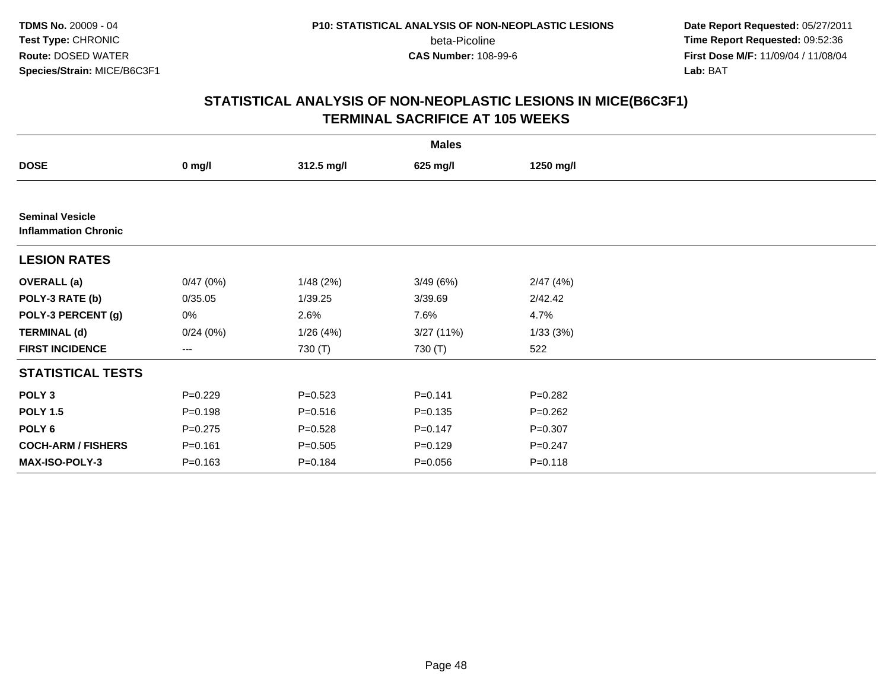**TDMS No.** 20009 - 04
**Test Type:** CHRONIC
**Route:** DOSED WATER
**Species/Strain:** MICE/B6C3F1

**P10: STATISTICAL ANALYSIS OF NON-NEOPLASTIC LESIONS**
beta-Picoline
**CAS Number:** 108-99-6

**Date Report Requested:** 05/27/2011
**Time Report Requested:** 09:52:36
**First Dose M/F:** 11/09/04 / 11/08/04
**Lab:** BAT

## STATISTICAL ANALYSIS OF NON-NEOPLASTIC LESIONS IN MICE(B6C3F1)
## TERMINAL SACRIFICE AT 105 WEEKS

| | Males | | | |
|---|---|---|---|---|
| **DOSE** | **0 mg/l** | **312.5 mg/l** | **625 mg/l** | **1250 mg/l** |
| **Seminal Vesicle** | | | | |
| **Inflammation Chronic** | | | | |
| **LESION RATES** | | | | |
| **OVERALL (a)** | 0/47 (0%) | 1/48 (2%) | 3/49 (6%) | 2/47 (4%) |
| **POLY-3 RATE (b)** | 0/35.05 | 1/39.25 | 3/39.69 | 2/42.42 |
| **POLY-3 PERCENT (g)** | 0% | 2.6% | 7.6% | 4.7% |
| **TERMINAL (d)** | 0/24 (0%) | 1/26 (4%) | 3/27 (11%) | 1/33 (3%) |
| **FIRST INCIDENCE** | --- | 730 (T) | 730 (T) | 522 |
| **STATISTICAL TESTS** | | | | |
| **POLY 3** | P=0.229 | P=0.523 | P=0.141 | P=0.282 |
| **POLY 1.5** | P=0.198 | P=0.516 | P=0.135 | P=0.262 |
| **POLY 6** | P=0.275 | P=0.528 | P=0.147 | P=0.307 |
| **COCH-ARM / FISHERS** | P=0.161 | P=0.505 | P=0.129 | P=0.247 |
| **MAX-ISO-POLY-3** | P=0.163 | P=0.184 | P=0.056 | P=0.118 |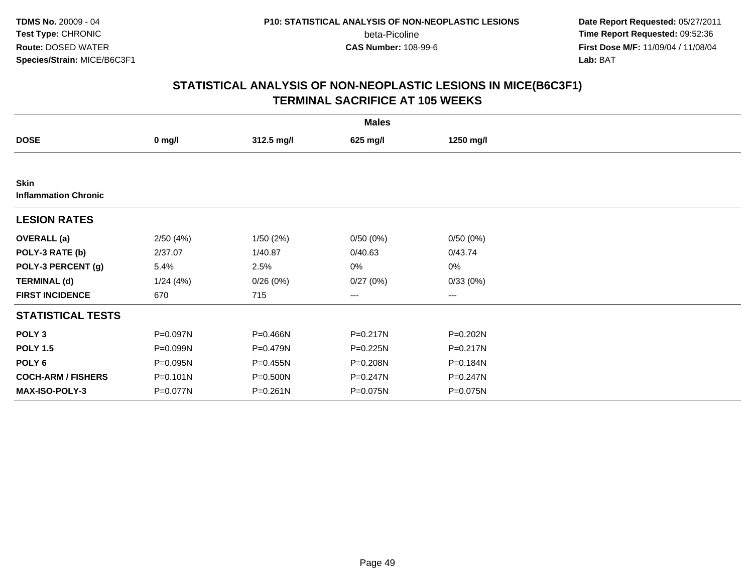**TDMS No.** 20009 - 04
**Test Type:** CHRONIC
**Route:** DOSED WATER
**Species/Strain:** MICE/B6C3F1

**P10: STATISTICAL ANALYSIS OF NON-NEOPLASTIC LESIONS**
beta-Picoline
**CAS Number:** 108-99-6

**Date Report Requested:** 05/27/2011
**Time Report Requested:** 09:52:36
**First Dose M/F:** 11/09/04 / 11/08/04
**Lab:** BAT

## STATISTICAL ANALYSIS OF NON-NEOPLASTIC LESIONS IN MICE(B6C3F1)
## TERMINAL SACRIFICE AT 105 WEEKS

| | Males | | | |
|---|---|---|---|---|
| **DOSE** | **0 mg/l** | **312.5 mg/l** | **625 mg/l** | **1250 mg/l** |
| **Skin** | | | | |
| **Inflammation Chronic** | | | | |
| **LESION RATES** | | | | |
| **OVERALL (a)** | 2/50 (4%) | 1/50 (2%) | 0/50 (0%) | 0/50 (0%) |
| **POLY-3 RATE (b)** | 2/37.07 | 1/40.87 | 0/40.63 | 0/43.74 |
| **POLY-3 PERCENT (g)** | 5.4% | 2.5% | 0% | 0% |
| **TERMINAL (d)** | 1/24 (4%) | 0/26 (0%) | 0/27 (0%) | 0/33 (0%) |
| **FIRST INCIDENCE** | 670 | 715 | --- | --- |
| **STATISTICAL TESTS** | | | | |
| **POLY 3** | P=0.097N | P=0.466N | P=0.217N | P=0.202N |
| **POLY 1.5** | P=0.099N | P=0.479N | P=0.225N | P=0.217N |
| **POLY 6** | P=0.095N | P=0.455N | P=0.208N | P=0.184N |
| **COCH-ARM / FISHERS** | P=0.101N | P=0.500N | P=0.247N | P=0.247N |
| **MAX-ISO-POLY-3** | P=0.077N | P=0.261N | P=0.075N | P=0.075N |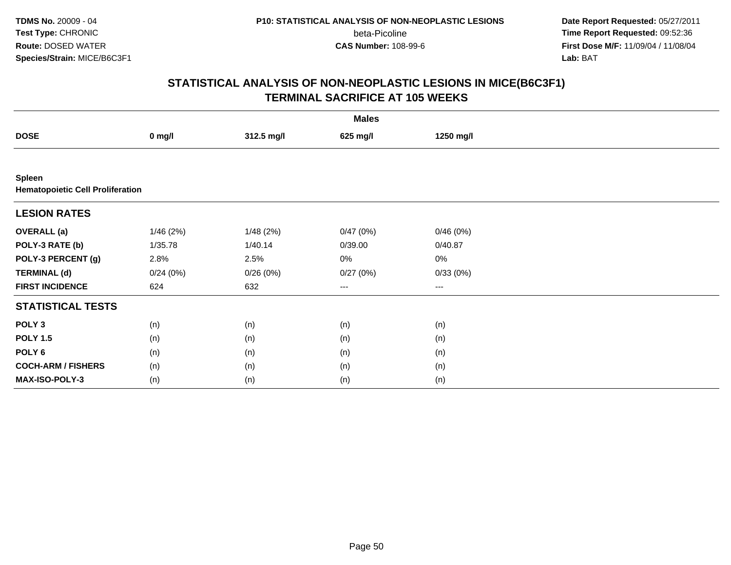**TDMS No.** 20009 - 04
**Test Type:** CHRONIC
**Route:** DOSED WATER
**Species/Strain:** MICE/B6C3F1

**P10: STATISTICAL ANALYSIS OF NON-NEOPLASTIC LESIONS**
beta-Picoline
**CAS Number:** 108-99-6

**Date Report Requested:** 05/27/2011
**Time Report Requested:** 09:52:36
**First Dose M/F:** 11/09/04 / 11/08/04
**Lab:** BAT

## STATISTICAL ANALYSIS OF NON-NEOPLASTIC LESIONS IN MICE(B6C3F1)
## TERMINAL SACRIFICE AT 105 WEEKS

| | Males | | | |
|---|---|---|---|---|
| **DOSE** | **0 mg/l** | **312.5 mg/l** | **625 mg/l** | **1250 mg/l** |
| **Spleen** | | | | |
| **Hematopoietic Cell Proliferation** | | | | |
| **LESION RATES** | | | | |
| **OVERALL (a)** | 1/46 (2%) | 1/48 (2%) | 0/47 (0%) | 0/46 (0%) |
| **POLY-3 RATE (b)** | 1/35.78 | 1/40.14 | 0/39.00 | 0/40.87 |
| **POLY-3 PERCENT (g)** | 2.8% | 2.5% | 0% | 0% |
| **TERMINAL (d)** | 0/24 (0%) | 0/26 (0%) | 0/27 (0%) | 0/33 (0%) |
| **FIRST INCIDENCE** | 624 | 632 | --- | --- |
| **STATISTICAL TESTS** | | | | |
| **POLY 3** | (n) | (n) | (n) | (n) |
| **POLY 1.5** | (n) | (n) | (n) | (n) |
| **POLY 6** | (n) | (n) | (n) | (n) |
| **COCH-ARM / FISHERS** | (n) | (n) | (n) | (n) |
| **MAX-ISO-POLY-3** | (n) | (n) | (n) | (n) |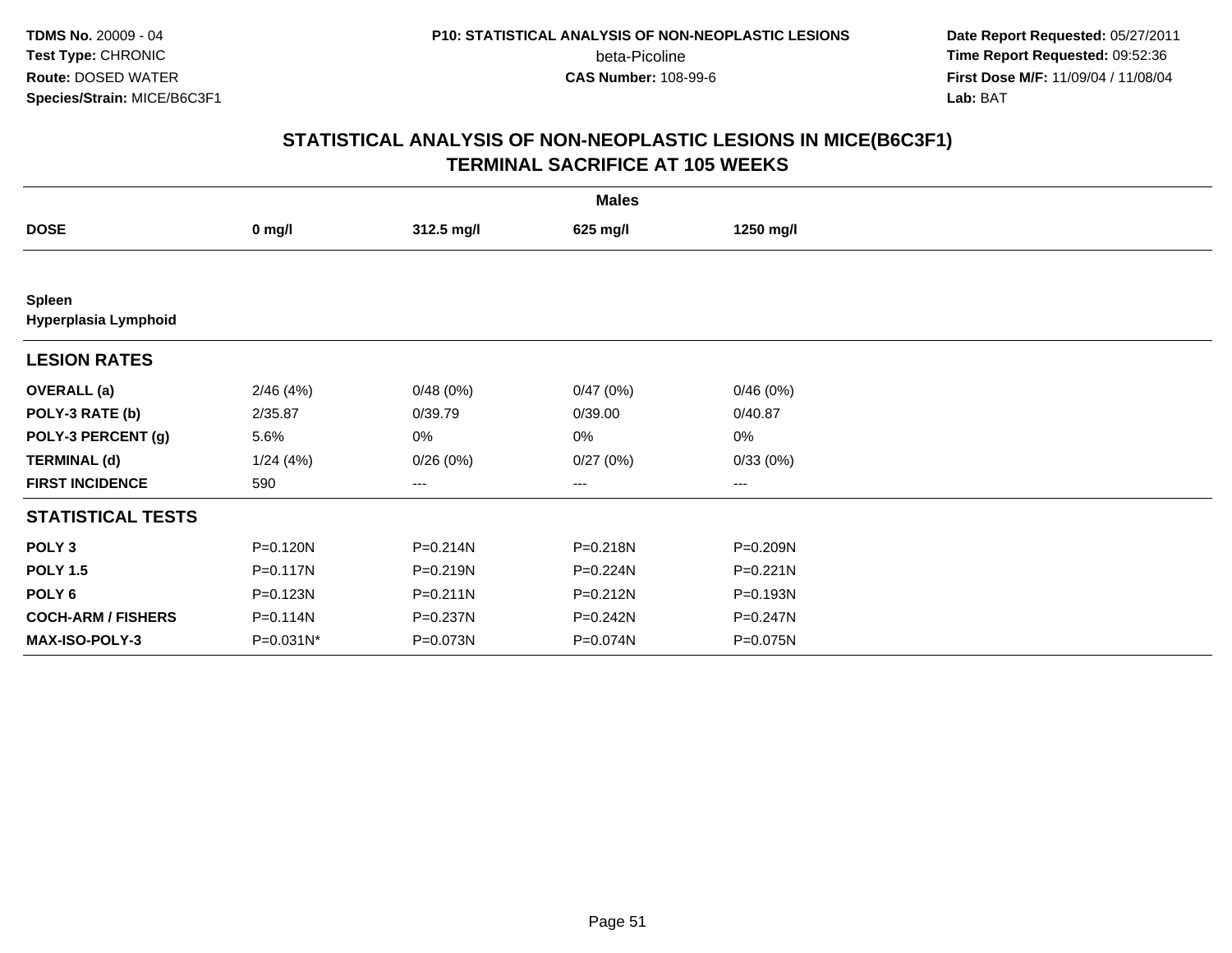**TDMS No.** 20009 - 04
**Test Type:** CHRONIC
**Route:** DOSED WATER
**Species/Strain:** MICE/B6C3F1

**P10: STATISTICAL ANALYSIS OF NON-NEOPLASTIC LESIONS**
beta-Picoline
**CAS Number:** 108-99-6

**Date Report Requested:** 05/27/2011
**Time Report Requested:** 09:52:36
**First Dose M/F:** 11/09/04 / 11/08/04
**Lab:** BAT

## STATISTICAL ANALYSIS OF NON-NEOPLASTIC LESIONS IN MICE(B6C3F1) TERMINAL SACRIFICE AT 105 WEEKS

| | Males | | | |
|---|---|---|---|---|
| **DOSE** | **0 mg/l** | **312.5 mg/l** | **625 mg/l** | **1250 mg/l** |
| **Spleen** | | | | |
| **Hyperplasia Lymphoid** | | | | |
| **LESION RATES** | | | | |
| **OVERALL (a)** | 2/46 (4%) | 0/48 (0%) | 0/47 (0%) | 0/46 (0%) |
| **POLY-3 RATE (b)** | 2/35.87 | 0/39.79 | 0/39.00 | 0/40.87 |
| **POLY-3 PERCENT (g)** | 5.6% | 0% | 0% | 0% |
| **TERMINAL (d)** | 1/24 (4%) | 0/26 (0%) | 0/27 (0%) | 0/33 (0%) |
| **FIRST INCIDENCE** | 590 | --- | --- | --- |
| **STATISTICAL TESTS** | | | | |
| **POLY 3** | P=0.120N | P=0.214N | P=0.218N | P=0.209N |
| **POLY 1.5** | P=0.117N | P=0.219N | P=0.224N | P=0.221N |
| **POLY 6** | P=0.123N | P=0.211N | P=0.212N | P=0.193N |
| **COCH-ARM / FISHERS** | P=0.114N | P=0.237N | P=0.242N | P=0.247N |
| **MAX-ISO-POLY-3** | P=0.031N* | P=0.073N | P=0.074N | P=0.075N |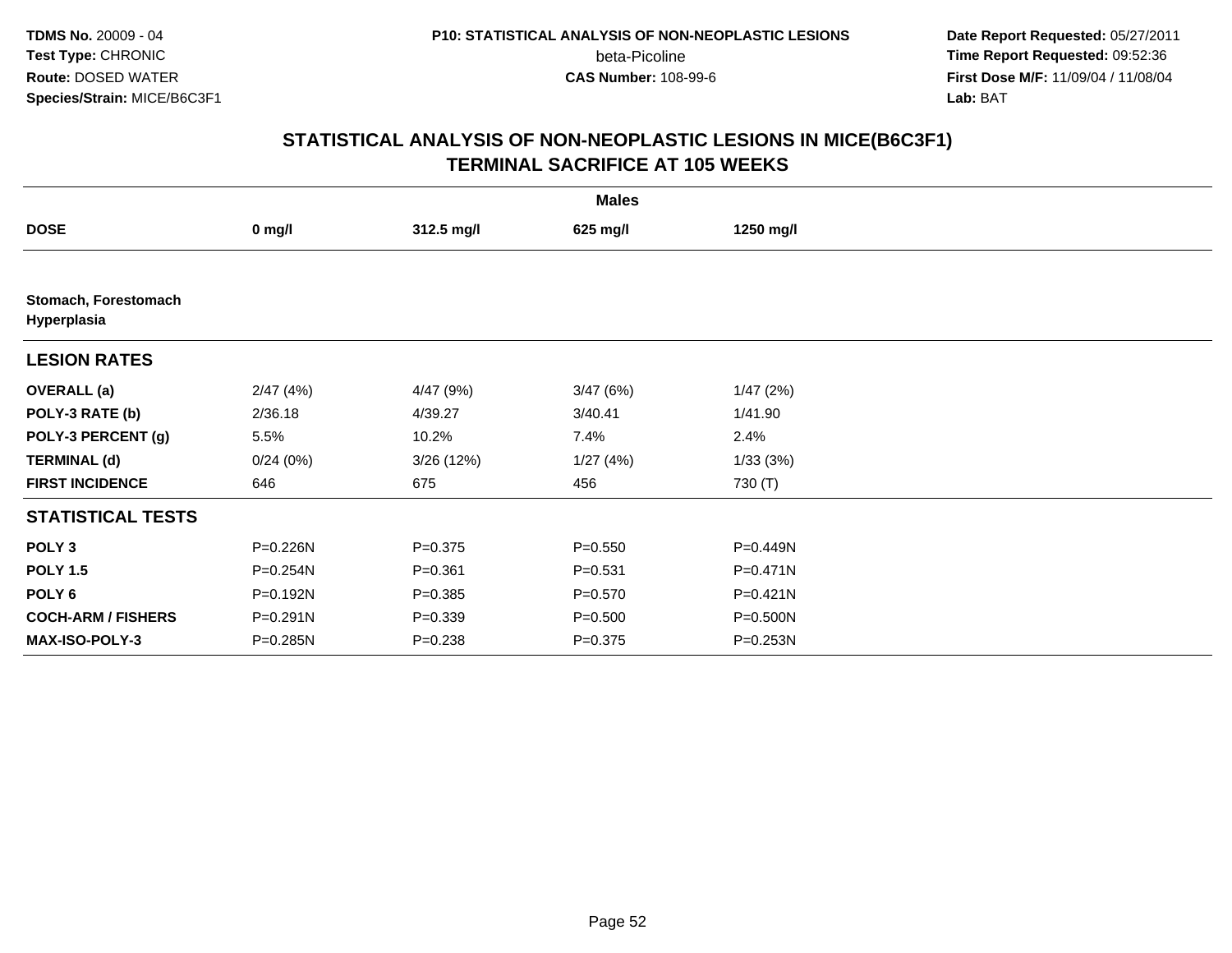TDMS No. 20009 - 04
Test Type: CHRONIC
Route: DOSED WATER
Species/Strain: MICE/B6C3F1

P10: STATISTICAL ANALYSIS OF NON-NEOPLASTIC LESIONS
beta-Picoline
CAS Number: 108-99-6

Date Report Requested: 05/27/2011
Time Report Requested: 09:52:36
First Dose M/F: 11/09/04 / 11/08/04
Lab: BAT

## STATISTICAL ANALYSIS OF NON-NEOPLASTIC LESIONS IN MICE(B6C3F1)
## TERMINAL SACRIFICE AT 105 WEEKS

| | Males | | | |
|---|---|---|---|---|
| **DOSE** | **0 mg/l** | **312.5 mg/l** | **625 mg/l** | **1250 mg/l** |
| **Stomach, Forestomach Hyperplasia** | | | | |
| **LESION RATES** | | | | |
| **OVERALL (a)** | 2/47 (4%) | 4/47 (9%) | 3/47 (6%) | 1/47 (2%) |
| **POLY-3 RATE (b)** | 2/36.18 | 4/39.27 | 3/40.41 | 1/41.90 |
| **POLY-3 PERCENT (g)** | 5.5% | 10.2% | 7.4% | 2.4% |
| **TERMINAL (d)** | 0/24 (0%) | 3/26 (12%) | 1/27 (4%) | 1/33 (3%) |
| **FIRST INCIDENCE** | 646 | 675 | 456 | 730 (T) |
| **STATISTICAL TESTS** | | | | |
| **POLY 3** | P=0.226N | P=0.375 | P=0.550 | P=0.449N |
| **POLY 1.5** | P=0.254N | P=0.361 | P=0.531 | P=0.471N |
| **POLY 6** | P=0.192N | P=0.385 | P=0.570 | P=0.421N |
| **COCH-ARM / FISHERS** | P=0.291N | P=0.339 | P=0.500 | P=0.500N |
| **MAX-ISO-POLY-3** | P=0.285N | P=0.238 | P=0.375 | P=0.253N |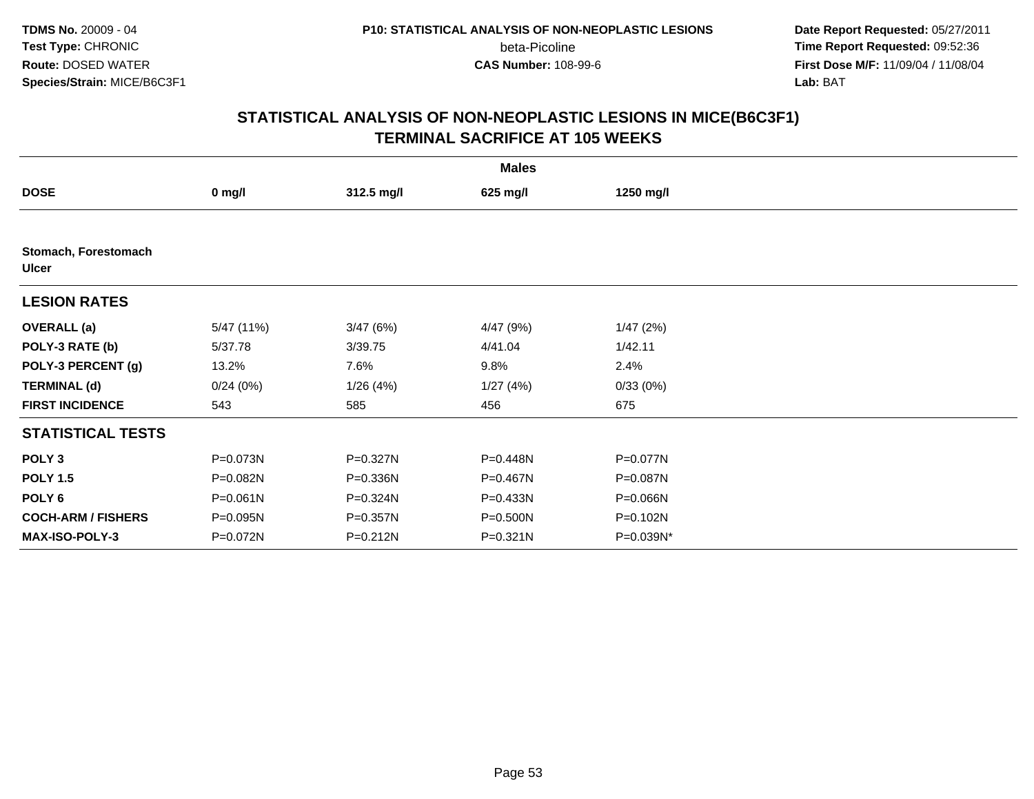**TDMS No.** 20009 - 04
**Test Type:** CHRONIC
**Route:** DOSED WATER
**Species/Strain:** MICE/B6C3F1

**P10: STATISTICAL ANALYSIS OF NON-NEOPLASTIC LESIONS**
beta-Picoline
**CAS Number:** 108-99-6

**Date Report Requested:** 05/27/2011
**Time Report Requested:** 09:52:36
**First Dose M/F:** 11/09/04 / 11/08/04
**Lab:** BAT

## STATISTICAL ANALYSIS OF NON-NEOPLASTIC LESIONS IN MICE(B6C3F1)
## TERMINAL SACRIFICE AT 105 WEEKS

| | Males | | | |
|---|---|---|---|---|
| **DOSE** | **0 mg/l** | **312.5 mg/l** | **625 mg/l** | **1250 mg/l** |
| **Stomach, Forestomach** | | | | |
| **Ulcer** | | | | |
| **LESION RATES** | | | | |
| **OVERALL (a)** | 5/47 (11%) | 3/47 (6%) | 4/47 (9%) | 1/47 (2%) |
| **POLY-3 RATE (b)** | 5/37.78 | 3/39.75 | 4/41.04 | 1/42.11 |
| **POLY-3 PERCENT (g)** | 13.2% | 7.6% | 9.8% | 2.4% |
| **TERMINAL (d)** | 0/24 (0%) | 1/26 (4%) | 1/27 (4%) | 0/33 (0%) |
| **FIRST INCIDENCE** | 543 | 585 | 456 | 675 |
| **STATISTICAL TESTS** | | | | |
| **POLY 3** | P=0.073N | P=0.327N | P=0.448N | P=0.077N |
| **POLY 1.5** | P=0.082N | P=0.336N | P=0.467N | P=0.087N |
| **POLY 6** | P=0.061N | P=0.324N | P=0.433N | P=0.066N |
| **COCH-ARM / FISHERS** | P=0.095N | P=0.357N | P=0.500N | P=0.102N |
| **MAX-ISO-POLY-3** | P=0.072N | P=0.212N | P=0.321N | P=0.039N* |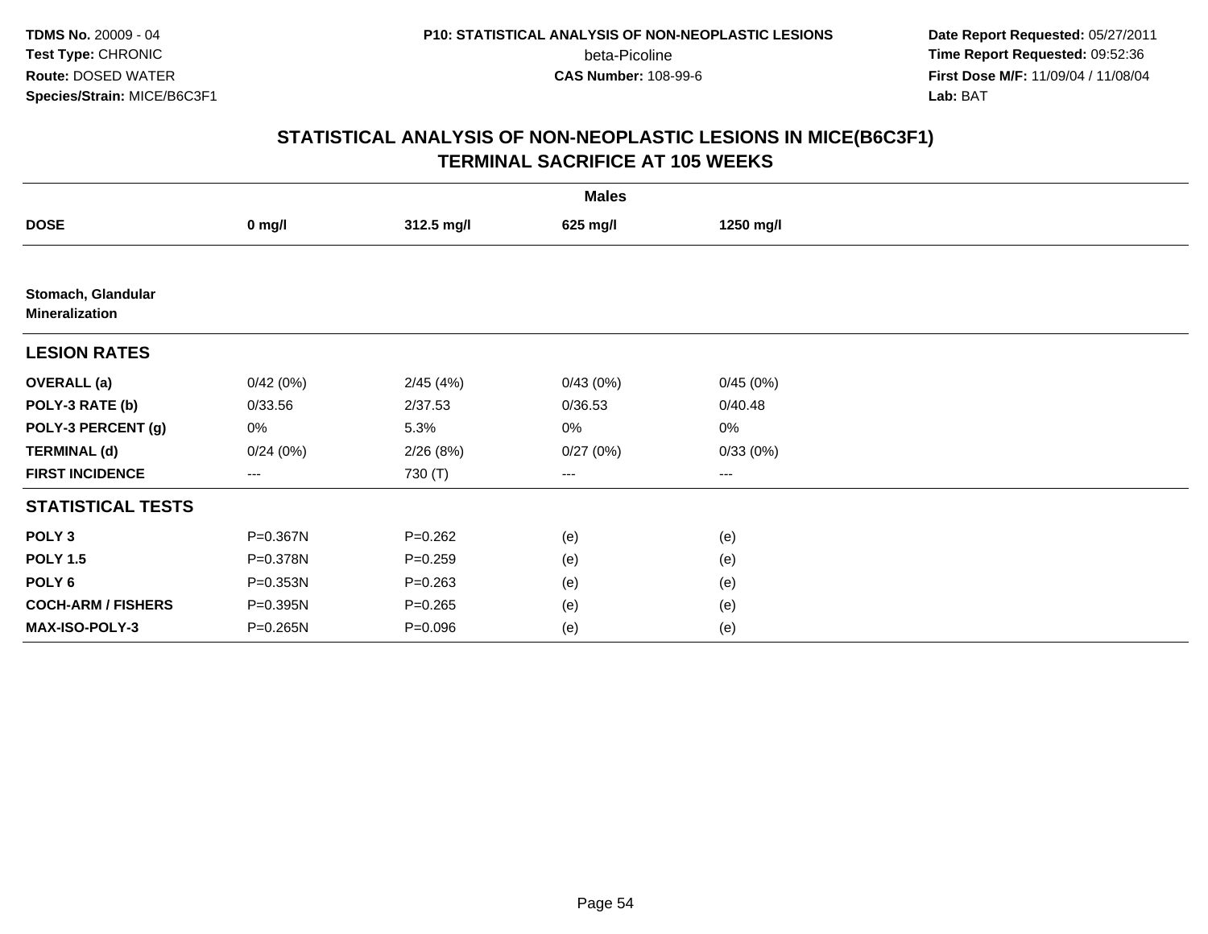**TDMS No.** 20009 - 04
**Test Type:** CHRONIC
**Route:** DOSED WATER
**Species/Strain:** MICE/B6C3F1

**P10: STATISTICAL ANALYSIS OF NON-NEOPLASTIC LESIONS**
beta-Picoline
**CAS Number:** 108-99-6

**Date Report Requested:** 05/27/2011
**Time Report Requested:** 09:52:36
**First Dose M/F:** 11/09/04 / 11/08/04
**Lab:** BAT

## STATISTICAL ANALYSIS OF NON-NEOPLASTIC LESIONS IN MICE(B6C3F1)
## TERMINAL SACRIFICE AT 105 WEEKS

| | Males | | | |
|---|---|---|---|---|
| **DOSE** | **0 mg/l** | **312.5 mg/l** | **625 mg/l** | **1250 mg/l** |
| **Stomach, Glandular** **Mineralization** | | | | |
| **LESION RATES** | | | | |
| **OVERALL (a)** | 0/42 (0%) | 2/45 (4%) | 0/43 (0%) | 0/45 (0%) |
| **POLY-3 RATE (b)** | 0/33.56 | 2/37.53 | 0/36.53 | 0/40.48 |
| **POLY-3 PERCENT (g)** | 0% | 5.3% | 0% | 0% |
| **TERMINAL (d)** | 0/24 (0%) | 2/26 (8%) | 0/27 (0%) | 0/33 (0%) |
| **FIRST INCIDENCE** | --- | 730 (T) | --- | --- |
| **STATISTICAL TESTS** | | | | |
| **POLY 3** | P=0.367N | P=0.262 | (e) | (e) |
| **POLY 1.5** | P=0.378N | P=0.259 | (e) | (e) |
| **POLY 6** | P=0.353N | P=0.263 | (e) | (e) |
| **COCH-ARM / FISHERS** | P=0.395N | P=0.265 | (e) | (e) |
| **MAX-ISO-POLY-3** | P=0.265N | P=0.096 | (e) | (e) |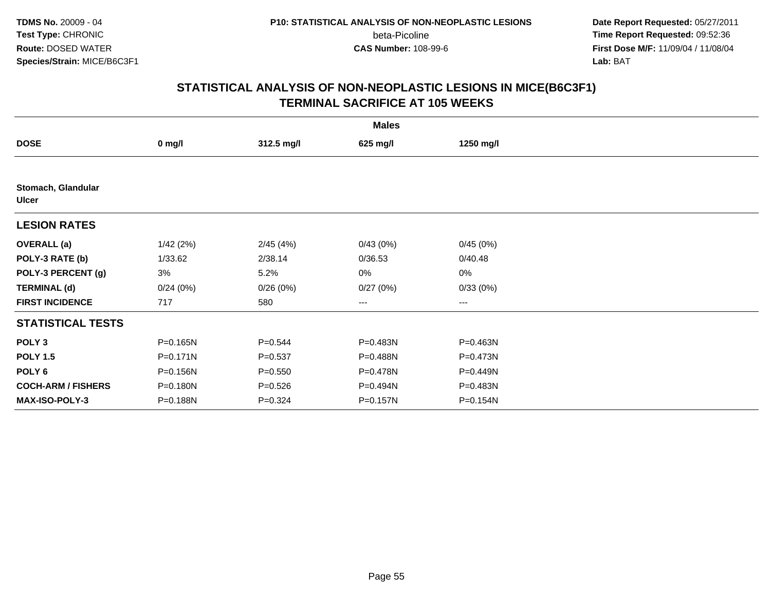**TDMS No.** 20009 - 04
**Test Type:** CHRONIC
**Route:** DOSED WATER
**Species/Strain:** MICE/B6C3F1

**P10: STATISTICAL ANALYSIS OF NON-NEOPLASTIC LESIONS**
beta-Picoline
**CAS Number:** 108-99-6

**Date Report Requested:** 05/27/2011
**Time Report Requested:** 09:52:36
**First Dose M/F:** 11/09/04 / 11/08/04
**Lab:** BAT

## STATISTICAL ANALYSIS OF NON-NEOPLASTIC LESIONS IN MICE(B6C3F1)
## TERMINAL SACRIFICE AT 105 WEEKS

| | Males | | | |
|---|---|---|---|---|
| **DOSE** | **0 mg/l** | **312.5 mg/l** | **625 mg/l** | **1250 mg/l** |
| **Stomach, Glandular** | | | | |
| **Ulcer** | | | | |
| **LESION RATES** | | | | |
| **OVERALL (a)** | 1/42 (2%) | 2/45 (4%) | 0/43 (0%) | 0/45 (0%) |
| **POLY-3 RATE (b)** | 1/33.62 | 2/38.14 | 0/36.53 | 0/40.48 |
| **POLY-3 PERCENT (g)** | 3% | 5.2% | 0% | 0% |
| **TERMINAL (d)** | 0/24 (0%) | 0/26 (0%) | 0/27 (0%) | 0/33 (0%) |
| **FIRST INCIDENCE** | 717 | 580 | --- | --- |
| **STATISTICAL TESTS** | | | | |
| **POLY 3** | P=0.165N | P=0.544 | P=0.483N | P=0.463N |
| **POLY 1.5** | P=0.171N | P=0.537 | P=0.488N | P=0.473N |
| **POLY 6** | P=0.156N | P=0.550 | P=0.478N | P=0.449N |
| **COCH-ARM / FISHERS** | P=0.180N | P=0.526 | P=0.494N | P=0.483N |
| **MAX-ISO-POLY-3** | P=0.188N | P=0.324 | P=0.157N | P=0.154N |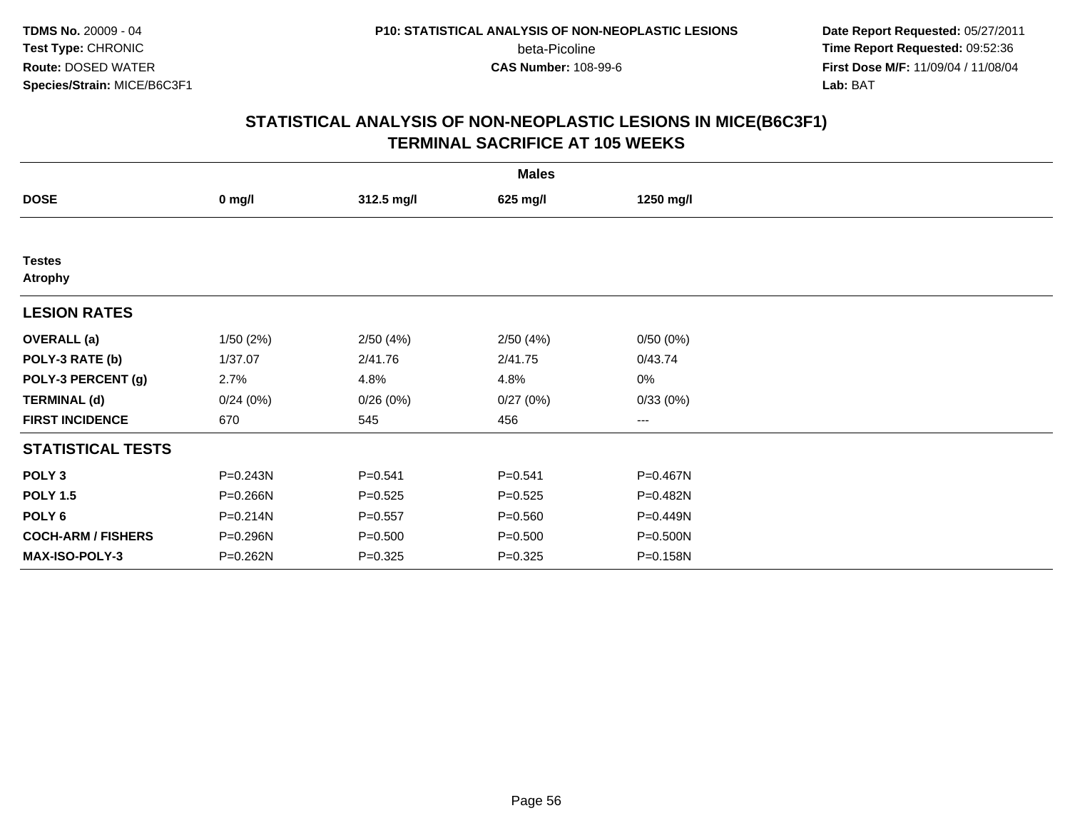**TDMS No.** 20009 - 04
**Test Type:** CHRONIC
**Route:** DOSED WATER
**Species/Strain:** MICE/B6C3F1

**P10: STATISTICAL ANALYSIS OF NON-NEOPLASTIC LESIONS**
beta-Picoline
**CAS Number:** 108-99-6

**Date Report Requested:** 05/27/2011
**Time Report Requested:** 09:52:36
**First Dose M/F:** 11/09/04 / 11/08/04
**Lab:** BAT

## STATISTICAL ANALYSIS OF NON-NEOPLASTIC LESIONS IN MICE(B6C3F1) TERMINAL SACRIFICE AT 105 WEEKS

| | Males | | | |
|---|---|---|---|---|
| **DOSE** | **0 mg/l** | **312.5 mg/l** | **625 mg/l** | **1250 mg/l** |
| **Testes** | | | | |
| **Atrophy** | | | | |
| **LESION RATES** | | | | |
| **OVERALL (a)** | 1/50 (2%) | 2/50 (4%) | 2/50 (4%) | 0/50 (0%) |
| **POLY-3 RATE (b)** | 1/37.07 | 2/41.76 | 2/41.75 | 0/43.74 |
| **POLY-3 PERCENT (g)** | 2.7% | 4.8% | 4.8% | 0% |
| **TERMINAL (d)** | 0/24 (0%) | 0/26 (0%) | 0/27 (0%) | 0/33 (0%) |
| **FIRST INCIDENCE** | 670 | 545 | 456 | --- |
| **STATISTICAL TESTS** | | | | |
| **POLY 3** | P=0.243N | P=0.541 | P=0.541 | P=0.467N |
| **POLY 1.5** | P=0.266N | P=0.525 | P=0.525 | P=0.482N |
| **POLY 6** | P=0.214N | P=0.557 | P=0.560 | P=0.449N |
| **COCH-ARM / FISHERS** | P=0.296N | P=0.500 | P=0.500 | P=0.500N |
| **MAX-ISO-POLY-3** | P=0.262N | P=0.325 | P=0.325 | P=0.158N |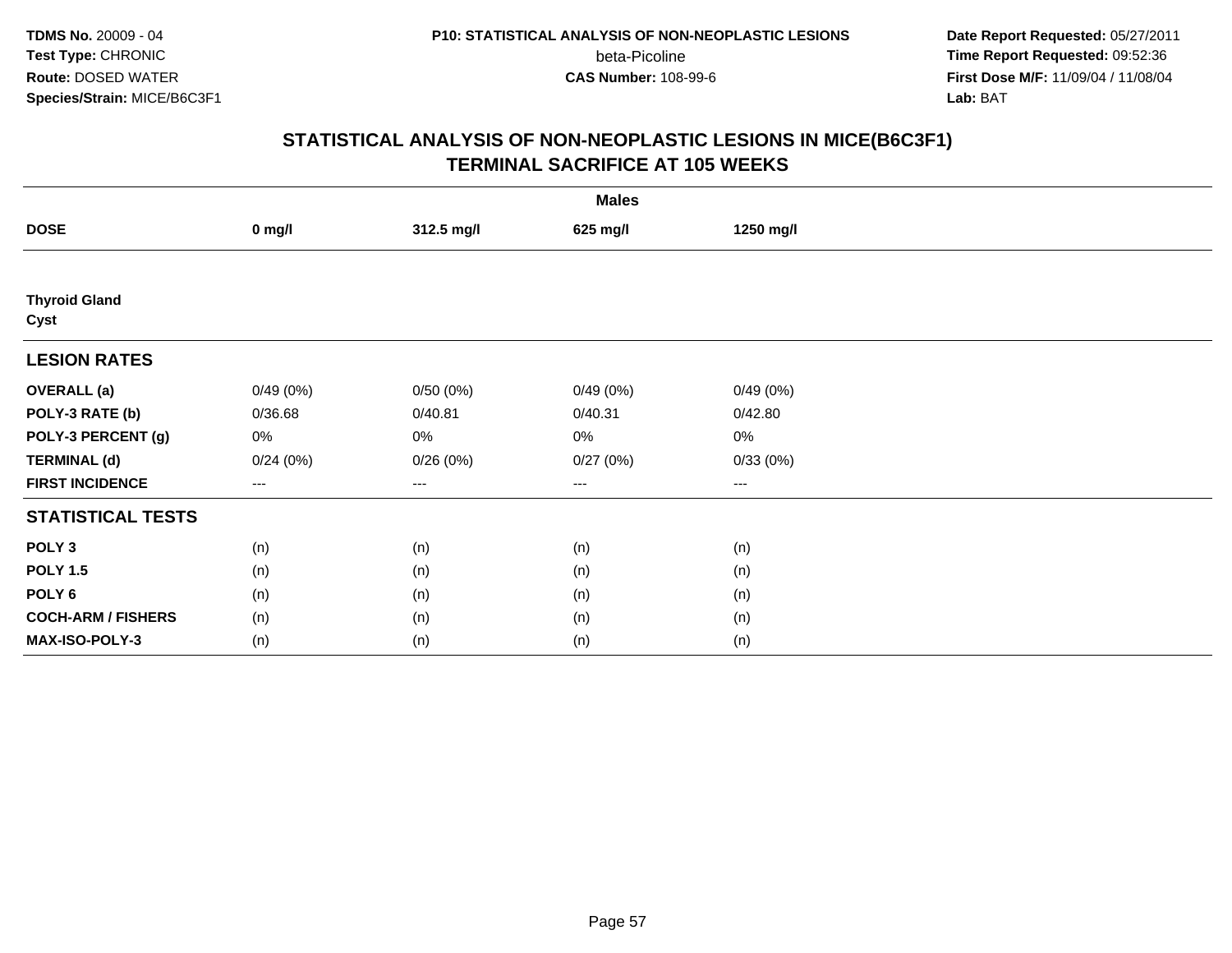**TDMS No.** 20009 - 04
**Test Type:** CHRONIC
**Route:** DOSED WATER
**Species/Strain:** MICE/B6C3F1

**P10: STATISTICAL ANALYSIS OF NON-NEOPLASTIC LESIONS**
beta-Picoline
**CAS Number:** 108-99-6

**Date Report Requested:** 05/27/2011
**Time Report Requested:** 09:52:36
**First Dose M/F:** 11/09/04 / 11/08/04
**Lab:** BAT

## STATISTICAL ANALYSIS OF NON-NEOPLASTIC LESIONS IN MICE(B6C3F1) TERMINAL SACRIFICE AT 105 WEEKS

| | Males | | | |
|---|---|---|---|---|
| **DOSE** | **0 mg/l** | **312.5 mg/l** | **625 mg/l** | **1250 mg/l** |
| **Thyroid Gland** | | | | |
| **Cyst** | | | | |
| **LESION RATES** | | | | |
| **OVERALL (a)** | 0/49 (0%) | 0/50 (0%) | 0/49 (0%) | 0/49 (0%) |
| **POLY-3 RATE (b)** | 0/36.68 | 0/40.81 | 0/40.31 | 0/42.80 |
| **POLY-3 PERCENT (g)** | 0% | 0% | 0% | 0% |
| **TERMINAL (d)** | 0/24 (0%) | 0/26 (0%) | 0/27 (0%) | 0/33 (0%) |
| **FIRST INCIDENCE** | --- | --- | --- | --- |
| **STATISTICAL TESTS** | | | | |
| **POLY 3** | (n) | (n) | (n) | (n) |
| **POLY 1.5** | (n) | (n) | (n) | (n) |
| **POLY 6** | (n) | (n) | (n) | (n) |
| **COCH-ARM / FISHERS** | (n) | (n) | (n) | (n) |
| **MAX-ISO-POLY-3** | (n) | (n) | (n) | (n) |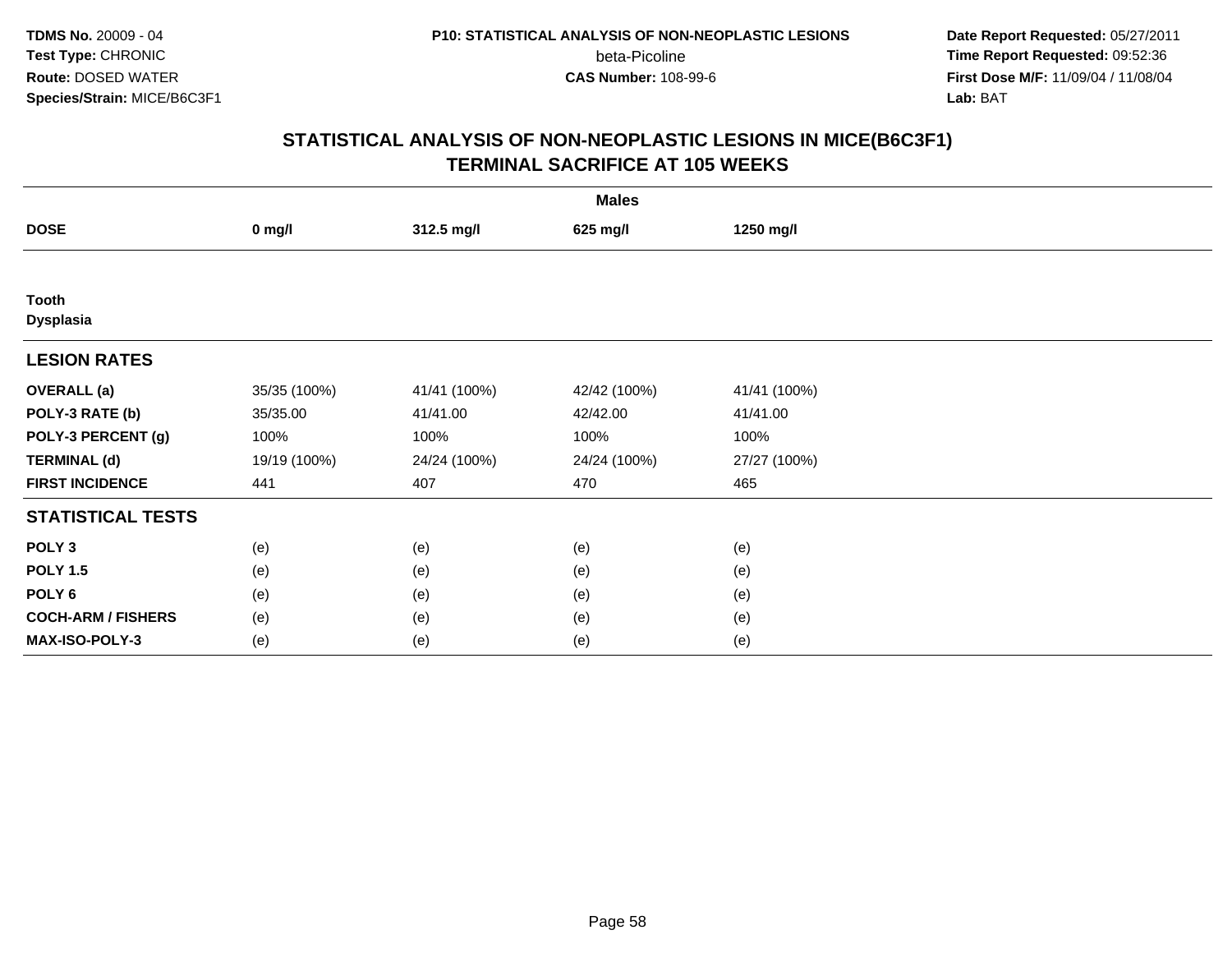**TDMS No.** 20009 - 04
**Test Type:** CHRONIC
**Route:** DOSED WATER
**Species/Strain:** MICE/B6C3F1

**P10: STATISTICAL ANALYSIS OF NON-NEOPLASTIC LESIONS**
beta-Picoline
**CAS Number:** 108-99-6

**Date Report Requested:** 05/27/2011
**Time Report Requested:** 09:52:36
**First Dose M/F:** 11/09/04 / 11/08/04
**Lab:** BAT

## STATISTICAL ANALYSIS OF NON-NEOPLASTIC LESIONS IN MICE(B6C3F1)
## TERMINAL SACRIFICE AT 105 WEEKS

| | Males | | | |
|---|---|---|---|---|
| **DOSE** | **0 mg/l** | **312.5 mg/l** | **625 mg/l** | **1250 mg/l** |
| **Tooth** | | | | |
| **Dysplasia** | | | | |
| **LESION RATES** | | | | |
| **OVERALL (a)** | 35/35 (100%) | 41/41 (100%) | 42/42 (100%) | 41/41 (100%) |
| **POLY-3 RATE (b)** | 35/35.00 | 41/41.00 | 42/42.00 | 41/41.00 |
| **POLY-3 PERCENT (g)** | 100% | 100% | 100% | 100% |
| **TERMINAL (d)** | 19/19 (100%) | 24/24 (100%) | 24/24 (100%) | 27/27 (100%) |
| **FIRST INCIDENCE** | 441 | 407 | 470 | 465 |
| **STATISTICAL TESTS** | | | | |
| **POLY 3** | (e) | (e) | (e) | (e) |
| **POLY 1.5** | (e) | (e) | (e) | (e) |
| **POLY 6** | (e) | (e) | (e) | (e) |
| **COCH-ARM / FISHERS** | (e) | (e) | (e) | (e) |
| **MAX-ISO-POLY-3** | (e) | (e) | (e) | (e) |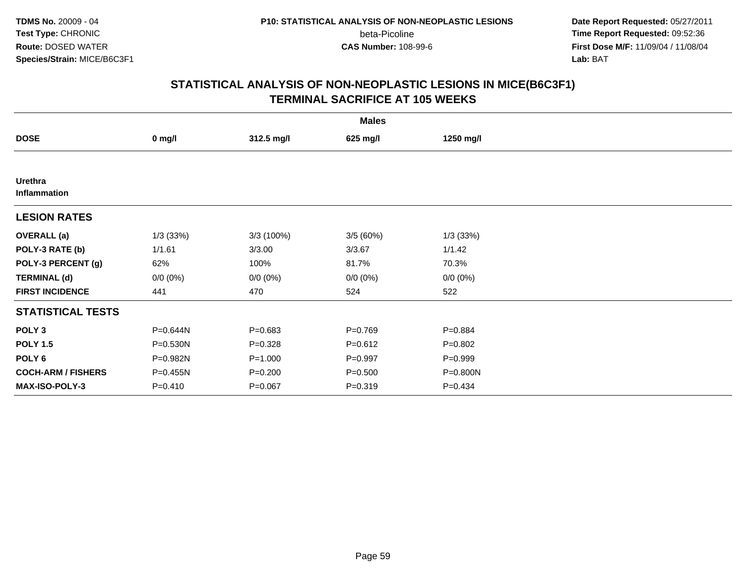**TDMS No.** 20009 - 04
**Test Type:** CHRONIC
**Route:** DOSED WATER
**Species/Strain:** MICE/B6C3F1

**P10: STATISTICAL ANALYSIS OF NON-NEOPLASTIC LESIONS**
beta-Picoline
**CAS Number:** 108-99-6

**Date Report Requested:** 05/27/2011
**Time Report Requested:** 09:52:36
**First Dose M/F:** 11/09/04 / 11/08/04
**Lab:** BAT

## STATISTICAL ANALYSIS OF NON-NEOPLASTIC LESIONS IN MICE(B6C3F1) TERMINAL SACRIFICE AT 105 WEEKS

| | | Males | | |
|---|---|---|---|---|
| **DOSE** | **0 mg/l** | **312.5 mg/l** | **625 mg/l** | **1250 mg/l** |
| **Urethra Inflammation** | | | | |
| **LESION RATES** | | | | |
| **OVERALL (a)** | 1/3 (33%) | 3/3 (100%) | 3/5 (60%) | 1/3 (33%) |
| **POLY-3 RATE (b)** | 1/1.61 | 3/3.00 | 3/3.67 | 1/1.42 |
| **POLY-3 PERCENT (g)** | 62% | 100% | 81.7% | 70.3% |
| **TERMINAL (d)** | 0/0 (0%) | 0/0 (0%) | 0/0 (0%) | 0/0 (0%) |
| **FIRST INCIDENCE** | 441 | 470 | 524 | 522 |
| **STATISTICAL TESTS** | | | | |
| **POLY 3** | P=0.644N | P=0.683 | P=0.769 | P=0.884 |
| **POLY 1.5** | P=0.530N | P=0.328 | P=0.612 | P=0.802 |
| **POLY 6** | P=0.982N | P=1.000 | P=0.997 | P=0.999 |
| **COCH-ARM / FISHERS** | P=0.455N | P=0.200 | P=0.500 | P=0.800N |
| **MAX-ISO-POLY-3** | P=0.410 | P=0.067 | P=0.319 | P=0.434 |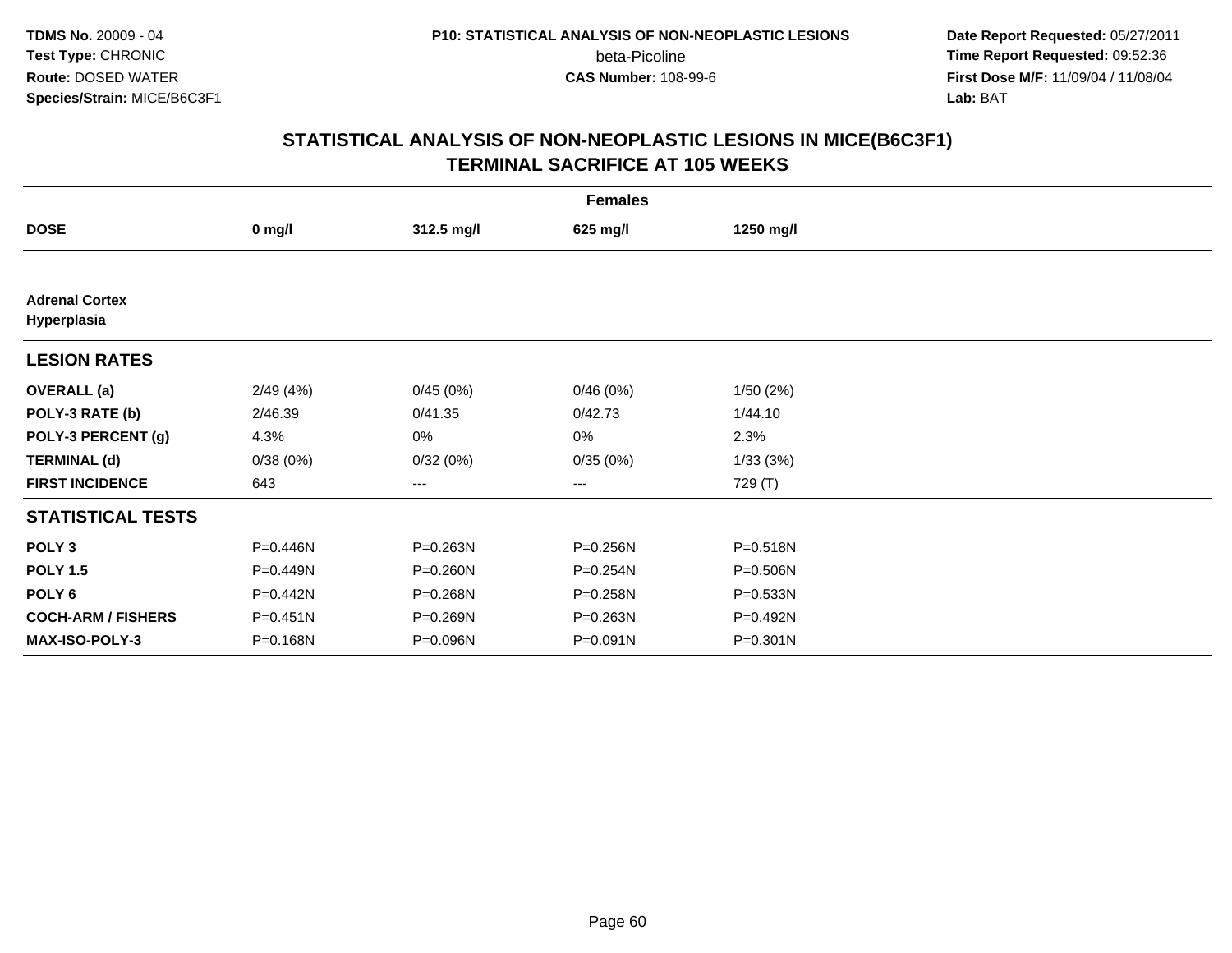TDMS No. 20009 - 04
Test Type: CHRONIC
Route: DOSED WATER
Species/Strain: MICE/B6C3F1

P10: STATISTICAL ANALYSIS OF NON-NEOPLASTIC LESIONS
beta-Picoline
CAS Number: 108-99-6

Date Report Requested: 05/27/2011
Time Report Requested: 09:52:36
First Dose M/F: 11/09/04 / 11/08/04
Lab: BAT

# STATISTICAL ANALYSIS OF NON-NEOPLASTIC LESIONS IN MICE(B6C3F1)
## TERMINAL SACRIFICE AT 105 WEEKS

| | Females | | | |
|---|---|---|---|---|
| **DOSE** | **0 mg/l** | **312.5 mg/l** | **625 mg/l** | **1250 mg/l** |
| **Adrenal Cortex Hyperplasia** | | | | |
| **LESION RATES** | | | | |
| **OVERALL (a)** | 2/49 (4%) | 0/45 (0%) | 0/46 (0%) | 1/50 (2%) |
| **POLY-3 RATE (b)** | 2/46.39 | 0/41.35 | 0/42.73 | 1/44.10 |
| **POLY-3 PERCENT (g)** | 4.3% | 0% | 0% | 2.3% |
| **TERMINAL (d)** | 0/38 (0%) | 0/32 (0%) | 0/35 (0%) | 1/33 (3%) |
| **FIRST INCIDENCE** | 643 | --- | --- | 729 (T) |
| **STATISTICAL TESTS** | | | | |
| **POLY 3** | P=0.446N | P=0.263N | P=0.256N | P=0.518N |
| **POLY 1.5** | P=0.449N | P=0.260N | P=0.254N | P=0.506N |
| **POLY 6** | P=0.442N | P=0.268N | P=0.258N | P=0.533N |
| **COCH-ARM / FISHERS** | P=0.451N | P=0.269N | P=0.263N | P=0.492N |
| **MAX-ISO-POLY-3** | P=0.168N | P=0.096N | P=0.091N | P=0.301N |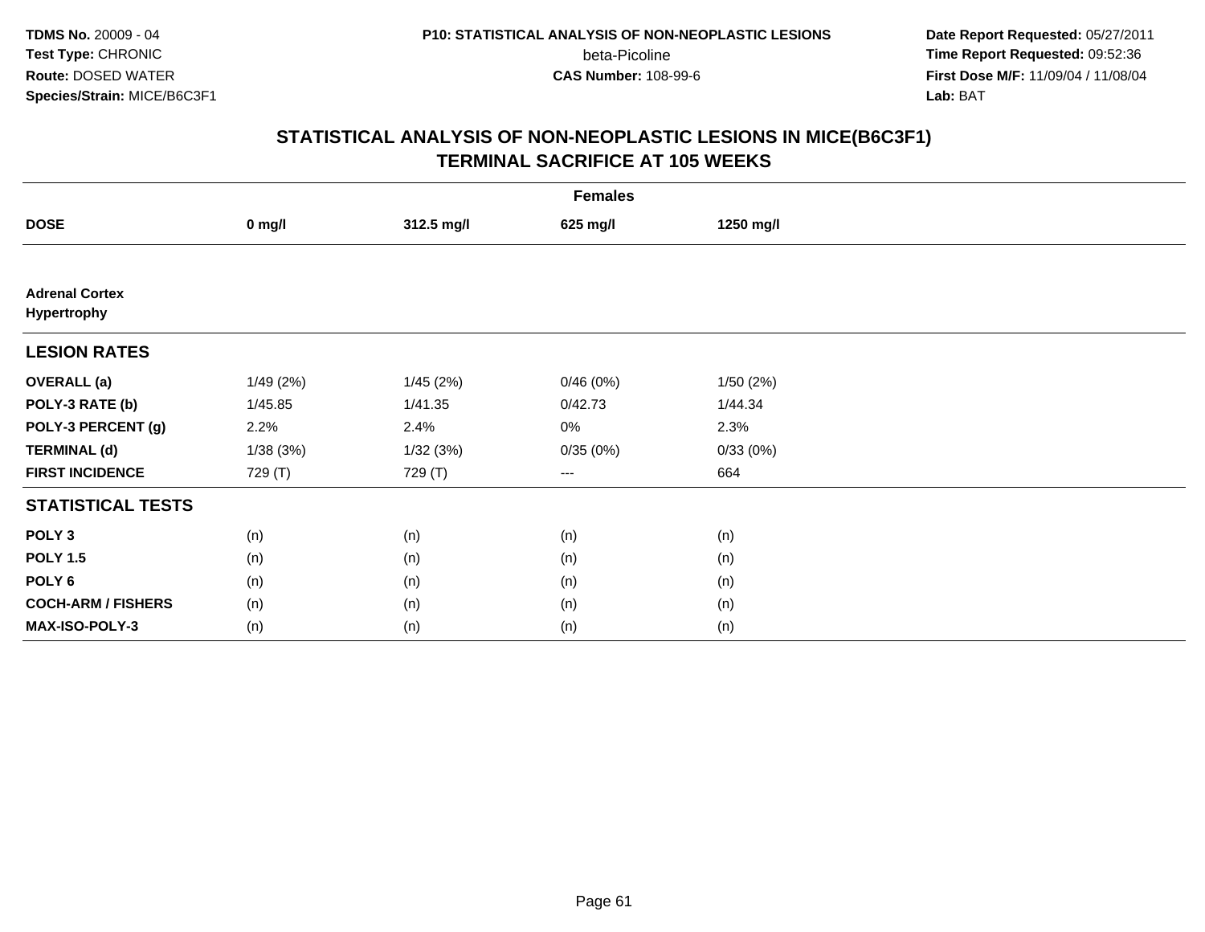## STATISTICAL ANALYSIS OF NON-NEOPLASTIC LESIONS IN MICE(B6C3F1)
## TERMINAL SACRIFICE AT 105 WEEKS

| | Females | | | |
|---|---|---|---|---|
| **DOSE** | **0 mg/l** | **312.5 mg/l** | **625 mg/l** | **1250 mg/l** |
| **Adrenal Cortex Hypertrophy** | | | | |
| **LESION RATES** | | | | |
| **OVERALL (a)** | 1/49 (2%) | 1/45 (2%) | 0/46 (0%) | 1/50 (2%) |
| **POLY-3 RATE (b)** | 1/45.85 | 1/41.35 | 0/42.73 | 1/44.34 |
| **POLY-3 PERCENT (g)** | 2.2% | 2.4% | 0% | 2.3% |
| **TERMINAL (d)** | 1/38 (3%) | 1/32 (3%) | 0/35 (0%) | 0/33 (0%) |
| **FIRST INCIDENCE** | 729 (T) | 729 (T) | --- | 664 |
| **STATISTICAL TESTS** | | | | |
| **POLY 3** | (n) | (n) | (n) | (n) |
| **POLY 1.5** | (n) | (n) | (n) | (n) |
| **POLY 6** | (n) | (n) | (n) | (n) |
| **COCH-ARM / FISHERS** | (n) | (n) | (n) | (n) |
| **MAX-ISO-POLY-3** | (n) | (n) | (n) | (n) |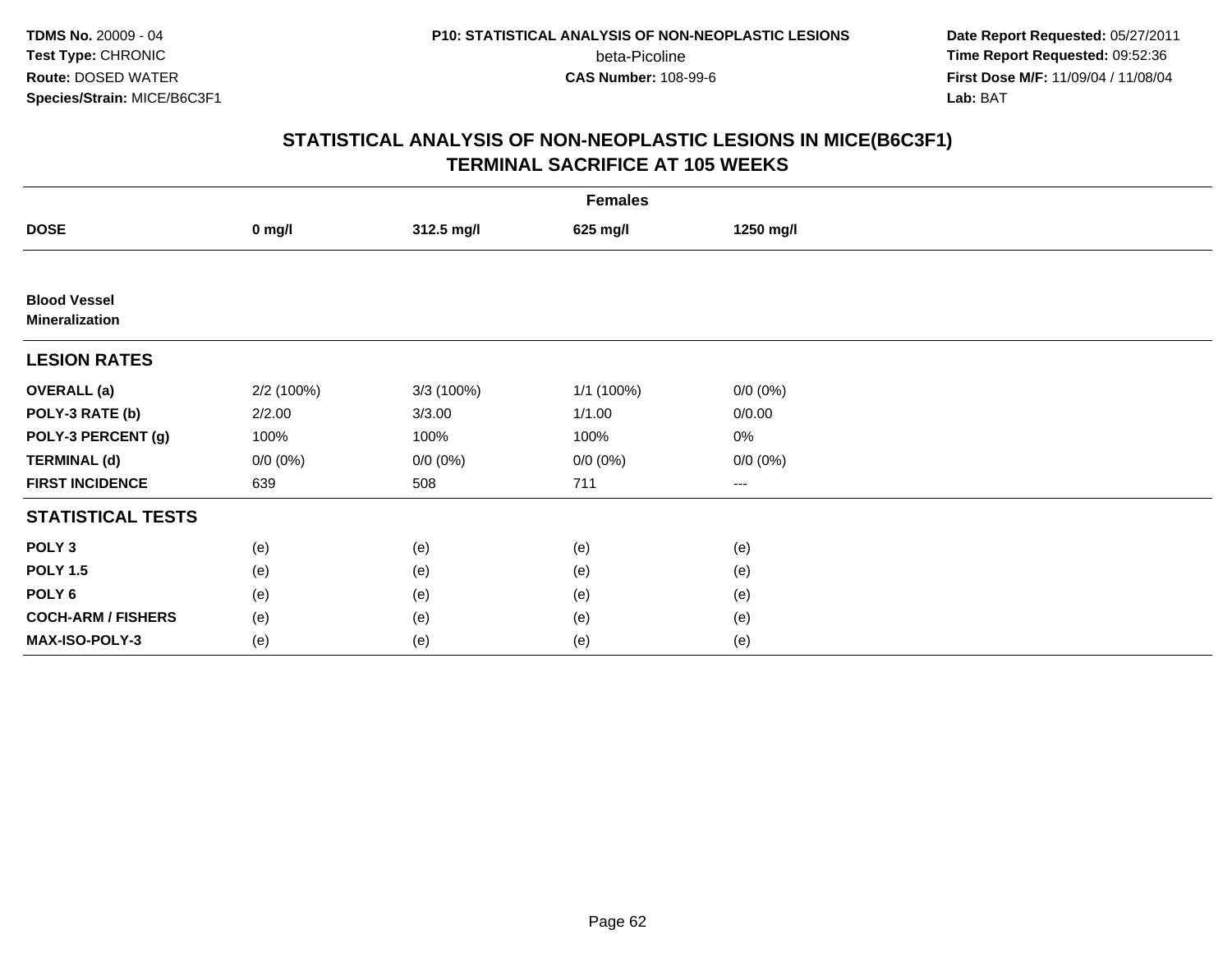TDMS No. 20009 - 04
Test Type: CHRONIC
Route: DOSED WATER
Species/Strain: MICE/B6C3F1

P10: STATISTICAL ANALYSIS OF NON-NEOPLASTIC LESIONS
beta-Picoline
CAS Number: 108-99-6

Date Report Requested: 05/27/2011
Time Report Requested: 09:52:36
First Dose M/F: 11/09/04 / 11/08/04
Lab: BAT

## STATISTICAL ANALYSIS OF NON-NEOPLASTIC LESIONS IN MICE(B6C3F1)
## TERMINAL SACRIFICE AT 105 WEEKS

| | Females | | | |
|---|---|---|---|---|
| **DOSE** | **0 mg/l** | **312.5 mg/l** | **625 mg/l** | **1250 mg/l** |
| **Blood Vessel** | | | | |
| **Mineralization** | | | | |
| **LESION RATES** | | | | |
| **OVERALL (a)** | 2/2 (100%) | 3/3 (100%) | 1/1 (100%) | 0/0 (0%) |
| **POLY-3 RATE (b)** | 2/2.00 | 3/3.00 | 1/1.00 | 0/0.00 |
| **POLY-3 PERCENT (g)** | 100% | 100% | 100% | 0% |
| **TERMINAL (d)** | 0/0 (0%) | 0/0 (0%) | 0/0 (0%) | 0/0 (0%) |
| **FIRST INCIDENCE** | 639 | 508 | 711 | --- |
| **STATISTICAL TESTS** | | | | |
| **POLY 3** | (e) | (e) | (e) | (e) |
| **POLY 1.5** | (e) | (e) | (e) | (e) |
| **POLY 6** | (e) | (e) | (e) | (e) |
| **COCH-ARM / FISHERS** | (e) | (e) | (e) | (e) |
| **MAX-ISO-POLY-3** | (e) | (e) | (e) | (e) |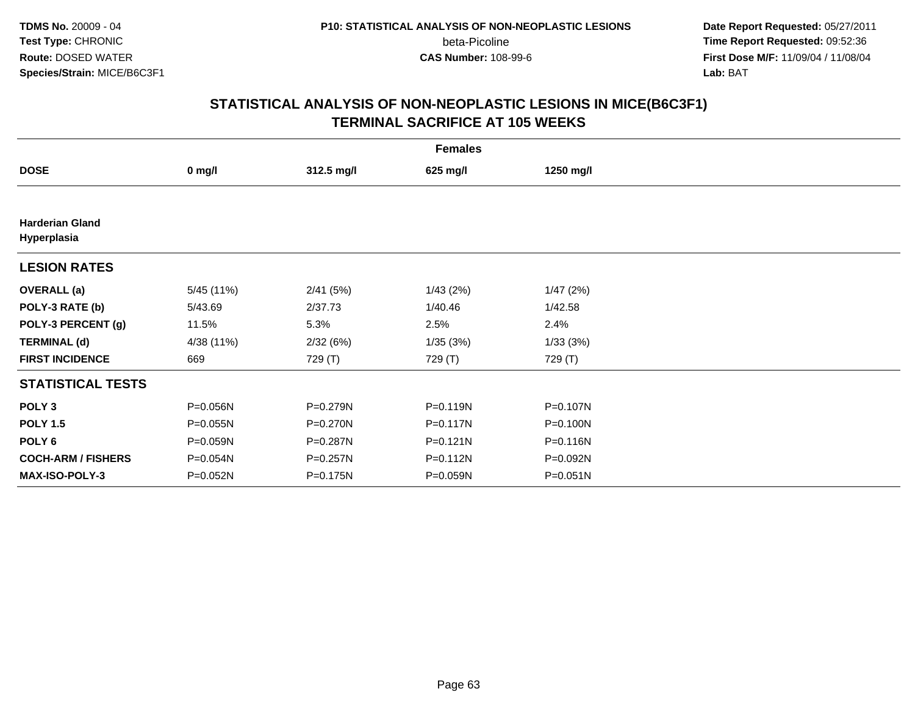**TDMS No.** 20009 - 04
**Test Type:** CHRONIC
**Route:** DOSED WATER
**Species/Strain:** MICE/B6C3F1

**P10: STATISTICAL ANALYSIS OF NON-NEOPLASTIC LESIONS**
beta-Picoline
**CAS Number:** 108-99-6

**Date Report Requested:** 05/27/2011
**Time Report Requested:** 09:52:36
**First Dose M/F:** 11/09/04 / 11/08/04
**Lab:** BAT

## STATISTICAL ANALYSIS OF NON-NEOPLASTIC LESIONS IN MICE(B6C3F1)
## TERMINAL SACRIFICE AT 105 WEEKS

| | Females | | | |
|---|---|---|---|---|
| **DOSE** | **0 mg/l** | **312.5 mg/l** | **625 mg/l** | **1250 mg/l** |
| **Harderian Gland** | | | | |
| **Hyperplasia** | | | | |
| **LESION RATES** | | | | |
| **OVERALL (a)** | 5/45 (11%) | 2/41 (5%) | 1/43 (2%) | 1/47 (2%) |
| **POLY-3 RATE (b)** | 5/43.69 | 2/37.73 | 1/40.46 | 1/42.58 |
| **POLY-3 PERCENT (g)** | 11.5% | 5.3% | 2.5% | 2.4% |
| **TERMINAL (d)** | 4/38 (11%) | 2/32 (6%) | 1/35 (3%) | 1/33 (3%) |
| **FIRST INCIDENCE** | 669 | 729 (T) | 729 (T) | 729 (T) |
| **STATISTICAL TESTS** | | | | |
| **POLY 3** | P=0.056N | P=0.279N | P=0.119N | P=0.107N |
| **POLY 1.5** | P=0.055N | P=0.270N | P=0.117N | P=0.100N |
| **POLY 6** | P=0.059N | P=0.287N | P=0.121N | P=0.116N |
| **COCH-ARM / FISHERS** | P=0.054N | P=0.257N | P=0.112N | P=0.092N |
| **MAX-ISO-POLY-3** | P=0.052N | P=0.175N | P=0.059N | P=0.051N |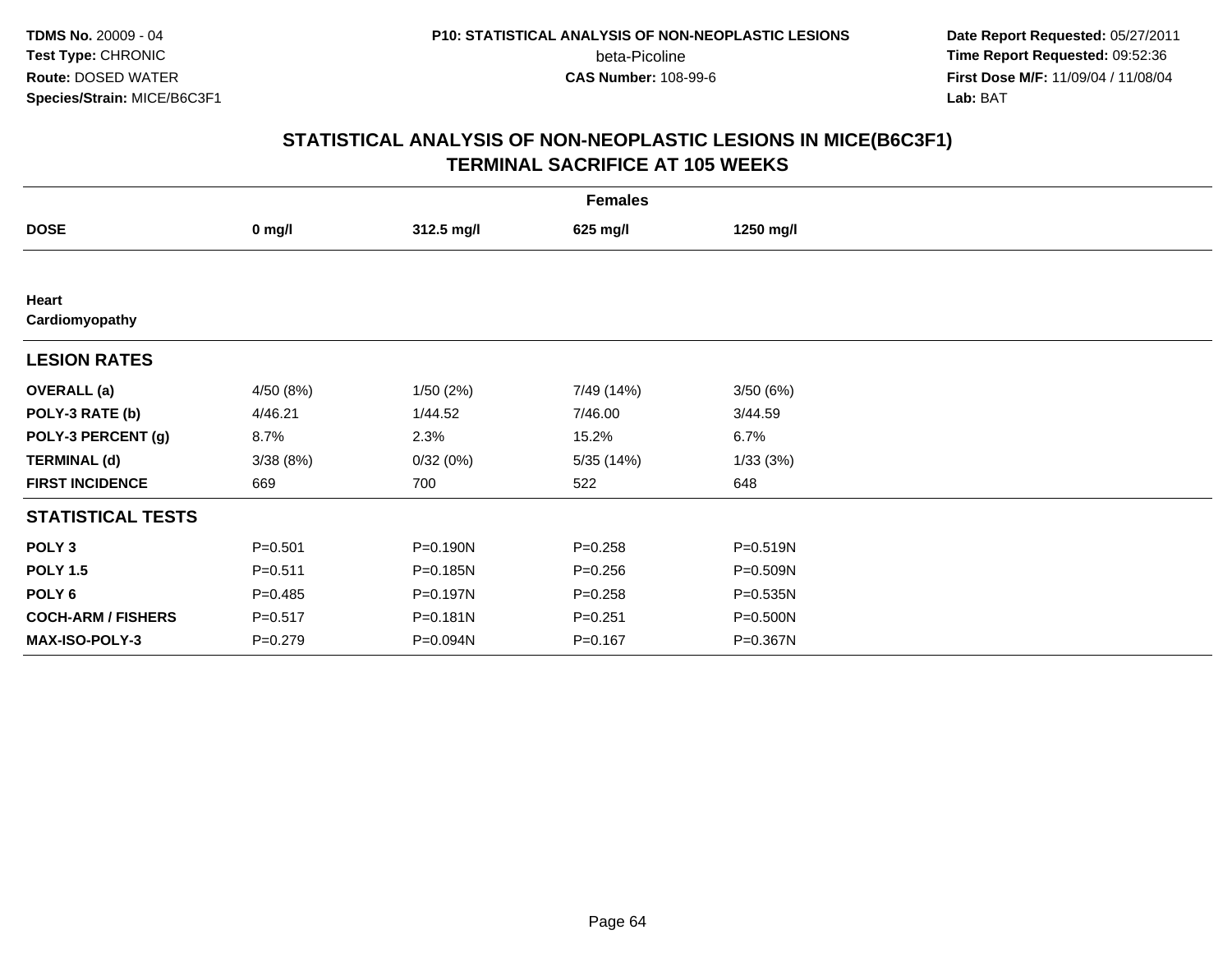**TDMS No.** 20009 - 04
**Test Type:** CHRONIC
**Route:** DOSED WATER
**Species/Strain:** MICE/B6C3F1

**P10: STATISTICAL ANALYSIS OF NON-NEOPLASTIC LESIONS**
beta-Picoline
**CAS Number:** 108-99-6

**Date Report Requested:** 05/27/2011
**Time Report Requested:** 09:52:36
**First Dose M/F:** 11/09/04 / 11/08/04
**Lab:** BAT

## STATISTICAL ANALYSIS OF NON-NEOPLASTIC LESIONS IN MICE(B6C3F1) TERMINAL SACRIFICE AT 105 WEEKS

| | Females | | | |
|---|---|---|---|---|
| **DOSE** | **0 mg/l** | **312.5 mg/l** | **625 mg/l** | **1250 mg/l** |
| **Heart** | | | | |
| **Cardiomyopathy** | | | | |
| **LESION RATES** | | | | |
| **OVERALL (a)** | 4/50 (8%) | 1/50 (2%) | 7/49 (14%) | 3/50 (6%) |
| **POLY-3 RATE (b)** | 4/46.21 | 1/44.52 | 7/46.00 | 3/44.59 |
| **POLY-3 PERCENT (g)** | 8.7% | 2.3% | 15.2% | 6.7% |
| **TERMINAL (d)** | 3/38 (8%) | 0/32 (0%) | 5/35 (14%) | 1/33 (3%) |
| **FIRST INCIDENCE** | 669 | 700 | 522 | 648 |
| **STATISTICAL TESTS** | | | | |
| **POLY 3** | P=0.501 | P=0.190N | P=0.258 | P=0.519N |
| **POLY 1.5** | P=0.511 | P=0.185N | P=0.256 | P=0.509N |
| **POLY 6** | P=0.485 | P=0.197N | P=0.258 | P=0.535N |
| **COCH-ARM / FISHERS** | P=0.517 | P=0.181N | P=0.251 | P=0.500N |
| **MAX-ISO-POLY-3** | P=0.279 | P=0.094N | P=0.167 | P=0.367N |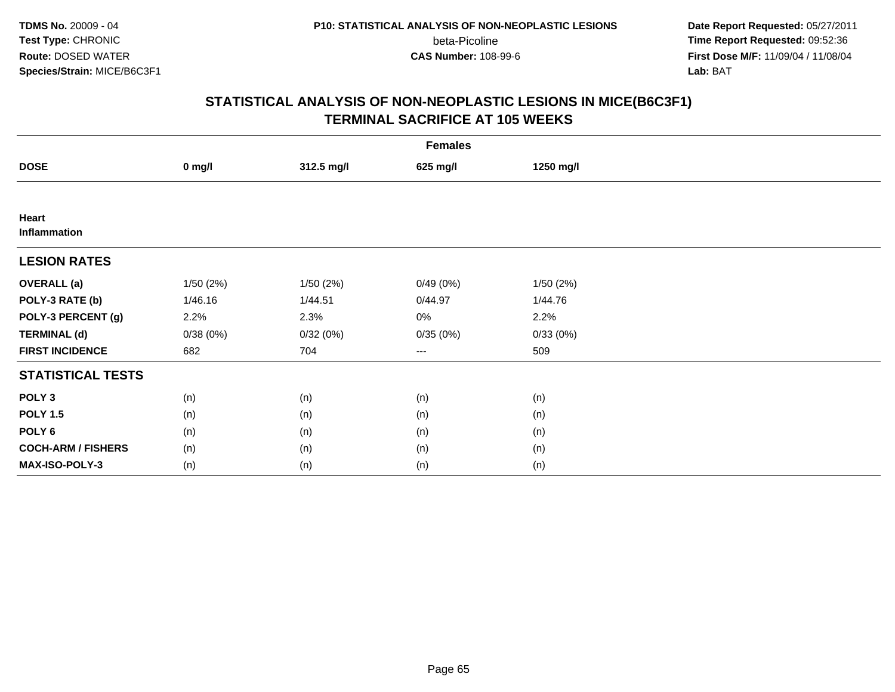TDMS No. 20009 - 04
Test Type: CHRONIC
Route: DOSED WATER
Species/Strain: MICE/B6C3F1

P10: STATISTICAL ANALYSIS OF NON-NEOPLASTIC LESIONS
beta-Picoline
CAS Number: 108-99-6

Date Report Requested: 05/27/2011
Time Report Requested: 09:52:36
First Dose M/F: 11/09/04 / 11/08/04
Lab: BAT

# STATISTICAL ANALYSIS OF NON-NEOPLASTIC LESIONS IN MICE(B6C3F1)
## TERMINAL SACRIFICE AT 105 WEEKS

| | Females | | | |
|---|---|---|---|---|
| **DOSE** | **0 mg/l** | **312.5 mg/l** | **625 mg/l** | **1250 mg/l** |
| **Heart** | | | | |
| **Inflammation** | | | | |
| **LESION RATES** | | | | |
| **OVERALL (a)** | 1/50 (2%) | 1/50 (2%) | 0/49 (0%) | 1/50 (2%) |
| **POLY-3 RATE (b)** | 1/46.16 | 1/44.51 | 0/44.97 | 1/44.76 |
| **POLY-3 PERCENT (g)** | 2.2% | 2.3% | 0% | 2.2% |
| **TERMINAL (d)** | 0/38 (0%) | 0/32 (0%) | 0/35 (0%) | 0/33 (0%) |
| **FIRST INCIDENCE** | 682 | 704 | --- | 509 |
| **STATISTICAL TESTS** | | | | |
| **POLY 3** | (n) | (n) | (n) | (n) |
| **POLY 1.5** | (n) | (n) | (n) | (n) |
| **POLY 6** | (n) | (n) | (n) | (n) |
| **COCH-ARM / FISHERS** | (n) | (n) | (n) | (n) |
| **MAX-ISO-POLY-3** | (n) | (n) | (n) | (n) |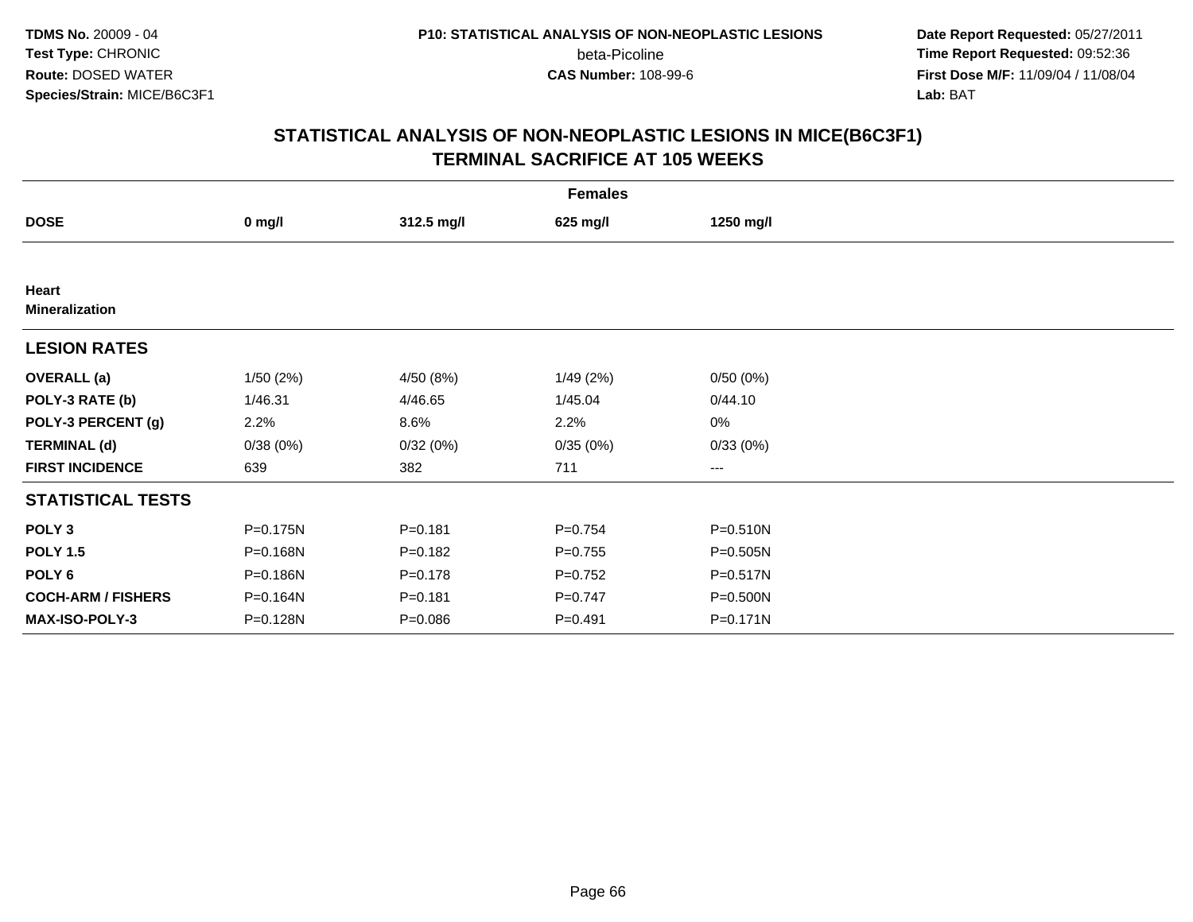TDMS No. 20009 - 04
Test Type: CHRONIC
Route: DOSED WATER
Species/Strain: MICE/B6C3F1

P10: STATISTICAL ANALYSIS OF NON-NEOPLASTIC LESIONS
beta-Picoline
CAS Number: 108-99-6

Date Report Requested: 05/27/2011
Time Report Requested: 09:52:36
First Dose M/F: 11/09/04 / 11/08/04
Lab: BAT

## STATISTICAL ANALYSIS OF NON-NEOPLASTIC LESIONS IN MICE(B6C3F1) TERMINAL SACRIFICE AT 105 WEEKS

| | Females | | | |
|---|---|---|---|---|
| **DOSE** | **0 mg/l** | **312.5 mg/l** | **625 mg/l** | **1250 mg/l** |
| **Heart** | | | | |
| **Mineralization** | | | | |
| **LESION RATES** | | | | |
| **OVERALL (a)** | 1/50 (2%) | 4/50 (8%) | 1/49 (2%) | 0/50 (0%) |
| **POLY-3 RATE (b)** | 1/46.31 | 4/46.65 | 1/45.04 | 0/44.10 |
| **POLY-3 PERCENT (g)** | 2.2% | 8.6% | 2.2% | 0% |
| **TERMINAL (d)** | 0/38 (0%) | 0/32 (0%) | 0/35 (0%) | 0/33 (0%) |
| **FIRST INCIDENCE** | 639 | 382 | 711 | --- |
| **STATISTICAL TESTS** | | | | |
| **POLY 3** | P=0.175N | P=0.181 | P=0.754 | P=0.510N |
| **POLY 1.5** | P=0.168N | P=0.182 | P=0.755 | P=0.505N |
| **POLY 6** | P=0.186N | P=0.178 | P=0.752 | P=0.517N |
| **COCH-ARM / FISHERS** | P=0.164N | P=0.181 | P=0.747 | P=0.500N |
| **MAX-ISO-POLY-3** | P=0.128N | P=0.086 | P=0.491 | P=0.171N |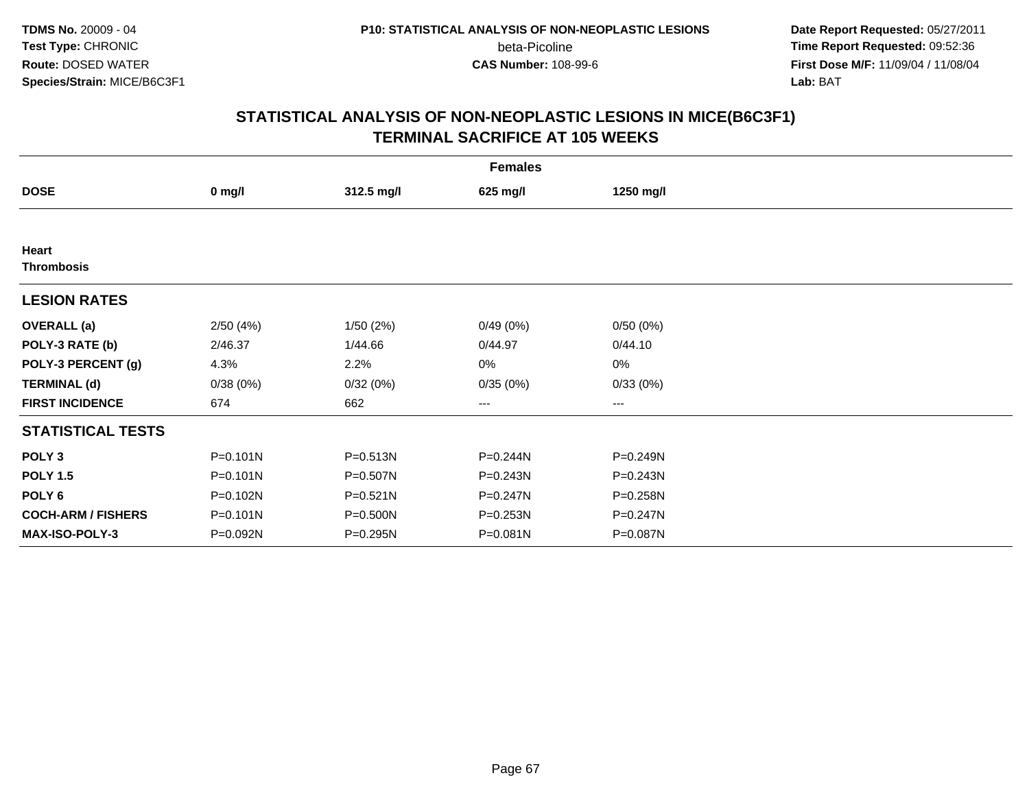**TDMS No.** 20009 - 04
**Test Type:** CHRONIC
**Route:** DOSED WATER
**Species/Strain:** MICE/B6C3F1

**P10: STATISTICAL ANALYSIS OF NON-NEOPLASTIC LESIONS**
beta-Picoline
**CAS Number:** 108-99-6

**Date Report Requested:** 05/27/2011
**Time Report Requested:** 09:52:36
**First Dose M/F:** 11/09/04 / 11/08/04
**Lab:** BAT

## STATISTICAL ANALYSIS OF NON-NEOPLASTIC LESIONS IN MICE(B6C3F1)
## TERMINAL SACRIFICE AT 105 WEEKS

| | Females | | | |
|---|---|---|---|---|
| **DOSE** | **0 mg/l** | **312.5 mg/l** | **625 mg/l** | **1250 mg/l** |
| **Heart** | | | | |
| **Thrombosis** | | | | |
| **LESION RATES** | | | | |
| **OVERALL (a)** | 2/50 (4%) | 1/50 (2%) | 0/49 (0%) | 0/50 (0%) |
| **POLY-3 RATE (b)** | 2/46.37 | 1/44.66 | 0/44.97 | 0/44.10 |
| **POLY-3 PERCENT (g)** | 4.3% | 2.2% | 0% | 0% |
| **TERMINAL (d)** | 0/38 (0%) | 0/32 (0%) | 0/35 (0%) | 0/33 (0%) |
| **FIRST INCIDENCE** | 674 | 662 | --- | --- |
| **STATISTICAL TESTS** | | | | |
| **POLY 3** | P=0.101N | P=0.513N | P=0.244N | P=0.249N |
| **POLY 1.5** | P=0.101N | P=0.507N | P=0.243N | P=0.243N |
| **POLY 6** | P=0.102N | P=0.521N | P=0.247N | P=0.258N |
| **COCH-ARM / FISHERS** | P=0.101N | P=0.500N | P=0.253N | P=0.247N |
| **MAX-ISO-POLY-3** | P=0.092N | P=0.295N | P=0.081N | P=0.087N |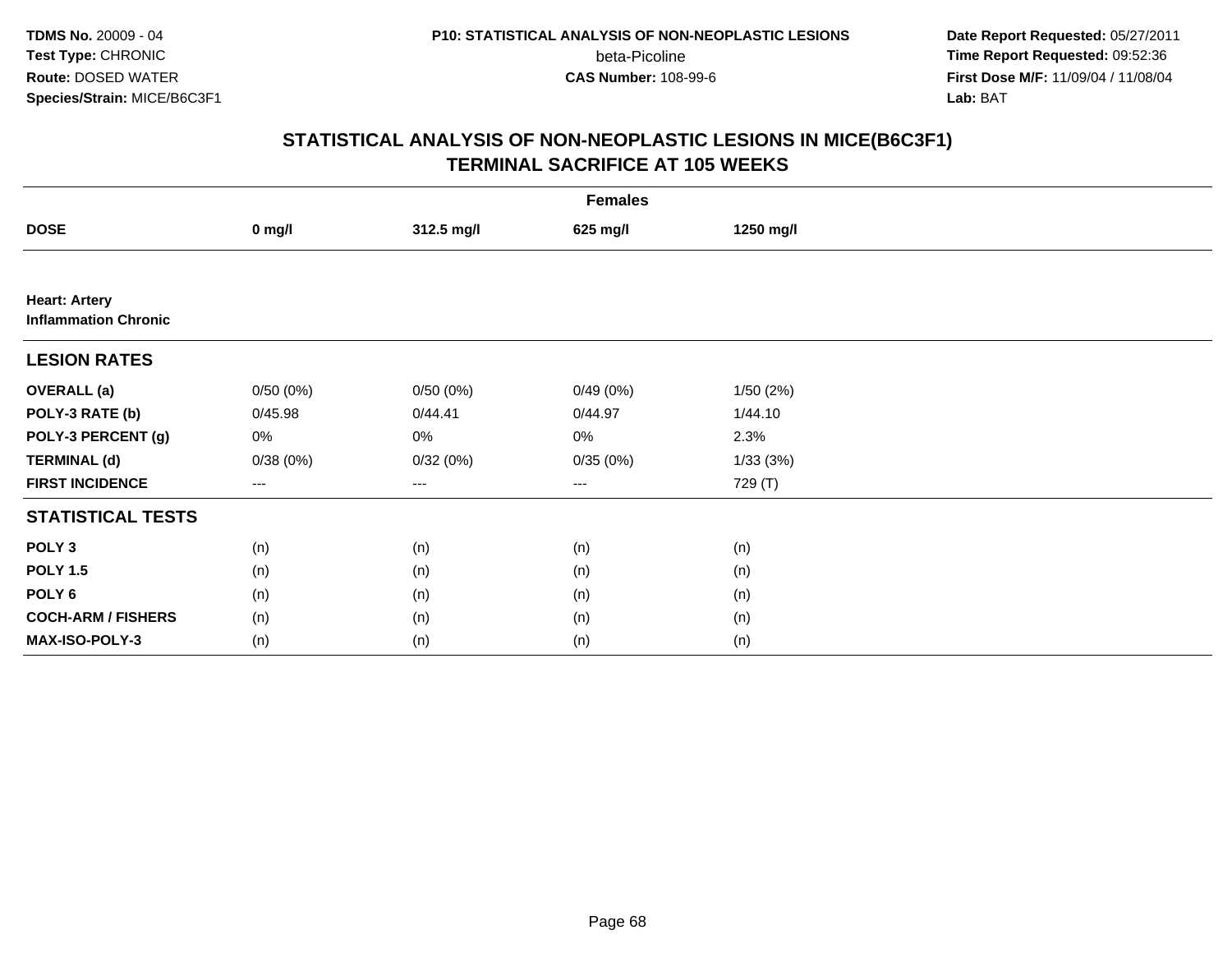**TDMS No.** 20009 - 04
**Test Type:** CHRONIC
**Route:** DOSED WATER
**Species/Strain:** MICE/B6C3F1

**P10: STATISTICAL ANALYSIS OF NON-NEOPLASTIC LESIONS**
beta-Picoline
**CAS Number:** 108-99-6

**Date Report Requested:** 05/27/2011
**Time Report Requested:** 09:52:36
**First Dose M/F:** 11/09/04 / 11/08/04
**Lab:** BAT

## STATISTICAL ANALYSIS OF NON-NEOPLASTIC LESIONS IN MICE(B6C3F1) TERMINAL SACRIFICE AT 105 WEEKS

| | Females | | | |
|---|---|---|---|---|
| **DOSE** | **0 mg/l** | **312.5 mg/l** | **625 mg/l** | **1250 mg/l** |
| **Heart: Artery** **Inflammation Chronic** | | | | |
| **LESION RATES** | | | | |
| **OVERALL (a)** | 0/50 (0%) | 0/50 (0%) | 0/49 (0%) | 1/50 (2%) |
| **POLY-3 RATE (b)** | 0/45.98 | 0/44.41 | 0/44.97 | 1/44.10 |
| **POLY-3 PERCENT (g)** | 0% | 0% | 0% | 2.3% |
| **TERMINAL (d)** | 0/38 (0%) | 0/32 (0%) | 0/35 (0%) | 1/33 (3%) |
| **FIRST INCIDENCE** | --- | --- | --- | 729 (T) |
| **STATISTICAL TESTS** | | | | |
| **POLY 3** | (n) | (n) | (n) | (n) |
| **POLY 1.5** | (n) | (n) | (n) | (n) |
| **POLY 6** | (n) | (n) | (n) | (n) |
| **COCH-ARM / FISHERS** | (n) | (n) | (n) | (n) |
| **MAX-ISO-POLY-3** | (n) | (n) | (n) | (n) |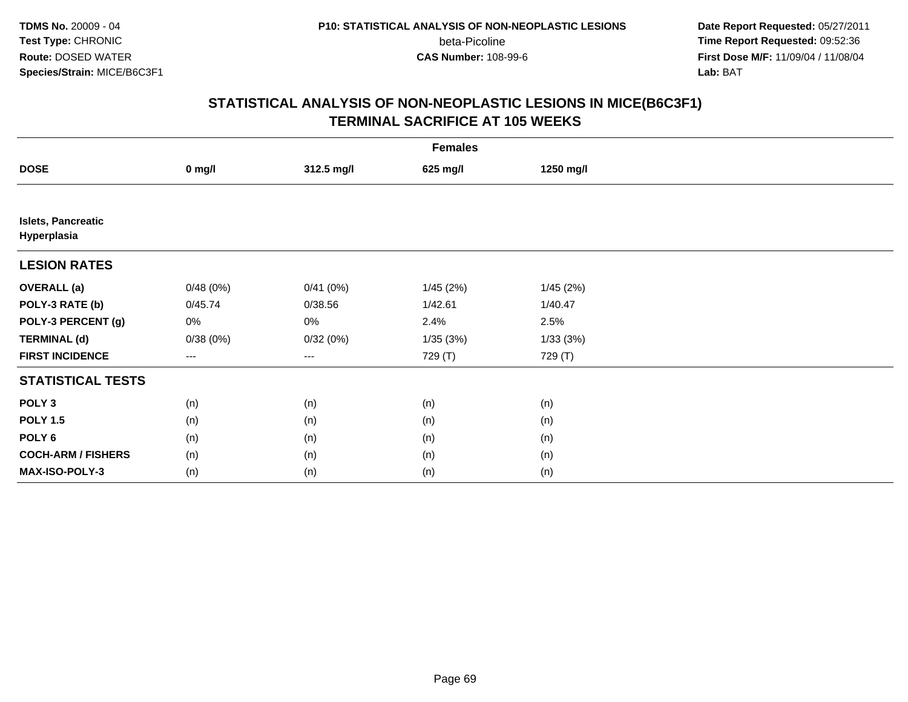**TDMS No.** 20009 - 04
**Test Type:** CHRONIC
**Route:** DOSED WATER
**Species/Strain:** MICE/B6C3F1

**P10: STATISTICAL ANALYSIS OF NON-NEOPLASTIC LESIONS**
beta-Picoline
**CAS Number:** 108-99-6

**Date Report Requested:** 05/27/2011
**Time Report Requested:** 09:52:36
**First Dose M/F:** 11/09/04 / 11/08/04
**Lab:** BAT

## STATISTICAL ANALYSIS OF NON-NEOPLASTIC LESIONS IN MICE(B6C3F1) TERMINAL SACRIFICE AT 105 WEEKS

| | Females | | | |
|---|---|---|---|---|
| **DOSE** | **0 mg/l** | **312.5 mg/l** | **625 mg/l** | **1250 mg/l** |
| **Islets, Pancreatic Hyperplasia** | | | | |
| **LESION RATES** | | | | |
| **OVERALL (a)** | 0/48 (0%) | 0/41 (0%) | 1/45 (2%) | 1/45 (2%) |
| **POLY-3 RATE (b)** | 0/45.74 | 0/38.56 | 1/42.61 | 1/40.47 |
| **POLY-3 PERCENT (g)** | 0% | 0% | 2.4% | 2.5% |
| **TERMINAL (d)** | 0/38 (0%) | 0/32 (0%) | 1/35 (3%) | 1/33 (3%) |
| **FIRST INCIDENCE** | --- | --- | 729 (T) | 729 (T) |
| **STATISTICAL TESTS** | | | | |
| **POLY 3** | (n) | (n) | (n) | (n) |
| **POLY 1.5** | (n) | (n) | (n) | (n) |
| **POLY 6** | (n) | (n) | (n) | (n) |
| **COCH-ARM / FISHERS** | (n) | (n) | (n) | (n) |
| **MAX-ISO-POLY-3** | (n) | (n) | (n) | (n) |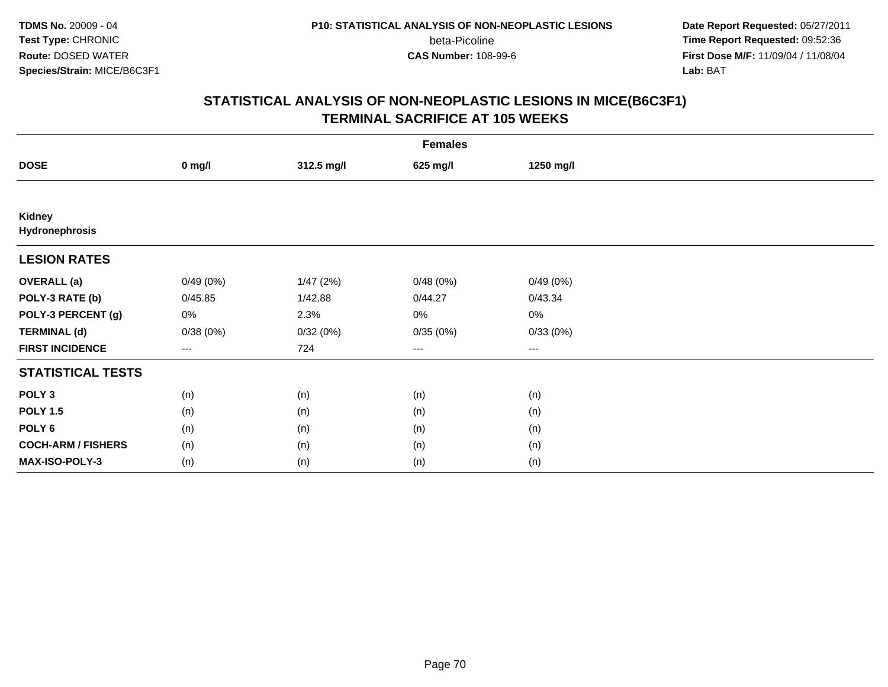TDMS No. 20009 - 04
Test Type: CHRONIC
Route: DOSED WATER
Species/Strain: MICE/B6C3F1

P10: STATISTICAL ANALYSIS OF NON-NEOPLASTIC LESIONS
beta-Picoline
CAS Number: 108-99-6

Date Report Requested: 05/27/2011
Time Report Requested: 09:52:36
First Dose M/F: 11/09/04 / 11/08/04
Lab: BAT

## STATISTICAL ANALYSIS OF NON-NEOPLASTIC LESIONS IN MICE(B6C3F1)
## TERMINAL SACRIFICE AT 105 WEEKS

| | Females | | | |
|---|---|---|---|---|
| **DOSE** | **0 mg/l** | **312.5 mg/l** | **625 mg/l** | **1250 mg/l** |
| **Kidney** | | | | |
| **Hydronephrosis** | | | | |
| **LESION RATES** | | | | |
| **OVERALL (a)** | 0/49 (0%) | 1/47 (2%) | 0/48 (0%) | 0/49 (0%) |
| **POLY-3 RATE (b)** | 0/45.85 | 1/42.88 | 0/44.27 | 0/43.34 |
| **POLY-3 PERCENT (g)** | 0% | 2.3% | 0% | 0% |
| **TERMINAL (d)** | 0/38 (0%) | 0/32 (0%) | 0/35 (0%) | 0/33 (0%) |
| **FIRST INCIDENCE** | --- | 724 | --- | --- |
| **STATISTICAL TESTS** | | | | |
| **POLY 3** | (n) | (n) | (n) | (n) |
| **POLY 1.5** | (n) | (n) | (n) | (n) |
| **POLY 6** | (n) | (n) | (n) | (n) |
| **COCH-ARM / FISHERS** | (n) | (n) | (n) | (n) |
| **MAX-ISO-POLY-3** | (n) | (n) | (n) | (n) |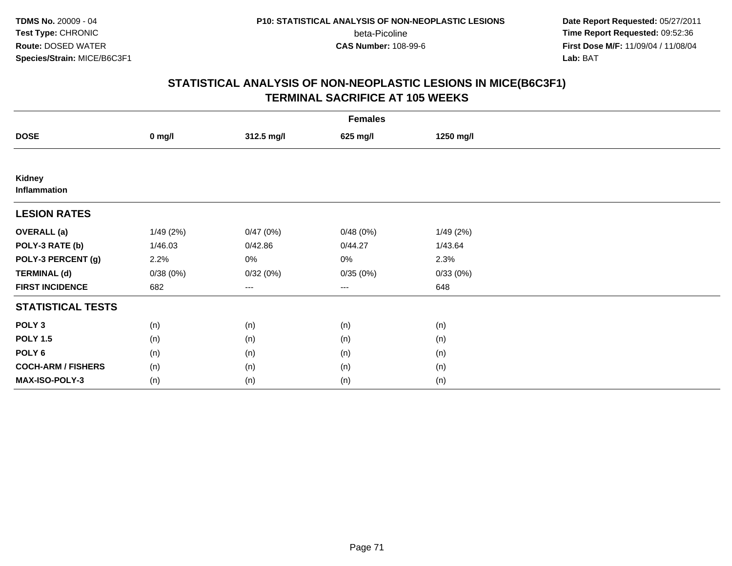**TDMS No.** 20009 - 04
**Test Type:** CHRONIC
**Route:** DOSED WATER
**Species/Strain:** MICE/B6C3F1

**P10: STATISTICAL ANALYSIS OF NON-NEOPLASTIC LESIONS**
beta-Picoline
**CAS Number:** 108-99-6

**Date Report Requested:** 05/27/2011
**Time Report Requested:** 09:52:36
**First Dose M/F:** 11/09/04 / 11/08/04
**Lab:** BAT

## STATISTICAL ANALYSIS OF NON-NEOPLASTIC LESIONS IN MICE(B6C3F1) TERMINAL SACRIFICE AT 105 WEEKS

| | Females | | | |
|---|---|---|---|---|
| **DOSE** | **0 mg/l** | **312.5 mg/l** | **625 mg/l** | **1250 mg/l** |
| **Kidney Inflammation** | | | | |
| **LESION RATES** | | | | |
| **OVERALL (a)** | 1/49 (2%) | 0/47 (0%) | 0/48 (0%) | 1/49 (2%) |
| **POLY-3 RATE (b)** | 1/46.03 | 0/42.86 | 0/44.27 | 1/43.64 |
| **POLY-3 PERCENT (g)** | 2.2% | 0% | 0% | 2.3% |
| **TERMINAL (d)** | 0/38 (0%) | 0/32 (0%) | 0/35 (0%) | 0/33 (0%) |
| **FIRST INCIDENCE** | 682 | --- | --- | 648 |
| **STATISTICAL TESTS** | | | | |
| **POLY 3** | (n) | (n) | (n) | (n) |
| **POLY 1.5** | (n) | (n) | (n) | (n) |
| **POLY 6** | (n) | (n) | (n) | (n) |
| **COCH-ARM / FISHERS** | (n) | (n) | (n) | (n) |
| **MAX-ISO-POLY-3** | (n) | (n) | (n) | (n) |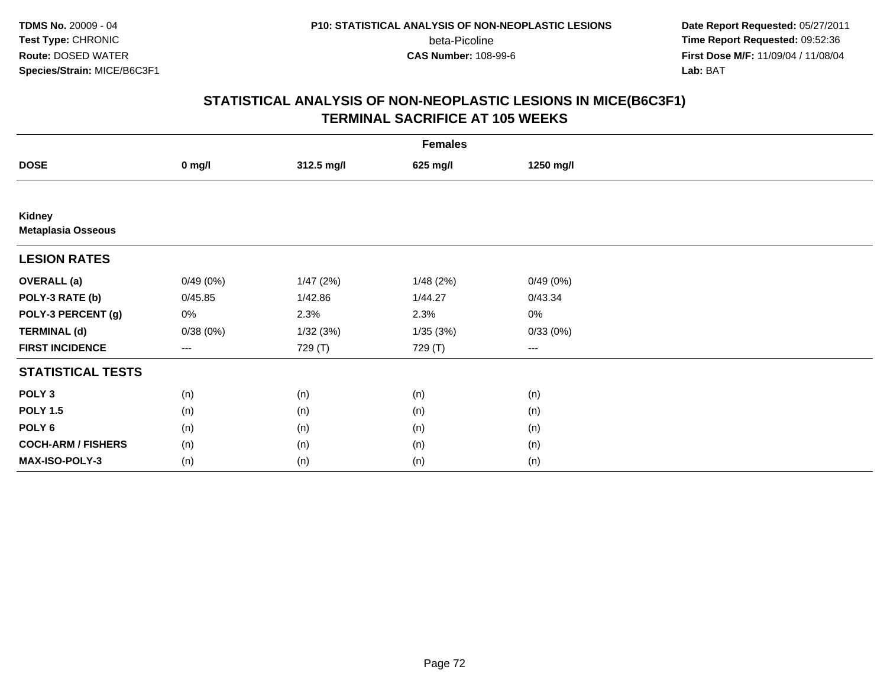**TDMS No.** 20009 - 04
**Test Type:** CHRONIC
**Route:** DOSED WATER
**Species/Strain:** MICE/B6C3F1

**P10: STATISTICAL ANALYSIS OF NON-NEOPLASTIC LESIONS**
beta-Picoline
**CAS Number:** 108-99-6

**Date Report Requested:** 05/27/2011
**Time Report Requested:** 09:52:36
**First Dose M/F:** 11/09/04 / 11/08/04
**Lab:** BAT

## STATISTICAL ANALYSIS OF NON-NEOPLASTIC LESIONS IN MICE(B6C3F1) TERMINAL SACRIFICE AT 105 WEEKS

| Females | | | | |
|---|---|---|---|---|
| **DOSE** | **0 mg/l** | **312.5 mg/l** | **625 mg/l** | **1250 mg/l** |
| **Kidney** | | | | |
| **Metaplasia Osseous** | | | | |
| **LESION RATES** | | | | |
| **OVERALL (a)** | 0/49 (0%) | 1/47 (2%) | 1/48 (2%) | 0/49 (0%) |
| **POLY-3 RATE (b)** | 0/45.85 | 1/42.86 | 1/44.27 | 0/43.34 |
| **POLY-3 PERCENT (g)** | 0% | 2.3% | 2.3% | 0% |
| **TERMINAL (d)** | 0/38 (0%) | 1/32 (3%) | 1/35 (3%) | 0/33 (0%) |
| **FIRST INCIDENCE** | --- | 729 (T) | 729 (T) | --- |
| **STATISTICAL TESTS** | | | | |
| **POLY 3** | (n) | (n) | (n) | (n) |
| **POLY 1.5** | (n) | (n) | (n) | (n) |
| **POLY 6** | (n) | (n) | (n) | (n) |
| **COCH-ARM / FISHERS** | (n) | (n) | (n) | (n) |
| **MAX-ISO-POLY-3** | (n) | (n) | (n) | (n) |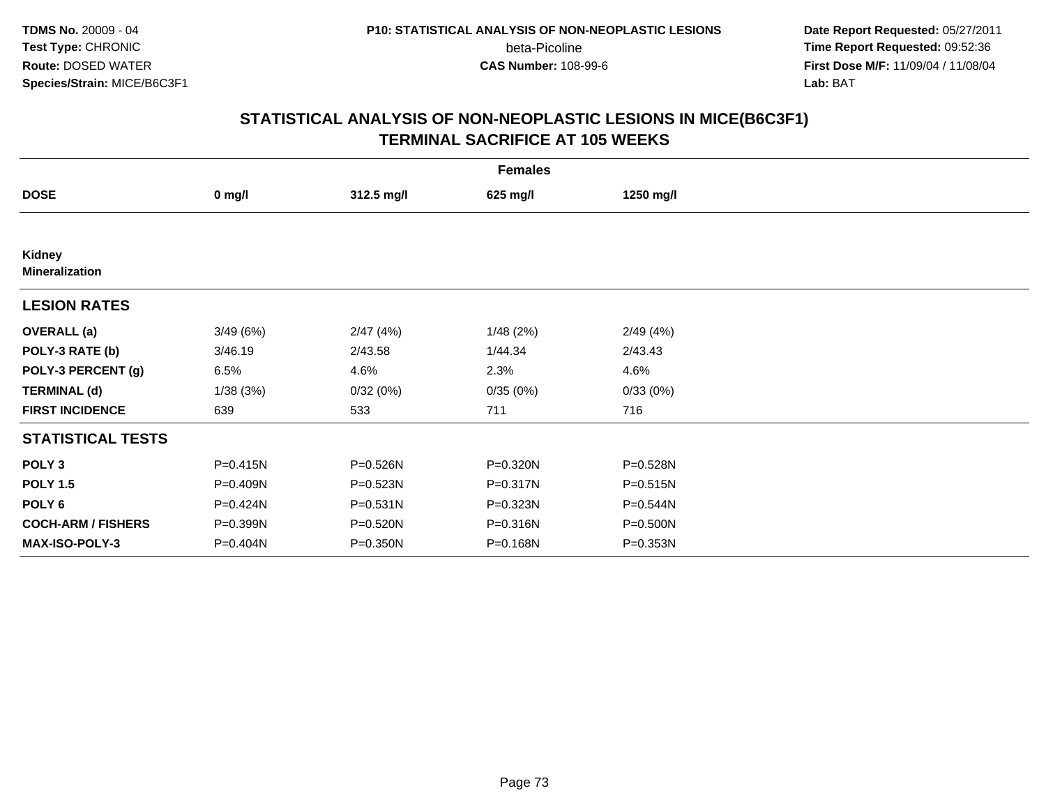TDMS No. 20009 - 04
Test Type: CHRONIC
Route: DOSED WATER
Species/Strain: MICE/B6C3F1

P10: STATISTICAL ANALYSIS OF NON-NEOPLASTIC LESIONS
beta-Picoline
CAS Number: 108-99-6

Date Report Requested: 05/27/2011
Time Report Requested: 09:52:36
First Dose M/F: 11/09/04 / 11/08/04
Lab: BAT

## STATISTICAL ANALYSIS OF NON-NEOPLASTIC LESIONS IN MICE(B6C3F1)
## TERMINAL SACRIFICE AT 105 WEEKS

| Females | | | | |
|---|---|---|---|---|
| **DOSE** | **0 mg/l** | **312.5 mg/l** | **625 mg/l** | **1250 mg/l** |
| **Kidney** | | | | |
| **Mineralization** | | | | |
| **LESION RATES** | | | | |
| **OVERALL (a)** | 3/49 (6%) | 2/47 (4%) | 1/48 (2%) | 2/49 (4%) |
| **POLY-3 RATE (b)** | 3/46.19 | 2/43.58 | 1/44.34 | 2/43.43 |
| **POLY-3 PERCENT (g)** | 6.5% | 4.6% | 2.3% | 4.6% |
| **TERMINAL (d)** | 1/38 (3%) | 0/32 (0%) | 0/35 (0%) | 0/33 (0%) |
| **FIRST INCIDENCE** | 639 | 533 | 711 | 716 |
| **STATISTICAL TESTS** | | | | |
| **POLY 3** | P=0.415N | P=0.526N | P=0.320N | P=0.528N |
| **POLY 1.5** | P=0.409N | P=0.523N | P=0.317N | P=0.515N |
| **POLY 6** | P=0.424N | P=0.531N | P=0.323N | P=0.544N |
| **COCH-ARM / FISHERS** | P=0.399N | P=0.520N | P=0.316N | P=0.500N |
| **MAX-ISO-POLY-3** | P=0.404N | P=0.350N | P=0.168N | P=0.353N |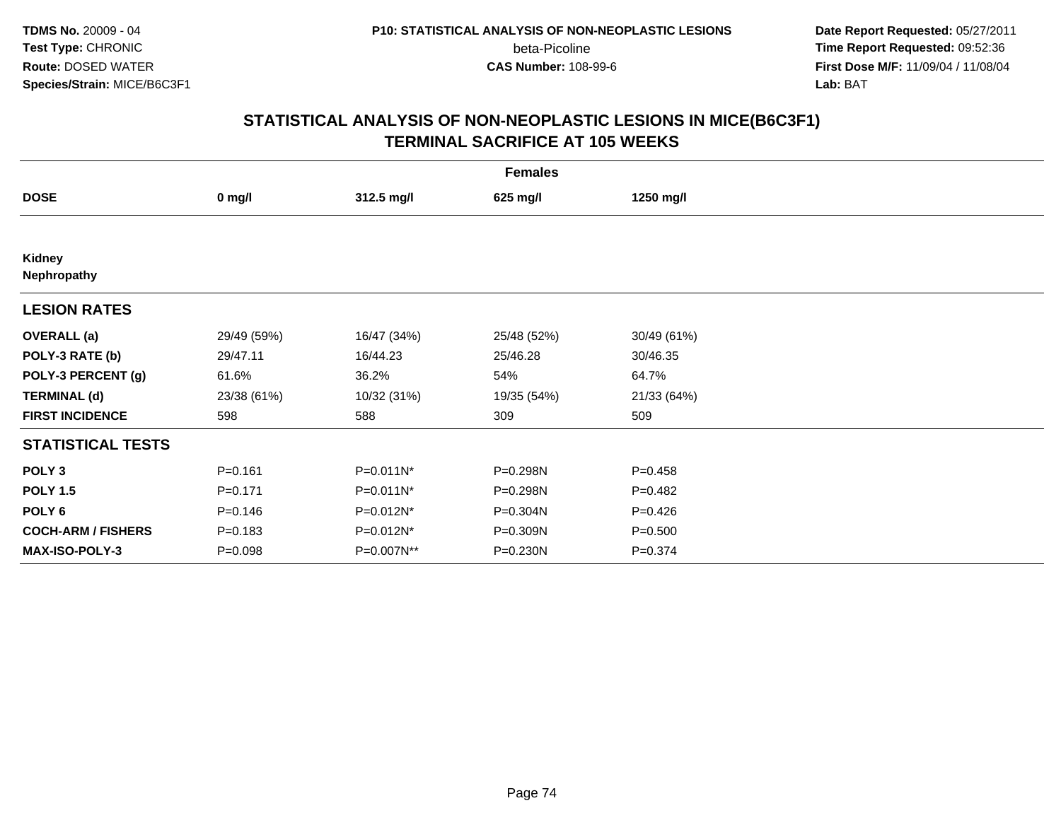**TDMS No.** 20009 - 04
**Test Type:** CHRONIC
**Route:** DOSED WATER
**Species/Strain:** MICE/B6C3F1

**P10: STATISTICAL ANALYSIS OF NON-NEOPLASTIC LESIONS**
beta-Picoline
**CAS Number:** 108-99-6

**Date Report Requested:** 05/27/2011
**Time Report Requested:** 09:52:36
**First Dose M/F:** 11/09/04 / 11/08/04
**Lab:** BAT

# STATISTICAL ANALYSIS OF NON-NEOPLASTIC LESIONS IN MICE(B6C3F1) TERMINAL SACRIFICE AT 105 WEEKS

| Females | | | | |
|---|---|---|---|---|
| **DOSE** | **0 mg/l** | **312.5 mg/l** | **625 mg/l** | **1250 mg/l** |
| **Kidney** | | | | |
| **Nephropathy** | | | | |
| **LESION RATES** | | | | |
| **OVERALL (a)** | 29/49 (59%) | 16/47 (34%) | 25/48 (52%) | 30/49 (61%) |
| **POLY-3 RATE (b)** | 29/47.11 | 16/44.23 | 25/46.28 | 30/46.35 |
| **POLY-3 PERCENT (g)** | 61.6% | 36.2% | 54% | 64.7% |
| **TERMINAL (d)** | 23/38 (61%) | 10/32 (31%) | 19/35 (54%) | 21/33 (64%) |
| **FIRST INCIDENCE** | 598 | 588 | 309 | 509 |
| **STATISTICAL TESTS** | | | | |
| **POLY 3** | P=0.161 | P=0.011N* | P=0.298N | P=0.458 |
| **POLY 1.5** | P=0.171 | P=0.011N* | P=0.298N | P=0.482 |
| **POLY 6** | P=0.146 | P=0.012N* | P=0.304N | P=0.426 |
| **COCH-ARM / FISHERS** | P=0.183 | P=0.012N* | P=0.309N | P=0.500 |
| **MAX-ISO-POLY-3** | P=0.098 | P=0.007N** | P=0.230N | P=0.374 |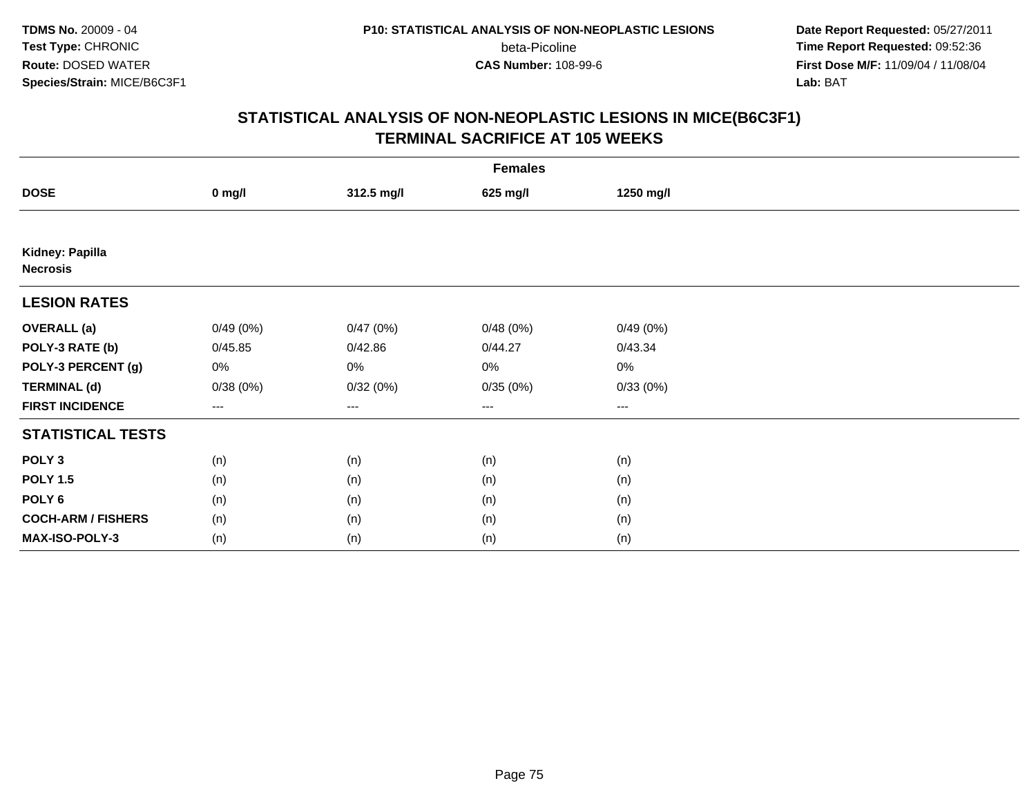# STATISTICAL ANALYSIS OF NON-NEOPLASTIC LESIONS IN MICE(B6C3F1)
## TERMINAL SACRIFICE AT 105 WEEKS

| | Females | | | |
|---|---|---|---|---|
| **DOSE** | **0 mg/l** | **312.5 mg/l** | **625 mg/l** | **1250 mg/l** |
| **Kidney: Papilla** | | | | |
| **Necrosis** | | | | |
| **LESION RATES** | | | | |
| **OVERALL (a)** | 0/49 (0%) | 0/47 (0%) | 0/48 (0%) | 0/49 (0%) |
| **POLY-3 RATE (b)** | 0/45.85 | 0/42.86 | 0/44.27 | 0/43.34 |
| **POLY-3 PERCENT (g)** | 0% | 0% | 0% | 0% |
| **TERMINAL (d)** | 0/38 (0%) | 0/32 (0%) | 0/35 (0%) | 0/33 (0%) |
| **FIRST INCIDENCE** | --- | --- | --- | --- |
| **STATISTICAL TESTS** | | | | |
| **POLY 3** | (n) | (n) | (n) | (n) |
| **POLY 1.5** | (n) | (n) | (n) | (n) |
| **POLY 6** | (n) | (n) | (n) | (n) |
| **COCH-ARM / FISHERS** | (n) | (n) | (n) | (n) |
| **MAX-ISO-POLY-3** | (n) | (n) | (n) | (n) |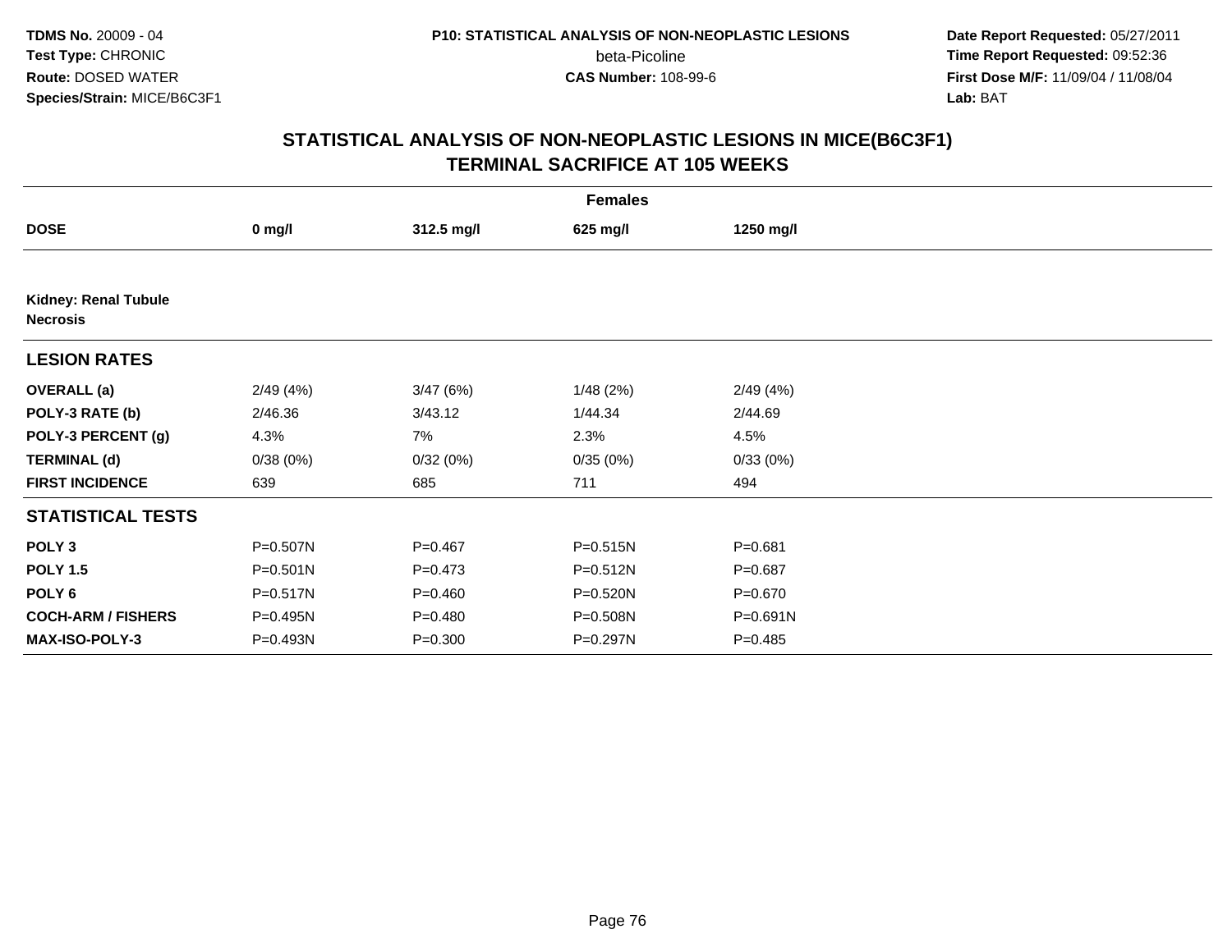**TDMS No.** 20009 - 04
**Test Type:** CHRONIC
**Route:** DOSED WATER
**Species/Strain:** MICE/B6C3F1

**P10: STATISTICAL ANALYSIS OF NON-NEOPLASTIC LESIONS**
beta-Picoline
**CAS Number:** 108-99-6

**Date Report Requested:** 05/27/2011
**Time Report Requested:** 09:52:36
**First Dose M/F:** 11/09/04 / 11/08/04
**Lab:** BAT

## STATISTICAL ANALYSIS OF NON-NEOPLASTIC LESIONS IN MICE(B6C3F1)
## TERMINAL SACRIFICE AT 105 WEEKS

| | Females | | | |
|---|---|---|---|---|
| **DOSE** | **0 mg/l** | **312.5 mg/l** | **625 mg/l** | **1250 mg/l** |
| **Kidney: Renal Tubule Necrosis** | | | | |
| **LESION RATES** | | | | |
| **OVERALL (a)** | 2/49 (4%) | 3/47 (6%) | 1/48 (2%) | 2/49 (4%) |
| **POLY-3 RATE (b)** | 2/46.36 | 3/43.12 | 1/44.34 | 2/44.69 |
| **POLY-3 PERCENT (g)** | 4.3% | 7% | 2.3% | 4.5% |
| **TERMINAL (d)** | 0/38 (0%) | 0/32 (0%) | 0/35 (0%) | 0/33 (0%) |
| **FIRST INCIDENCE** | 639 | 685 | 711 | 494 |
| **STATISTICAL TESTS** | | | | |
| **POLY 3** | P=0.507N | P=0.467 | P=0.515N | P=0.681 |
| **POLY 1.5** | P=0.501N | P=0.473 | P=0.512N | P=0.687 |
| **POLY 6** | P=0.517N | P=0.460 | P=0.520N | P=0.670 |
| **COCH-ARM / FISHERS** | P=0.495N | P=0.480 | P=0.508N | P=0.691N |
| **MAX-ISO-POLY-3** | P=0.493N | P=0.300 | P=0.297N | P=0.485 |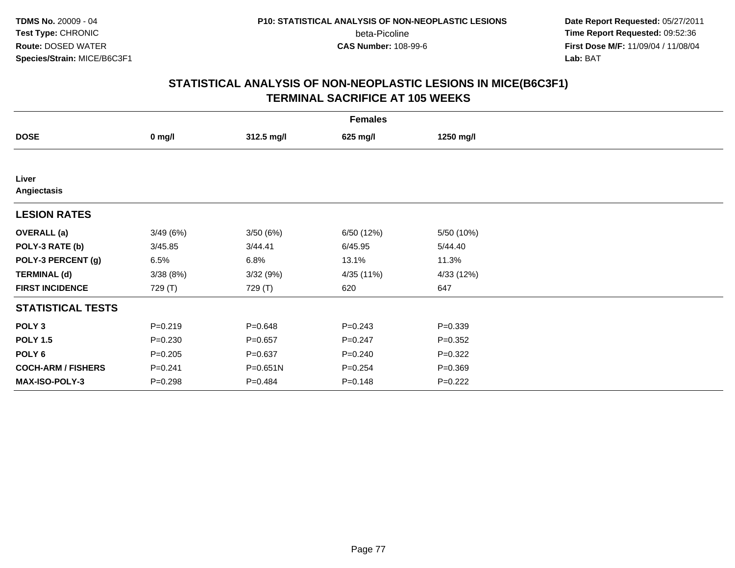**TDMS No.** 20009 - 04
**Test Type:** CHRONIC
**Route:** DOSED WATER
**Species/Strain:** MICE/B6C3F1

**P10: STATISTICAL ANALYSIS OF NON-NEOPLASTIC LESIONS**
beta-Picoline
**CAS Number:** 108-99-6

**Date Report Requested:** 05/27/2011
**Time Report Requested:** 09:52:36
**First Dose M/F:** 11/09/04 / 11/08/04
**Lab:** BAT

## STATISTICAL ANALYSIS OF NON-NEOPLASTIC LESIONS IN MICE(B6C3F1)
## TERMINAL SACRIFICE AT 105 WEEKS

| | Females | | | |
|---|---|---|---|---|
| **DOSE** | **0 mg/l** | **312.5 mg/l** | **625 mg/l** | **1250 mg/l** |
| **Liver** | | | | |
| **Angiectasis** | | | | |
| **LESION RATES** | | | | |
| **OVERALL (a)** | 3/49 (6%) | 3/50 (6%) | 6/50 (12%) | 5/50 (10%) |
| **POLY-3 RATE (b)** | 3/45.85 | 3/44.41 | 6/45.95 | 5/44.40 |
| **POLY-3 PERCENT (g)** | 6.5% | 6.8% | 13.1% | 11.3% |
| **TERMINAL (d)** | 3/38 (8%) | 3/32 (9%) | 4/35 (11%) | 4/33 (12%) |
| **FIRST INCIDENCE** | 729 (T) | 729 (T) | 620 | 647 |
| **STATISTICAL TESTS** | | | | |
| **POLY 3** | P=0.219 | P=0.648 | P=0.243 | P=0.339 |
| **POLY 1.5** | P=0.230 | P=0.657 | P=0.247 | P=0.352 |
| **POLY 6** | P=0.205 | P=0.637 | P=0.240 | P=0.322 |
| **COCH-ARM / FISHERS** | P=0.241 | P=0.651N | P=0.254 | P=0.369 |
| **MAX-ISO-POLY-3** | P=0.298 | P=0.484 | P=0.148 | P=0.222 |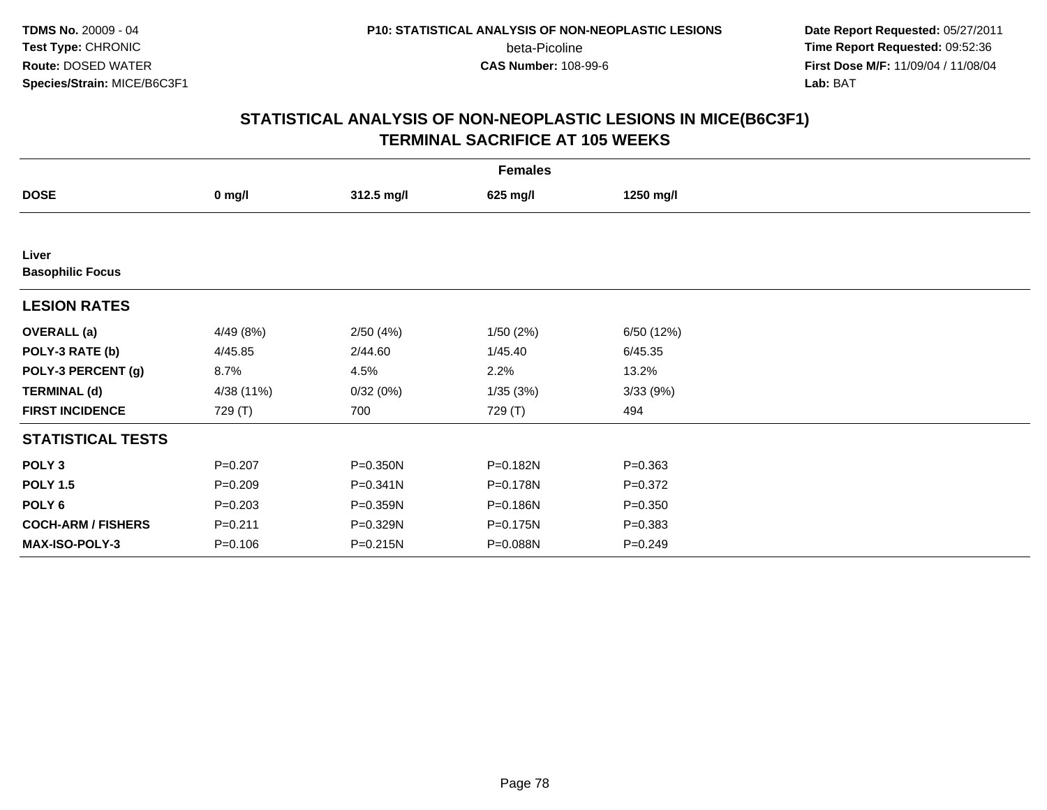**TDMS No.** 20009 - 04
**Test Type:** CHRONIC
**Route:** DOSED WATER
**Species/Strain:** MICE/B6C3F1

**P10: STATISTICAL ANALYSIS OF NON-NEOPLASTIC LESIONS**
beta-Picoline
**CAS Number:** 108-99-6

**Date Report Requested:** 05/27/2011
**Time Report Requested:** 09:52:36
**First Dose M/F:** 11/09/04 / 11/08/04
**Lab:** BAT

## STATISTICAL ANALYSIS OF NON-NEOPLASTIC LESIONS IN MICE(B6C3F1) TERMINAL SACRIFICE AT 105 WEEKS

| Females | | | | |
|---|---|---|---|---|
| **DOSE** | **0 mg/l** | **312.5 mg/l** | **625 mg/l** | **1250 mg/l** |
| **Liver** | | | | |
| **Basophilic Focus** | | | | |
| **LESION RATES** | | | | |
| **OVERALL (a)** | 4/49 (8%) | 2/50 (4%) | 1/50 (2%) | 6/50 (12%) |
| **POLY-3 RATE (b)** | 4/45.85 | 2/44.60 | 1/45.40 | 6/45.35 |
| **POLY-3 PERCENT (g)** | 8.7% | 4.5% | 2.2% | 13.2% |
| **TERMINAL (d)** | 4/38 (11%) | 0/32 (0%) | 1/35 (3%) | 3/33 (9%) |
| **FIRST INCIDENCE** | 729 (T) | 700 | 729 (T) | 494 |
| **STATISTICAL TESTS** | | | | |
| **POLY 3** | P=0.207 | P=0.350N | P=0.182N | P=0.363 |
| **POLY 1.5** | P=0.209 | P=0.341N | P=0.178N | P=0.372 |
| **POLY 6** | P=0.203 | P=0.359N | P=0.186N | P=0.350 |
| **COCH-ARM / FISHERS** | P=0.211 | P=0.329N | P=0.175N | P=0.383 |
| **MAX-ISO-POLY-3** | P=0.106 | P=0.215N | P=0.088N | P=0.249 |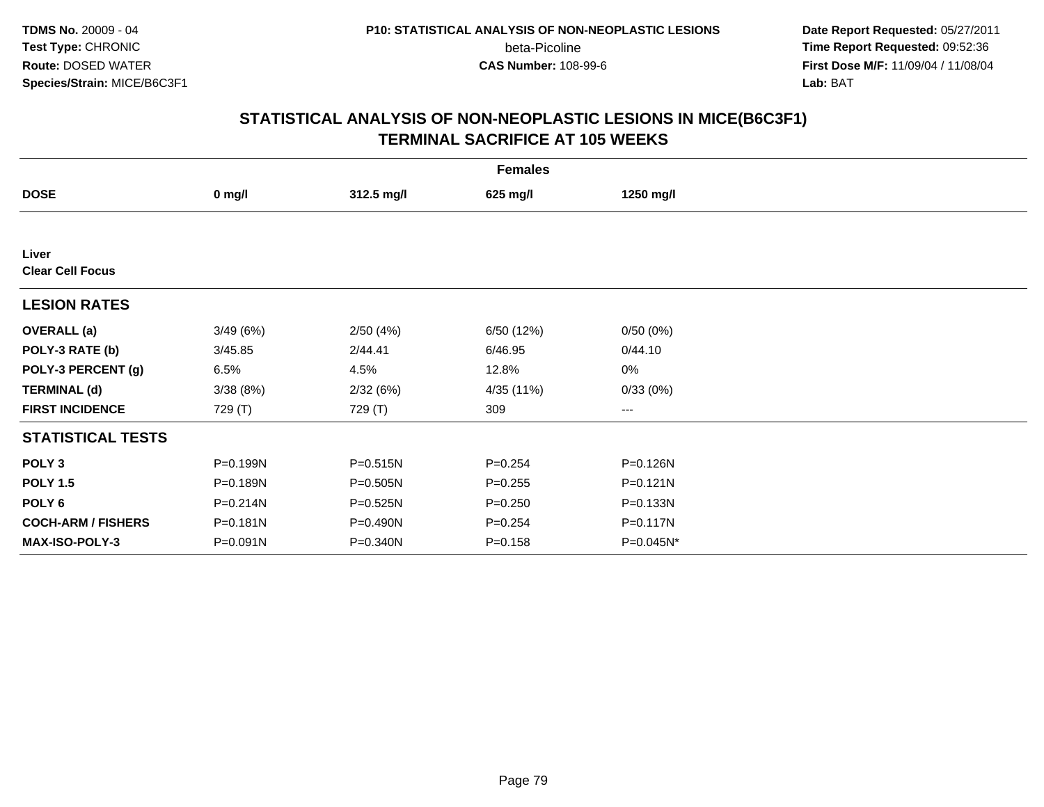**TDMS No.** 20009 - 04
**Test Type:** CHRONIC
**Route:** DOSED WATER
**Species/Strain:** MICE/B6C3F1

**P10: STATISTICAL ANALYSIS OF NON-NEOPLASTIC LESIONS**
beta-Picoline
**CAS Number:** 108-99-6

**Date Report Requested:** 05/27/2011
**Time Report Requested:** 09:52:36
**First Dose M/F:** 11/09/04 / 11/08/04
**Lab:** BAT

## STATISTICAL ANALYSIS OF NON-NEOPLASTIC LESIONS IN MICE(B6C3F1) TERMINAL SACRIFICE AT 105 WEEKS

| Females | | | | |
|---|---|---|---|---|
| **DOSE** | **0 mg/l** | **312.5 mg/l** | **625 mg/l** | **1250 mg/l** |
| **Liver** | | | | |
| **Clear Cell Focus** | | | | |
| **LESION RATES** | | | | |
| **OVERALL (a)** | 3/49 (6%) | 2/50 (4%) | 6/50 (12%) | 0/50 (0%) |
| **POLY-3 RATE (b)** | 3/45.85 | 2/44.41 | 6/46.95 | 0/44.10 |
| **POLY-3 PERCENT (g)** | 6.5% | 4.5% | 12.8% | 0% |
| **TERMINAL (d)** | 3/38 (8%) | 2/32 (6%) | 4/35 (11%) | 0/33 (0%) |
| **FIRST INCIDENCE** | 729 (T) | 729 (T) | 309 | --- |
| **STATISTICAL TESTS** | | | | |
| **POLY 3** | P=0.199N | P=0.515N | P=0.254 | P=0.126N |
| **POLY 1.5** | P=0.189N | P=0.505N | P=0.255 | P=0.121N |
| **POLY 6** | P=0.214N | P=0.525N | P=0.250 | P=0.133N |
| **COCH-ARM / FISHERS** | P=0.181N | P=0.490N | P=0.254 | P=0.117N |
| **MAX-ISO-POLY-3** | P=0.091N | P=0.340N | P=0.158 | P=0.045N* |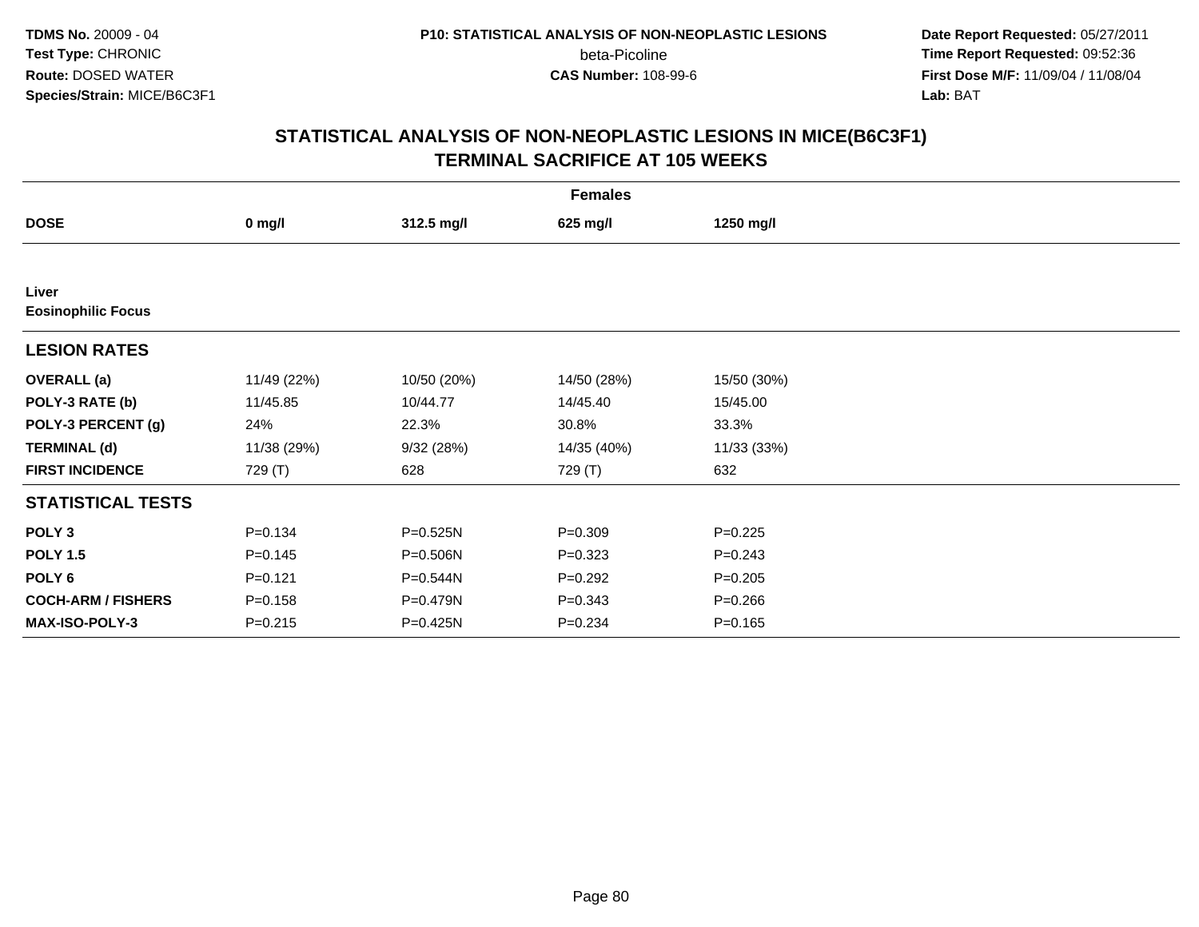TDMS No. 20009 - 04
Test Type: CHRONIC
Route: DOSED WATER
Species/Strain: MICE/B6C3F1

P10: STATISTICAL ANALYSIS OF NON-NEOPLASTIC LESIONS
beta-Picoline
CAS Number: 108-99-6

Date Report Requested: 05/27/2011
Time Report Requested: 09:52:36
First Dose M/F: 11/09/04 / 11/08/04
Lab: BAT

## STATISTICAL ANALYSIS OF NON-NEOPLASTIC LESIONS IN MICE(B6C3F1)
## TERMINAL SACRIFICE AT 105 WEEKS

| | Females | | | |
|---|---|---|---|---|
| **DOSE** | **0 mg/l** | **312.5 mg/l** | **625 mg/l** | **1250 mg/l** |
| **Liver** | | | | |
| **Eosinophilic Focus** | | | | |
| **LESION RATES** | | | | |
| **OVERALL (a)** | 11/49 (22%) | 10/50 (20%) | 14/50 (28%) | 15/50 (30%) |
| **POLY-3 RATE (b)** | 11/45.85 | 10/44.77 | 14/45.40 | 15/45.00 |
| **POLY-3 PERCENT (g)** | 24% | 22.3% | 30.8% | 33.3% |
| **TERMINAL (d)** | 11/38 (29%) | 9/32 (28%) | 14/35 (40%) | 11/33 (33%) |
| **FIRST INCIDENCE** | 729 (T) | 628 | 729 (T) | 632 |
| **STATISTICAL TESTS** | | | | |
| **POLY 3** | P=0.134 | P=0.525N | P=0.309 | P=0.225 |
| **POLY 1.5** | P=0.145 | P=0.506N | P=0.323 | P=0.243 |
| **POLY 6** | P=0.121 | P=0.544N | P=0.292 | P=0.205 |
| **COCH-ARM / FISHERS** | P=0.158 | P=0.479N | P=0.343 | P=0.266 |
| **MAX-ISO-POLY-3** | P=0.215 | P=0.425N | P=0.234 | P=0.165 |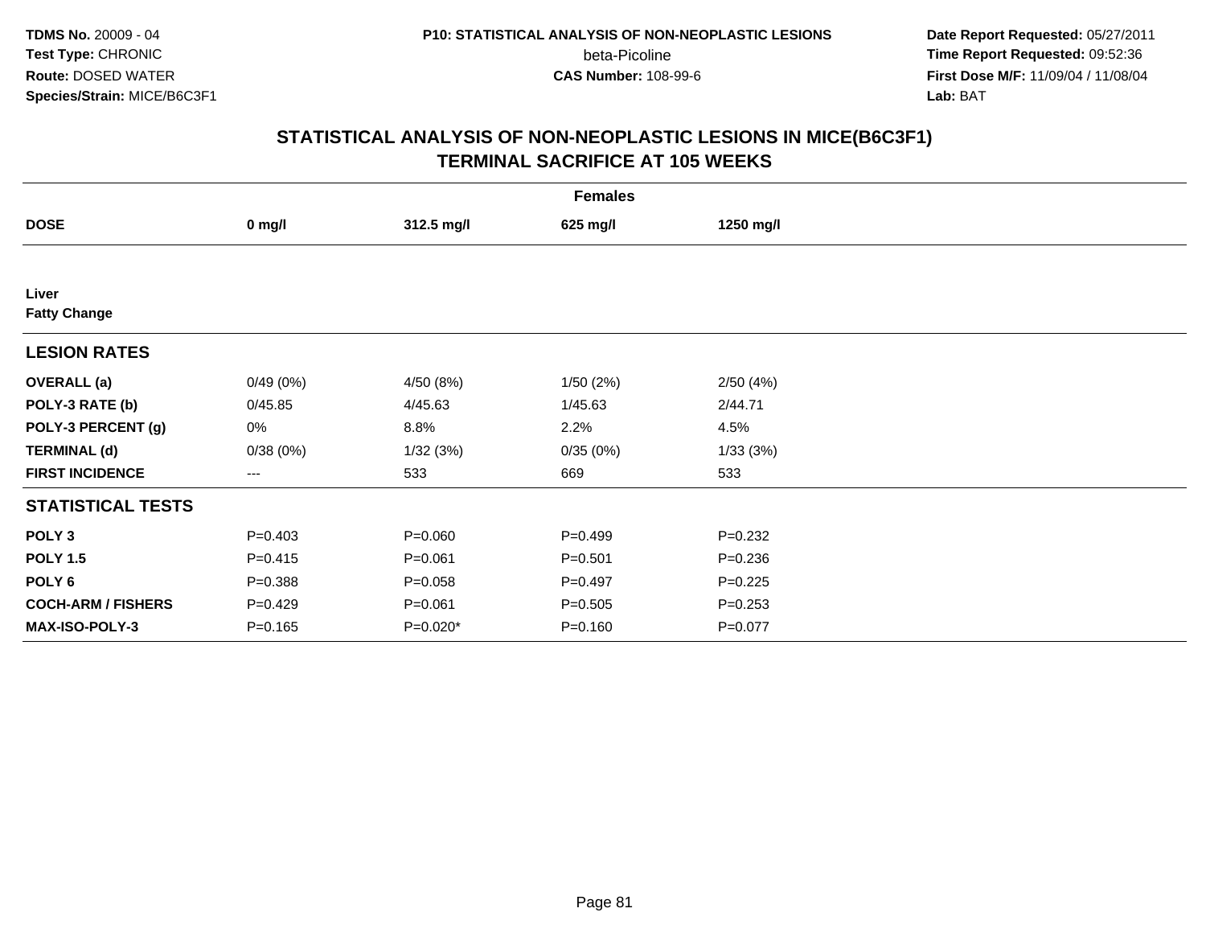**TDMS No.** 20009 - 04
**Test Type:** CHRONIC
**Route:** DOSED WATER
**Species/Strain:** MICE/B6C3F1

**P10: STATISTICAL ANALYSIS OF NON-NEOPLASTIC LESIONS**
beta-Picoline
**CAS Number:** 108-99-6

**Date Report Requested:** 05/27/2011
**Time Report Requested:** 09:52:36
**First Dose M/F:** 11/09/04 / 11/08/04
**Lab:** BAT

## STATISTICAL ANALYSIS OF NON-NEOPLASTIC LESIONS IN MICE(B6C3F1)
## TERMINAL SACRIFICE AT 105 WEEKS

| | Females | | | |
|---|---|---|---|---|
| **DOSE** | **0 mg/l** | **312.5 mg/l** | **625 mg/l** | **1250 mg/l** |
| **Liver** | | | | |
| **Fatty Change** | | | | |
| **LESION RATES** | | | | |
| **OVERALL (a)** | 0/49 (0%) | 4/50 (8%) | 1/50 (2%) | 2/50 (4%) |
| **POLY-3 RATE (b)** | 0/45.85 | 4/45.63 | 1/45.63 | 2/44.71 |
| **POLY-3 PERCENT (g)** | 0% | 8.8% | 2.2% | 4.5% |
| **TERMINAL (d)** | 0/38 (0%) | 1/32 (3%) | 0/35 (0%) | 1/33 (3%) |
| **FIRST INCIDENCE** | --- | 533 | 669 | 533 |
| **STATISTICAL TESTS** | | | | |
| **POLY 3** | P=0.403 | P=0.060 | P=0.499 | P=0.232 |
| **POLY 1.5** | P=0.415 | P=0.061 | P=0.501 | P=0.236 |
| **POLY 6** | P=0.388 | P=0.058 | P=0.497 | P=0.225 |
| **COCH-ARM / FISHERS** | P=0.429 | P=0.061 | P=0.505 | P=0.253 |
| **MAX-ISO-POLY-3** | P=0.165 | P=0.020* | P=0.160 | P=0.077 |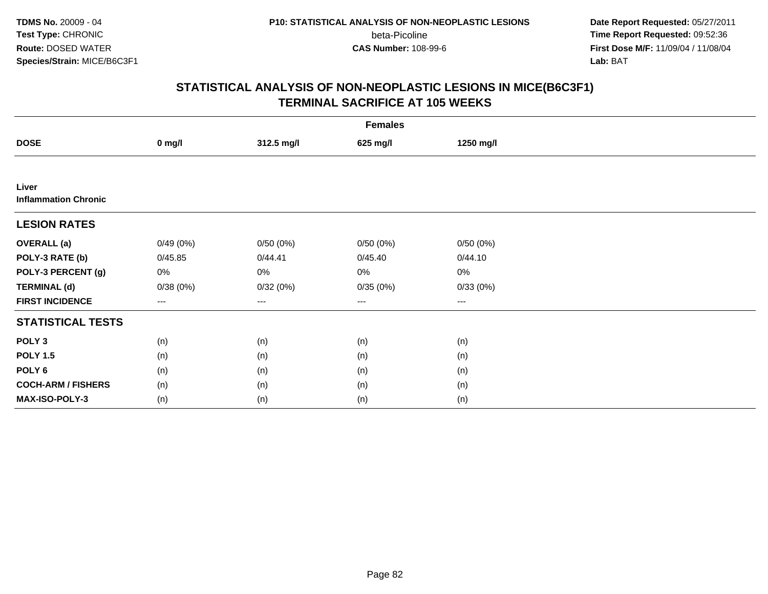**TDMS No.** 20009 - 04
**Test Type:** CHRONIC
**Route:** DOSED WATER
**Species/Strain:** MICE/B6C3F1

**P10: STATISTICAL ANALYSIS OF NON-NEOPLASTIC LESIONS**
beta-Picoline
**CAS Number:** 108-99-6

**Date Report Requested:** 05/27/2011
**Time Report Requested:** 09:52:36
**First Dose M/F:** 11/09/04 / 11/08/04
**Lab:** BAT

## STATISTICAL ANALYSIS OF NON-NEOPLASTIC LESIONS IN MICE(B6C3F1)
## TERMINAL SACRIFICE AT 105 WEEKS

| | Females | | | |
|---|---|---|---|---|
| **DOSE** | **0 mg/l** | **312.5 mg/l** | **625 mg/l** | **1250 mg/l** |
| **Liver** | | | | |
| **Inflammation Chronic** | | | | |
| **LESION RATES** | | | | |
| **OVERALL (a)** | 0/49 (0%) | 0/50 (0%) | 0/50 (0%) | 0/50 (0%) |
| **POLY-3 RATE (b)** | 0/45.85 | 0/44.41 | 0/45.40 | 0/44.10 |
| **POLY-3 PERCENT (g)** | 0% | 0% | 0% | 0% |
| **TERMINAL (d)** | 0/38 (0%) | 0/32 (0%) | 0/35 (0%) | 0/33 (0%) |
| **FIRST INCIDENCE** | --- | --- | --- | --- |
| **STATISTICAL TESTS** | | | | |
| **POLY 3** | (n) | (n) | (n) | (n) |
| **POLY 1.5** | (n) | (n) | (n) | (n) |
| **POLY 6** | (n) | (n) | (n) | (n) |
| **COCH-ARM / FISHERS** | (n) | (n) | (n) | (n) |
| **MAX-ISO-POLY-3** | (n) | (n) | (n) | (n) |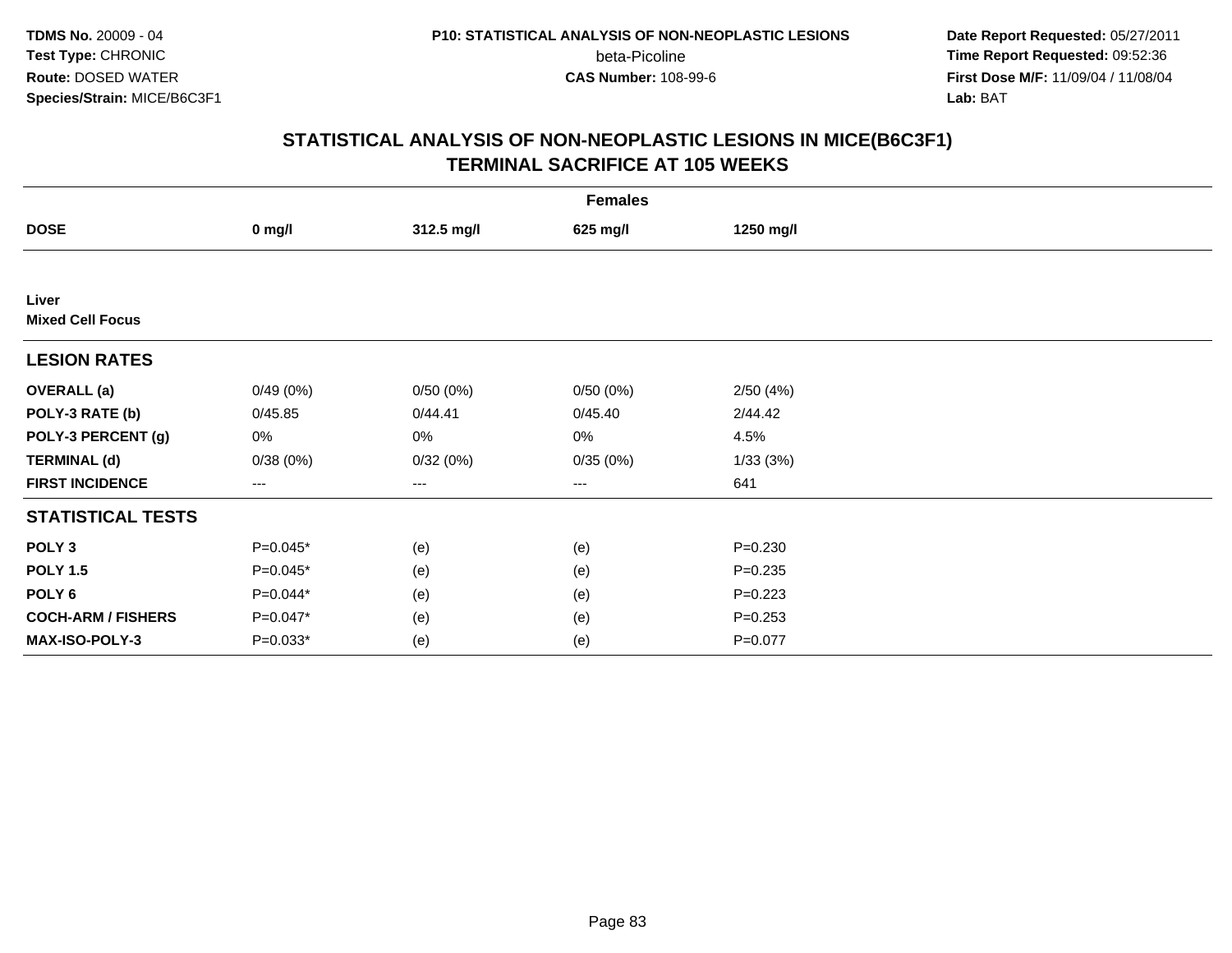**TDMS No.** 20009 - 04
**Test Type:** CHRONIC
**Route:** DOSED WATER
**Species/Strain:** MICE/B6C3F1

**P10: STATISTICAL ANALYSIS OF NON-NEOPLASTIC LESIONS**
beta-Picoline
**CAS Number:** 108-99-6

**Date Report Requested:** 05/27/2011
**Time Report Requested:** 09:52:36
**First Dose M/F:** 11/09/04 / 11/08/04
**Lab:** BAT

## STATISTICAL ANALYSIS OF NON-NEOPLASTIC LESIONS IN MICE(B6C3F1) TERMINAL SACRIFICE AT 105 WEEKS

| | Females | | | |
|---|---|---|---|---|
| **DOSE** | **0 mg/l** | **312.5 mg/l** | **625 mg/l** | **1250 mg/l** |
| **Liver** | | | | |
| **Mixed Cell Focus** | | | | |
| **LESION RATES** | | | | |
| **OVERALL (a)** | 0/49 (0%) | 0/50 (0%) | 0/50 (0%) | 2/50 (4%) |
| **POLY-3 RATE (b)** | 0/45.85 | 0/44.41 | 0/45.40 | 2/44.42 |
| **POLY-3 PERCENT (g)** | 0% | 0% | 0% | 4.5% |
| **TERMINAL (d)** | 0/38 (0%) | 0/32 (0%) | 0/35 (0%) | 1/33 (3%) |
| **FIRST INCIDENCE** | --- | --- | --- | 641 |
| **STATISTICAL TESTS** | | | | |
| **POLY 3** | P=0.045* | (e) | (e) | P=0.230 |
| **POLY 1.5** | P=0.045* | (e) | (e) | P=0.235 |
| **POLY 6** | P=0.044* | (e) | (e) | P=0.223 |
| **COCH-ARM / FISHERS** | P=0.047* | (e) | (e) | P=0.253 |
| **MAX-ISO-POLY-3** | P=0.033* | (e) | (e) | P=0.077 |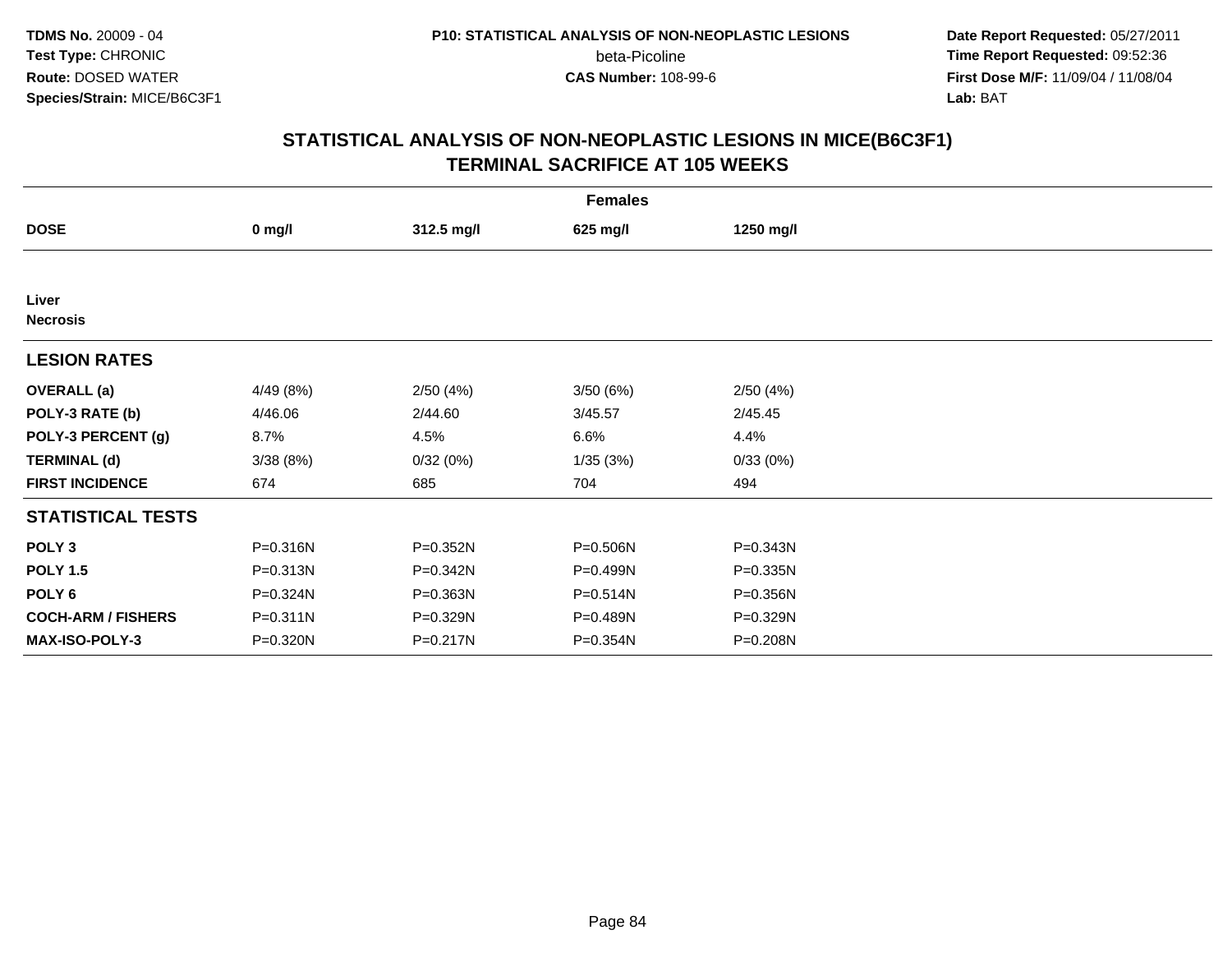**TDMS No.** 20009 - 04
**Test Type:** CHRONIC
**Route:** DOSED WATER
**Species/Strain:** MICE/B6C3F1

**P10: STATISTICAL ANALYSIS OF NON-NEOPLASTIC LESIONS**
beta-Picoline
**CAS Number:** 108-99-6

**Date Report Requested:** 05/27/2011
**Time Report Requested:** 09:52:36
**First Dose M/F:** 11/09/04 / 11/08/04
**Lab:** BAT

## STATISTICAL ANALYSIS OF NON-NEOPLASTIC LESIONS IN MICE(B6C3F1) TERMINAL SACRIFICE AT 105 WEEKS

| Females | | | | |
|---|---|---|---|---|
| **DOSE** | **0 mg/l** | **312.5 mg/l** | **625 mg/l** | **1250 mg/l** |
| **Liver** | | | | |
| **Necrosis** | | | | |
| **LESION RATES** | | | | |
| **OVERALL (a)** | 4/49 (8%) | 2/50 (4%) | 3/50 (6%) | 2/50 (4%) |
| **POLY-3 RATE (b)** | 4/46.06 | 2/44.60 | 3/45.57 | 2/45.45 |
| **POLY-3 PERCENT (g)** | 8.7% | 4.5% | 6.6% | 4.4% |
| **TERMINAL (d)** | 3/38 (8%) | 0/32 (0%) | 1/35 (3%) | 0/33 (0%) |
| **FIRST INCIDENCE** | 674 | 685 | 704 | 494 |
| **STATISTICAL TESTS** | | | | |
| **POLY 3** | P=0.316N | P=0.352N | P=0.506N | P=0.343N |
| **POLY 1.5** | P=0.313N | P=0.342N | P=0.499N | P=0.335N |
| **POLY 6** | P=0.324N | P=0.363N | P=0.514N | P=0.356N |
| **COCH-ARM / FISHERS** | P=0.311N | P=0.329N | P=0.489N | P=0.329N |
| **MAX-ISO-POLY-3** | P=0.320N | P=0.217N | P=0.354N | P=0.208N |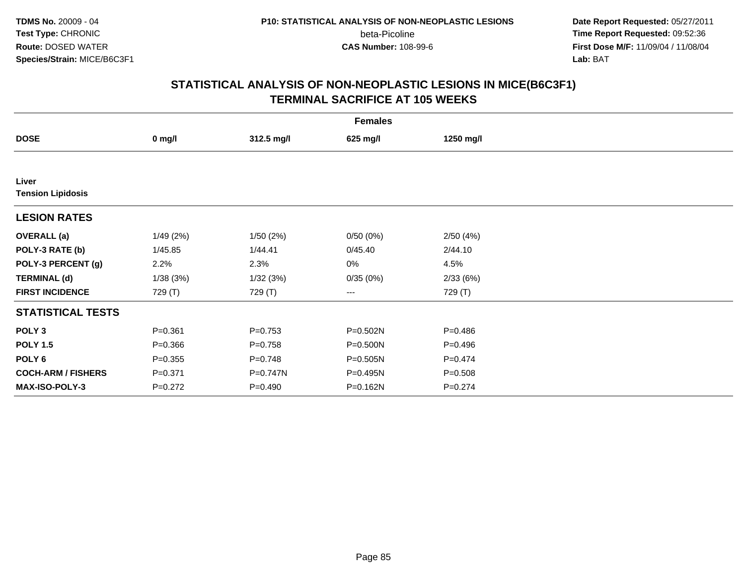TDMS No. 20009 - 04
Test Type: CHRONIC
Route: DOSED WATER
Species/Strain: MICE/B6C3F1

P10: STATISTICAL ANALYSIS OF NON-NEOPLASTIC LESIONS
beta-Picoline
CAS Number: 108-99-6

Date Report Requested: 05/27/2011
Time Report Requested: 09:52:36
First Dose M/F: 11/09/04 / 11/08/04
Lab: BAT

## STATISTICAL ANALYSIS OF NON-NEOPLASTIC LESIONS IN MICE(B6C3F1)
## TERMINAL SACRIFICE AT 105 WEEKS

| | Females | | | |
|---|---|---|---|---|
| **DOSE** | **0 mg/l** | **312.5 mg/l** | **625 mg/l** | **1250 mg/l** |
| **Liver** | | | | |
| **Tension Lipidosis** | | | | |
| **LESION RATES** | | | | |
| **OVERALL (a)** | 1/49 (2%) | 1/50 (2%) | 0/50 (0%) | 2/50 (4%) |
| **POLY-3 RATE (b)** | 1/45.85 | 1/44.41 | 0/45.40 | 2/44.10 |
| **POLY-3 PERCENT (g)** | 2.2% | 2.3% | 0% | 4.5% |
| **TERMINAL (d)** | 1/38 (3%) | 1/32 (3%) | 0/35 (0%) | 2/33 (6%) |
| **FIRST INCIDENCE** | 729 (T) | 729 (T) | --- | 729 (T) |
| **STATISTICAL TESTS** | | | | |
| **POLY 3** | P=0.361 | P=0.753 | P=0.502N | P=0.486 |
| **POLY 1.5** | P=0.366 | P=0.758 | P=0.500N | P=0.496 |
| **POLY 6** | P=0.355 | P=0.748 | P=0.505N | P=0.474 |
| **COCH-ARM / FISHERS** | P=0.371 | P=0.747N | P=0.495N | P=0.508 |
| **MAX-ISO-POLY-3** | P=0.272 | P=0.490 | P=0.162N | P=0.274 |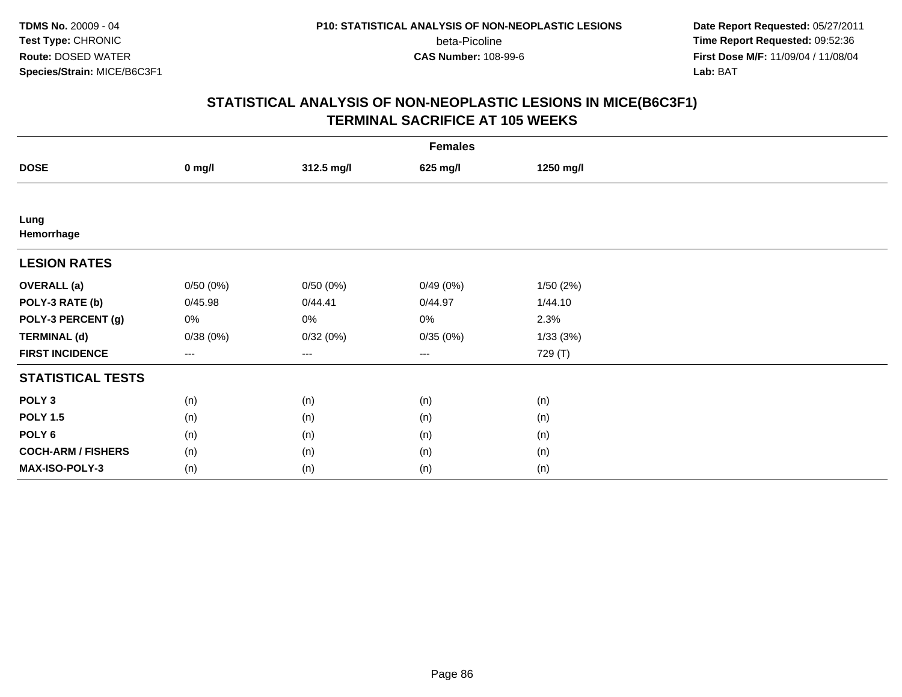**TDMS No.** 20009 - 04
**Test Type:** CHRONIC
**Route:** DOSED WATER
**Species/Strain:** MICE/B6C3F1

**P10: STATISTICAL ANALYSIS OF NON-NEOPLASTIC LESIONS**
beta-Picoline
**CAS Number:** 108-99-6

**Date Report Requested:** 05/27/2011
**Time Report Requested:** 09:52:36
**First Dose M/F:** 11/09/04 / 11/08/04
**Lab:** BAT

## STATISTICAL ANALYSIS OF NON-NEOPLASTIC LESIONS IN MICE(B6C3F1)
## TERMINAL SACRIFICE AT 105 WEEKS

| | Females | | | |
|---|---|---|---|---|
| **DOSE** | **0 mg/l** | **312.5 mg/l** | **625 mg/l** | **1250 mg/l** |
| **Lung** | | | | |
| **Hemorrhage** | | | | |
| **LESION RATES** | | | | |
| **OVERALL (a)** | 0/50 (0%) | 0/50 (0%) | 0/49 (0%) | 1/50 (2%) |
| **POLY-3 RATE (b)** | 0/45.98 | 0/44.41 | 0/44.97 | 1/44.10 |
| **POLY-3 PERCENT (g)** | 0% | 0% | 0% | 2.3% |
| **TERMINAL (d)** | 0/38 (0%) | 0/32 (0%) | 0/35 (0%) | 1/33 (3%) |
| **FIRST INCIDENCE** | --- | --- | --- | 729 (T) |
| **STATISTICAL TESTS** | | | | |
| **POLY 3** | (n) | (n) | (n) | (n) |
| **POLY 1.5** | (n) | (n) | (n) | (n) |
| **POLY 6** | (n) | (n) | (n) | (n) |
| **COCH-ARM / FISHERS** | (n) | (n) | (n) | (n) |
| **MAX-ISO-POLY-3** | (n) | (n) | (n) | (n) |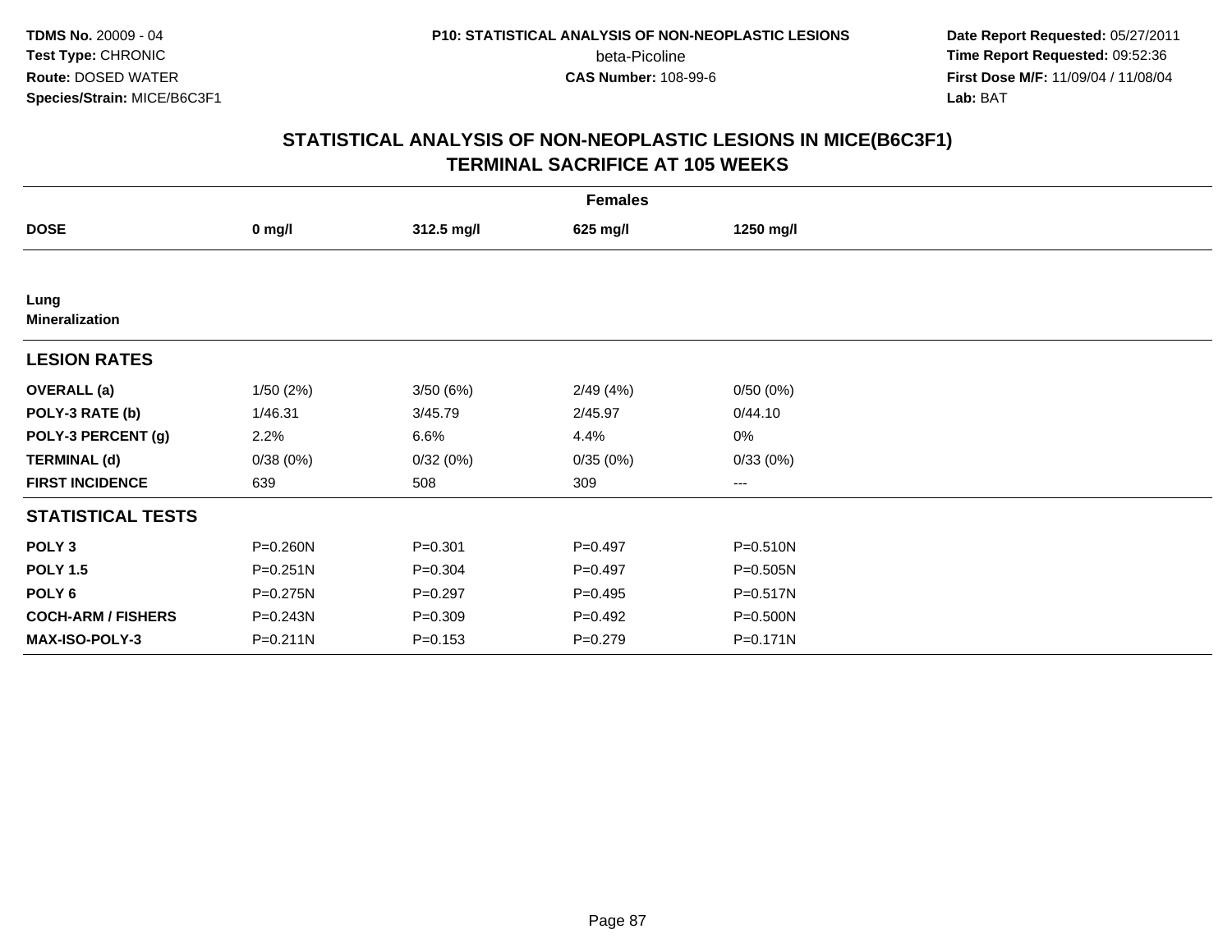TDMS No. 20009 - 04
Test Type: CHRONIC
Route: DOSED WATER
Species/Strain: MICE/B6C3F1

P10: STATISTICAL ANALYSIS OF NON-NEOPLASTIC LESIONS
beta-Picoline
CAS Number: 108-99-6

Date Report Requested: 05/27/2011
Time Report Requested: 09:52:36
First Dose M/F: 11/09/04 / 11/08/04
Lab: BAT

# STATISTICAL ANALYSIS OF NON-NEOPLASTIC LESIONS IN MICE(B6C3F1)
## TERMINAL SACRIFICE AT 105 WEEKS

| | Females | | | |
|---|---|---|---|---|
| **DOSE** | **0 mg/l** | **312.5 mg/l** | **625 mg/l** | **1250 mg/l** |
| **Lung** | | | | |
| **Mineralization** | | | | |
| **LESION RATES** | | | | |
| **OVERALL (a)** | 1/50 (2%) | 3/50 (6%) | 2/49 (4%) | 0/50 (0%) |
| **POLY-3 RATE (b)** | 1/46.31 | 3/45.79 | 2/45.97 | 0/44.10 |
| **POLY-3 PERCENT (g)** | 2.2% | 6.6% | 4.4% | 0% |
| **TERMINAL (d)** | 0/38 (0%) | 0/32 (0%) | 0/35 (0%) | 0/33 (0%) |
| **FIRST INCIDENCE** | 639 | 508 | 309 | --- |
| **STATISTICAL TESTS** | | | | |
| **POLY 3** | P=0.260N | P=0.301 | P=0.497 | P=0.510N |
| **POLY 1.5** | P=0.251N | P=0.304 | P=0.497 | P=0.505N |
| **POLY 6** | P=0.275N | P=0.297 | P=0.495 | P=0.517N |
| **COCH-ARM / FISHERS** | P=0.243N | P=0.309 | P=0.492 | P=0.500N |
| **MAX-ISO-POLY-3** | P=0.211N | P=0.153 | P=0.279 | P=0.171N |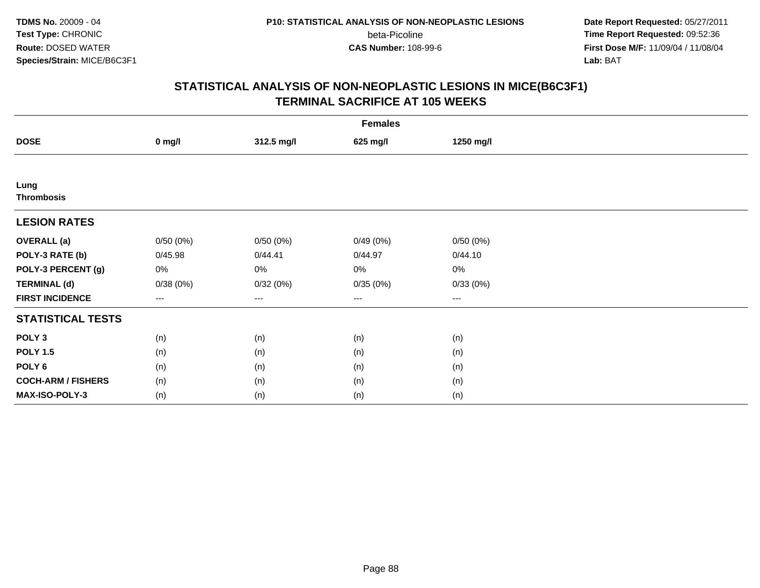**TDMS No.** 20009 - 04
**Test Type:** CHRONIC
**Route:** DOSED WATER
**Species/Strain:** MICE/B6C3F1

**P10: STATISTICAL ANALYSIS OF NON-NEOPLASTIC LESIONS**
beta-Picoline
**CAS Number:** 108-99-6

**Date Report Requested:** 05/27/2011
**Time Report Requested:** 09:52:36
**First Dose M/F:** 11/09/04 / 11/08/04
**Lab:** BAT

## STATISTICAL ANALYSIS OF NON-NEOPLASTIC LESIONS IN MICE(B6C3F1) TERMINAL SACRIFICE AT 105 WEEKS

| | Females | | | |
|---|---|---|---|---|
| **DOSE** | **0 mg/l** | **312.5 mg/l** | **625 mg/l** | **1250 mg/l** |
| **Lung** | | | | |
| **Thrombosis** | | | | |
| **LESION RATES** | | | | |
| **OVERALL (a)** | 0/50 (0%) | 0/50 (0%) | 0/49 (0%) | 0/50 (0%) |
| **POLY-3 RATE (b)** | 0/45.98 | 0/44.41 | 0/44.97 | 0/44.10 |
| **POLY-3 PERCENT (g)** | 0% | 0% | 0% | 0% |
| **TERMINAL (d)** | 0/38 (0%) | 0/32 (0%) | 0/35 (0%) | 0/33 (0%) |
| **FIRST INCIDENCE** | --- | --- | --- | --- |
| **STATISTICAL TESTS** | | | | |
| **POLY 3** | (n) | (n) | (n) | (n) |
| **POLY 1.5** | (n) | (n) | (n) | (n) |
| **POLY 6** | (n) | (n) | (n) | (n) |
| **COCH-ARM / FISHERS** | (n) | (n) | (n) | (n) |
| **MAX-ISO-POLY-3** | (n) | (n) | (n) | (n) |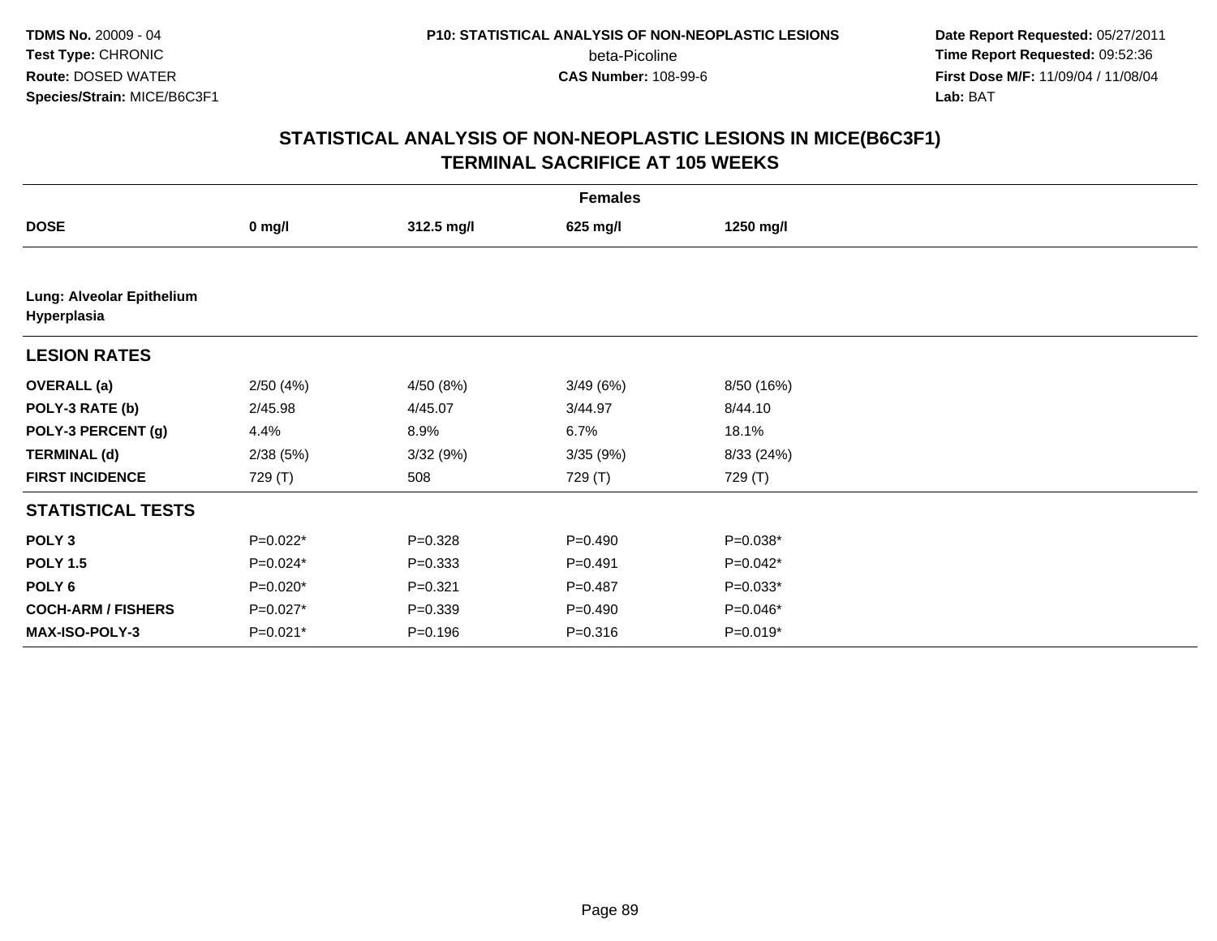TDMS No. 20009 - 04
Test Type: CHRONIC
Route: DOSED WATER
Species/Strain: MICE/B6C3F1

P10: STATISTICAL ANALYSIS OF NON-NEOPLASTIC LESIONS
beta-Picoline
CAS Number: 108-99-6

Date Report Requested: 05/27/2011
Time Report Requested: 09:52:36
First Dose M/F: 11/09/04 / 11/08/04
Lab: BAT

## STATISTICAL ANALYSIS OF NON-NEOPLASTIC LESIONS IN MICE(B6C3F1)
## TERMINAL SACRIFICE AT 105 WEEKS

| | Females | | | |
|---|---|---|---|---|
| **DOSE** | **0 mg/l** | **312.5 mg/l** | **625 mg/l** | **1250 mg/l** |
| **Lung: Alveolar Epithelium Hyperplasia** | | | | |
| **LESION RATES** | | | | |
| **OVERALL (a)** | 2/50 (4%) | 4/50 (8%) | 3/49 (6%) | 8/50 (16%) |
| **POLY-3 RATE (b)** | 2/45.98 | 4/45.07 | 3/44.97 | 8/44.10 |
| **POLY-3 PERCENT (g)** | 4.4% | 8.9% | 6.7% | 18.1% |
| **TERMINAL (d)** | 2/38 (5%) | 3/32 (9%) | 3/35 (9%) | 8/33 (24%) |
| **FIRST INCIDENCE** | 729 (T) | 508 | 729 (T) | 729 (T) |
| **STATISTICAL TESTS** | | | | |
| **POLY 3** | P=0.022* | P=0.328 | P=0.490 | P=0.038* |
| **POLY 1.5** | P=0.024* | P=0.333 | P=0.491 | P=0.042* |
| **POLY 6** | P=0.020* | P=0.321 | P=0.487 | P=0.033* |
| **COCH-ARM / FISHERS** | P=0.027* | P=0.339 | P=0.490 | P=0.046* |
| **MAX-ISO-POLY-3** | P=0.021* | P=0.196 | P=0.316 | P=0.019* |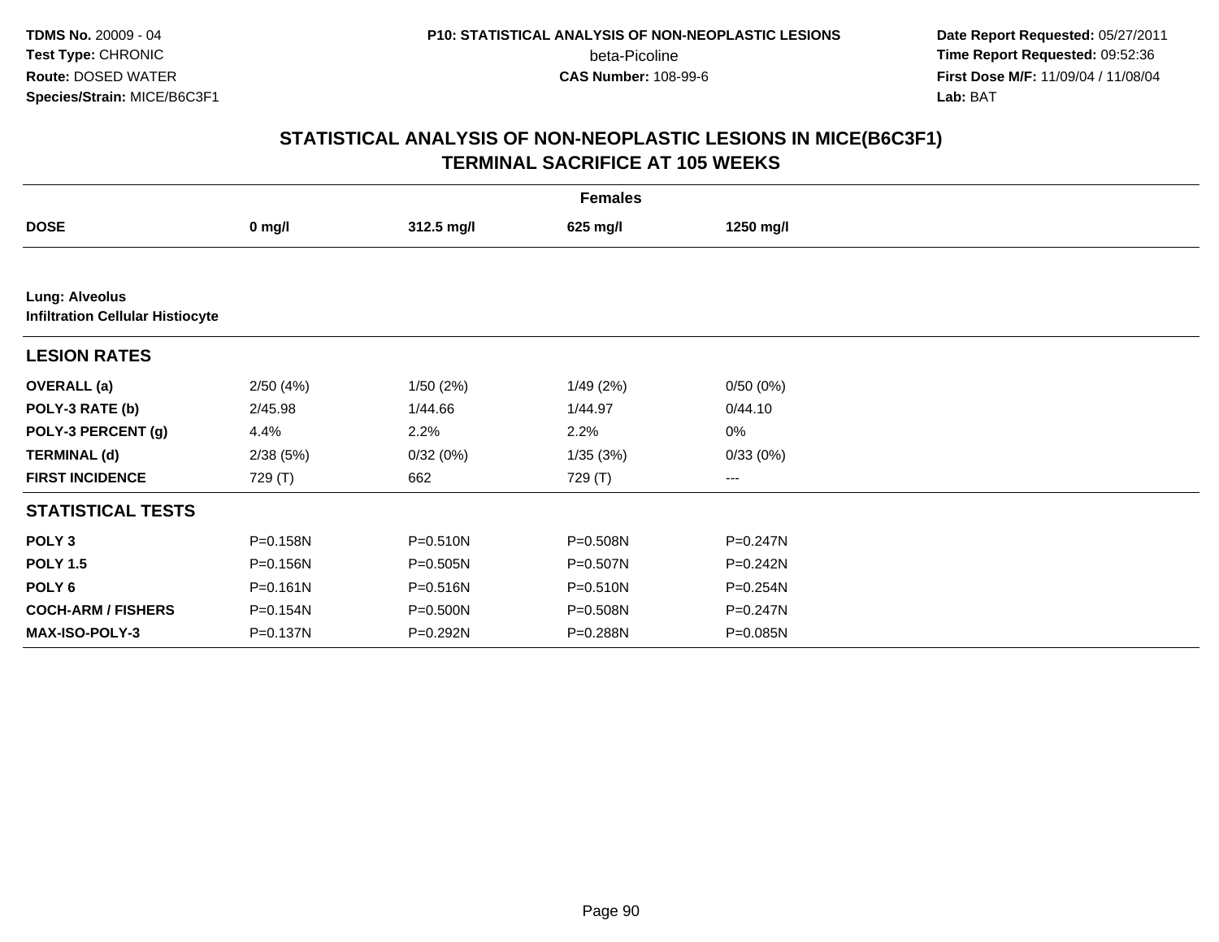TDMS No. 20009 - 04
Test Type: CHRONIC
Route: DOSED WATER
Species/Strain: MICE/B6C3F1

P10: STATISTICAL ANALYSIS OF NON-NEOPLASTIC LESIONS
beta-Picoline
CAS Number: 108-99-6

Date Report Requested: 05/27/2011
Time Report Requested: 09:52:36
First Dose M/F: 11/09/04 / 11/08/04
Lab: BAT

## STATISTICAL ANALYSIS OF NON-NEOPLASTIC LESIONS IN MICE(B6C3F1)
## TERMINAL SACRIFICE AT 105 WEEKS

| | Females | | | |
|---|---|---|---|---|
| **DOSE** | **0 mg/l** | **312.5 mg/l** | **625 mg/l** | **1250 mg/l** |
| **Lung: Alveolus** | | | | |
| **Infiltration Cellular Histiocyte** | | | | |
| **LESION RATES** | | | | |
| **OVERALL (a)** | 2/50 (4%) | 1/50 (2%) | 1/49 (2%) | 0/50 (0%) |
| **POLY-3 RATE (b)** | 2/45.98 | 1/44.66 | 1/44.97 | 0/44.10 |
| **POLY-3 PERCENT (g)** | 4.4% | 2.2% | 2.2% | 0% |
| **TERMINAL (d)** | 2/38 (5%) | 0/32 (0%) | 1/35 (3%) | 0/33 (0%) |
| **FIRST INCIDENCE** | 729 (T) | 662 | 729 (T) | --- |
| **STATISTICAL TESTS** | | | | |
| **POLY 3** | P=0.158N | P=0.510N | P=0.508N | P=0.247N |
| **POLY 1.5** | P=0.156N | P=0.505N | P=0.507N | P=0.242N |
| **POLY 6** | P=0.161N | P=0.516N | P=0.510N | P=0.254N |
| **COCH-ARM / FISHERS** | P=0.154N | P=0.500N | P=0.508N | P=0.247N |
| **MAX-ISO-POLY-3** | P=0.137N | P=0.292N | P=0.288N | P=0.085N |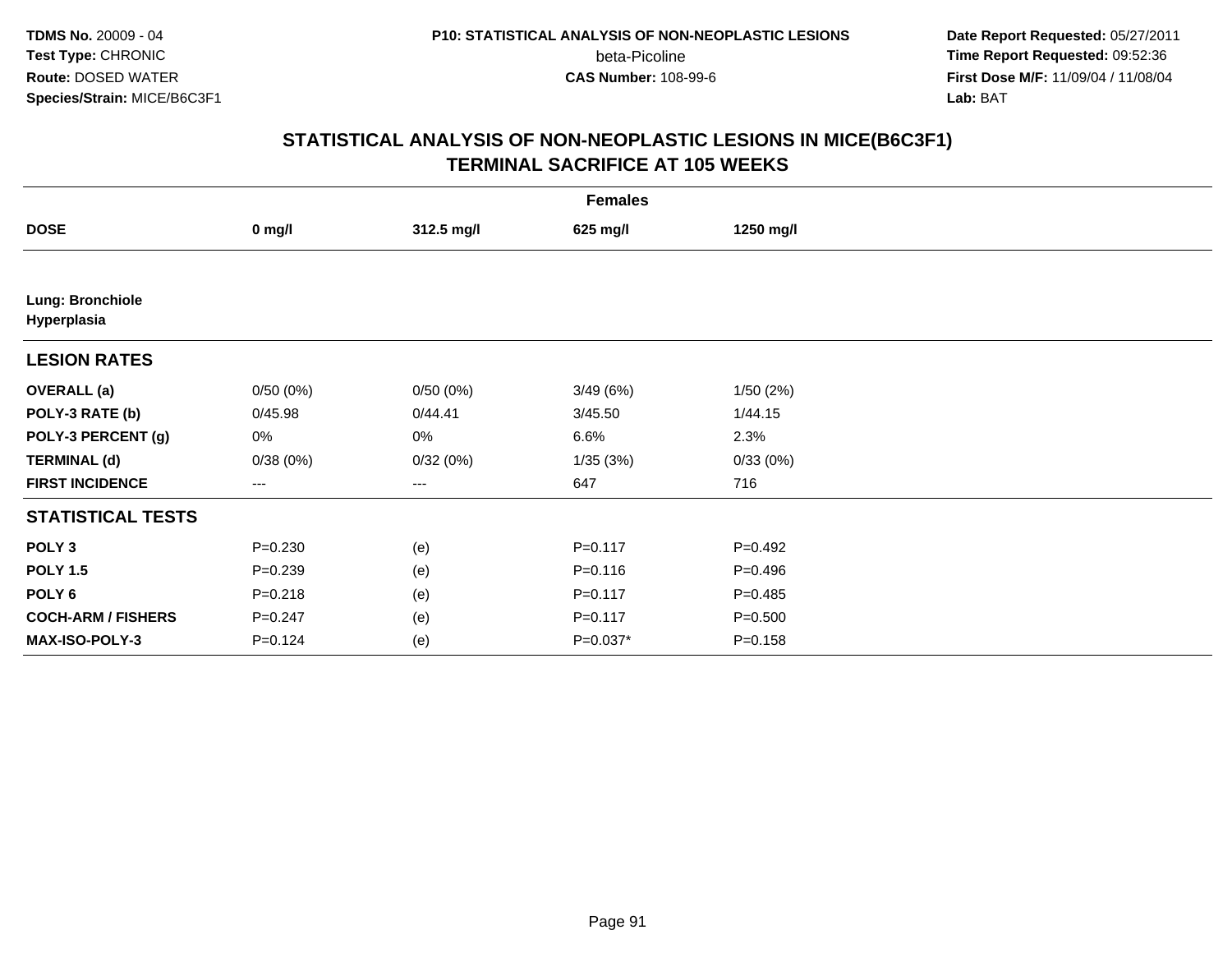TDMS No. 20009 - 04
Test Type: CHRONIC
Route: DOSED WATER
Species/Strain: MICE/B6C3F1

P10: STATISTICAL ANALYSIS OF NON-NEOPLASTIC LESIONS
beta-Picoline
CAS Number: 108-99-6

Date Report Requested: 05/27/2011
Time Report Requested: 09:52:36
First Dose M/F: 11/09/04 / 11/08/04
Lab: BAT

## STATISTICAL ANALYSIS OF NON-NEOPLASTIC LESIONS IN MICE(B6C3F1)
## TERMINAL SACRIFICE AT 105 WEEKS

| Females | | | | |
|---|---|---|---|---|
| **DOSE** | **0 mg/l** | **312.5 mg/l** | **625 mg/l** | **1250 mg/l** |
| **Lung: Bronchiole Hyperplasia** | | | | |
| **LESION RATES** | | | | |
| **OVERALL (a)** | 0/50 (0%) | 0/50 (0%) | 3/49 (6%) | 1/50 (2%) |
| **POLY-3 RATE (b)** | 0/45.98 | 0/44.41 | 3/45.50 | 1/44.15 |
| **POLY-3 PERCENT (g)** | 0% | 0% | 6.6% | 2.3% |
| **TERMINAL (d)** | 0/38 (0%) | 0/32 (0%) | 1/35 (3%) | 0/33 (0%) |
| **FIRST INCIDENCE** | --- | --- | 647 | 716 |
| **STATISTICAL TESTS** | | | | |
| **POLY 3** | P=0.230 | (e) | P=0.117 | P=0.492 |
| **POLY 1.5** | P=0.239 | (e) | P=0.116 | P=0.496 |
| **POLY 6** | P=0.218 | (e) | P=0.117 | P=0.485 |
| **COCH-ARM / FISHERS** | P=0.247 | (e) | P=0.117 | P=0.500 |
| **MAX-ISO-POLY-3** | P=0.124 | (e) | P=0.037* | P=0.158 |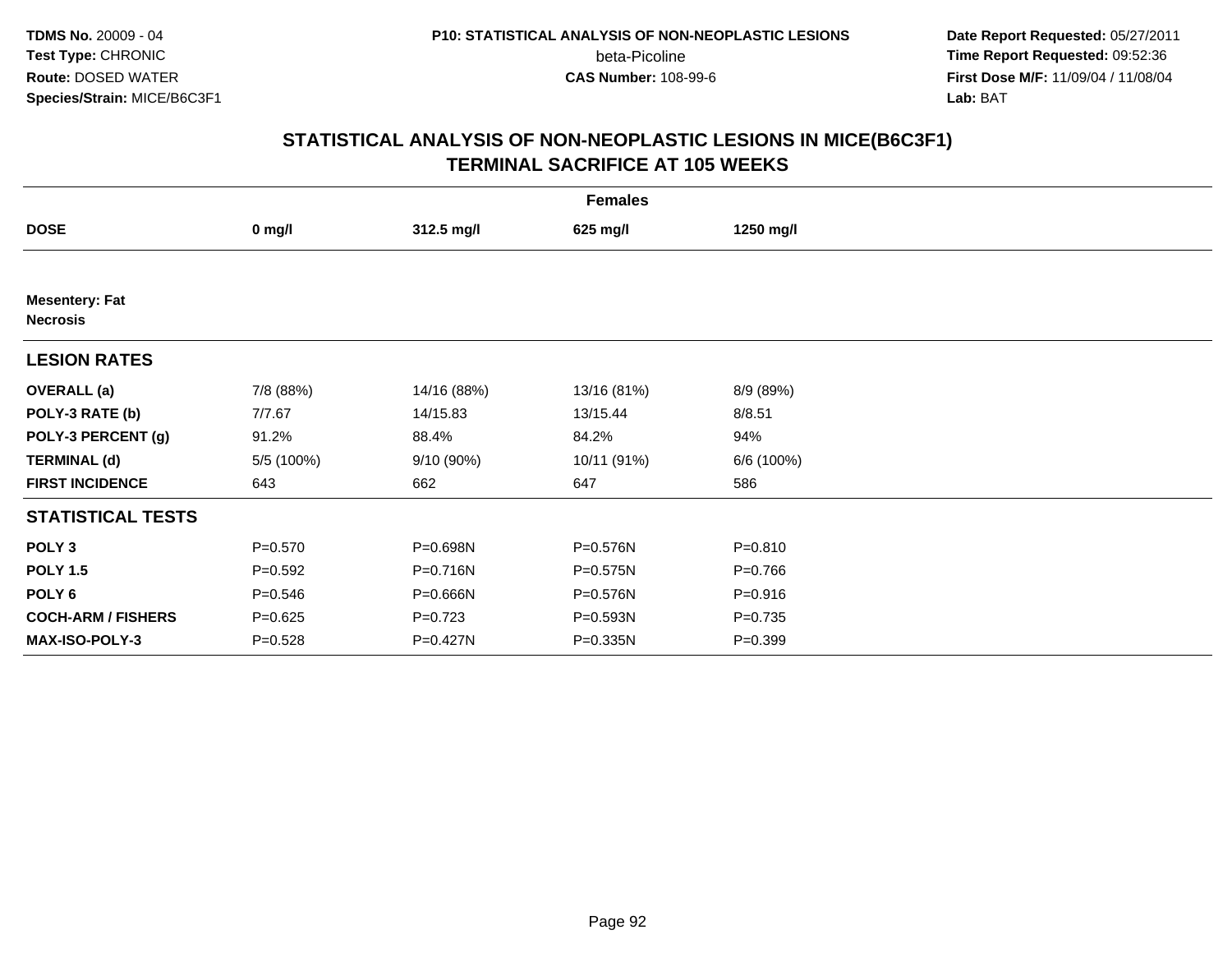**TDMS No.** 20009 - 04
**Test Type:** CHRONIC
**Route:** DOSED WATER
**Species/Strain:** MICE/B6C3F1

**P10: STATISTICAL ANALYSIS OF NON-NEOPLASTIC LESIONS**
beta-Picoline
**CAS Number:** 108-99-6

**Date Report Requested:** 05/27/2011
**Time Report Requested:** 09:52:36
**First Dose M/F:** 11/09/04 / 11/08/04
**Lab:** BAT

## STATISTICAL ANALYSIS OF NON-NEOPLASTIC LESIONS IN MICE(B6C3F1)
## TERMINAL SACRIFICE AT 105 WEEKS

| | Females | | | |
|---|---|---|---|---|
| **DOSE** | **0 mg/l** | **312.5 mg/l** | **625 mg/l** | **1250 mg/l** |
| **Mesentery: Fat** | | | | |
| **Necrosis** | | | | |
| **LESION RATES** | | | | |
| **OVERALL (a)** | 7/8 (88%) | 14/16 (88%) | 13/16 (81%) | 8/9 (89%) |
| **POLY-3 RATE (b)** | 7/7.67 | 14/15.83 | 13/15.44 | 8/8.51 |
| **POLY-3 PERCENT (g)** | 91.2% | 88.4% | 84.2% | 94% |
| **TERMINAL (d)** | 5/5 (100%) | 9/10 (90%) | 10/11 (91%) | 6/6 (100%) |
| **FIRST INCIDENCE** | 643 | 662 | 647 | 586 |
| **STATISTICAL TESTS** | | | | |
| **POLY 3** | P=0.570 | P=0.698N | P=0.576N | P=0.810 |
| **POLY 1.5** | P=0.592 | P=0.716N | P=0.575N | P=0.766 |
| **POLY 6** | P=0.546 | P=0.666N | P=0.576N | P=0.916 |
| **COCH-ARM / FISHERS** | P=0.625 | P=0.723 | P=0.593N | P=0.735 |
| **MAX-ISO-POLY-3** | P=0.528 | P=0.427N | P=0.335N | P=0.399 |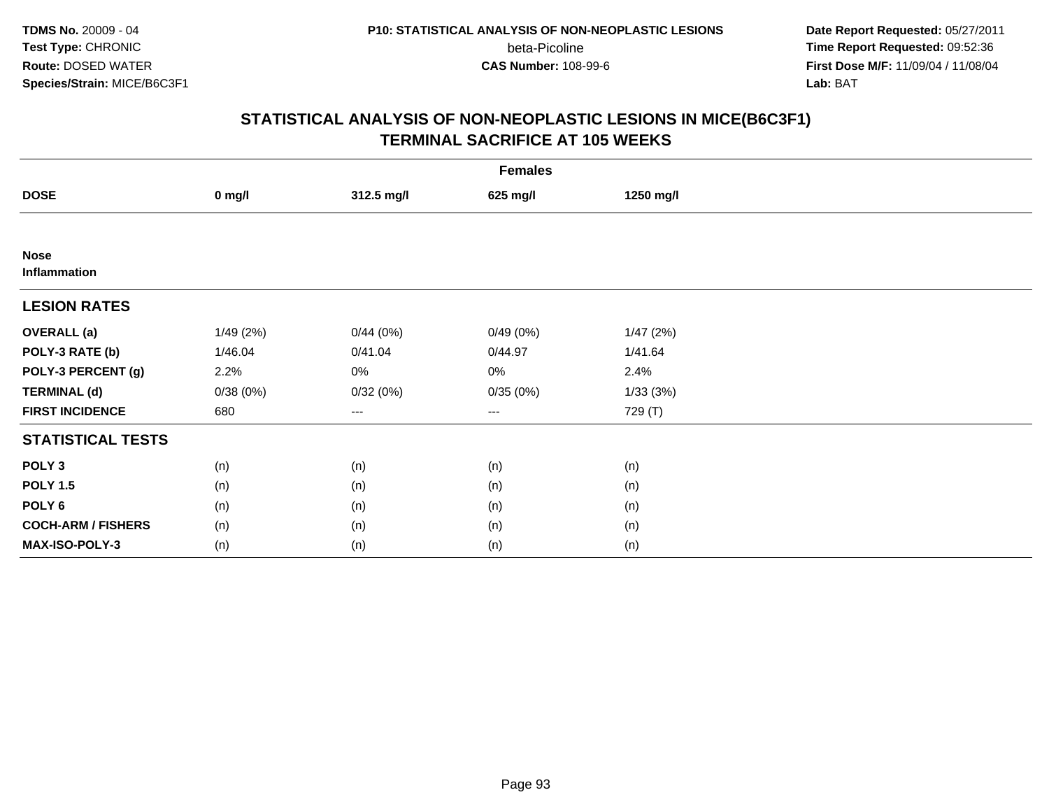TDMS No. 20009 - 04
Test Type: CHRONIC
Route: DOSED WATER
Species/Strain: MICE/B6C3F1

P10: STATISTICAL ANALYSIS OF NON-NEOPLASTIC LESIONS
beta-Picoline
CAS Number: 108-99-6

Date Report Requested: 05/27/2011
Time Report Requested: 09:52:36
First Dose M/F: 11/09/04 / 11/08/04
Lab: BAT

## STATISTICAL ANALYSIS OF NON-NEOPLASTIC LESIONS IN MICE(B6C3F1) TERMINAL SACRIFICE AT 105 WEEKS

| Females | | | | |
|---|---|---|---|---|
| **DOSE** | **0 mg/l** | **312.5 mg/l** | **625 mg/l** | **1250 mg/l** |
| **Nose** | | | | |
| **Inflammation** | | | | |
| **LESION RATES** | | | | |
| **OVERALL (a)** | 1/49 (2%) | 0/44 (0%) | 0/49 (0%) | 1/47 (2%) |
| **POLY-3 RATE (b)** | 1/46.04 | 0/41.04 | 0/44.97 | 1/41.64 |
| **POLY-3 PERCENT (g)** | 2.2% | 0% | 0% | 2.4% |
| **TERMINAL (d)** | 0/38 (0%) | 0/32 (0%) | 0/35 (0%) | 1/33 (3%) |
| **FIRST INCIDENCE** | 680 | --- | --- | 729 (T) |
| **STATISTICAL TESTS** | | | | |
| **POLY 3** | (n) | (n) | (n) | (n) |
| **POLY 1.5** | (n) | (n) | (n) | (n) |
| **POLY 6** | (n) | (n) | (n) | (n) |
| **COCH-ARM / FISHERS** | (n) | (n) | (n) | (n) |
| **MAX-ISO-POLY-3** | (n) | (n) | (n) | (n) |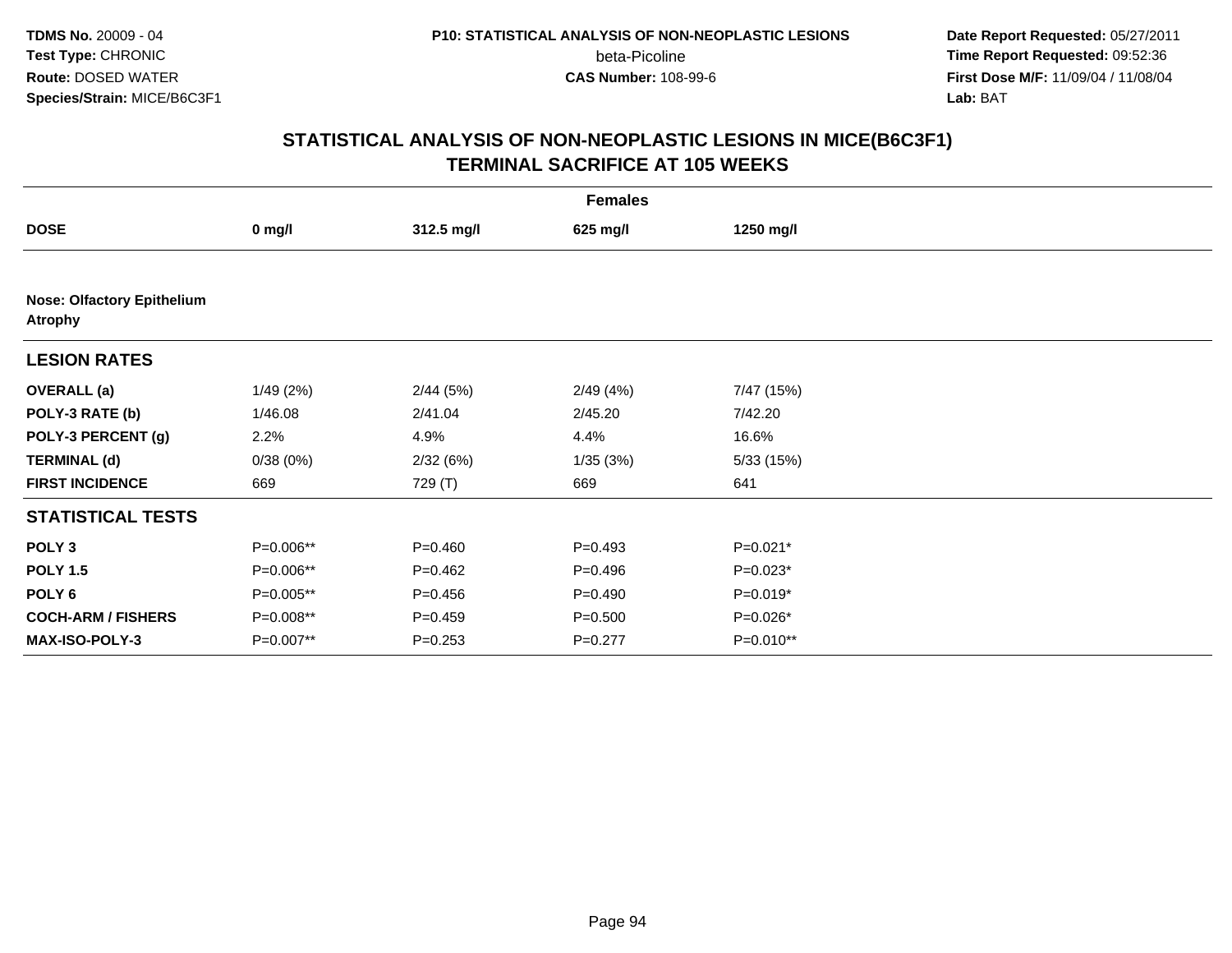TDMS No. 20009 - 04
Test Type: CHRONIC
Route: DOSED WATER
Species/Strain: MICE/B6C3F1

P10: STATISTICAL ANALYSIS OF NON-NEOPLASTIC LESIONS
beta-Picoline
CAS Number: 108-99-6

Date Report Requested: 05/27/2011
Time Report Requested: 09:52:36
First Dose M/F: 11/09/04 / 11/08/04
Lab: BAT

## STATISTICAL ANALYSIS OF NON-NEOPLASTIC LESIONS IN MICE(B6C3F1) TERMINAL SACRIFICE AT 105 WEEKS

| | Females | | | |
|---|---|---|---|---|
| **DOSE** | **0 mg/l** | **312.5 mg/l** | **625 mg/l** | **1250 mg/l** |
| **Nose: Olfactory Epithelium Atrophy** | | | | |
| **LESION RATES** | | | | |
| **OVERALL (a)** | 1/49 (2%) | 2/44 (5%) | 2/49 (4%) | 7/47 (15%) |
| **POLY-3 RATE (b)** | 1/46.08 | 2/41.04 | 2/45.20 | 7/42.20 |
| **POLY-3 PERCENT (g)** | 2.2% | 4.9% | 4.4% | 16.6% |
| **TERMINAL (d)** | 0/38 (0%) | 2/32 (6%) | 1/35 (3%) | 5/33 (15%) |
| **FIRST INCIDENCE** | 669 | 729 (T) | 669 | 641 |
| **STATISTICAL TESTS** | | | | |
| **POLY 3** | P=0.006** | P=0.460 | P=0.493 | P=0.021* |
| **POLY 1.5** | P=0.006** | P=0.462 | P=0.496 | P=0.023* |
| **POLY 6** | P=0.005** | P=0.456 | P=0.490 | P=0.019* |
| **COCH-ARM / FISHERS** | P=0.008** | P=0.459 | P=0.500 | P=0.026* |
| **MAX-ISO-POLY-3** | P=0.007** | P=0.253 | P=0.277 | P=0.010** |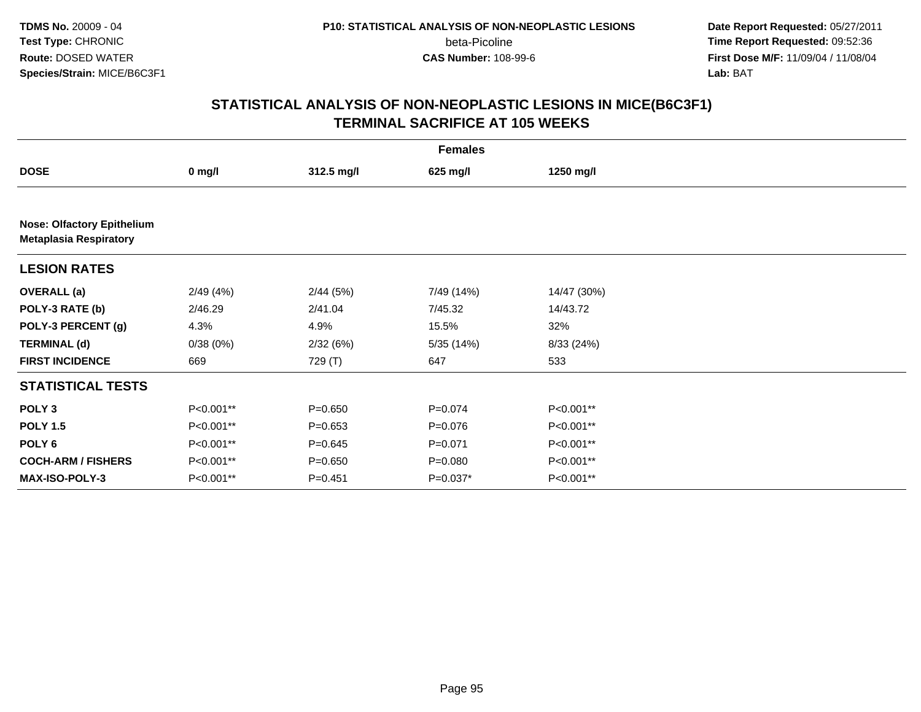# STATISTICAL ANALYSIS OF NON-NEOPLASTIC LESIONS IN MICE(B6C3F1) TERMINAL SACRIFICE AT 105 WEEKS

| Females | | | | |
|---|---|---|---|---|
| **DOSE** | **0 mg/l** | **312.5 mg/l** | **625 mg/l** | **1250 mg/l** |
| **Nose: Olfactory Epithelium Metaplasia Respiratory** | | | | |
| **LESION RATES** | | | | |
| **OVERALL (a)** | 2/49 (4%) | 2/44 (5%) | 7/49 (14%) | 14/47 (30%) |
| **POLY-3 RATE (b)** | 2/46.29 | 2/41.04 | 7/45.32 | 14/43.72 |
| **POLY-3 PERCENT (g)** | 4.3% | 4.9% | 15.5% | 32% |
| **TERMINAL (d)** | 0/38 (0%) | 2/32 (6%) | 5/35 (14%) | 8/33 (24%) |
| **FIRST INCIDENCE** | 669 | 729 (T) | 647 | 533 |
| **STATISTICAL TESTS** | | | | |
| **POLY 3** | P<0.001** | P=0.650 | P=0.074 | P<0.001** |
| **POLY 1.5** | P<0.001** | P=0.653 | P=0.076 | P<0.001** |
| **POLY 6** | P<0.001** | P=0.645 | P=0.071 | P<0.001** |
| **COCH-ARM / FISHERS** | P<0.001** | P=0.650 | P=0.080 | P<0.001** |
| **MAX-ISO-POLY-3** | P<0.001** | P=0.451 | P=0.037* | P<0.001** |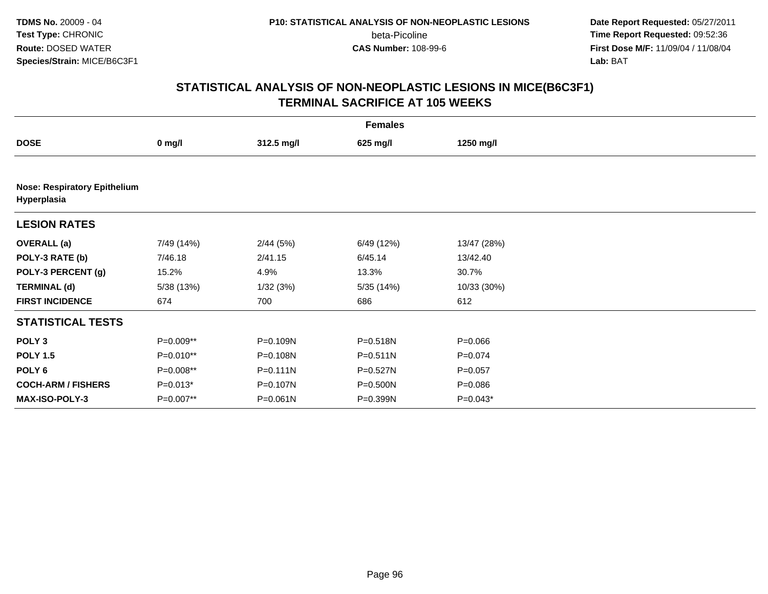**TDMS No.** 20009 - 04
**Test Type:** CHRONIC
**Route:** DOSED WATER
**Species/Strain:** MICE/B6C3F1

**P10: STATISTICAL ANALYSIS OF NON-NEOPLASTIC LESIONS**
beta-Picoline
**CAS Number:** 108-99-6

**Date Report Requested:** 05/27/2011
**Time Report Requested:** 09:52:36
**First Dose M/F:** 11/09/04 / 11/08/04
**Lab:** BAT

## STATISTICAL ANALYSIS OF NON-NEOPLASTIC LESIONS IN MICE(B6C3F1) TERMINAL SACRIFICE AT 105 WEEKS

| | Females | | | |
|---|---|---|---|---|
| **DOSE** | **0 mg/l** | **312.5 mg/l** | **625 mg/l** | **1250 mg/l** |
| **Nose: Respiratory Epithelium Hyperplasia** | | | | |
| **LESION RATES** | | | | |
| **OVERALL (a)** | 7/49 (14%) | 2/44 (5%) | 6/49 (12%) | 13/47 (28%) |
| **POLY-3 RATE (b)** | 7/46.18 | 2/41.15 | 6/45.14 | 13/42.40 |
| **POLY-3 PERCENT (g)** | 15.2% | 4.9% | 13.3% | 30.7% |
| **TERMINAL (d)** | 5/38 (13%) | 1/32 (3%) | 5/35 (14%) | 10/33 (30%) |
| **FIRST INCIDENCE** | 674 | 700 | 686 | 612 |
| **STATISTICAL TESTS** | | | | |
| **POLY 3** | P=0.009** | P=0.109N | P=0.518N | P=0.066 |
| **POLY 1.5** | P=0.010** | P=0.108N | P=0.511N | P=0.074 |
| **POLY 6** | P=0.008** | P=0.111N | P=0.527N | P=0.057 |
| **COCH-ARM / FISHERS** | P=0.013* | P=0.107N | P=0.500N | P=0.086 |
| **MAX-ISO-POLY-3** | P=0.007** | P=0.061N | P=0.399N | P=0.043* |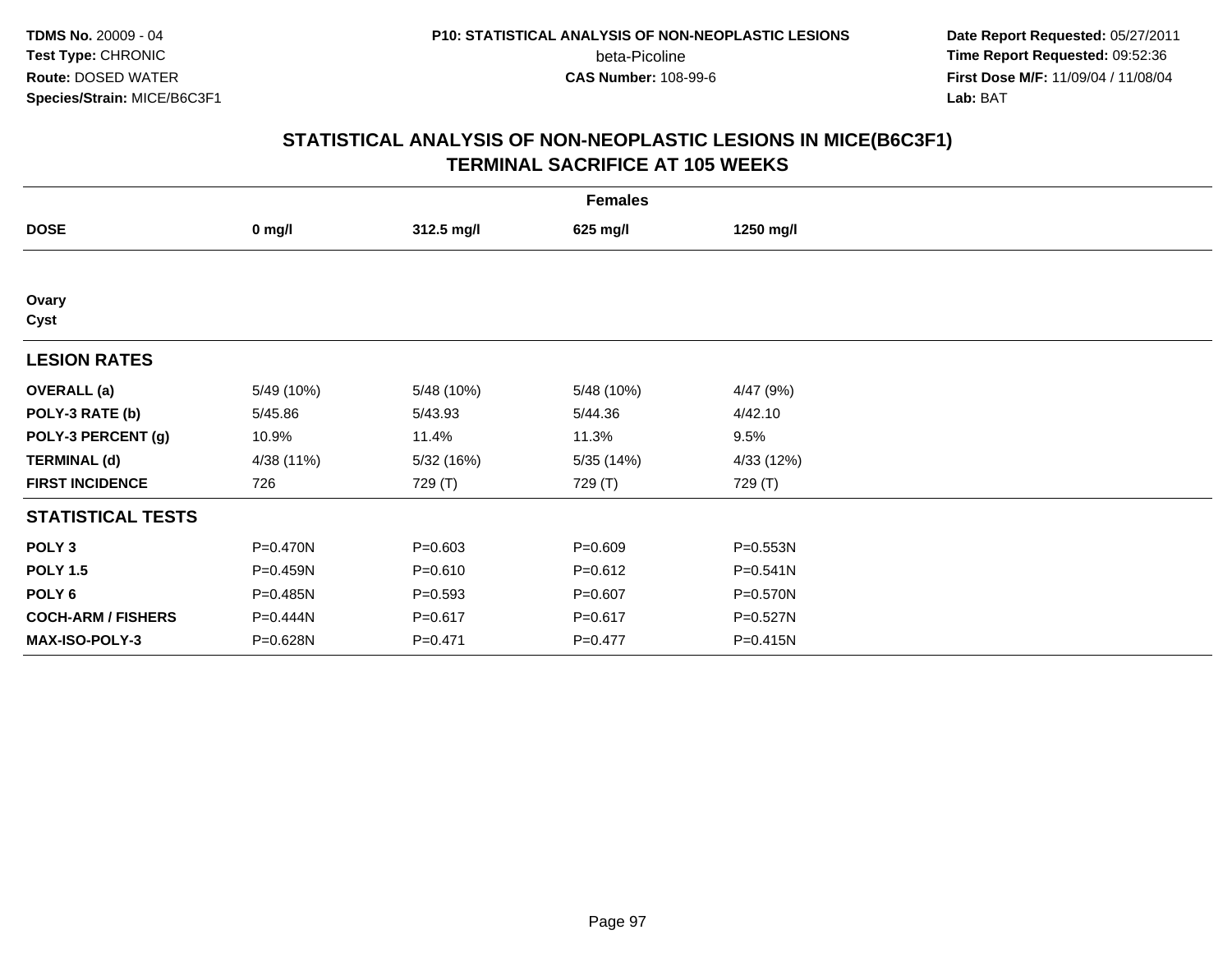**TDMS No.** 20009 - 04
**Test Type:** CHRONIC
**Route:** DOSED WATER
**Species/Strain:** MICE/B6C3F1

**P10: STATISTICAL ANALYSIS OF NON-NEOPLASTIC LESIONS**
beta-Picoline
**CAS Number:** 108-99-6

**Date Report Requested:** 05/27/2011
**Time Report Requested:** 09:52:36
**First Dose M/F:** 11/09/04 / 11/08/04
**Lab:** BAT

## STATISTICAL ANALYSIS OF NON-NEOPLASTIC LESIONS IN MICE(B6C3F1) TERMINAL SACRIFICE AT 105 WEEKS

| | Females | | | |
|---|---|---|---|---|
| **DOSE** | **0 mg/l** | **312.5 mg/l** | **625 mg/l** | **1250 mg/l** |
| **Ovary** | | | | |
| **Cyst** | | | | |
| **LESION RATES** | | | | |
| **OVERALL (a)** | 5/49 (10%) | 5/48 (10%) | 5/48 (10%) | 4/47 (9%) |
| **POLY-3 RATE (b)** | 5/45.86 | 5/43.93 | 5/44.36 | 4/42.10 |
| **POLY-3 PERCENT (g)** | 10.9% | 11.4% | 11.3% | 9.5% |
| **TERMINAL (d)** | 4/38 (11%) | 5/32 (16%) | 5/35 (14%) | 4/33 (12%) |
| **FIRST INCIDENCE** | 726 | 729 (T) | 729 (T) | 729 (T) |
| **STATISTICAL TESTS** | | | | |
| **POLY 3** | P=0.470N | P=0.603 | P=0.609 | P=0.553N |
| **POLY 1.5** | P=0.459N | P=0.610 | P=0.612 | P=0.541N |
| **POLY 6** | P=0.485N | P=0.593 | P=0.607 | P=0.570N |
| **COCH-ARM / FISHERS** | P=0.444N | P=0.617 | P=0.617 | P=0.527N |
| **MAX-ISO-POLY-3** | P=0.628N | P=0.471 | P=0.477 | P=0.415N |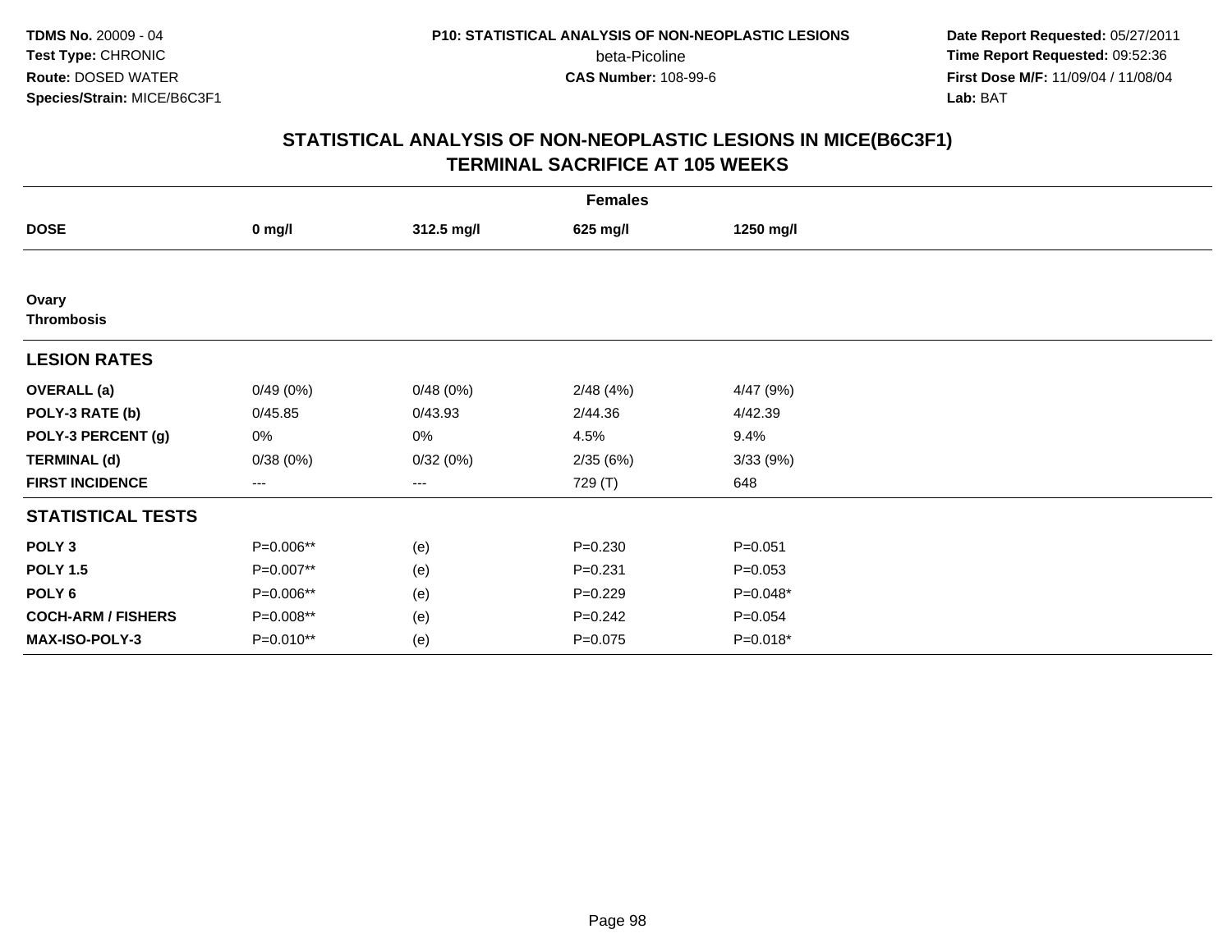# STATISTICAL ANALYSIS OF NON-NEOPLASTIC LESIONS IN MICE(B6C3F1)
## TERMINAL SACRIFICE AT 105 WEEKS

| | Females | | | |
|---|---|---|---|---|
| **DOSE** | **0 mg/l** | **312.5 mg/l** | **625 mg/l** | **1250 mg/l** |
| **Ovary** | | | | |
| **Thrombosis** | | | | |
| **LESION RATES** | | | | |
| **OVERALL (a)** | 0/49 (0%) | 0/48 (0%) | 2/48 (4%) | 4/47 (9%) |
| **POLY-3 RATE (b)** | 0/45.85 | 0/43.93 | 2/44.36 | 4/42.39 |
| **POLY-3 PERCENT (g)** | 0% | 0% | 4.5% | 9.4% |
| **TERMINAL (d)** | 0/38 (0%) | 0/32 (0%) | 2/35 (6%) | 3/33 (9%) |
| **FIRST INCIDENCE** | --- | --- | 729 (T) | 648 |
| **STATISTICAL TESTS** | | | | |
| **POLY 3** | P=0.006** | (e) | P=0.230 | P=0.051 |
| **POLY 1.5** | P=0.007** | (e) | P=0.231 | P=0.053 |
| **POLY 6** | P=0.006** | (e) | P=0.229 | P=0.048* |
| **COCH-ARM / FISHERS** | P=0.008** | (e) | P=0.242 | P=0.054 |
| **MAX-ISO-POLY-3** | P=0.010** | (e) | P=0.075 | P=0.018* |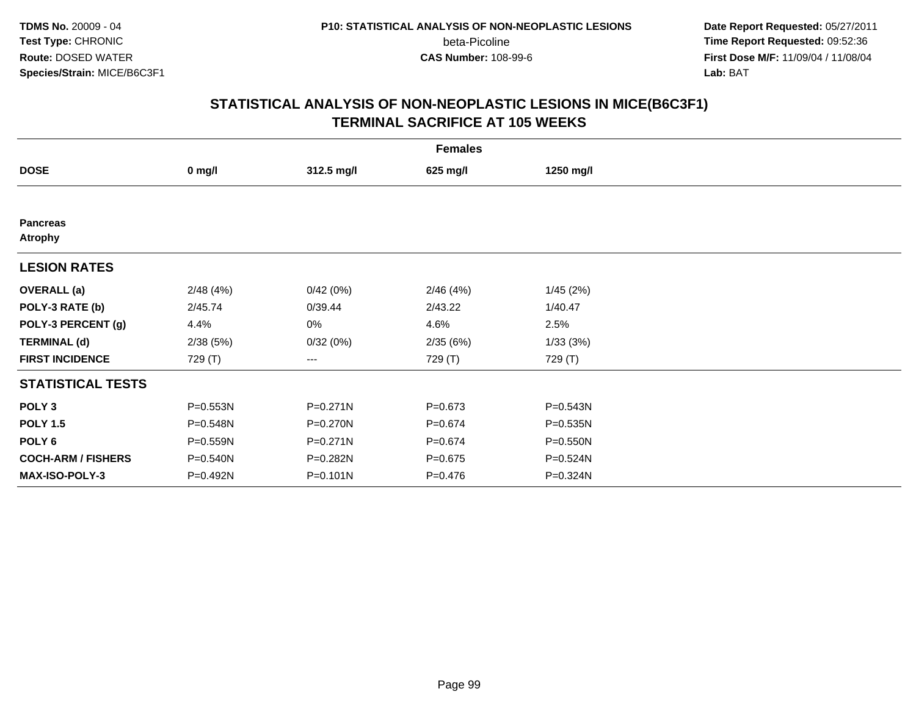**TDMS No.** 20009 - 04
**Test Type:** CHRONIC
**Route:** DOSED WATER
**Species/Strain:** MICE/B6C3F1

**P10: STATISTICAL ANALYSIS OF NON-NEOPLASTIC LESIONS**
beta-Picoline
**CAS Number:** 108-99-6

**Date Report Requested:** 05/27/2011
**Time Report Requested:** 09:52:36
**First Dose M/F:** 11/09/04 / 11/08/04
**Lab:** BAT

## STATISTICAL ANALYSIS OF NON-NEOPLASTIC LESIONS IN MICE(B6C3F1) TERMINAL SACRIFICE AT 105 WEEKS

| Females | | | | |
|---|---|---|---|---|
| **DOSE** | **0 mg/l** | **312.5 mg/l** | **625 mg/l** | **1250 mg/l** |
| **Pancreas** | | | | |
| **Atrophy** | | | | |
| **LESION RATES** | | | | |
| **OVERALL (a)** | 2/48 (4%) | 0/42 (0%) | 2/46 (4%) | 1/45 (2%) |
| **POLY-3 RATE (b)** | 2/45.74 | 0/39.44 | 2/43.22 | 1/40.47 |
| **POLY-3 PERCENT (g)** | 4.4% | 0% | 4.6% | 2.5% |
| **TERMINAL (d)** | 2/38 (5%) | 0/32 (0%) | 2/35 (6%) | 1/33 (3%) |
| **FIRST INCIDENCE** | 729 (T) | --- | 729 (T) | 729 (T) |
| **STATISTICAL TESTS** | | | | |
| **POLY 3** | P=0.553N | P=0.271N | P=0.673 | P=0.543N |
| **POLY 1.5** | P=0.548N | P=0.270N | P=0.674 | P=0.535N |
| **POLY 6** | P=0.559N | P=0.271N | P=0.674 | P=0.550N |
| **COCH-ARM / FISHERS** | P=0.540N | P=0.282N | P=0.675 | P=0.524N |
| **MAX-ISO-POLY-3** | P=0.492N | P=0.101N | P=0.476 | P=0.324N |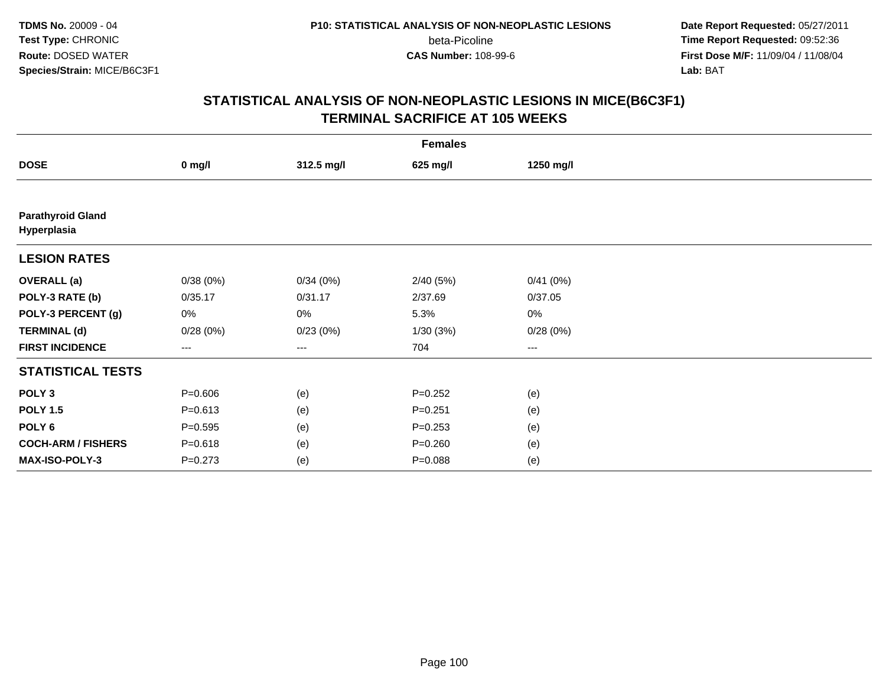TDMS No. 20009 - 04
Test Type: CHRONIC
Route: DOSED WATER
Species/Strain: MICE/B6C3F1

P10: STATISTICAL ANALYSIS OF NON-NEOPLASTIC LESIONS
beta-Picoline
CAS Number: 108-99-6

Date Report Requested: 05/27/2011
Time Report Requested: 09:52:36
First Dose M/F: 11/09/04 / 11/08/04
Lab: BAT

## STATISTICAL ANALYSIS OF NON-NEOPLASTIC LESIONS IN MICE(B6C3F1)
## TERMINAL SACRIFICE AT 105 WEEKS

| Females | | | | |
|---|---|---|---|---|
| **DOSE** | **0 mg/l** | **312.5 mg/l** | **625 mg/l** | **1250 mg/l** |
| **Parathyroid Gland Hyperplasia** | | | | |
| **LESION RATES** | | | | |
| **OVERALL (a)** | 0/38 (0%) | 0/34 (0%) | 2/40 (5%) | 0/41 (0%) |
| **POLY-3 RATE (b)** | 0/35.17 | 0/31.17 | 2/37.69 | 0/37.05 |
| **POLY-3 PERCENT (g)** | 0% | 0% | 5.3% | 0% |
| **TERMINAL (d)** | 0/28 (0%) | 0/23 (0%) | 1/30 (3%) | 0/28 (0%) |
| **FIRST INCIDENCE** | --- | --- | 704 | --- |
| **STATISTICAL TESTS** | | | | |
| **POLY 3** | P=0.606 | (e) | P=0.252 | (e) |
| **POLY 1.5** | P=0.613 | (e) | P=0.251 | (e) |
| **POLY 6** | P=0.595 | (e) | P=0.253 | (e) |
| **COCH-ARM / FISHERS** | P=0.618 | (e) | P=0.260 | (e) |
| **MAX-ISO-POLY-3** | P=0.273 | (e) | P=0.088 | (e) |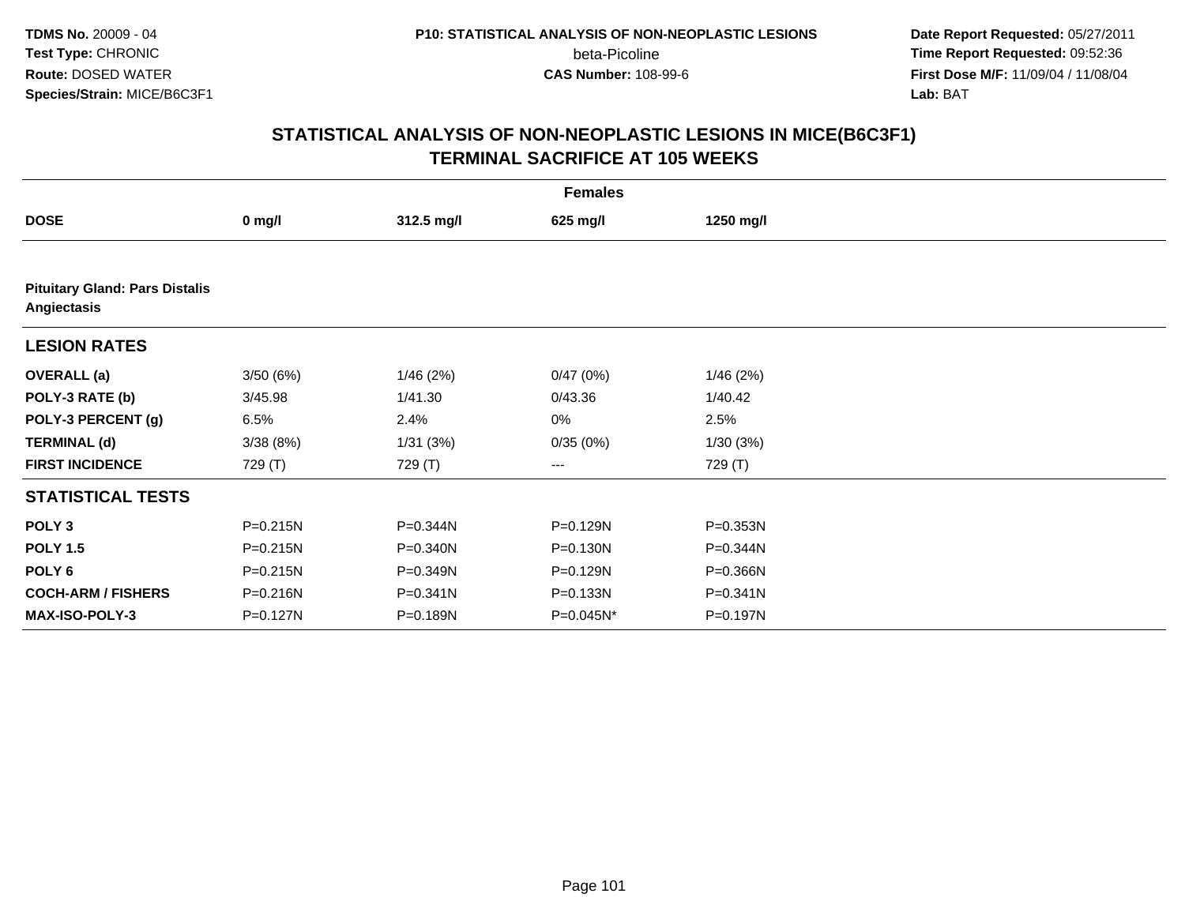TDMS No. 20009 - 04
Test Type: CHRONIC
Route: DOSED WATER
Species/Strain: MICE/B6C3F1

P10: STATISTICAL ANALYSIS OF NON-NEOPLASTIC LESIONS
beta-Picoline
CAS Number: 108-99-6

Date Report Requested: 05/27/2011
Time Report Requested: 09:52:36
First Dose M/F: 11/09/04 / 11/08/04
Lab: BAT

## STATISTICAL ANALYSIS OF NON-NEOPLASTIC LESIONS IN MICE(B6C3F1)
## TERMINAL SACRIFICE AT 105 WEEKS

| | Females | | | |
|---|---|---|---|---|
| **DOSE** | **0 mg/l** | **312.5 mg/l** | **625 mg/l** | **1250 mg/l** |
| **Pituitary Gland: Pars Distalis Angiectasis** | | | | |
| **LESION RATES** | | | | |
| **OVERALL (a)** | 3/50 (6%) | 1/46 (2%) | 0/47 (0%) | 1/46 (2%) |
| **POLY-3 RATE (b)** | 3/45.98 | 1/41.30 | 0/43.36 | 1/40.42 |
| **POLY-3 PERCENT (g)** | 6.5% | 2.4% | 0% | 2.5% |
| **TERMINAL (d)** | 3/38 (8%) | 1/31 (3%) | 0/35 (0%) | 1/30 (3%) |
| **FIRST INCIDENCE** | 729 (T) | 729 (T) | --- | 729 (T) |
| **STATISTICAL TESTS** | | | | |
| **POLY 3** | P=0.215N | P=0.344N | P=0.129N | P=0.353N |
| **POLY 1.5** | P=0.215N | P=0.340N | P=0.130N | P=0.344N |
| **POLY 6** | P=0.215N | P=0.349N | P=0.129N | P=0.366N |
| **COCH-ARM / FISHERS** | P=0.216N | P=0.341N | P=0.133N | P=0.341N |
| **MAX-ISO-POLY-3** | P=0.127N | P=0.189N | P=0.045N* | P=0.197N |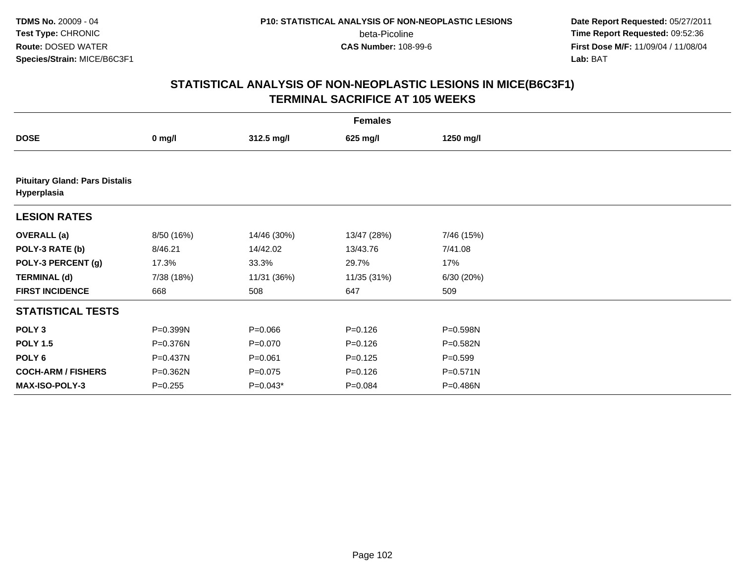**TDMS No.** 20009 - 04
**Test Type:** CHRONIC
**Route:** DOSED WATER
**Species/Strain:** MICE/B6C3F1

**P10: STATISTICAL ANALYSIS OF NON-NEOPLASTIC LESIONS**
beta-Picoline
**CAS Number:** 108-99-6

**Date Report Requested:** 05/27/2011
**Time Report Requested:** 09:52:36
**First Dose M/F:** 11/09/04 / 11/08/04
**Lab:** BAT

## STATISTICAL ANALYSIS OF NON-NEOPLASTIC LESIONS IN MICE(B6C3F1) TERMINAL SACRIFICE AT 105 WEEKS

| Females | | | | |
|---|---|---|---|---|
| **DOSE** | **0 mg/l** | **312.5 mg/l** | **625 mg/l** | **1250 mg/l** |
| **Pituitary Gland: Pars Distalis Hyperplasia** | | | | |
| **LESION RATES** | | | | |
| **OVERALL (a)** | 8/50 (16%) | 14/46 (30%) | 13/47 (28%) | 7/46 (15%) |
| **POLY-3 RATE (b)** | 8/46.21 | 14/42.02 | 13/43.76 | 7/41.08 |
| **POLY-3 PERCENT (g)** | 17.3% | 33.3% | 29.7% | 17% |
| **TERMINAL (d)** | 7/38 (18%) | 11/31 (36%) | 11/35 (31%) | 6/30 (20%) |
| **FIRST INCIDENCE** | 668 | 508 | 647 | 509 |
| **STATISTICAL TESTS** | | | | |
| **POLY 3** | P=0.399N | P=0.066 | P=0.126 | P=0.598N |
| **POLY 1.5** | P=0.376N | P=0.070 | P=0.126 | P=0.582N |
| **POLY 6** | P=0.437N | P=0.061 | P=0.125 | P=0.599 |
| **COCH-ARM / FISHERS** | P=0.362N | P=0.075 | P=0.126 | P=0.571N |
| **MAX-ISO-POLY-3** | P=0.255 | P=0.043* | P=0.084 | P=0.486N |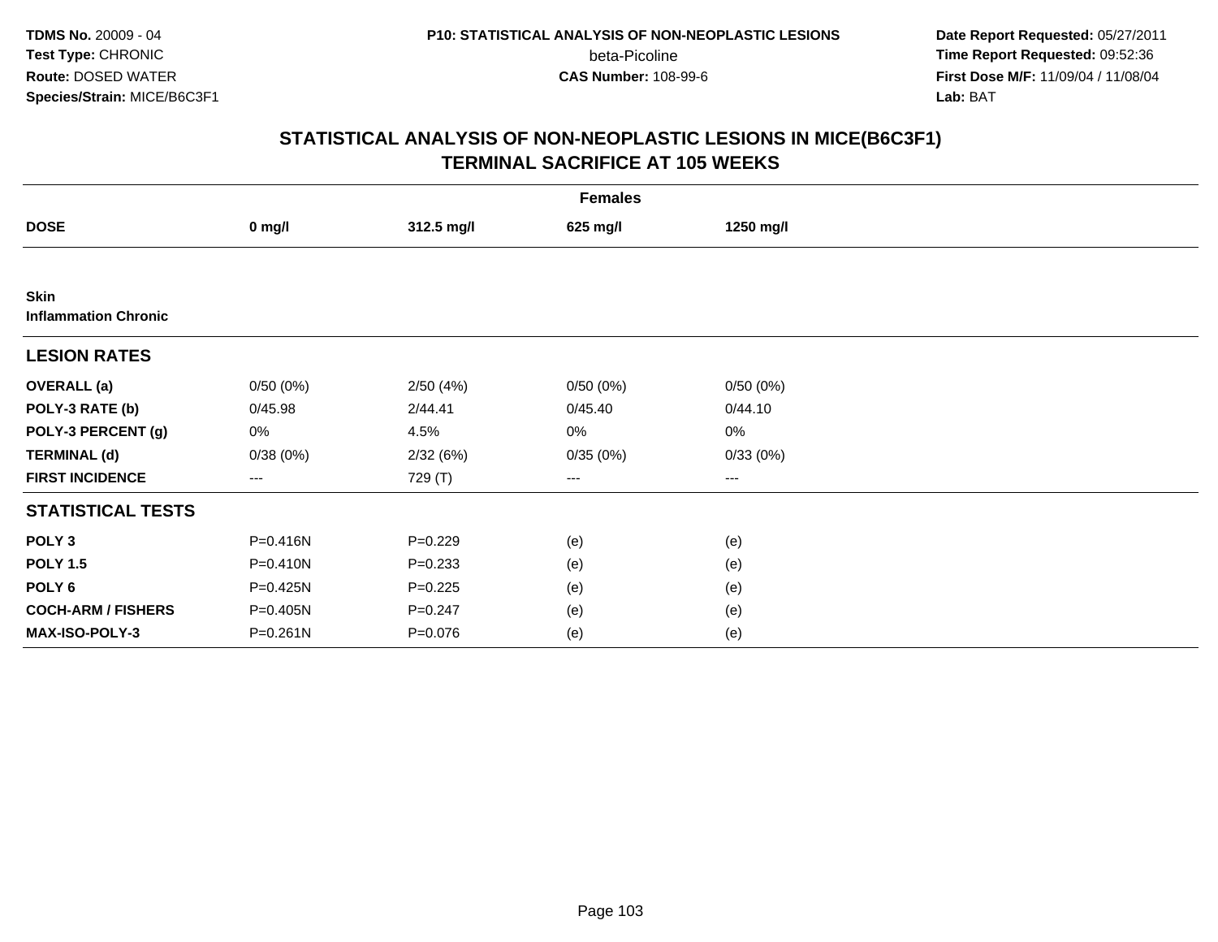TDMS No. 20009 - 04
Test Type: CHRONIC
Route: DOSED WATER
Species/Strain: MICE/B6C3F1

P10: STATISTICAL ANALYSIS OF NON-NEOPLASTIC LESIONS
beta-Picoline
CAS Number: 108-99-6

Date Report Requested: 05/27/2011
Time Report Requested: 09:52:36
First Dose M/F: 11/09/04 / 11/08/04
Lab: BAT

## STATISTICAL ANALYSIS OF NON-NEOPLASTIC LESIONS IN MICE(B6C3F1)
## TERMINAL SACRIFICE AT 105 WEEKS

| | Females | | | |
|---|---|---|---|---|
| **DOSE** | **0 mg/l** | **312.5 mg/l** | **625 mg/l** | **1250 mg/l** |
| **Skin** | | | | |
| **Inflammation Chronic** | | | | |
| **LESION RATES** | | | | |
| **OVERALL (a)** | 0/50 (0%) | 2/50 (4%) | 0/50 (0%) | 0/50 (0%) |
| **POLY-3 RATE (b)** | 0/45.98 | 2/44.41 | 0/45.40 | 0/44.10 |
| **POLY-3 PERCENT (g)** | 0% | 4.5% | 0% | 0% |
| **TERMINAL (d)** | 0/38 (0%) | 2/32 (6%) | 0/35 (0%) | 0/33 (0%) |
| **FIRST INCIDENCE** | --- | 729 (T) | --- | --- |
| **STATISTICAL TESTS** | | | | |
| **POLY 3** | P=0.416N | P=0.229 | (e) | (e) |
| **POLY 1.5** | P=0.410N | P=0.233 | (e) | (e) |
| **POLY 6** | P=0.425N | P=0.225 | (e) | (e) |
| **COCH-ARM / FISHERS** | P=0.405N | P=0.247 | (e) | (e) |
| **MAX-ISO-POLY-3** | P=0.261N | P=0.076 | (e) | (e) |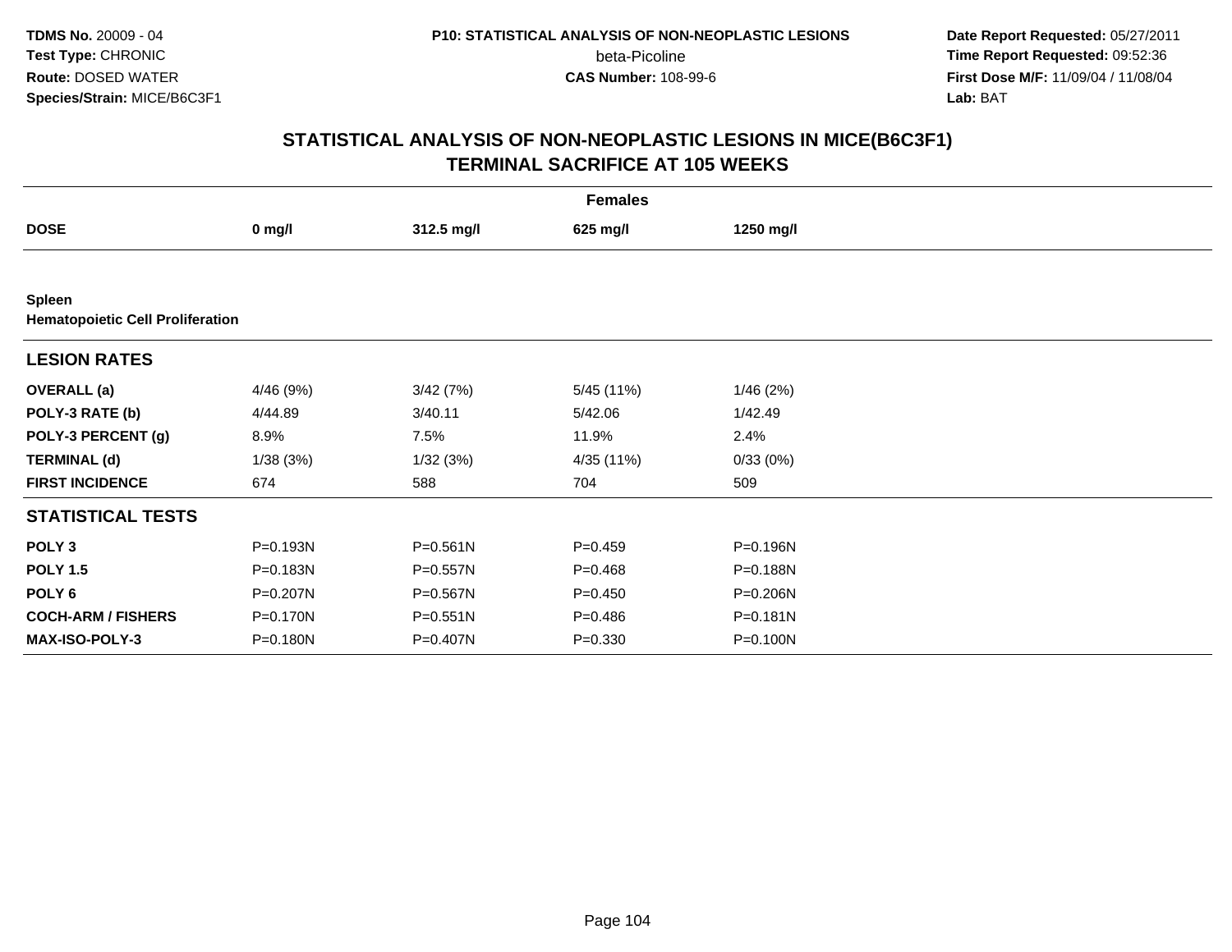TDMS No. 20009 - 04
Test Type: CHRONIC
Route: DOSED WATER
Species/Strain: MICE/B6C3F1

P10: STATISTICAL ANALYSIS OF NON-NEOPLASTIC LESIONS
beta-Picoline
CAS Number: 108-99-6

Date Report Requested: 05/27/2011
Time Report Requested: 09:52:36
First Dose M/F: 11/09/04 / 11/08/04
Lab: BAT

# STATISTICAL ANALYSIS OF NON-NEOPLASTIC LESIONS IN MICE(B6C3F1)
## TERMINAL SACRIFICE AT 105 WEEKS

| | Females | | | |
|---|---|---|---|---|
| **DOSE** | **0 mg/l** | **312.5 mg/l** | **625 mg/l** | **1250 mg/l** |
| **Spleen** | | | | |
| **Hematopoietic Cell Proliferation** | | | | |
| **LESION RATES** | | | | |
| **OVERALL (a)** | 4/46 (9%) | 3/42 (7%) | 5/45 (11%) | 1/46 (2%) |
| **POLY-3 RATE (b)** | 4/44.89 | 3/40.11 | 5/42.06 | 1/42.49 |
| **POLY-3 PERCENT (g)** | 8.9% | 7.5% | 11.9% | 2.4% |
| **TERMINAL (d)** | 1/38 (3%) | 1/32 (3%) | 4/35 (11%) | 0/33 (0%) |
| **FIRST INCIDENCE** | 674 | 588 | 704 | 509 |
| **STATISTICAL TESTS** | | | | |
| **POLY 3** | P=0.193N | P=0.561N | P=0.459 | P=0.196N |
| **POLY 1.5** | P=0.183N | P=0.557N | P=0.468 | P=0.188N |
| **POLY 6** | P=0.207N | P=0.567N | P=0.450 | P=0.206N |
| **COCH-ARM / FISHERS** | P=0.170N | P=0.551N | P=0.486 | P=0.181N |
| **MAX-ISO-POLY-3** | P=0.180N | P=0.407N | P=0.330 | P=0.100N |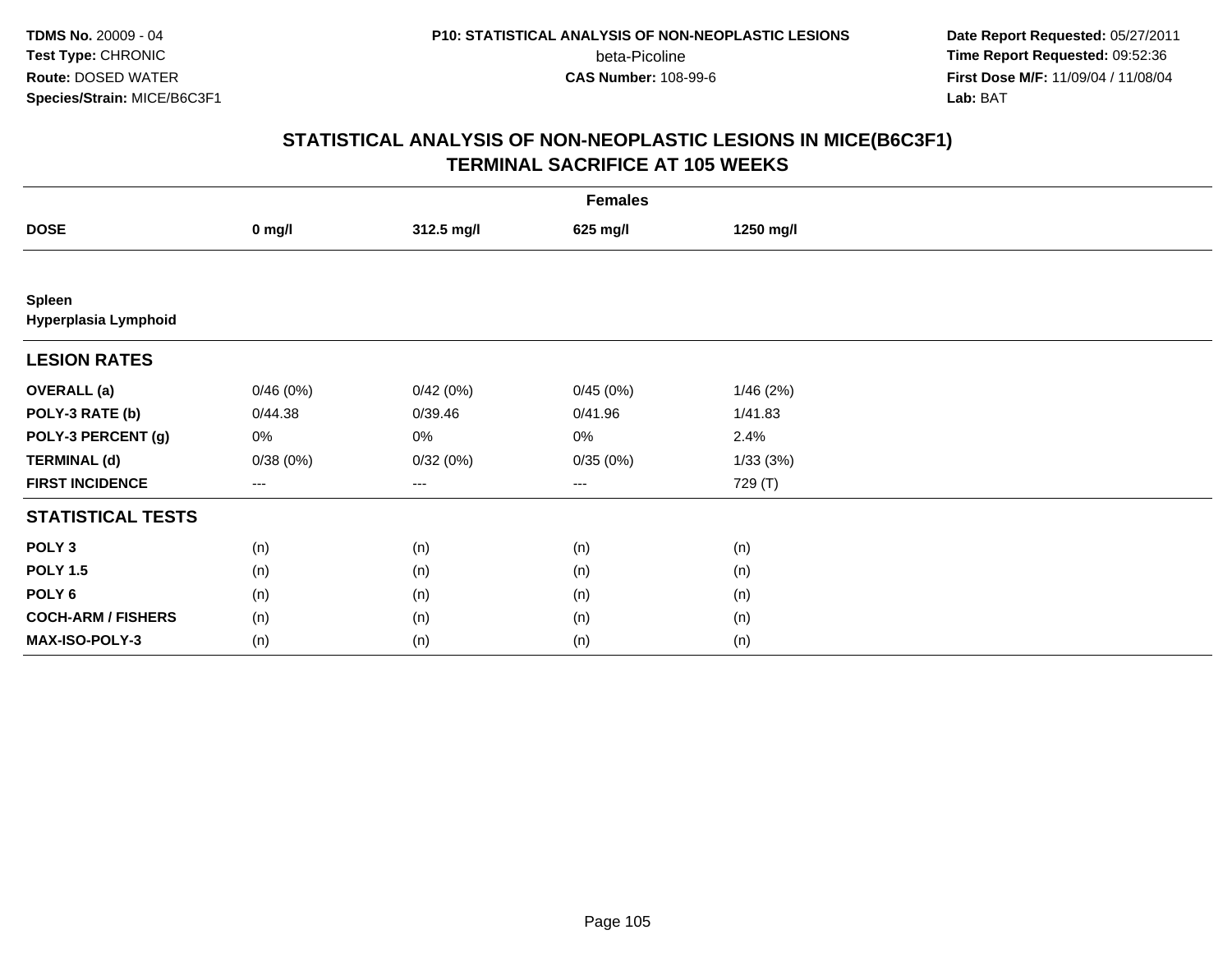**TDMS No.** 20009 - 04
**Test Type:** CHRONIC
**Route:** DOSED WATER
**Species/Strain:** MICE/B6C3F1

**P10: STATISTICAL ANALYSIS OF NON-NEOPLASTIC LESIONS**
beta-Picoline
**CAS Number:** 108-99-6

**Date Report Requested:** 05/27/2011
**Time Report Requested:** 09:52:36
**First Dose M/F:** 11/09/04 / 11/08/04
**Lab:** BAT

# STATISTICAL ANALYSIS OF NON-NEOPLASTIC LESIONS IN MICE(B6C3F1) TERMINAL SACRIFICE AT 105 WEEKS

| Females | | | | |
|---|---|---|---|---|
| **DOSE** | **0 mg/l** | **312.5 mg/l** | **625 mg/l** | **1250 mg/l** |
| **Spleen** | | | | |
| **Hyperplasia Lymphoid** | | | | |
| **LESION RATES** | | | | |
| **OVERALL (a)** | 0/46 (0%) | 0/42 (0%) | 0/45 (0%) | 1/46 (2%) |
| **POLY-3 RATE (b)** | 0/44.38 | 0/39.46 | 0/41.96 | 1/41.83 |
| **POLY-3 PERCENT (g)** | 0% | 0% | 0% | 2.4% |
| **TERMINAL (d)** | 0/38 (0%) | 0/32 (0%) | 0/35 (0%) | 1/33 (3%) |
| **FIRST INCIDENCE** | --- | --- | --- | 729 (T) |
| **STATISTICAL TESTS** | | | | |
| **POLY 3** | (n) | (n) | (n) | (n) |
| **POLY 1.5** | (n) | (n) | (n) | (n) |
| **POLY 6** | (n) | (n) | (n) | (n) |
| **COCH-ARM / FISHERS** | (n) | (n) | (n) | (n) |
| **MAX-ISO-POLY-3** | (n) | (n) | (n) | (n) |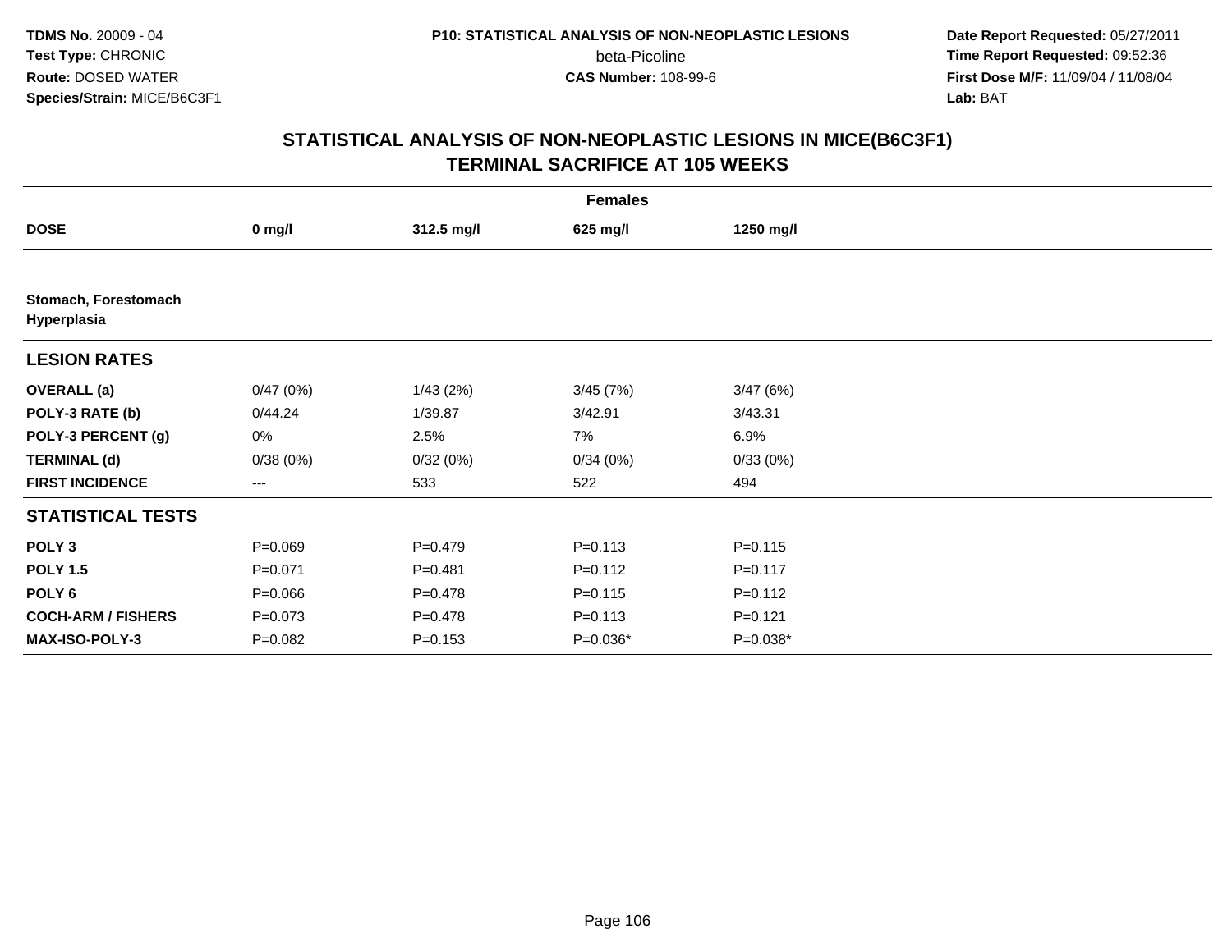**TDMS No.** 20009 - 04
**Test Type:** CHRONIC
**Route:** DOSED WATER
**Species/Strain:** MICE/B6C3F1

**P10: STATISTICAL ANALYSIS OF NON-NEOPLASTIC LESIONS**
beta-Picoline
**CAS Number:** 108-99-6

**Date Report Requested:** 05/27/2011
**Time Report Requested:** 09:52:36
**First Dose M/F:** 11/09/04 / 11/08/04
**Lab:** BAT

## STATISTICAL ANALYSIS OF NON-NEOPLASTIC LESIONS IN MICE(B6C3F1) TERMINAL SACRIFICE AT 105 WEEKS

| | Females | | | |
|---|---|---|---|---|
| **DOSE** | **0 mg/l** | **312.5 mg/l** | **625 mg/l** | **1250 mg/l** |
| **Stomach, Forestomach Hyperplasia** | | | | |
| **LESION RATES** | | | | |
| **OVERALL (a)** | 0/47 (0%) | 1/43 (2%) | 3/45 (7%) | 3/47 (6%) |
| **POLY-3 RATE (b)** | 0/44.24 | 1/39.87 | 3/42.91 | 3/43.31 |
| **POLY-3 PERCENT (g)** | 0% | 2.5% | 7% | 6.9% |
| **TERMINAL (d)** | 0/38 (0%) | 0/32 (0%) | 0/34 (0%) | 0/33 (0%) |
| **FIRST INCIDENCE** | --- | 533 | 522 | 494 |
| **STATISTICAL TESTS** | | | | |
| **POLY 3** | P=0.069 | P=0.479 | P=0.113 | P=0.115 |
| **POLY 1.5** | P=0.071 | P=0.481 | P=0.112 | P=0.117 |
| **POLY 6** | P=0.066 | P=0.478 | P=0.115 | P=0.112 |
| **COCH-ARM / FISHERS** | P=0.073 | P=0.478 | P=0.113 | P=0.121 |
| **MAX-ISO-POLY-3** | P=0.082 | P=0.153 | P=0.036* | P=0.038* |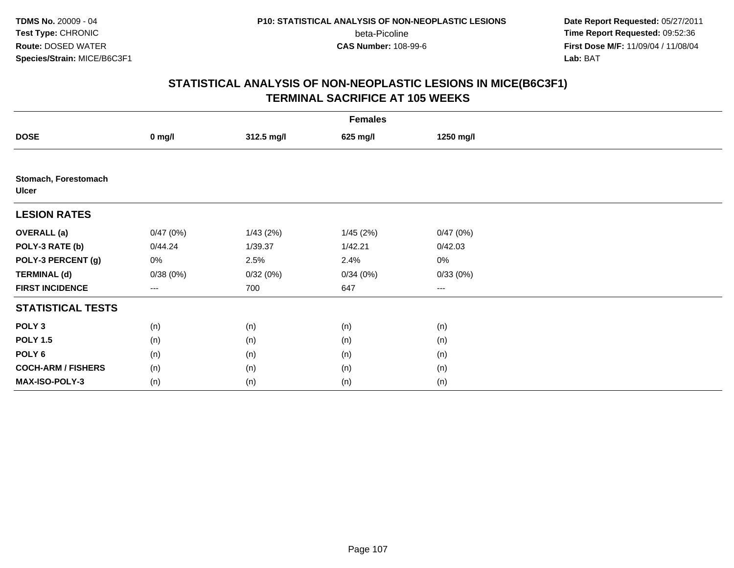**TDMS No.** 20009 - 04
**Test Type:** CHRONIC
**Route:** DOSED WATER
**Species/Strain:** MICE/B6C3F1

**P10: STATISTICAL ANALYSIS OF NON-NEOPLASTIC LESIONS**
beta-Picoline
**CAS Number:** 108-99-6

**Date Report Requested:** 05/27/2011
**Time Report Requested:** 09:52:36
**First Dose M/F:** 11/09/04 / 11/08/04
**Lab:** BAT

## STATISTICAL ANALYSIS OF NON-NEOPLASTIC LESIONS IN MICE(B6C3F1) TERMINAL SACRIFICE AT 105 WEEKS

| | Females | | | |
|---|---|---|---|---|
| **DOSE** | **0 mg/l** | **312.5 mg/l** | **625 mg/l** | **1250 mg/l** |
| **Stomach, Forestomach** | | | | |
| **Ulcer** | | | | |
| **LESION RATES** | | | | |
| **OVERALL (a)** | 0/47 (0%) | 1/43 (2%) | 1/45 (2%) | 0/47 (0%) |
| **POLY-3 RATE (b)** | 0/44.24 | 1/39.37 | 1/42.21 | 0/42.03 |
| **POLY-3 PERCENT (g)** | 0% | 2.5% | 2.4% | 0% |
| **TERMINAL (d)** | 0/38 (0%) | 0/32 (0%) | 0/34 (0%) | 0/33 (0%) |
| **FIRST INCIDENCE** | --- | 700 | 647 | --- |
| **STATISTICAL TESTS** | | | | |
| **POLY 3** | (n) | (n) | (n) | (n) |
| **POLY 1.5** | (n) | (n) | (n) | (n) |
| **POLY 6** | (n) | (n) | (n) | (n) |
| **COCH-ARM / FISHERS** | (n) | (n) | (n) | (n) |
| **MAX-ISO-POLY-3** | (n) | (n) | (n) | (n) |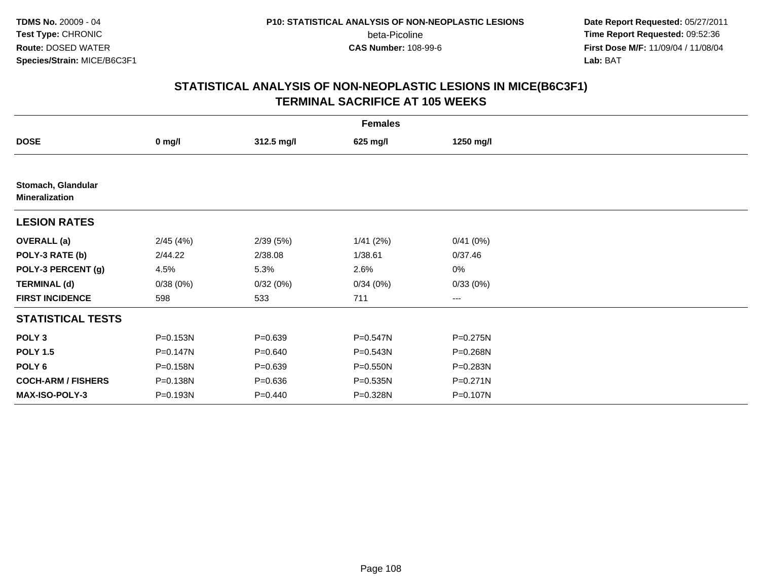**TDMS No.** 20009 - 04
**Test Type:** CHRONIC
**Route:** DOSED WATER
**Species/Strain:** MICE/B6C3F1

**P10: STATISTICAL ANALYSIS OF NON-NEOPLASTIC LESIONS**
beta-Picoline
**CAS Number:** 108-99-6

**Date Report Requested:** 05/27/2011
**Time Report Requested:** 09:52:36
**First Dose M/F:** 11/09/04 / 11/08/04
**Lab:** BAT

## STATISTICAL ANALYSIS OF NON-NEOPLASTIC LESIONS IN MICE(B6C3F1) TERMINAL SACRIFICE AT 105 WEEKS

| | Females | | | |
|---|---|---|---|---|
| **DOSE** | **0 mg/l** | **312.5 mg/l** | **625 mg/l** | **1250 mg/l** |
| **Stomach, Glandular** **Mineralization** | | | | |
| **LESION RATES** | | | | |
| **OVERALL (a)** | 2/45 (4%) | 2/39 (5%) | 1/41 (2%) | 0/41 (0%) |
| **POLY-3 RATE (b)** | 2/44.22 | 2/38.08 | 1/38.61 | 0/37.46 |
| **POLY-3 PERCENT (g)** | 4.5% | 5.3% | 2.6% | 0% |
| **TERMINAL (d)** | 0/38 (0%) | 0/32 (0%) | 0/34 (0%) | 0/33 (0%) |
| **FIRST INCIDENCE** | 598 | 533 | 711 | --- |
| **STATISTICAL TESTS** | | | | |
| **POLY 3** | P=0.153N | P=0.639 | P=0.547N | P=0.275N |
| **POLY 1.5** | P=0.147N | P=0.640 | P=0.543N | P=0.268N |
| **POLY 6** | P=0.158N | P=0.639 | P=0.550N | P=0.283N |
| **COCH-ARM / FISHERS** | P=0.138N | P=0.636 | P=0.535N | P=0.271N |
| **MAX-ISO-POLY-3** | P=0.193N | P=0.440 | P=0.328N | P=0.107N |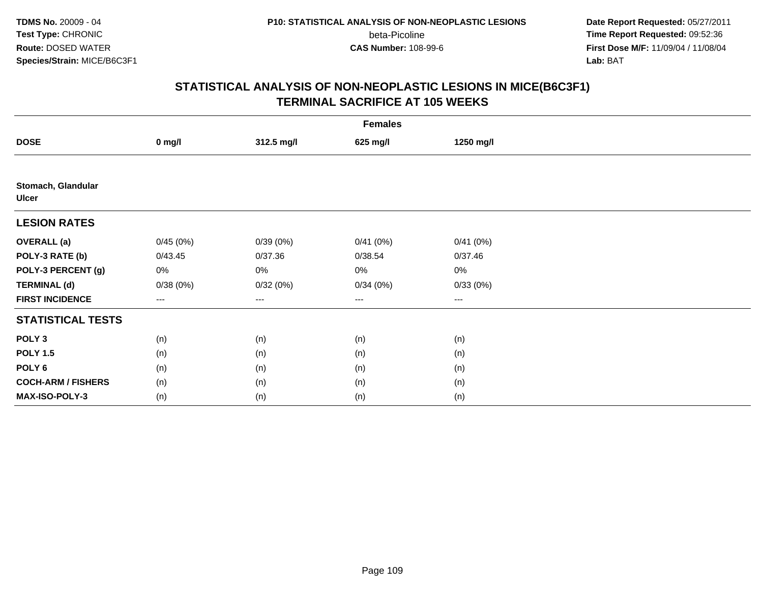**TDMS No.** 20009 - 04
**Test Type:** CHRONIC
**Route:** DOSED WATER
**Species/Strain:** MICE/B6C3F1

**P10: STATISTICAL ANALYSIS OF NON-NEOPLASTIC LESIONS**
beta-Picoline
**CAS Number:** 108-99-6

**Date Report Requested:** 05/27/2011
**Time Report Requested:** 09:52:36
**First Dose M/F:** 11/09/04 / 11/08/04
**Lab:** BAT

## STATISTICAL ANALYSIS OF NON-NEOPLASTIC LESIONS IN MICE(B6C3F1) TERMINAL SACRIFICE AT 105 WEEKS

| | Females | | | |
|---|---|---|---|---|
| **DOSE** | **0 mg/l** | **312.5 mg/l** | **625 mg/l** | **1250 mg/l** |
| **Stomach, Glandular Ulcer** | | | | |
| **LESION RATES** | | | | |
| **OVERALL (a)** | 0/45 (0%) | 0/39 (0%) | 0/41 (0%) | 0/41 (0%) |
| **POLY-3 RATE (b)** | 0/43.45 | 0/37.36 | 0/38.54 | 0/37.46 |
| **POLY-3 PERCENT (g)** | 0% | 0% | 0% | 0% |
| **TERMINAL (d)** | 0/38 (0%) | 0/32 (0%) | 0/34 (0%) | 0/33 (0%) |
| **FIRST INCIDENCE** | --- | --- | --- | --- |
| **STATISTICAL TESTS** | | | | |
| **POLY 3** | (n) | (n) | (n) | (n) |
| **POLY 1.5** | (n) | (n) | (n) | (n) |
| **POLY 6** | (n) | (n) | (n) | (n) |
| **COCH-ARM / FISHERS** | (n) | (n) | (n) | (n) |
| **MAX-ISO-POLY-3** | (n) | (n) | (n) | (n) |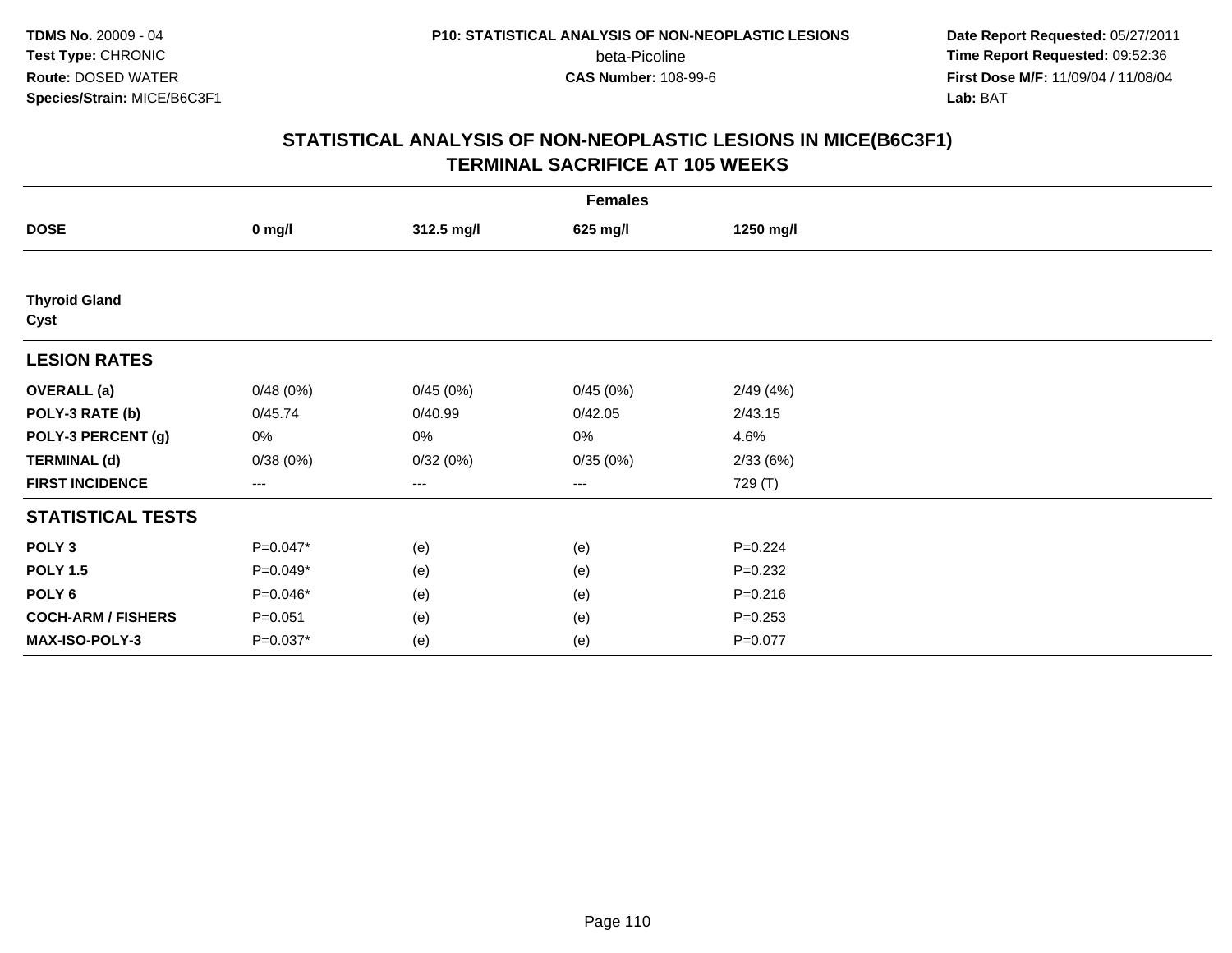**TDMS No.** 20009 - 04
**Test Type:** CHRONIC
**Route:** DOSED WATER
**Species/Strain:** MICE/B6C3F1

**P10: STATISTICAL ANALYSIS OF NON-NEOPLASTIC LESIONS**
beta-Picoline
**CAS Number:** 108-99-6

**Date Report Requested:** 05/27/2011
**Time Report Requested:** 09:52:36
**First Dose M/F:** 11/09/04 / 11/08/04
**Lab:** BAT

## STATISTICAL ANALYSIS OF NON-NEOPLASTIC LESIONS IN MICE(B6C3F1)
## TERMINAL SACRIFICE AT 105 WEEKS

| | Females | | | |
|---|---|---|---|---|
| **DOSE** | **0 mg/l** | **312.5 mg/l** | **625 mg/l** | **1250 mg/l** |
| **Thyroid Gland** | | | | |
| **Cyst** | | | | |
| **LESION RATES** | | | | |
| **OVERALL (a)** | 0/48 (0%) | 0/45 (0%) | 0/45 (0%) | 2/49 (4%) |
| **POLY-3 RATE (b)** | 0/45.74 | 0/40.99 | 0/42.05 | 2/43.15 |
| **POLY-3 PERCENT (g)** | 0% | 0% | 0% | 4.6% |
| **TERMINAL (d)** | 0/38 (0%) | 0/32 (0%) | 0/35 (0%) | 2/33 (6%) |
| **FIRST INCIDENCE** | --- | --- | --- | 729 (T) |
| **STATISTICAL TESTS** | | | | |
| **POLY 3** | P=0.047* | (e) | (e) | P=0.224 |
| **POLY 1.5** | P=0.049* | (e) | (e) | P=0.232 |
| **POLY 6** | P=0.046* | (e) | (e) | P=0.216 |
| **COCH-ARM / FISHERS** | P=0.051 | (e) | (e) | P=0.253 |
| **MAX-ISO-POLY-3** | P=0.037* | (e) | (e) | P=0.077 |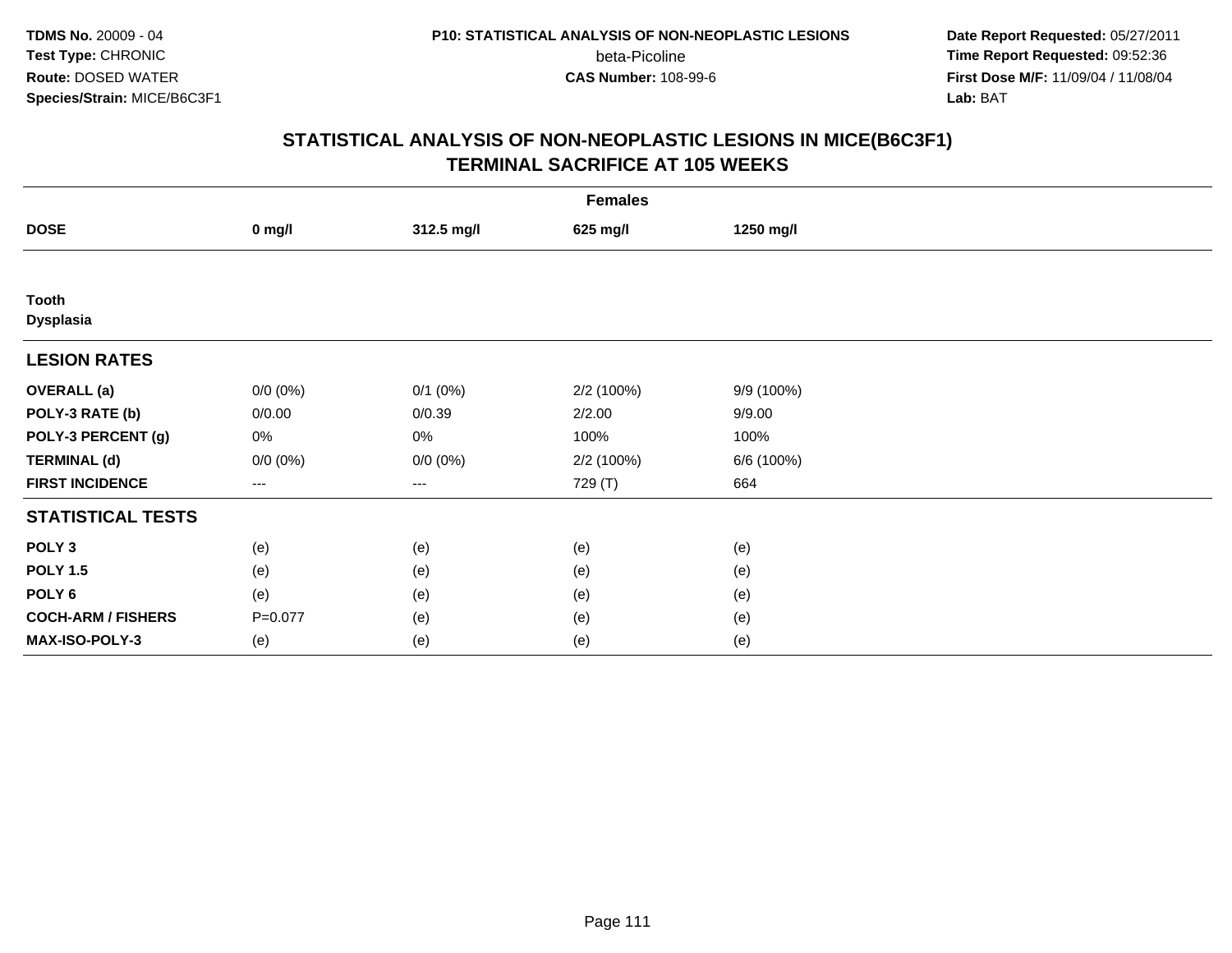**TDMS No.** 20009 - 04
**Test Type:** CHRONIC
**Route:** DOSED WATER
**Species/Strain:** MICE/B6C3F1

**P10: STATISTICAL ANALYSIS OF NON-NEOPLASTIC LESIONS**
beta-Picoline
**CAS Number:** 108-99-6

**Date Report Requested:** 05/27/2011
**Time Report Requested:** 09:52:36
**First Dose M/F:** 11/09/04 / 11/08/04
**Lab:** BAT

# STATISTICAL ANALYSIS OF NON-NEOPLASTIC LESIONS IN MICE(B6C3F1)
# TERMINAL SACRIFICE AT 105 WEEKS

| | Females | | | |
|---|---|---|---|---|
| **DOSE** | **0 mg/l** | **312.5 mg/l** | **625 mg/l** | **1250 mg/l** |
| **Tooth** | | | | |
| **Dysplasia** | | | | |
| **LESION RATES** | | | | |
| **OVERALL (a)** | 0/0 (0%) | 0/1 (0%) | 2/2 (100%) | 9/9 (100%) |
| **POLY-3 RATE (b)** | 0/0.00 | 0/0.39 | 2/2.00 | 9/9.00 |
| **POLY-3 PERCENT (g)** | 0% | 0% | 100% | 100% |
| **TERMINAL (d)** | 0/0 (0%) | 0/0 (0%) | 2/2 (100%) | 6/6 (100%) |
| **FIRST INCIDENCE** | --- | --- | 729 (T) | 664 |
| **STATISTICAL TESTS** | | | | |
| **POLY 3** | (e) | (e) | (e) | (e) |
| **POLY 1.5** | (e) | (e) | (e) | (e) |
| **POLY 6** | (e) | (e) | (e) | (e) |
| **COCH-ARM / FISHERS** | P=0.077 | (e) | (e) | (e) |
| **MAX-ISO-POLY-3** | (e) | (e) | (e) | (e) |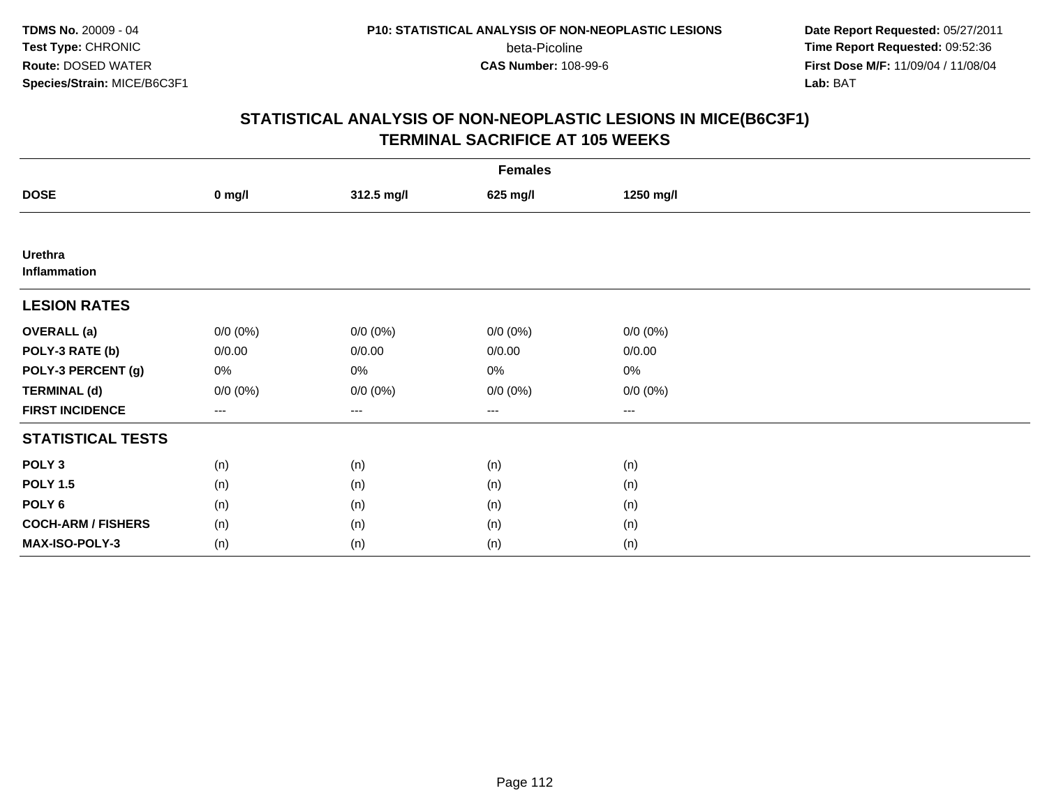TDMS No. 20009 - 04
Test Type: CHRONIC
Route: DOSED WATER
Species/Strain: MICE/B6C3F1

P10: STATISTICAL ANALYSIS OF NON-NEOPLASTIC LESIONS
beta-Picoline
CAS Number: 108-99-6

Date Report Requested: 05/27/2011
Time Report Requested: 09:52:36
First Dose M/F: 11/09/04 / 11/08/04
Lab: BAT

## STATISTICAL ANALYSIS OF NON-NEOPLASTIC LESIONS IN MICE(B6C3F1)
## TERMINAL SACRIFICE AT 105 WEEKS

| | Females | | | |
|---|---|---|---|---|
| **DOSE** | **0 mg/l** | **312.5 mg/l** | **625 mg/l** | **1250 mg/l** |
| **Urethra** | | | | |
| **Inflammation** | | | | |
| **LESION RATES** | | | | |
| **OVERALL (a)** | 0/0 (0%) | 0/0 (0%) | 0/0 (0%) | 0/0 (0%) |
| **POLY-3 RATE (b)** | 0/0.00 | 0/0.00 | 0/0.00 | 0/0.00 |
| **POLY-3 PERCENT (g)** | 0% | 0% | 0% | 0% |
| **TERMINAL (d)** | 0/0 (0%) | 0/0 (0%) | 0/0 (0%) | 0/0 (0%) |
| **FIRST INCIDENCE** | --- | --- | --- | --- |
| **STATISTICAL TESTS** | | | | |
| **POLY 3** | (n) | (n) | (n) | (n) |
| **POLY 1.5** | (n) | (n) | (n) | (n) |
| **POLY 6** | (n) | (n) | (n) | (n) |
| **COCH-ARM / FISHERS** | (n) | (n) | (n) | (n) |
| **MAX-ISO-POLY-3** | (n) | (n) | (n) | (n) |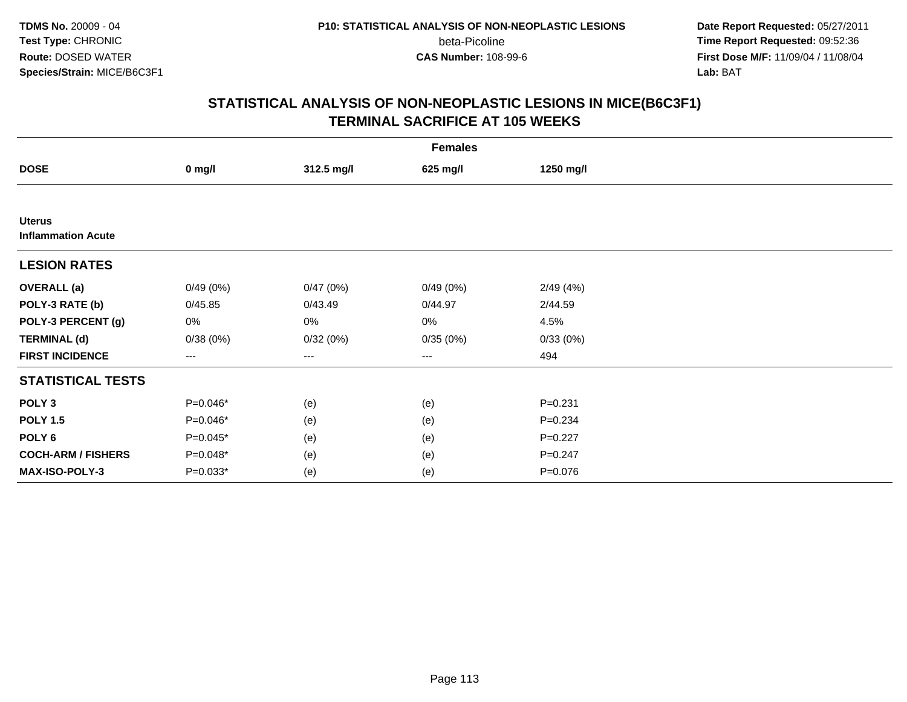TDMS No. 20009 - 04
Test Type: CHRONIC
Route: DOSED WATER
Species/Strain: MICE/B6C3F1

P10: STATISTICAL ANALYSIS OF NON-NEOPLASTIC LESIONS
beta-Picoline
CAS Number: 108-99-6

Date Report Requested: 05/27/2011
Time Report Requested: 09:52:36
First Dose M/F: 11/09/04 / 11/08/04
Lab: BAT

## STATISTICAL ANALYSIS OF NON-NEOPLASTIC LESIONS IN MICE(B6C3F1)
## TERMINAL SACRIFICE AT 105 WEEKS

| | Females | | | |
|---|---|---|---|---|
| **DOSE** | **0 mg/l** | **312.5 mg/l** | **625 mg/l** | **1250 mg/l** |
| **Uterus** | | | | |
| **Inflammation Acute** | | | | |
| **LESION RATES** | | | | |
| **OVERALL (a)** | 0/49 (0%) | 0/47 (0%) | 0/49 (0%) | 2/49 (4%) |
| **POLY-3 RATE (b)** | 0/45.85 | 0/43.49 | 0/44.97 | 2/44.59 |
| **POLY-3 PERCENT (g)** | 0% | 0% | 0% | 4.5% |
| **TERMINAL (d)** | 0/38 (0%) | 0/32 (0%) | 0/35 (0%) | 0/33 (0%) |
| **FIRST INCIDENCE** | --- | --- | --- | 494 |
| **STATISTICAL TESTS** | | | | |
| **POLY 3** | P=0.046* | (e) | (e) | P=0.231 |
| **POLY 1.5** | P=0.046* | (e) | (e) | P=0.234 |
| **POLY 6** | P=0.045* | (e) | (e) | P=0.227 |
| **COCH-ARM / FISHERS** | P=0.048* | (e) | (e) | P=0.247 |
| **MAX-ISO-POLY-3** | P=0.033* | (e) | (e) | P=0.076 |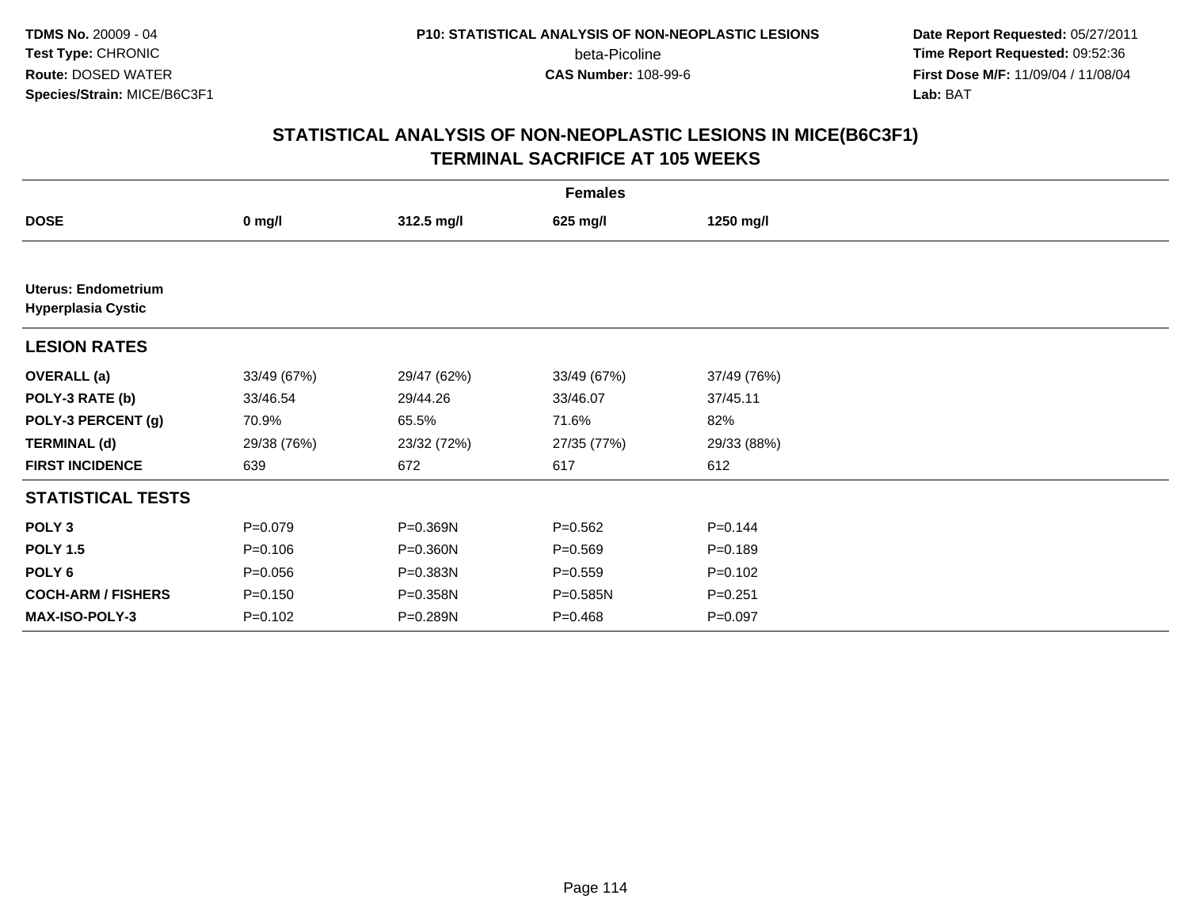**TDMS No.** 20009 - 04
**Test Type:** CHRONIC
**Route:** DOSED WATER
**Species/Strain:** MICE/B6C3F1

**P10: STATISTICAL ANALYSIS OF NON-NEOPLASTIC LESIONS**
beta-Picoline
**CAS Number:** 108-99-6

**Date Report Requested:** 05/27/2011
**Time Report Requested:** 09:52:36
**First Dose M/F:** 11/09/04 / 11/08/04
**Lab:** BAT

## STATISTICAL ANALYSIS OF NON-NEOPLASTIC LESIONS IN MICE(B6C3F1) TERMINAL SACRIFICE AT 105 WEEKS

| | Females | | | |
|---|---|---|---|---|
| **DOSE** | **0 mg/l** | **312.5 mg/l** | **625 mg/l** | **1250 mg/l** |
| **Uterus: Endometrium Hyperplasia Cystic** | | | | |
| **LESION RATES** | | | | |
| **OVERALL (a)** | 33/49 (67%) | 29/47 (62%) | 33/49 (67%) | 37/49 (76%) |
| **POLY-3 RATE (b)** | 33/46.54 | 29/44.26 | 33/46.07 | 37/45.11 |
| **POLY-3 PERCENT (g)** | 70.9% | 65.5% | 71.6% | 82% |
| **TERMINAL (d)** | 29/38 (76%) | 23/32 (72%) | 27/35 (77%) | 29/33 (88%) |
| **FIRST INCIDENCE** | 639 | 672 | 617 | 612 |
| **STATISTICAL TESTS** | | | | |
| **POLY 3** | P=0.079 | P=0.369N | P=0.562 | P=0.144 |
| **POLY 1.5** | P=0.106 | P=0.360N | P=0.569 | P=0.189 |
| **POLY 6** | P=0.056 | P=0.383N | P=0.559 | P=0.102 |
| **COCH-ARM / FISHERS** | P=0.150 | P=0.358N | P=0.585N | P=0.251 |
| **MAX-ISO-POLY-3** | P=0.102 | P=0.289N | P=0.468 | P=0.097 |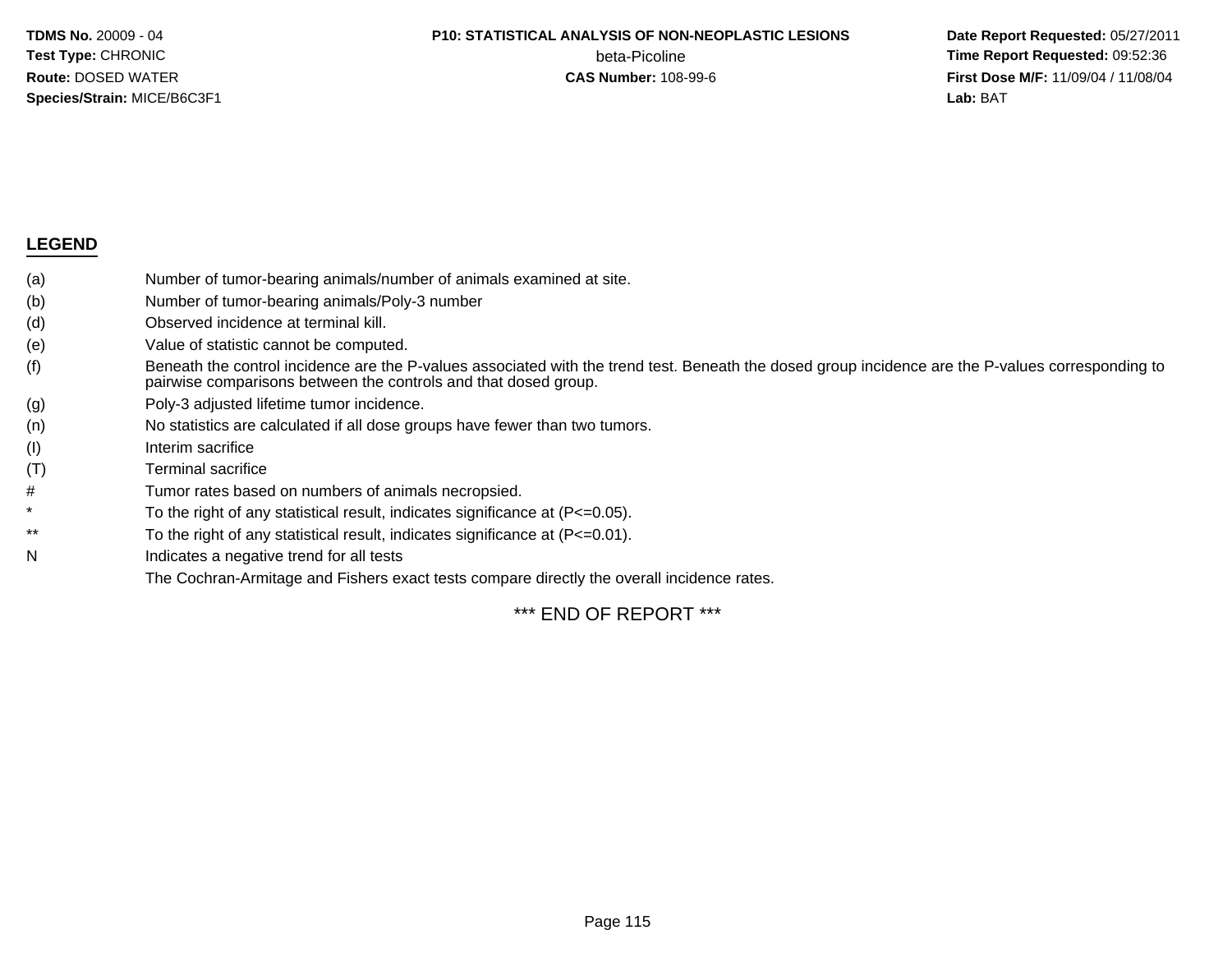## LEGEND

| | |
|---|---|
| (a) | Number of tumor-bearing animals/number of animals examined at site. |
| (b) | Number of tumor-bearing animals/Poly-3 number |
| (d) | Observed incidence at terminal kill. |
| (e) | Value of statistic cannot be computed. |
| (f) | Beneath the control incidence are the P-values associated with the trend test. Beneath the dosed group incidence are the P-values corresponding to pairwise comparisons between the controls and that dosed group. |
| (g) | Poly-3 adjusted lifetime tumor incidence. |
| (n) | No statistics are calculated if all dose groups have fewer than two tumors. |
| (I) | Interim sacrifice |
| (T) | Terminal sacrifice |
| # | Tumor rates based on numbers of animals necropsied. |
| * | To the right of any statistical result, indicates significance at (P<=0.05). |
| ** | To the right of any statistical result, indicates significance at (P<=0.01). |
| N | Indicates a negative trend for all tests |
| | The Cochran-Armitage and Fishers exact tests compare directly the overall incidence rates. |

*** END OF REPORT ***